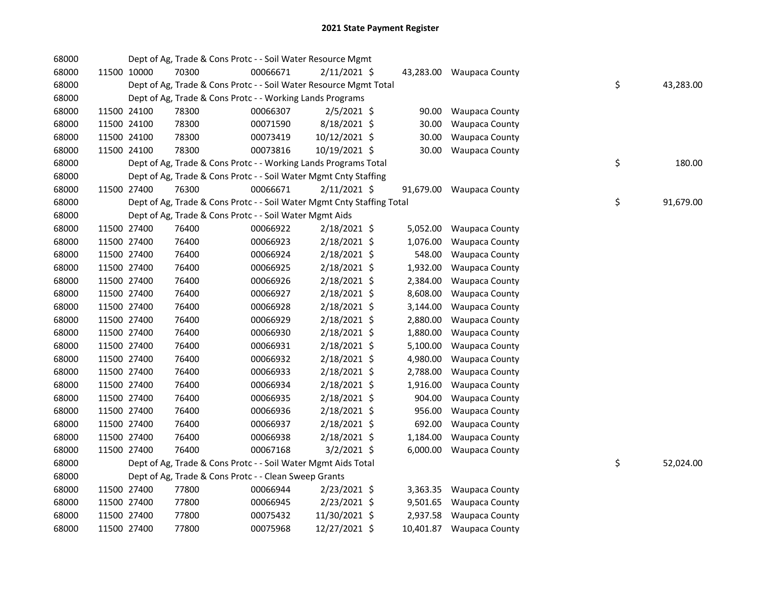# 2021 State Payment Register

| | | | | | | | | | |
|---|---|---|---|---|---|---|---|---|---|
| 68000 | | | Dept of Ag, Trade & Cons Protc - - Soil Water Resource Mgmt | | | | | | |
| 68000 | 11500 | 10000 | 70300 | 00066671 | 2/11/2021 | $ 43,283.00 | Waupaca County | | |
| 68000 | | | Dept of Ag, Trade & Cons Protc - - Soil Water Resource Mgmt Total | | | | | $ | 43,283.00 |
| 68000 | | | Dept of Ag, Trade & Cons Protc - - Working Lands Programs | | | | | | |
| 68000 | 11500 | 24100 | 78300 | 00066307 | 2/5/2021 | $ 90.00 | Waupaca County | | |
| 68000 | 11500 | 24100 | 78300 | 00071590 | 8/18/2021 | $ 30.00 | Waupaca County | | |
| 68000 | 11500 | 24100 | 78300 | 00073419 | 10/12/2021 | $ 30.00 | Waupaca County | | |
| 68000 | 11500 | 24100 | 78300 | 00073816 | 10/19/2021 | $ 30.00 | Waupaca County | | |
| 68000 | | | Dept of Ag, Trade & Cons Protc - - Working Lands Programs Total | | | | | $ | 180.00 |
| 68000 | | | Dept of Ag, Trade & Cons Protc - - Soil Water Mgmt Cnty Staffing | | | | | | |
| 68000 | 11500 | 27400 | 76300 | 00066671 | 2/11/2021 | $ 91,679.00 | Waupaca County | | |
| 68000 | | | Dept of Ag, Trade & Cons Protc - - Soil Water Mgmt Cnty Staffing Total | | | | | $ | 91,679.00 |
| 68000 | | | Dept of Ag, Trade & Cons Protc - - Soil Water Mgmt Aids | | | | | | |
| 68000 | 11500 | 27400 | 76400 | 00066922 | 2/18/2021 | $ 5,052.00 | Waupaca County | | |
| 68000 | 11500 | 27400 | 76400 | 00066923 | 2/18/2021 | $ 1,076.00 | Waupaca County | | |
| 68000 | 11500 | 27400 | 76400 | 00066924 | 2/18/2021 | $ 548.00 | Waupaca County | | |
| 68000 | 11500 | 27400 | 76400 | 00066925 | 2/18/2021 | $ 1,932.00 | Waupaca County | | |
| 68000 | 11500 | 27400 | 76400 | 00066926 | 2/18/2021 | $ 2,384.00 | Waupaca County | | |
| 68000 | 11500 | 27400 | 76400 | 00066927 | 2/18/2021 | $ 8,608.00 | Waupaca County | | |
| 68000 | 11500 | 27400 | 76400 | 00066928 | 2/18/2021 | $ 3,144.00 | Waupaca County | | |
| 68000 | 11500 | 27400 | 76400 | 00066929 | 2/18/2021 | $ 2,880.00 | Waupaca County | | |
| 68000 | 11500 | 27400 | 76400 | 00066930 | 2/18/2021 | $ 1,880.00 | Waupaca County | | |
| 68000 | 11500 | 27400 | 76400 | 00066931 | 2/18/2021 | $ 5,100.00 | Waupaca County | | |
| 68000 | 11500 | 27400 | 76400 | 00066932 | 2/18/2021 | $ 4,980.00 | Waupaca County | | |
| 68000 | 11500 | 27400 | 76400 | 00066933 | 2/18/2021 | $ 2,788.00 | Waupaca County | | |
| 68000 | 11500 | 27400 | 76400 | 00066934 | 2/18/2021 | $ 1,916.00 | Waupaca County | | |
| 68000 | 11500 | 27400 | 76400 | 00066935 | 2/18/2021 | $ 904.00 | Waupaca County | | |
| 68000 | 11500 | 27400 | 76400 | 00066936 | 2/18/2021 | $ 956.00 | Waupaca County | | |
| 68000 | 11500 | 27400 | 76400 | 00066937 | 2/18/2021 | $ 692.00 | Waupaca County | | |
| 68000 | 11500 | 27400 | 76400 | 00066938 | 2/18/2021 | $ 1,184.00 | Waupaca County | | |
| 68000 | 11500 | 27400 | 76400 | 00067168 | 3/2/2021 | $ 6,000.00 | Waupaca County | | |
| 68000 | | | Dept of Ag, Trade & Cons Protc - - Soil Water Mgmt Aids Total | | | | | $ | 52,024.00 |
| 68000 | | | Dept of Ag, Trade & Cons Protc - - Clean Sweep Grants | | | | | | |
| 68000 | 11500 | 27400 | 77800 | 00066944 | 2/23/2021 | $ 3,363.35 | Waupaca County | | |
| 68000 | 11500 | 27400 | 77800 | 00066945 | 2/23/2021 | $ 9,501.65 | Waupaca County | | |
| 68000 | 11500 | 27400 | 77800 | 00075432 | 11/30/2021 | $ 2,937.58 | Waupaca County | | |
| 68000 | 11500 | 27400 | 77800 | 00075968 | 12/27/2021 | $ 10,401.87 | Waupaca County | | |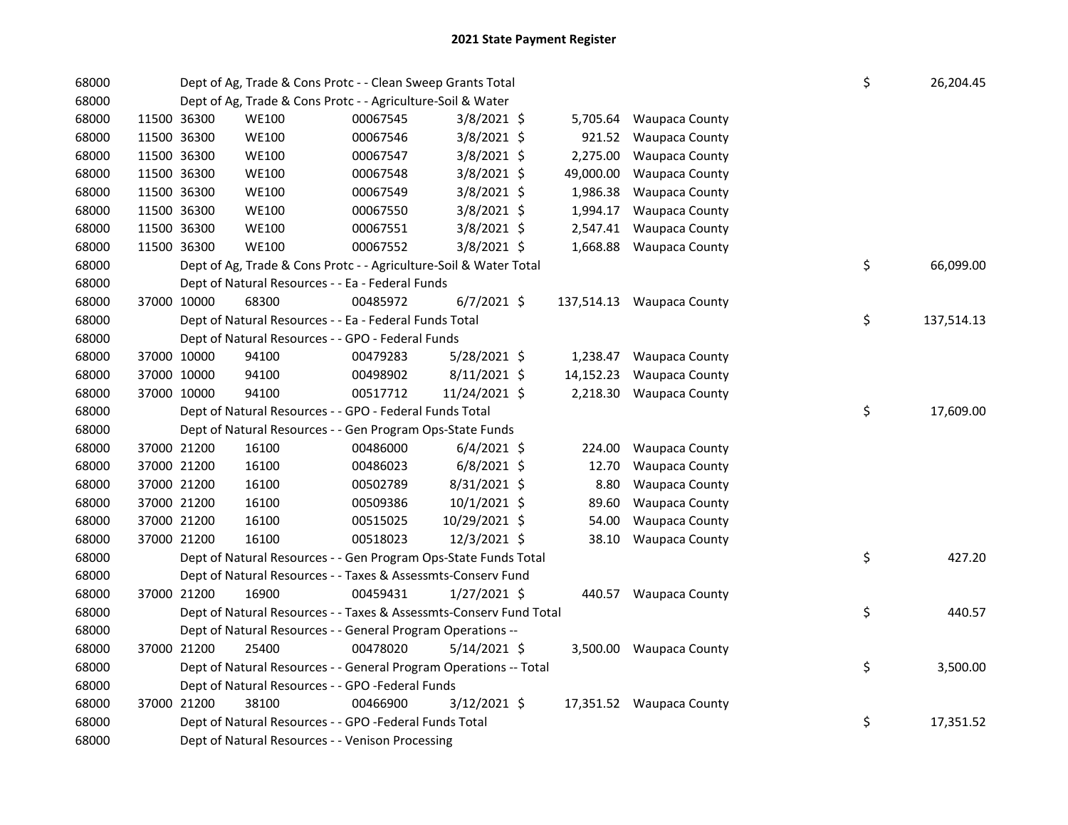# 2021 State Payment Register

| | | | | | | | | | |
|---|---|---|---|---|---|---|---|---|---|
| 68000 | | | Dept of Ag, Trade & Cons Protc - - Clean Sweep Grants Total | | | | | $ | 26,204.45 |
| 68000 | | | Dept of Ag, Trade & Cons Protc - - Agriculture-Soil & Water | | | | | | |
| 68000 | 11500 | 36300 | WE100 | 00067545 | 3/8/2021 | $ 5,705.64 | Waupaca County | | |
| 68000 | 11500 | 36300 | WE100 | 00067546 | 3/8/2021 | $ 921.52 | Waupaca County | | |
| 68000 | 11500 | 36300 | WE100 | 00067547 | 3/8/2021 | $ 2,275.00 | Waupaca County | | |
| 68000 | 11500 | 36300 | WE100 | 00067548 | 3/8/2021 | $ 49,000.00 | Waupaca County | | |
| 68000 | 11500 | 36300 | WE100 | 00067549 | 3/8/2021 | $ 1,986.38 | Waupaca County | | |
| 68000 | 11500 | 36300 | WE100 | 00067550 | 3/8/2021 | $ 1,994.17 | Waupaca County | | |
| 68000 | 11500 | 36300 | WE100 | 00067551 | 3/8/2021 | $ 2,547.41 | Waupaca County | | |
| 68000 | 11500 | 36300 | WE100 | 00067552 | 3/8/2021 | $ 1,668.88 | Waupaca County | | |
| 68000 | | | Dept of Ag, Trade & Cons Protc - - Agriculture-Soil & Water Total | | | | | $ | 66,099.00 |
| 68000 | | | Dept of Natural Resources - - Ea - Federal Funds | | | | | | |
| 68000 | 37000 | 10000 | 68300 | 00485972 | 6/7/2021 | $ 137,514.13 | Waupaca County | | |
| 68000 | | | Dept of Natural Resources - - Ea - Federal Funds Total | | | | | $ | 137,514.13 |
| 68000 | | | Dept of Natural Resources - - GPO - Federal Funds | | | | | | |
| 68000 | 37000 | 10000 | 94100 | 00479283 | 5/28/2021 | $ 1,238.47 | Waupaca County | | |
| 68000 | 37000 | 10000 | 94100 | 00498902 | 8/11/2021 | $ 14,152.23 | Waupaca County | | |
| 68000 | 37000 | 10000 | 94100 | 00517712 | 11/24/2021 | $ 2,218.30 | Waupaca County | | |
| 68000 | | | Dept of Natural Resources - - GPO - Federal Funds Total | | | | | $ | 17,609.00 |
| 68000 | | | Dept of Natural Resources - - Gen Program Ops-State Funds | | | | | | |
| 68000 | 37000 | 21200 | 16100 | 00486000 | 6/4/2021 | $ 224.00 | Waupaca County | | |
| 68000 | 37000 | 21200 | 16100 | 00486023 | 6/8/2021 | $ 12.70 | Waupaca County | | |
| 68000 | 37000 | 21200 | 16100 | 00502789 | 8/31/2021 | $ 8.80 | Waupaca County | | |
| 68000 | 37000 | 21200 | 16100 | 00509386 | 10/1/2021 | $ 89.60 | Waupaca County | | |
| 68000 | 37000 | 21200 | 16100 | 00515025 | 10/29/2021 | $ 54.00 | Waupaca County | | |
| 68000 | 37000 | 21200 | 16100 | 00518023 | 12/3/2021 | $ 38.10 | Waupaca County | | |
| 68000 | | | Dept of Natural Resources - - Gen Program Ops-State Funds Total | | | | | $ | 427.20 |
| 68000 | | | Dept of Natural Resources - - Taxes & Assessmts-Conserv Fund | | | | | | |
| 68000 | 37000 | 21200 | 16900 | 00459431 | 1/27/2021 | $ 440.57 | Waupaca County | | |
| 68000 | | | Dept of Natural Resources - - Taxes & Assessmts-Conserv Fund Total | | | | | $ | 440.57 |
| 68000 | | | Dept of Natural Resources - - General Program Operations -- | | | | | | |
| 68000 | 37000 | 21200 | 25400 | 00478020 | 5/14/2021 | $ 3,500.00 | Waupaca County | | |
| 68000 | | | Dept of Natural Resources - - General Program Operations -- Total | | | | | $ | 3,500.00 |
| 68000 | | | Dept of Natural Resources - - GPO -Federal Funds | | | | | | |
| 68000 | 37000 | 21200 | 38100 | 00466900 | 3/12/2021 | $ 17,351.52 | Waupaca County | | |
| 68000 | | | Dept of Natural Resources - - GPO -Federal Funds Total | | | | | $ | 17,351.52 |
| 68000 | | | Dept of Natural Resources - - Venison Processing | | | | | | |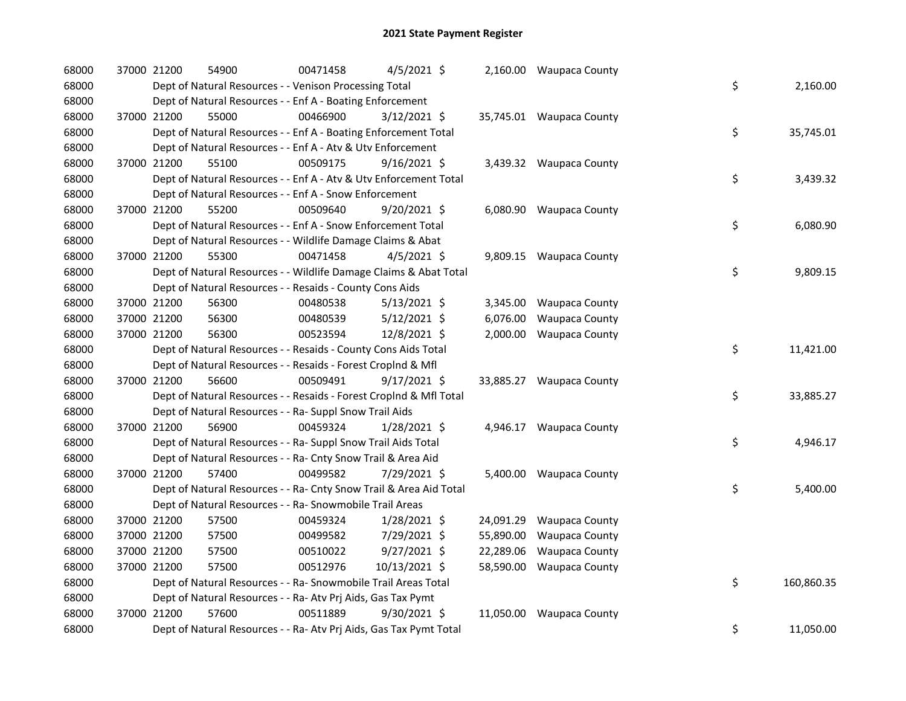# 2021 State Payment Register

| | | | | | | | | |
|---|---|---|---|---|---|---|---|---|
| 68000 | 37000 21200 | 54900 | 00471458 | 4/5/2021 $ | 2,160.00 | Waupaca County | | |
| 68000 | | Dept of Natural Resources - - Venison Processing Total | | | | | $ | 2,160.00 |
| 68000 | | Dept of Natural Resources - - Enf A - Boating Enforcement | | | | | | |
| 68000 | 37000 21200 | 55000 | 00466900 | 3/12/2021 $ | 35,745.01 | Waupaca County | | |
| 68000 | | Dept of Natural Resources - - Enf A - Boating Enforcement Total | | | | | $ | 35,745.01 |
| 68000 | | Dept of Natural Resources - - Enf A - Atv & Utv Enforcement | | | | | | |
| 68000 | 37000 21200 | 55100 | 00509175 | 9/16/2021 $ | 3,439.32 | Waupaca County | | |
| 68000 | | Dept of Natural Resources - - Enf A - Atv & Utv Enforcement Total | | | | | $ | 3,439.32 |
| 68000 | | Dept of Natural Resources - - Enf A - Snow Enforcement | | | | | | |
| 68000 | 37000 21200 | 55200 | 00509640 | 9/20/2021 $ | 6,080.90 | Waupaca County | | |
| 68000 | | Dept of Natural Resources - - Enf A - Snow Enforcement Total | | | | | $ | 6,080.90 |
| 68000 | | Dept of Natural Resources - - Wildlife Damage Claims & Abat | | | | | | |
| 68000 | 37000 21200 | 55300 | 00471458 | 4/5/2021 $ | 9,809.15 | Waupaca County | | |
| 68000 | | Dept of Natural Resources - - Wildlife Damage Claims & Abat Total | | | | | $ | 9,809.15 |
| 68000 | | Dept of Natural Resources - - Resaids - County Cons Aids | | | | | | |
| 68000 | 37000 21200 | 56300 | 00480538 | 5/13/2021 $ | 3,345.00 | Waupaca County | | |
| 68000 | 37000 21200 | 56300 | 00480539 | 5/12/2021 $ | 6,076.00 | Waupaca County | | |
| 68000 | 37000 21200 | 56300 | 00523594 | 12/8/2021 $ | 2,000.00 | Waupaca County | | |
| 68000 | | Dept of Natural Resources - - Resaids - County Cons Aids Total | | | | | $ | 11,421.00 |
| 68000 | | Dept of Natural Resources - - Resaids - Forest Croplnd & Mfl | | | | | | |
| 68000 | 37000 21200 | 56600 | 00509491 | 9/17/2021 $ | 33,885.27 | Waupaca County | | |
| 68000 | | Dept of Natural Resources - - Resaids - Forest Croplnd & Mfl Total | | | | | $ | 33,885.27 |
| 68000 | | Dept of Natural Resources - - Ra- Suppl Snow Trail Aids | | | | | | |
| 68000 | 37000 21200 | 56900 | 00459324 | 1/28/2021 $ | 4,946.17 | Waupaca County | | |
| 68000 | | Dept of Natural Resources - - Ra- Suppl Snow Trail Aids Total | | | | | $ | 4,946.17 |
| 68000 | | Dept of Natural Resources - - Ra- Cnty Snow Trail & Area Aid | | | | | | |
| 68000 | 37000 21200 | 57400 | 00499582 | 7/29/2021 $ | 5,400.00 | Waupaca County | | |
| 68000 | | Dept of Natural Resources - - Ra- Cnty Snow Trail & Area Aid Total | | | | | $ | 5,400.00 |
| 68000 | | Dept of Natural Resources - - Ra- Snowmobile Trail Areas | | | | | | |
| 68000 | 37000 21200 | 57500 | 00459324 | 1/28/2021 $ | 24,091.29 | Waupaca County | | |
| 68000 | 37000 21200 | 57500 | 00499582 | 7/29/2021 $ | 55,890.00 | Waupaca County | | |
| 68000 | 37000 21200 | 57500 | 00510022 | 9/27/2021 $ | 22,289.06 | Waupaca County | | |
| 68000 | 37000 21200 | 57500 | 00512976 | 10/13/2021 $ | 58,590.00 | Waupaca County | | |
| 68000 | | Dept of Natural Resources - - Ra- Snowmobile Trail Areas Total | | | | | $ | 160,860.35 |
| 68000 | | Dept of Natural Resources - - Ra- Atv Prj Aids, Gas Tax Pymt | | | | | | |
| 68000 | 37000 21200 | 57600 | 00511889 | 9/30/2021 $ | 11,050.00 | Waupaca County | | |
| 68000 | | Dept of Natural Resources - - Ra- Atv Prj Aids, Gas Tax Pymt Total | | | | | $ | 11,050.00 |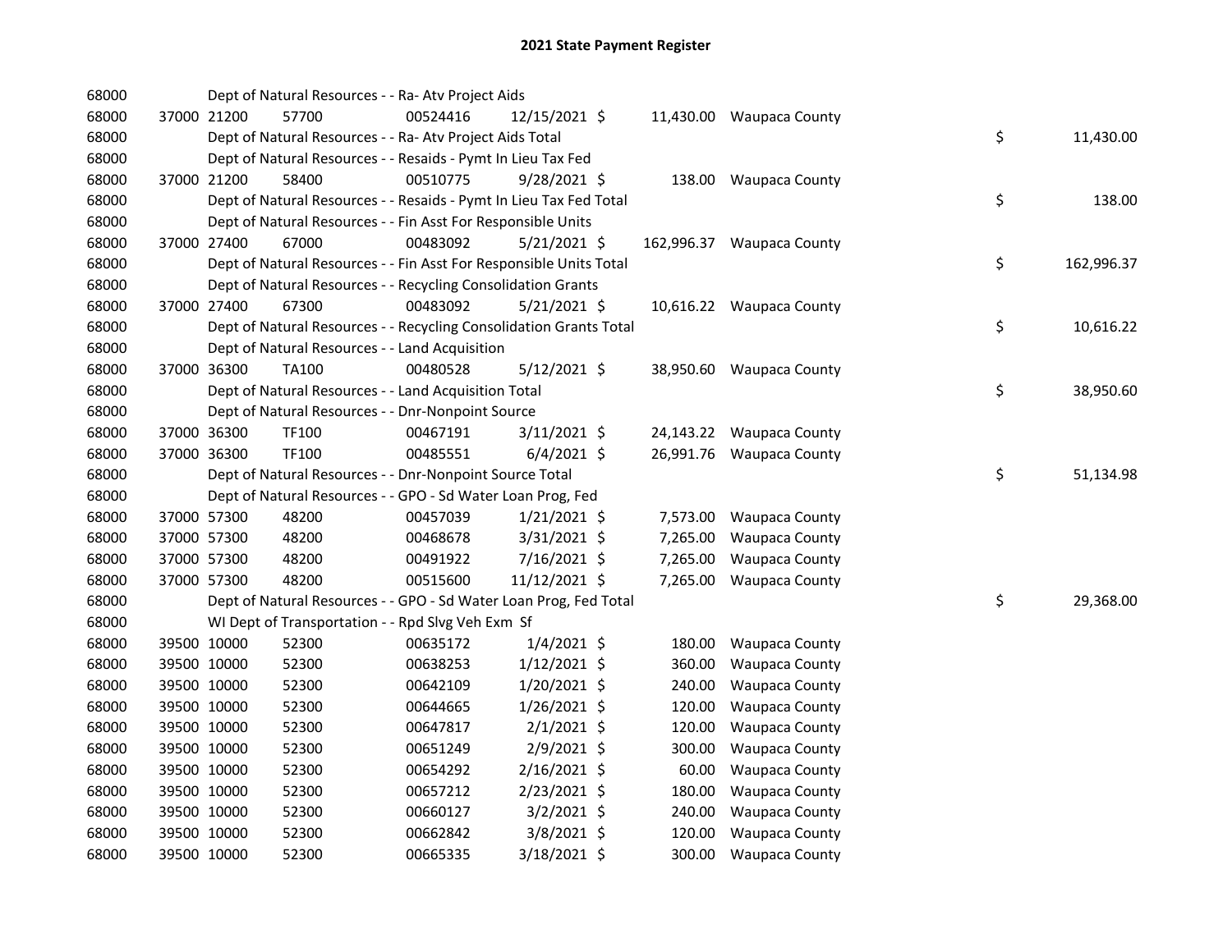## 2021 State Payment Register

| | | | | | | | | | |
|---|---|---|---|---|---|---|---|---|---|
| 68000 | | Dept of Natural Resources - - Ra- Atv Project Aids | | | | | | | |
| 68000 | 37000 | 21200 | 57700 | 00524416 | 12/15/2021 $ | 11,430.00 | Waupaca County | | |
| 68000 | | Dept of Natural Resources - - Ra- Atv Project Aids Total | | | | | | $ | 11,430.00 |
| 68000 | | Dept of Natural Resources - - Resaids - Pymt In Lieu Tax Fed | | | | | | | |
| 68000 | 37000 | 21200 | 58400 | 00510775 | 9/28/2021 $ | 138.00 | Waupaca County | | |
| 68000 | | Dept of Natural Resources - - Resaids - Pymt In Lieu Tax Fed Total | | | | | | $ | 138.00 |
| 68000 | | Dept of Natural Resources - - Fin Asst For Responsible Units | | | | | | | |
| 68000 | 37000 | 27400 | 67000 | 00483092 | 5/21/2021 $ | 162,996.37 | Waupaca County | | |
| 68000 | | Dept of Natural Resources - - Fin Asst For Responsible Units Total | | | | | | $ | 162,996.37 |
| 68000 | | Dept of Natural Resources - - Recycling Consolidation Grants | | | | | | | |
| 68000 | 37000 | 27400 | 67300 | 00483092 | 5/21/2021 $ | 10,616.22 | Waupaca County | | |
| 68000 | | Dept of Natural Resources - - Recycling Consolidation Grants Total | | | | | | $ | 10,616.22 |
| 68000 | | Dept of Natural Resources - - Land Acquisition | | | | | | | |
| 68000 | 37000 | 36300 | TA100 | 00480528 | 5/12/2021 $ | 38,950.60 | Waupaca County | | |
| 68000 | | Dept of Natural Resources - - Land Acquisition Total | | | | | | $ | 38,950.60 |
| 68000 | | Dept of Natural Resources - - Dnr-Nonpoint Source | | | | | | | |
| 68000 | 37000 | 36300 | TF100 | 00467191 | 3/11/2021 $ | 24,143.22 | Waupaca County | | |
| 68000 | 37000 | 36300 | TF100 | 00485551 | 6/4/2021 $ | 26,991.76 | Waupaca County | | |
| 68000 | | Dept of Natural Resources - - Dnr-Nonpoint Source Total | | | | | | $ | 51,134.98 |
| 68000 | | Dept of Natural Resources - - GPO - Sd Water Loan Prog, Fed | | | | | | | |
| 68000 | 37000 | 57300 | 48200 | 00457039 | 1/21/2021 $ | 7,573.00 | Waupaca County | | |
| 68000 | 37000 | 57300 | 48200 | 00468678 | 3/31/2021 $ | 7,265.00 | Waupaca County | | |
| 68000 | 37000 | 57300 | 48200 | 00491922 | 7/16/2021 $ | 7,265.00 | Waupaca County | | |
| 68000 | 37000 | 57300 | 48200 | 00515600 | 11/12/2021 $ | 7,265.00 | Waupaca County | | |
| 68000 | | Dept of Natural Resources - - GPO - Sd Water Loan Prog, Fed Total | | | | | | $ | 29,368.00 |
| 68000 | | WI Dept of Transportation - - Rpd Slvg Veh Exm Sf | | | | | | | |
| 68000 | 39500 | 10000 | 52300 | 00635172 | 1/4/2021 $ | 180.00 | Waupaca County | | |
| 68000 | 39500 | 10000 | 52300 | 00638253 | 1/12/2021 $ | 360.00 | Waupaca County | | |
| 68000 | 39500 | 10000 | 52300 | 00642109 | 1/20/2021 $ | 240.00 | Waupaca County | | |
| 68000 | 39500 | 10000 | 52300 | 00644665 | 1/26/2021 $ | 120.00 | Waupaca County | | |
| 68000 | 39500 | 10000 | 52300 | 00647817 | 2/1/2021 $ | 120.00 | Waupaca County | | |
| 68000 | 39500 | 10000 | 52300 | 00651249 | 2/9/2021 $ | 300.00 | Waupaca County | | |
| 68000 | 39500 | 10000 | 52300 | 00654292 | 2/16/2021 $ | 60.00 | Waupaca County | | |
| 68000 | 39500 | 10000 | 52300 | 00657212 | 2/23/2021 $ | 180.00 | Waupaca County | | |
| 68000 | 39500 | 10000 | 52300 | 00660127 | 3/2/2021 $ | 240.00 | Waupaca County | | |
| 68000 | 39500 | 10000 | 52300 | 00662842 | 3/8/2021 $ | 120.00 | Waupaca County | | |
| 68000 | 39500 | 10000 | 52300 | 00665335 | 3/18/2021 $ | 300.00 | Waupaca County | | |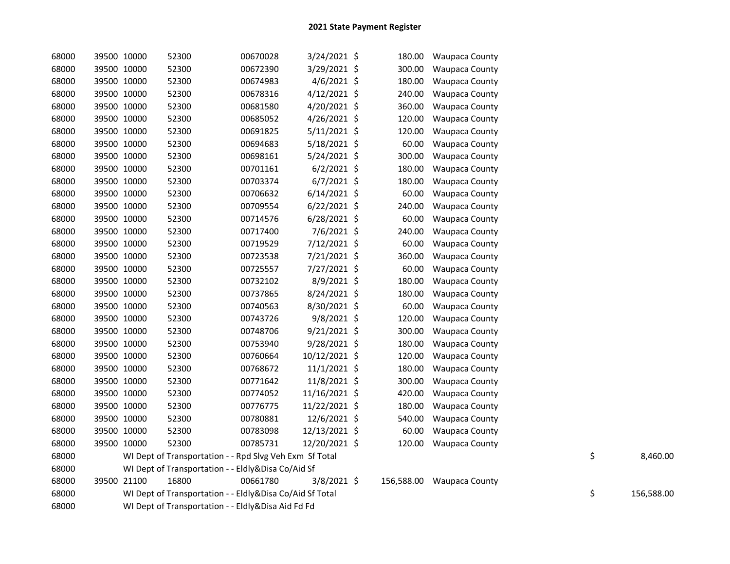# 2021 State Payment Register

| | | | | | | | | | |
|---|---|---|---|---|---|---|---|---|---|
| 68000 | 39500 | 10000 | 52300 | 00670028 | 3/24/2021 | $ | 180.00 | Waupaca County | |
| 68000 | 39500 | 10000 | 52300 | 00672390 | 3/29/2021 | $ | 300.00 | Waupaca County | |
| 68000 | 39500 | 10000 | 52300 | 00674983 | 4/6/2021 | $ | 180.00 | Waupaca County | |
| 68000 | 39500 | 10000 | 52300 | 00678316 | 4/12/2021 | $ | 240.00 | Waupaca County | |
| 68000 | 39500 | 10000 | 52300 | 00681580 | 4/20/2021 | $ | 360.00 | Waupaca County | |
| 68000 | 39500 | 10000 | 52300 | 00685052 | 4/26/2021 | $ | 120.00 | Waupaca County | |
| 68000 | 39500 | 10000 | 52300 | 00691825 | 5/11/2021 | $ | 120.00 | Waupaca County | |
| 68000 | 39500 | 10000 | 52300 | 00694683 | 5/18/2021 | $ | 60.00 | Waupaca County | |
| 68000 | 39500 | 10000 | 52300 | 00698161 | 5/24/2021 | $ | 300.00 | Waupaca County | |
| 68000 | 39500 | 10000 | 52300 | 00701161 | 6/2/2021 | $ | 180.00 | Waupaca County | |
| 68000 | 39500 | 10000 | 52300 | 00703374 | 6/7/2021 | $ | 180.00 | Waupaca County | |
| 68000 | 39500 | 10000 | 52300 | 00706632 | 6/14/2021 | $ | 60.00 | Waupaca County | |
| 68000 | 39500 | 10000 | 52300 | 00709554 | 6/22/2021 | $ | 240.00 | Waupaca County | |
| 68000 | 39500 | 10000 | 52300 | 00714576 | 6/28/2021 | $ | 60.00 | Waupaca County | |
| 68000 | 39500 | 10000 | 52300 | 00717400 | 7/6/2021 | $ | 240.00 | Waupaca County | |
| 68000 | 39500 | 10000 | 52300 | 00719529 | 7/12/2021 | $ | 60.00 | Waupaca County | |
| 68000 | 39500 | 10000 | 52300 | 00723538 | 7/21/2021 | $ | 360.00 | Waupaca County | |
| 68000 | 39500 | 10000 | 52300 | 00725557 | 7/27/2021 | $ | 60.00 | Waupaca County | |
| 68000 | 39500 | 10000 | 52300 | 00732102 | 8/9/2021 | $ | 180.00 | Waupaca County | |
| 68000 | 39500 | 10000 | 52300 | 00737865 | 8/24/2021 | $ | 180.00 | Waupaca County | |
| 68000 | 39500 | 10000 | 52300 | 00740563 | 8/30/2021 | $ | 60.00 | Waupaca County | |
| 68000 | 39500 | 10000 | 52300 | 00743726 | 9/8/2021 | $ | 120.00 | Waupaca County | |
| 68000 | 39500 | 10000 | 52300 | 00748706 | 9/21/2021 | $ | 300.00 | Waupaca County | |
| 68000 | 39500 | 10000 | 52300 | 00753940 | 9/28/2021 | $ | 180.00 | Waupaca County | |
| 68000 | 39500 | 10000 | 52300 | 00760664 | 10/12/2021 | $ | 120.00 | Waupaca County | |
| 68000 | 39500 | 10000 | 52300 | 00768672 | 11/1/2021 | $ | 180.00 | Waupaca County | |
| 68000 | 39500 | 10000 | 52300 | 00771642 | 11/8/2021 | $ | 300.00 | Waupaca County | |
| 68000 | 39500 | 10000 | 52300 | 00774052 | 11/16/2021 | $ | 420.00 | Waupaca County | |
| 68000 | 39500 | 10000 | 52300 | 00776775 | 11/22/2021 | $ | 180.00 | Waupaca County | |
| 68000 | 39500 | 10000 | 52300 | 00780881 | 12/6/2021 | $ | 540.00 | Waupaca County | |
| 68000 | 39500 | 10000 | 52300 | 00783098 | 12/13/2021 | $ | 60.00 | Waupaca County | |
| 68000 | 39500 | 10000 | 52300 | 00785731 | 12/20/2021 | $ | 120.00 | Waupaca County | |
| 68000 | WI Dept of Transportation - - Rpd Slvg Veh Exm Sf Total | | | | | | | | $ 8,460.00 |
| 68000 | WI Dept of Transportation - - Eldly&Disa Co/Aid Sf | | | | | | | | |
| 68000 | 39500 | 21100 | 16800 | 00661780 | 3/8/2021 | $ | 156,588.00 | Waupaca County | |
| 68000 | WI Dept of Transportation - - Eldly&Disa Co/Aid Sf Total | | | | | | | | $ 156,588.00 |
| 68000 | WI Dept of Transportation - - Eldly&Disa Aid Fd Fd | | | | | | | | |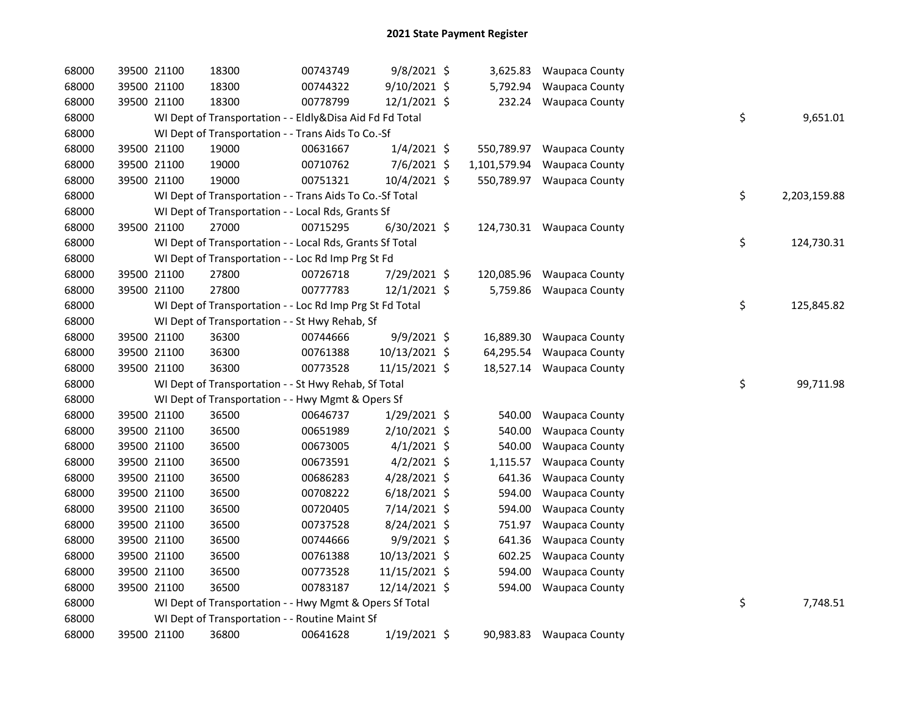# 2021 State Payment Register

| | | | | | | | | | |
|---|---|---|---|---|---|---|---|---|---|
| 68000 | 39500 | 21100 | 18300 | 00743749 | 9/8/2021 | $ 3,625.83 | Waupaca County | | |
| 68000 | 39500 | 21100 | 18300 | 00744322 | 9/10/2021 | $ 5,792.94 | Waupaca County | | |
| 68000 | 39500 | 21100 | 18300 | 00778799 | 12/1/2021 | $ 232.24 | Waupaca County | | |
| 68000 | | WI Dept of Transportation - - Eldly&Disa Aid Fd Fd Total | | | | | | $ | 9,651.01 |
| 68000 | | WI Dept of Transportation - - Trans Aids To Co.-Sf | | | | | | | |
| 68000 | 39500 | 21100 | 19000 | 00631667 | 1/4/2021 | $ 550,789.97 | Waupaca County | | |
| 68000 | 39500 | 21100 | 19000 | 00710762 | 7/6/2021 | $ 1,101,579.94 | Waupaca County | | |
| 68000 | 39500 | 21100 | 19000 | 00751321 | 10/4/2021 | $ 550,789.97 | Waupaca County | | |
| 68000 | | WI Dept of Transportation - - Trans Aids To Co.-Sf Total | | | | | | $ | 2,203,159.88 |
| 68000 | | WI Dept of Transportation - - Local Rds, Grants Sf | | | | | | | |
| 68000 | 39500 | 21100 | 27000 | 00715295 | 6/30/2021 | $ 124,730.31 | Waupaca County | | |
| 68000 | | WI Dept of Transportation - - Local Rds, Grants Sf Total | | | | | | $ | 124,730.31 |
| 68000 | | WI Dept of Transportation - - Loc Rd Imp Prg St Fd | | | | | | | |
| 68000 | 39500 | 21100 | 27800 | 00726718 | 7/29/2021 | $ 120,085.96 | Waupaca County | | |
| 68000 | 39500 | 21100 | 27800 | 00777783 | 12/1/2021 | $ 5,759.86 | Waupaca County | | |
| 68000 | | WI Dept of Transportation - - Loc Rd Imp Prg St Fd Total | | | | | | $ | 125,845.82 |
| 68000 | | WI Dept of Transportation - - St Hwy Rehab, Sf | | | | | | | |
| 68000 | 39500 | 21100 | 36300 | 00744666 | 9/9/2021 | $ 16,889.30 | Waupaca County | | |
| 68000 | 39500 | 21100 | 36300 | 00761388 | 10/13/2021 | $ 64,295.54 | Waupaca County | | |
| 68000 | 39500 | 21100 | 36300 | 00773528 | 11/15/2021 | $ 18,527.14 | Waupaca County | | |
| 68000 | | WI Dept of Transportation - - St Hwy Rehab, Sf Total | | | | | | $ | 99,711.98 |
| 68000 | | WI Dept of Transportation - - Hwy Mgmt & Opers Sf | | | | | | | |
| 68000 | 39500 | 21100 | 36500 | 00646737 | 1/29/2021 | $ 540.00 | Waupaca County | | |
| 68000 | 39500 | 21100 | 36500 | 00651989 | 2/10/2021 | $ 540.00 | Waupaca County | | |
| 68000 | 39500 | 21100 | 36500 | 00673005 | 4/1/2021 | $ 540.00 | Waupaca County | | |
| 68000 | 39500 | 21100 | 36500 | 00673591 | 4/2/2021 | $ 1,115.57 | Waupaca County | | |
| 68000 | 39500 | 21100 | 36500 | 00686283 | 4/28/2021 | $ 641.36 | Waupaca County | | |
| 68000 | 39500 | 21100 | 36500 | 00708222 | 6/18/2021 | $ 594.00 | Waupaca County | | |
| 68000 | 39500 | 21100 | 36500 | 00720405 | 7/14/2021 | $ 594.00 | Waupaca County | | |
| 68000 | 39500 | 21100 | 36500 | 00737528 | 8/24/2021 | $ 751.97 | Waupaca County | | |
| 68000 | 39500 | 21100 | 36500 | 00744666 | 9/9/2021 | $ 641.36 | Waupaca County | | |
| 68000 | 39500 | 21100 | 36500 | 00761388 | 10/13/2021 | $ 602.25 | Waupaca County | | |
| 68000 | 39500 | 21100 | 36500 | 00773528 | 11/15/2021 | $ 594.00 | Waupaca County | | |
| 68000 | 39500 | 21100 | 36500 | 00783187 | 12/14/2021 | $ 594.00 | Waupaca County | | |
| 68000 | | WI Dept of Transportation - - Hwy Mgmt & Opers Sf Total | | | | | | $ | 7,748.51 |
| 68000 | | WI Dept of Transportation - - Routine Maint Sf | | | | | | | |
| 68000 | 39500 | 21100 | 36800 | 00641628 | 1/19/2021 | $ 90,983.83 | Waupaca County | | |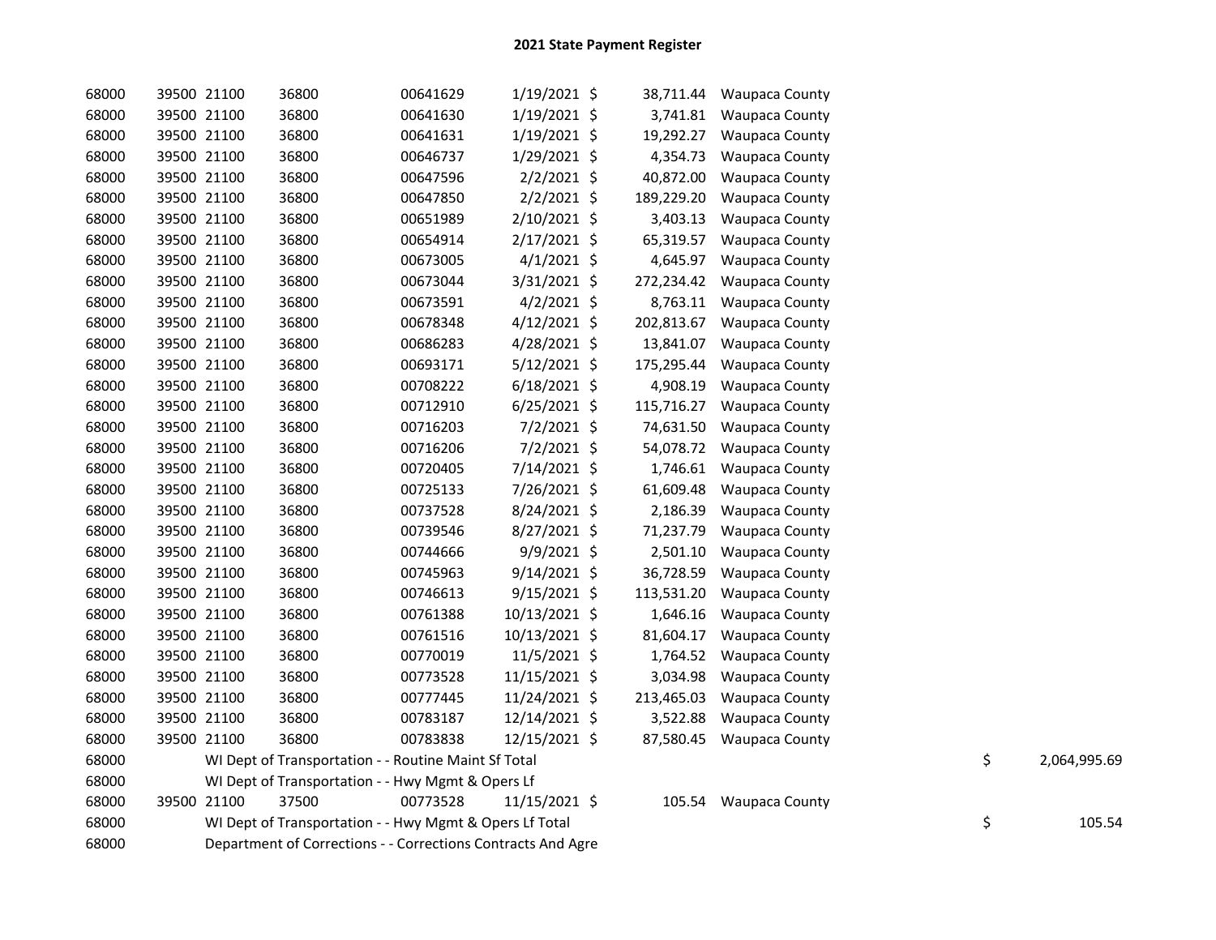## 2021 State Payment Register

| | | | | | | | | | |
|---|---|---|---|---|---|---|---|---|---|
| 68000 | 39500 | 21100 | 36800 | 00641629 | 1/19/2021 | $ 38,711.44 | Waupaca County | | |
| 68000 | 39500 | 21100 | 36800 | 00641630 | 1/19/2021 | $ 3,741.81 | Waupaca County | | |
| 68000 | 39500 | 21100 | 36800 | 00641631 | 1/19/2021 | $ 19,292.27 | Waupaca County | | |
| 68000 | 39500 | 21100 | 36800 | 00646737 | 1/29/2021 | $ 4,354.73 | Waupaca County | | |
| 68000 | 39500 | 21100 | 36800 | 00647596 | 2/2/2021 | $ 40,872.00 | Waupaca County | | |
| 68000 | 39500 | 21100 | 36800 | 00647850 | 2/2/2021 | $ 189,229.20 | Waupaca County | | |
| 68000 | 39500 | 21100 | 36800 | 00651989 | 2/10/2021 | $ 3,403.13 | Waupaca County | | |
| 68000 | 39500 | 21100 | 36800 | 00654914 | 2/17/2021 | $ 65,319.57 | Waupaca County | | |
| 68000 | 39500 | 21100 | 36800 | 00673005 | 4/1/2021 | $ 4,645.97 | Waupaca County | | |
| 68000 | 39500 | 21100 | 36800 | 00673044 | 3/31/2021 | $ 272,234.42 | Waupaca County | | |
| 68000 | 39500 | 21100 | 36800 | 00673591 | 4/2/2021 | $ 8,763.11 | Waupaca County | | |
| 68000 | 39500 | 21100 | 36800 | 00678348 | 4/12/2021 | $ 202,813.67 | Waupaca County | | |
| 68000 | 39500 | 21100 | 36800 | 00686283 | 4/28/2021 | $ 13,841.07 | Waupaca County | | |
| 68000 | 39500 | 21100 | 36800 | 00693171 | 5/12/2021 | $ 175,295.44 | Waupaca County | | |
| 68000 | 39500 | 21100 | 36800 | 00708222 | 6/18/2021 | $ 4,908.19 | Waupaca County | | |
| 68000 | 39500 | 21100 | 36800 | 00712910 | 6/25/2021 | $ 115,716.27 | Waupaca County | | |
| 68000 | 39500 | 21100 | 36800 | 00716203 | 7/2/2021 | $ 74,631.50 | Waupaca County | | |
| 68000 | 39500 | 21100 | 36800 | 00716206 | 7/2/2021 | $ 54,078.72 | Waupaca County | | |
| 68000 | 39500 | 21100 | 36800 | 00720405 | 7/14/2021 | $ 1,746.61 | Waupaca County | | |
| 68000 | 39500 | 21100 | 36800 | 00725133 | 7/26/2021 | $ 61,609.48 | Waupaca County | | |
| 68000 | 39500 | 21100 | 36800 | 00737528 | 8/24/2021 | $ 2,186.39 | Waupaca County | | |
| 68000 | 39500 | 21100 | 36800 | 00739546 | 8/27/2021 | $ 71,237.79 | Waupaca County | | |
| 68000 | 39500 | 21100 | 36800 | 00744666 | 9/9/2021 | $ 2,501.10 | Waupaca County | | |
| 68000 | 39500 | 21100 | 36800 | 00745963 | 9/14/2021 | $ 36,728.59 | Waupaca County | | |
| 68000 | 39500 | 21100 | 36800 | 00746613 | 9/15/2021 | $ 113,531.20 | Waupaca County | | |
| 68000 | 39500 | 21100 | 36800 | 00761388 | 10/13/2021 | $ 1,646.16 | Waupaca County | | |
| 68000 | 39500 | 21100 | 36800 | 00761516 | 10/13/2021 | $ 81,604.17 | Waupaca County | | |
| 68000 | 39500 | 21100 | 36800 | 00770019 | 11/5/2021 | $ 1,764.52 | Waupaca County | | |
| 68000 | 39500 | 21100 | 36800 | 00773528 | 11/15/2021 | $ 3,034.98 | Waupaca County | | |
| 68000 | 39500 | 21100 | 36800 | 00777445 | 11/24/2021 | $ 213,465.03 | Waupaca County | | |
| 68000 | 39500 | 21100 | 36800 | 00783187 | 12/14/2021 | $ 3,522.88 | Waupaca County | | |
| 68000 | 39500 | 21100 | 36800 | 00783838 | 12/15/2021 | $ 87,580.45 | Waupaca County | | |
| 68000 | | WI Dept of Transportation - - Routine Maint Sf Total | | | | | | $ | 2,064,995.69 |
| 68000 | | WI Dept of Transportation - - Hwy Mgmt & Opers Lf | | | | | | | |
| 68000 | 39500 | 21100 | 37500 | 00773528 | 11/15/2021 | $ 105.54 | Waupaca County | | |
| 68000 | | WI Dept of Transportation - - Hwy Mgmt & Opers Lf Total | | | | | | $ | 105.54 |
| 68000 | | Department of Corrections - - Corrections Contracts And Agre | | | | | | | |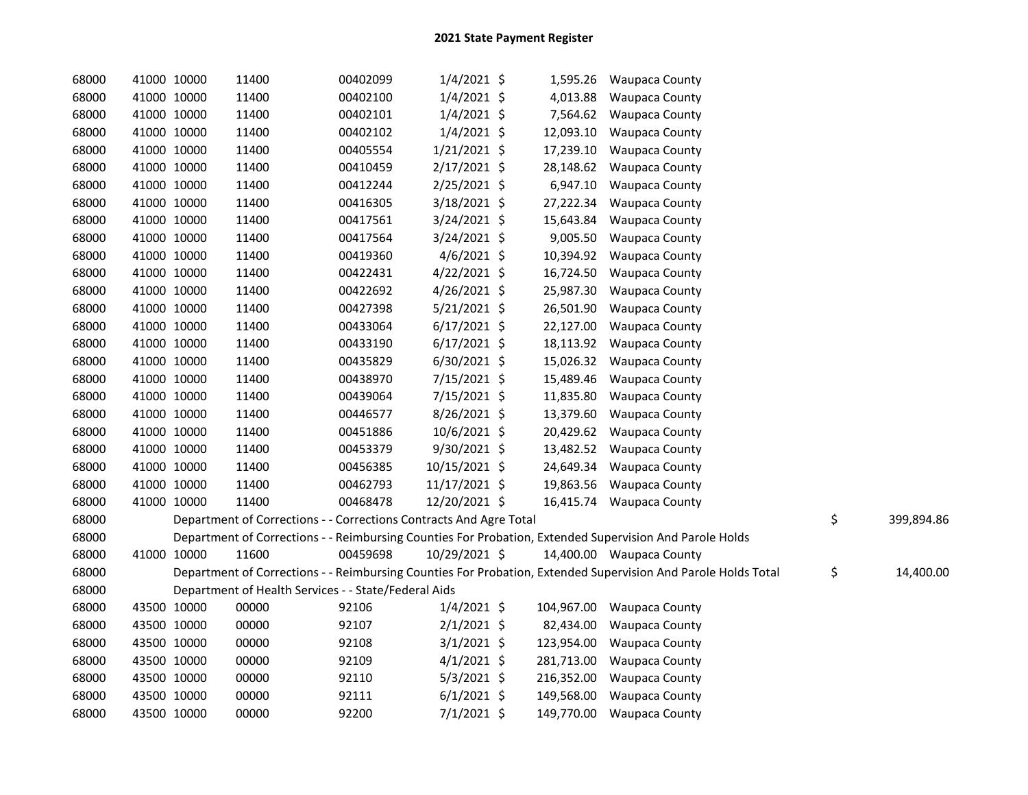# 2021 State Payment Register

| | | | | | | | | | |
|---|---|---|---|---|---|---|---|---|---|
| 68000 | 41000 | 10000 | 11400 | 00402099 | 1/4/2021 | $ 1,595.26 | Waupaca County | | |
| 68000 | 41000 | 10000 | 11400 | 00402100 | 1/4/2021 | $ 4,013.88 | Waupaca County | | |
| 68000 | 41000 | 10000 | 11400 | 00402101 | 1/4/2021 | $ 7,564.62 | Waupaca County | | |
| 68000 | 41000 | 10000 | 11400 | 00402102 | 1/4/2021 | $ 12,093.10 | Waupaca County | | |
| 68000 | 41000 | 10000 | 11400 | 00405554 | 1/21/2021 | $ 17,239.10 | Waupaca County | | |
| 68000 | 41000 | 10000 | 11400 | 00410459 | 2/17/2021 | $ 28,148.62 | Waupaca County | | |
| 68000 | 41000 | 10000 | 11400 | 00412244 | 2/25/2021 | $ 6,947.10 | Waupaca County | | |
| 68000 | 41000 | 10000 | 11400 | 00416305 | 3/18/2021 | $ 27,222.34 | Waupaca County | | |
| 68000 | 41000 | 10000 | 11400 | 00417561 | 3/24/2021 | $ 15,643.84 | Waupaca County | | |
| 68000 | 41000 | 10000 | 11400 | 00417564 | 3/24/2021 | $ 9,005.50 | Waupaca County | | |
| 68000 | 41000 | 10000 | 11400 | 00419360 | 4/6/2021 | $ 10,394.92 | Waupaca County | | |
| 68000 | 41000 | 10000 | 11400 | 00422431 | 4/22/2021 | $ 16,724.50 | Waupaca County | | |
| 68000 | 41000 | 10000 | 11400 | 00422692 | 4/26/2021 | $ 25,987.30 | Waupaca County | | |
| 68000 | 41000 | 10000 | 11400 | 00427398 | 5/21/2021 | $ 26,501.90 | Waupaca County | | |
| 68000 | 41000 | 10000 | 11400 | 00433064 | 6/17/2021 | $ 22,127.00 | Waupaca County | | |
| 68000 | 41000 | 10000 | 11400 | 00433190 | 6/17/2021 | $ 18,113.92 | Waupaca County | | |
| 68000 | 41000 | 10000 | 11400 | 00435829 | 6/30/2021 | $ 15,026.32 | Waupaca County | | |
| 68000 | 41000 | 10000 | 11400 | 00438970 | 7/15/2021 | $ 15,489.46 | Waupaca County | | |
| 68000 | 41000 | 10000 | 11400 | 00439064 | 7/15/2021 | $ 11,835.80 | Waupaca County | | |
| 68000 | 41000 | 10000 | 11400 | 00446577 | 8/26/2021 | $ 13,379.60 | Waupaca County | | |
| 68000 | 41000 | 10000 | 11400 | 00451886 | 10/6/2021 | $ 20,429.62 | Waupaca County | | |
| 68000 | 41000 | 10000 | 11400 | 00453379 | 9/30/2021 | $ 13,482.52 | Waupaca County | | |
| 68000 | 41000 | 10000 | 11400 | 00456385 | 10/15/2021 | $ 24,649.34 | Waupaca County | | |
| 68000 | 41000 | 10000 | 11400 | 00462793 | 11/17/2021 | $ 19,863.56 | Waupaca County | | |
| 68000 | 41000 | 10000 | 11400 | 00468478 | 12/20/2021 | $ 16,415.74 | Waupaca County | | |
| 68000 | | | Department of Corrections - - Corrections Contracts And Agre Total | | | | | $ | 399,894.86 |
| 68000 | | | Department of Corrections - - Reimbursing Counties For Probation, Extended Supervision And Parole Holds | | | | | | |
| 68000 | 41000 | 10000 | 11600 | 00459698 | 10/29/2021 | $ 14,400.00 | Waupaca County | | |
| 68000 | | | Department of Corrections - - Reimbursing Counties For Probation, Extended Supervision And Parole Holds Total | | | | | $ | 14,400.00 |
| 68000 | | | Department of Health Services - - State/Federal Aids | | | | | | |
| 68000 | 43500 | 10000 | 00000 | 92106 | 1/4/2021 | $ 104,967.00 | Waupaca County | | |
| 68000 | 43500 | 10000 | 00000 | 92107 | 2/1/2021 | $ 82,434.00 | Waupaca County | | |
| 68000 | 43500 | 10000 | 00000 | 92108 | 3/1/2021 | $ 123,954.00 | Waupaca County | | |
| 68000 | 43500 | 10000 | 00000 | 92109 | 4/1/2021 | $ 281,713.00 | Waupaca County | | |
| 68000 | 43500 | 10000 | 00000 | 92110 | 5/3/2021 | $ 216,352.00 | Waupaca County | | |
| 68000 | 43500 | 10000 | 00000 | 92111 | 6/1/2021 | $ 149,568.00 | Waupaca County | | |
| 68000 | 43500 | 10000 | 00000 | 92200 | 7/1/2021 | $ 149,770.00 | Waupaca County | | |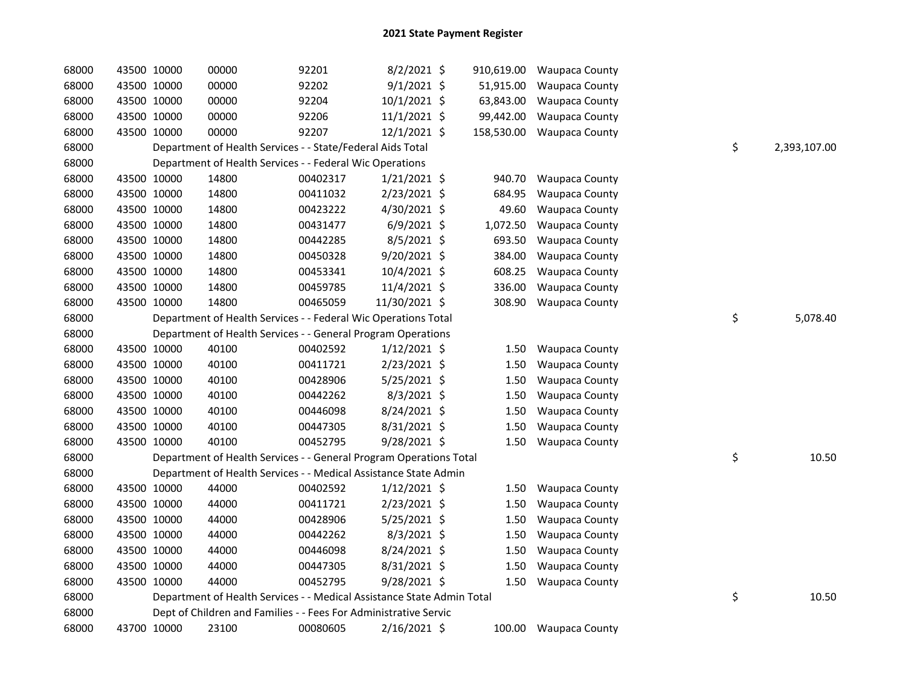# 2021 State Payment Register

| | | | | | | | | | |
|---|---|---|---|---|---|---|---|---|---|
| 68000 | 43500 | 10000 | 00000 | 92201 | 8/2/2021 | $ 910,619.00 | Waupaca County | | |
| 68000 | 43500 | 10000 | 00000 | 92202 | 9/1/2021 | $ 51,915.00 | Waupaca County | | |
| 68000 | 43500 | 10000 | 00000 | 92204 | 10/1/2021 | $ 63,843.00 | Waupaca County | | |
| 68000 | 43500 | 10000 | 00000 | 92206 | 11/1/2021 | $ 99,442.00 | Waupaca County | | |
| 68000 | 43500 | 10000 | 00000 | 92207 | 12/1/2021 | $ 158,530.00 | Waupaca County | | |
| 68000 | | Department of Health Services - - State/Federal Aids Total | | | | | | $ | 2,393,107.00 |
| 68000 | | Department of Health Services - - Federal Wic Operations | | | | | | | |
| 68000 | 43500 | 10000 | 14800 | 00402317 | 1/21/2021 | $ 940.70 | Waupaca County | | |
| 68000 | 43500 | 10000 | 14800 | 00411032 | 2/23/2021 | $ 684.95 | Waupaca County | | |
| 68000 | 43500 | 10000 | 14800 | 00423222 | 4/30/2021 | $ 49.60 | Waupaca County | | |
| 68000 | 43500 | 10000 | 14800 | 00431477 | 6/9/2021 | $ 1,072.50 | Waupaca County | | |
| 68000 | 43500 | 10000 | 14800 | 00442285 | 8/5/2021 | $ 693.50 | Waupaca County | | |
| 68000 | 43500 | 10000 | 14800 | 00450328 | 9/20/2021 | $ 384.00 | Waupaca County | | |
| 68000 | 43500 | 10000 | 14800 | 00453341 | 10/4/2021 | $ 608.25 | Waupaca County | | |
| 68000 | 43500 | 10000 | 14800 | 00459785 | 11/4/2021 | $ 336.00 | Waupaca County | | |
| 68000 | 43500 | 10000 | 14800 | 00465059 | 11/30/2021 | $ 308.90 | Waupaca County | | |
| 68000 | | Department of Health Services - - Federal Wic Operations Total | | | | | | $ | 5,078.40 |
| 68000 | | Department of Health Services - - General Program Operations | | | | | | | |
| 68000 | 43500 | 10000 | 40100 | 00402592 | 1/12/2021 | $ 1.50 | Waupaca County | | |
| 68000 | 43500 | 10000 | 40100 | 00411721 | 2/23/2021 | $ 1.50 | Waupaca County | | |
| 68000 | 43500 | 10000 | 40100 | 00428906 | 5/25/2021 | $ 1.50 | Waupaca County | | |
| 68000 | 43500 | 10000 | 40100 | 00442262 | 8/3/2021 | $ 1.50 | Waupaca County | | |
| 68000 | 43500 | 10000 | 40100 | 00446098 | 8/24/2021 | $ 1.50 | Waupaca County | | |
| 68000 | 43500 | 10000 | 40100 | 00447305 | 8/31/2021 | $ 1.50 | Waupaca County | | |
| 68000 | 43500 | 10000 | 40100 | 00452795 | 9/28/2021 | $ 1.50 | Waupaca County | | |
| 68000 | | Department of Health Services - - General Program Operations Total | | | | | | $ | 10.50 |
| 68000 | | Department of Health Services - - Medical Assistance State Admin | | | | | | | |
| 68000 | 43500 | 10000 | 44000 | 00402592 | 1/12/2021 | $ 1.50 | Waupaca County | | |
| 68000 | 43500 | 10000 | 44000 | 00411721 | 2/23/2021 | $ 1.50 | Waupaca County | | |
| 68000 | 43500 | 10000 | 44000 | 00428906 | 5/25/2021 | $ 1.50 | Waupaca County | | |
| 68000 | 43500 | 10000 | 44000 | 00442262 | 8/3/2021 | $ 1.50 | Waupaca County | | |
| 68000 | 43500 | 10000 | 44000 | 00446098 | 8/24/2021 | $ 1.50 | Waupaca County | | |
| 68000 | 43500 | 10000 | 44000 | 00447305 | 8/31/2021 | $ 1.50 | Waupaca County | | |
| 68000 | 43500 | 10000 | 44000 | 00452795 | 9/28/2021 | $ 1.50 | Waupaca County | | |
| 68000 | | Department of Health Services - - Medical Assistance State Admin Total | | | | | | $ | 10.50 |
| 68000 | | Dept of Children and Families - - Fees For Administrative Servic | | | | | | | |
| 68000 | 43700 | 10000 | 23100 | 00080605 | 2/16/2021 | $ 100.00 | Waupaca County | | |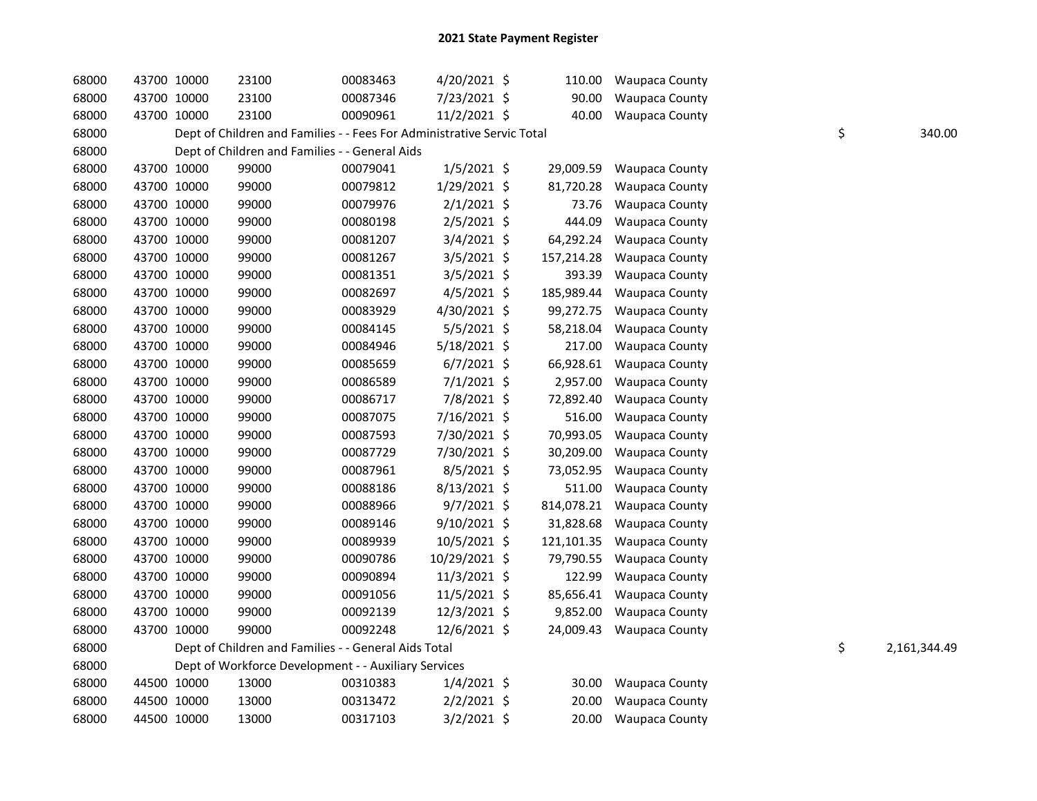# 2021 State Payment Register

| | | | | | | | | | |
|---|---|---|---|---|---|---|---|---|---|
| 68000 | 43700 | 10000 | 23100 | 00083463 | 4/20/2021 | $ 110.00 | Waupaca County | | |
| 68000 | 43700 | 10000 | 23100 | 00087346 | 7/23/2021 | $ 90.00 | Waupaca County | | |
| 68000 | 43700 | 10000 | 23100 | 00090961 | 11/2/2021 | $ 40.00 | Waupaca County | | |
| 68000 | | Dept of Children and Families - - Fees For Administrative Servic Total | | | | | | $ | 340.00 |
| 68000 | | Dept of Children and Families - - General Aids | | | | | | | |
| 68000 | 43700 | 10000 | 99000 | 00079041 | 1/5/2021 | $ 29,009.59 | Waupaca County | | |
| 68000 | 43700 | 10000 | 99000 | 00079812 | 1/29/2021 | $ 81,720.28 | Waupaca County | | |
| 68000 | 43700 | 10000 | 99000 | 00079976 | 2/1/2021 | $ 73.76 | Waupaca County | | |
| 68000 | 43700 | 10000 | 99000 | 00080198 | 2/5/2021 | $ 444.09 | Waupaca County | | |
| 68000 | 43700 | 10000 | 99000 | 00081207 | 3/4/2021 | $ 64,292.24 | Waupaca County | | |
| 68000 | 43700 | 10000 | 99000 | 00081267 | 3/5/2021 | $ 157,214.28 | Waupaca County | | |
| 68000 | 43700 | 10000 | 99000 | 00081351 | 3/5/2021 | $ 393.39 | Waupaca County | | |
| 68000 | 43700 | 10000 | 99000 | 00082697 | 4/5/2021 | $ 185,989.44 | Waupaca County | | |
| 68000 | 43700 | 10000 | 99000 | 00083929 | 4/30/2021 | $ 99,272.75 | Waupaca County | | |
| 68000 | 43700 | 10000 | 99000 | 00084145 | 5/5/2021 | $ 58,218.04 | Waupaca County | | |
| 68000 | 43700 | 10000 | 99000 | 00084946 | 5/18/2021 | $ 217.00 | Waupaca County | | |
| 68000 | 43700 | 10000 | 99000 | 00085659 | 6/7/2021 | $ 66,928.61 | Waupaca County | | |
| 68000 | 43700 | 10000 | 99000 | 00086589 | 7/1/2021 | $ 2,957.00 | Waupaca County | | |
| 68000 | 43700 | 10000 | 99000 | 00086717 | 7/8/2021 | $ 72,892.40 | Waupaca County | | |
| 68000 | 43700 | 10000 | 99000 | 00087075 | 7/16/2021 | $ 516.00 | Waupaca County | | |
| 68000 | 43700 | 10000 | 99000 | 00087593 | 7/30/2021 | $ 70,993.05 | Waupaca County | | |
| 68000 | 43700 | 10000 | 99000 | 00087729 | 7/30/2021 | $ 30,209.00 | Waupaca County | | |
| 68000 | 43700 | 10000 | 99000 | 00087961 | 8/5/2021 | $ 73,052.95 | Waupaca County | | |
| 68000 | 43700 | 10000 | 99000 | 00088186 | 8/13/2021 | $ 511.00 | Waupaca County | | |
| 68000 | 43700 | 10000 | 99000 | 00088966 | 9/7/2021 | $ 814,078.21 | Waupaca County | | |
| 68000 | 43700 | 10000 | 99000 | 00089146 | 9/10/2021 | $ 31,828.68 | Waupaca County | | |
| 68000 | 43700 | 10000 | 99000 | 00089939 | 10/5/2021 | $ 121,101.35 | Waupaca County | | |
| 68000 | 43700 | 10000 | 99000 | 00090786 | 10/29/2021 | $ 79,790.55 | Waupaca County | | |
| 68000 | 43700 | 10000 | 99000 | 00090894 | 11/3/2021 | $ 122.99 | Waupaca County | | |
| 68000 | 43700 | 10000 | 99000 | 00091056 | 11/5/2021 | $ 85,656.41 | Waupaca County | | |
| 68000 | 43700 | 10000 | 99000 | 00092139 | 12/3/2021 | $ 9,852.00 | Waupaca County | | |
| 68000 | 43700 | 10000 | 99000 | 00092248 | 12/6/2021 | $ 24,009.43 | Waupaca County | | |
| 68000 | | Dept of Children and Families - - General Aids Total | | | | | | $ | 2,161,344.49 |
| 68000 | | Dept of Workforce Development - - Auxiliary Services | | | | | | | |
| 68000 | 44500 | 10000 | 13000 | 00310383 | 1/4/2021 | $ 30.00 | Waupaca County | | |
| 68000 | 44500 | 10000 | 13000 | 00313472 | 2/2/2021 | $ 20.00 | Waupaca County | | |
| 68000 | 44500 | 10000 | 13000 | 00317103 | 3/2/2021 | $ 20.00 | Waupaca County | | |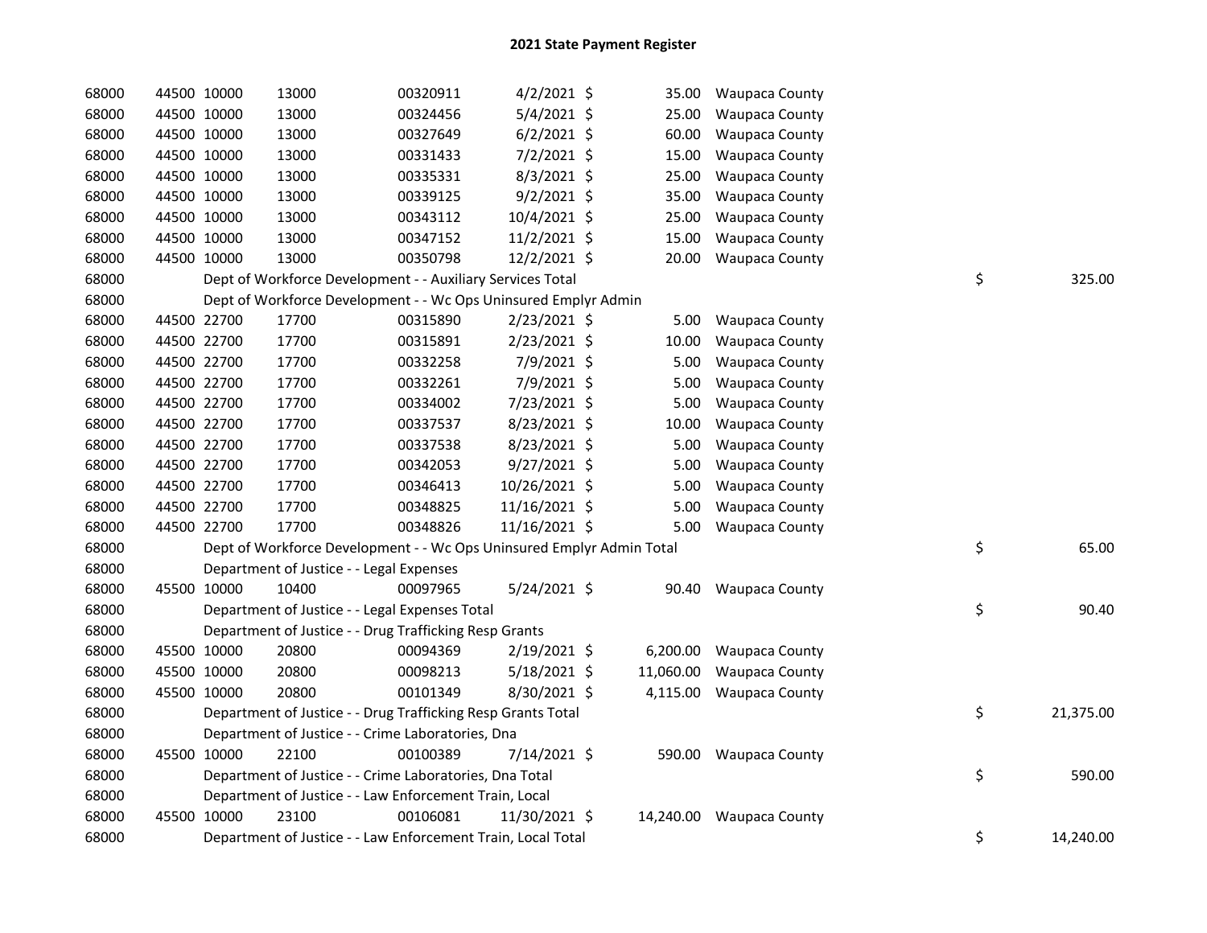# 2021 State Payment Register

| | | | | | | | | | |
|---|---|---|---|---|---|---|---|---|---|
| 68000 | 44500 | 10000 | 13000 | 00320911 | 4/2/2021 | $ 35.00 | Waupaca County | | |
| 68000 | 44500 | 10000 | 13000 | 00324456 | 5/4/2021 | $ 25.00 | Waupaca County | | |
| 68000 | 44500 | 10000 | 13000 | 00327649 | 6/2/2021 | $ 60.00 | Waupaca County | | |
| 68000 | 44500 | 10000 | 13000 | 00331433 | 7/2/2021 | $ 15.00 | Waupaca County | | |
| 68000 | 44500 | 10000 | 13000 | 00335331 | 8/3/2021 | $ 25.00 | Waupaca County | | |
| 68000 | 44500 | 10000 | 13000 | 00339125 | 9/2/2021 | $ 35.00 | Waupaca County | | |
| 68000 | 44500 | 10000 | 13000 | 00343112 | 10/4/2021 | $ 25.00 | Waupaca County | | |
| 68000 | 44500 | 10000 | 13000 | 00347152 | 11/2/2021 | $ 15.00 | Waupaca County | | |
| 68000 | 44500 | 10000 | 13000 | 00350798 | 12/2/2021 | $ 20.00 | Waupaca County | | |
| 68000 | | Dept of Workforce Development - - Auxiliary Services Total | | | | | | $ | 325.00 |
| 68000 | | Dept of Workforce Development - - Wc Ops Uninsured Emplyr Admin | | | | | | | |
| 68000 | 44500 | 22700 | 17700 | 00315890 | 2/23/2021 | $ 5.00 | Waupaca County | | |
| 68000 | 44500 | 22700 | 17700 | 00315891 | 2/23/2021 | $ 10.00 | Waupaca County | | |
| 68000 | 44500 | 22700 | 17700 | 00332258 | 7/9/2021 | $ 5.00 | Waupaca County | | |
| 68000 | 44500 | 22700 | 17700 | 00332261 | 7/9/2021 | $ 5.00 | Waupaca County | | |
| 68000 | 44500 | 22700 | 17700 | 00334002 | 7/23/2021 | $ 5.00 | Waupaca County | | |
| 68000 | 44500 | 22700 | 17700 | 00337537 | 8/23/2021 | $ 10.00 | Waupaca County | | |
| 68000 | 44500 | 22700 | 17700 | 00337538 | 8/23/2021 | $ 5.00 | Waupaca County | | |
| 68000 | 44500 | 22700 | 17700 | 00342053 | 9/27/2021 | $ 5.00 | Waupaca County | | |
| 68000 | 44500 | 22700 | 17700 | 00346413 | 10/26/2021 | $ 5.00 | Waupaca County | | |
| 68000 | 44500 | 22700 | 17700 | 00348825 | 11/16/2021 | $ 5.00 | Waupaca County | | |
| 68000 | 44500 | 22700 | 17700 | 00348826 | 11/16/2021 | $ 5.00 | Waupaca County | | |
| 68000 | | Dept of Workforce Development - - Wc Ops Uninsured Emplyr Admin Total | | | | | | $ | 65.00 |
| 68000 | | Department of Justice - - Legal Expenses | | | | | | | |
| 68000 | 45500 | 10000 | 10400 | 00097965 | 5/24/2021 | $ 90.40 | Waupaca County | | |
| 68000 | | Department of Justice - - Legal Expenses Total | | | | | | $ | 90.40 |
| 68000 | | Department of Justice - - Drug Trafficking Resp Grants | | | | | | | |
| 68000 | 45500 | 10000 | 20800 | 00094369 | 2/19/2021 | $ 6,200.00 | Waupaca County | | |
| 68000 | 45500 | 10000 | 20800 | 00098213 | 5/18/2021 | $ 11,060.00 | Waupaca County | | |
| 68000 | 45500 | 10000 | 20800 | 00101349 | 8/30/2021 | $ 4,115.00 | Waupaca County | | |
| 68000 | | Department of Justice - - Drug Trafficking Resp Grants Total | | | | | | $ | 21,375.00 |
| 68000 | | Department of Justice - - Crime Laboratories, Dna | | | | | | | |
| 68000 | 45500 | 10000 | 22100 | 00100389 | 7/14/2021 | $ 590.00 | Waupaca County | | |
| 68000 | | Department of Justice - - Crime Laboratories, Dna Total | | | | | | $ | 590.00 |
| 68000 | | Department of Justice - - Law Enforcement Train, Local | | | | | | | |
| 68000 | 45500 | 10000 | 23100 | 00106081 | 11/30/2021 | $ 14,240.00 | Waupaca County | | |
| 68000 | | Department of Justice - - Law Enforcement Train, Local Total | | | | | | $ | 14,240.00 |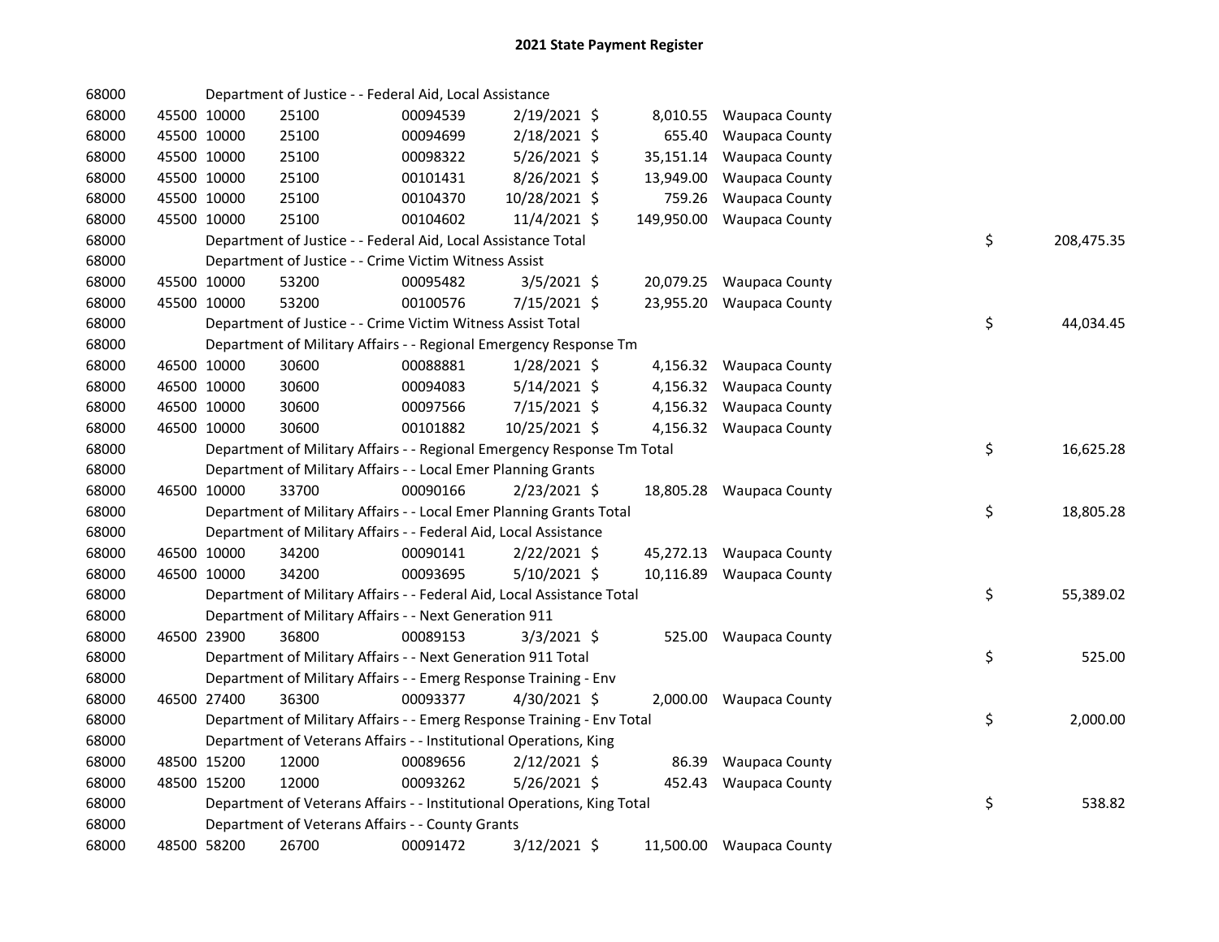# 2021 State Payment Register

| | | | | | | | | | |
|---|---|---|---|---|---|---|---|---|---|
| 68000 | | | Department of Justice - - Federal Aid, Local Assistance | | | | | | |
| 68000 | 45500 | 10000 | 25100 | 00094539 | 2/19/2021 $ | 8,010.55 | Waupaca County | | |
| 68000 | 45500 | 10000 | 25100 | 00094699 | 2/18/2021 $ | 655.40 | Waupaca County | | |
| 68000 | 45500 | 10000 | 25100 | 00098322 | 5/26/2021 $ | 35,151.14 | Waupaca County | | |
| 68000 | 45500 | 10000 | 25100 | 00101431 | 8/26/2021 $ | 13,949.00 | Waupaca County | | |
| 68000 | 45500 | 10000 | 25100 | 00104370 | 10/28/2021 $ | 759.26 | Waupaca County | | |
| 68000 | 45500 | 10000 | 25100 | 00104602 | 11/4/2021 $ | 149,950.00 | Waupaca County | | |
| 68000 | | | Department of Justice - - Federal Aid, Local Assistance Total | | | | | $ | 208,475.35 |
| 68000 | | | Department of Justice - - Crime Victim Witness Assist | | | | | | |
| 68000 | 45500 | 10000 | 53200 | 00095482 | 3/5/2021 $ | 20,079.25 | Waupaca County | | |
| 68000 | 45500 | 10000 | 53200 | 00100576 | 7/15/2021 $ | 23,955.20 | Waupaca County | | |
| 68000 | | | Department of Justice - - Crime Victim Witness Assist Total | | | | | $ | 44,034.45 |
| 68000 | | | Department of Military Affairs - - Regional Emergency Response Tm | | | | | | |
| 68000 | 46500 | 10000 | 30600 | 00088881 | 1/28/2021 $ | 4,156.32 | Waupaca County | | |
| 68000 | 46500 | 10000 | 30600 | 00094083 | 5/14/2021 $ | 4,156.32 | Waupaca County | | |
| 68000 | 46500 | 10000 | 30600 | 00097566 | 7/15/2021 $ | 4,156.32 | Waupaca County | | |
| 68000 | 46500 | 10000 | 30600 | 00101882 | 10/25/2021 $ | 4,156.32 | Waupaca County | | |
| 68000 | | | Department of Military Affairs - - Regional Emergency Response Tm Total | | | | | $ | 16,625.28 |
| 68000 | | | Department of Military Affairs - - Local Emer Planning Grants | | | | | | |
| 68000 | 46500 | 10000 | 33700 | 00090166 | 2/23/2021 $ | 18,805.28 | Waupaca County | | |
| 68000 | | | Department of Military Affairs - - Local Emer Planning Grants Total | | | | | $ | 18,805.28 |
| 68000 | | | Department of Military Affairs - - Federal Aid, Local Assistance | | | | | | |
| 68000 | 46500 | 10000 | 34200 | 00090141 | 2/22/2021 $ | 45,272.13 | Waupaca County | | |
| 68000 | 46500 | 10000 | 34200 | 00093695 | 5/10/2021 $ | 10,116.89 | Waupaca County | | |
| 68000 | | | Department of Military Affairs - - Federal Aid, Local Assistance Total | | | | | $ | 55,389.02 |
| 68000 | | | Department of Military Affairs - - Next Generation 911 | | | | | | |
| 68000 | 46500 | 23900 | 36800 | 00089153 | 3/3/2021 $ | 525.00 | Waupaca County | | |
| 68000 | | | Department of Military Affairs - - Next Generation 911 Total | | | | | $ | 525.00 |
| 68000 | | | Department of Military Affairs - - Emerg Response Training - Env | | | | | | |
| 68000 | 46500 | 27400 | 36300 | 00093377 | 4/30/2021 $ | 2,000.00 | Waupaca County | | |
| 68000 | | | Department of Military Affairs - - Emerg Response Training - Env Total | | | | | $ | 2,000.00 |
| 68000 | | | Department of Veterans Affairs - - Institutional Operations, King | | | | | | |
| 68000 | 48500 | 15200 | 12000 | 00089656 | 2/12/2021 $ | 86.39 | Waupaca County | | |
| 68000 | 48500 | 15200 | 12000 | 00093262 | 5/26/2021 $ | 452.43 | Waupaca County | | |
| 68000 | | | Department of Veterans Affairs - - Institutional Operations, King Total | | | | | $ | 538.82 |
| 68000 | | | Department of Veterans Affairs - - County Grants | | | | | | |
| 68000 | 48500 | 58200 | 26700 | 00091472 | 3/12/2021 $ | 11,500.00 | Waupaca County | | |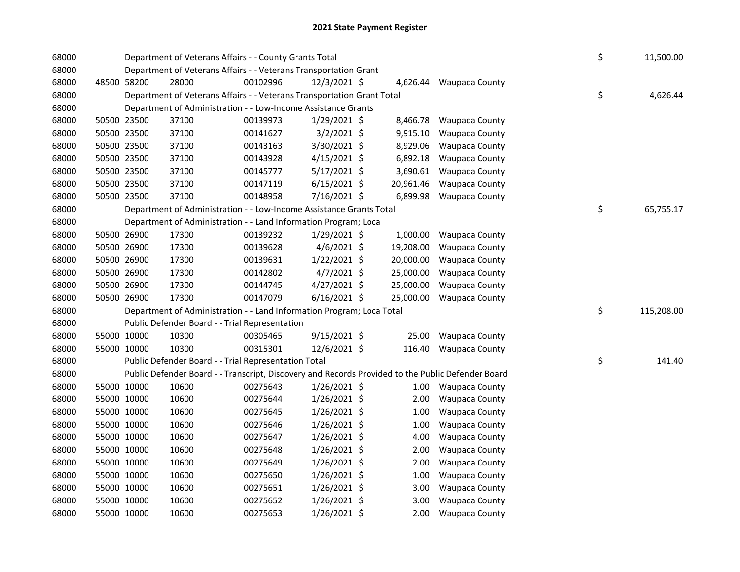# 2021 State Payment Register

| | | | | | | | | |
|---|---|---|---|---|---|---|---|---|
| 68000 | | Department of Veterans Affairs - - County Grants Total | | | | | $ | 11,500.00 |
| 68000 | | Department of Veterans Affairs - - Veterans Transportation Grant | | | | | | |
| 68000 | 48500 58200 | 28000 | 00102996 | 12/3/2021 | $ 4,626.44 | Waupaca County | | |
| 68000 | | Department of Veterans Affairs - - Veterans Transportation Grant Total | | | | | $ | 4,626.44 |
| 68000 | | Department of Administration - - Low-Income Assistance Grants | | | | | | |
| 68000 | 50500 23500 | 37100 | 00139973 | 1/29/2021 | $ 8,466.78 | Waupaca County | | |
| 68000 | 50500 23500 | 37100 | 00141627 | 3/2/2021 | $ 9,915.10 | Waupaca County | | |
| 68000 | 50500 23500 | 37100 | 00143163 | 3/30/2021 | $ 8,929.06 | Waupaca County | | |
| 68000 | 50500 23500 | 37100 | 00143928 | 4/15/2021 | $ 6,892.18 | Waupaca County | | |
| 68000 | 50500 23500 | 37100 | 00145777 | 5/17/2021 | $ 3,690.61 | Waupaca County | | |
| 68000 | 50500 23500 | 37100 | 00147119 | 6/15/2021 | $ 20,961.46 | Waupaca County | | |
| 68000 | 50500 23500 | 37100 | 00148958 | 7/16/2021 | $ 6,899.98 | Waupaca County | | |
| 68000 | | Department of Administration - - Low-Income Assistance Grants Total | | | | | $ | 65,755.17 |
| 68000 | | Department of Administration - - Land Information Program; Loca | | | | | | |
| 68000 | 50500 26900 | 17300 | 00139232 | 1/29/2021 | $ 1,000.00 | Waupaca County | | |
| 68000 | 50500 26900 | 17300 | 00139628 | 4/6/2021 | $ 19,208.00 | Waupaca County | | |
| 68000 | 50500 26900 | 17300 | 00139631 | 1/22/2021 | $ 20,000.00 | Waupaca County | | |
| 68000 | 50500 26900 | 17300 | 00142802 | 4/7/2021 | $ 25,000.00 | Waupaca County | | |
| 68000 | 50500 26900 | 17300 | 00144745 | 4/27/2021 | $ 25,000.00 | Waupaca County | | |
| 68000 | 50500 26900 | 17300 | 00147079 | 6/16/2021 | $ 25,000.00 | Waupaca County | | |
| 68000 | | Department of Administration - - Land Information Program; Loca Total | | | | | $ | 115,208.00 |
| 68000 | | Public Defender Board - - Trial Representation | | | | | | |
| 68000 | 55000 10000 | 10300 | 00305465 | 9/15/2021 | $ 25.00 | Waupaca County | | |
| 68000 | 55000 10000 | 10300 | 00315301 | 12/6/2021 | $ 116.40 | Waupaca County | | |
| 68000 | | Public Defender Board - - Trial Representation Total | | | | | $ | 141.40 |
| 68000 | | Public Defender Board - - Transcript, Discovery and Records Provided to the Public Defender Board | | | | | | |
| 68000 | 55000 10000 | 10600 | 00275643 | 1/26/2021 | $ 1.00 | Waupaca County | | |
| 68000 | 55000 10000 | 10600 | 00275644 | 1/26/2021 | $ 2.00 | Waupaca County | | |
| 68000 | 55000 10000 | 10600 | 00275645 | 1/26/2021 | $ 1.00 | Waupaca County | | |
| 68000 | 55000 10000 | 10600 | 00275646 | 1/26/2021 | $ 1.00 | Waupaca County | | |
| 68000 | 55000 10000 | 10600 | 00275647 | 1/26/2021 | $ 4.00 | Waupaca County | | |
| 68000 | 55000 10000 | 10600 | 00275648 | 1/26/2021 | $ 2.00 | Waupaca County | | |
| 68000 | 55000 10000 | 10600 | 00275649 | 1/26/2021 | $ 2.00 | Waupaca County | | |
| 68000 | 55000 10000 | 10600 | 00275650 | 1/26/2021 | $ 1.00 | Waupaca County | | |
| 68000 | 55000 10000 | 10600 | 00275651 | 1/26/2021 | $ 3.00 | Waupaca County | | |
| 68000 | 55000 10000 | 10600 | 00275652 | 1/26/2021 | $ 3.00 | Waupaca County | | |
| 68000 | 55000 10000 | 10600 | 00275653 | 1/26/2021 | $ 2.00 | Waupaca County | | |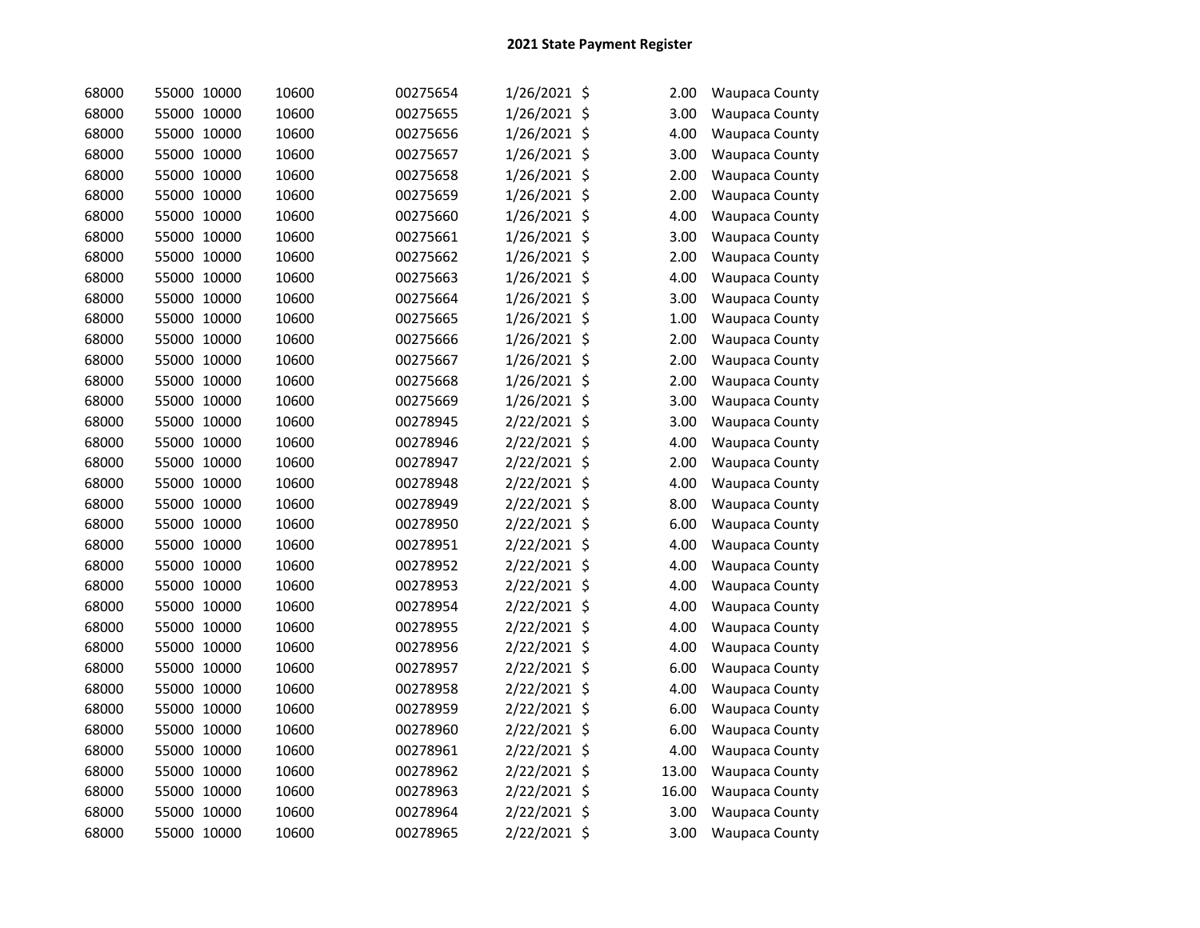# 2021 State Payment Register

| | | | | | | | | |
|---|---|---|---|---|---|---|---|---|
| 68000 | 55000 | 10000 | 10600 | 00275654 | 1/26/2021 | $ | 2.00 | Waupaca County |
| 68000 | 55000 | 10000 | 10600 | 00275655 | 1/26/2021 | $ | 3.00 | Waupaca County |
| 68000 | 55000 | 10000 | 10600 | 00275656 | 1/26/2021 | $ | 4.00 | Waupaca County |
| 68000 | 55000 | 10000 | 10600 | 00275657 | 1/26/2021 | $ | 3.00 | Waupaca County |
| 68000 | 55000 | 10000 | 10600 | 00275658 | 1/26/2021 | $ | 2.00 | Waupaca County |
| 68000 | 55000 | 10000 | 10600 | 00275659 | 1/26/2021 | $ | 2.00 | Waupaca County |
| 68000 | 55000 | 10000 | 10600 | 00275660 | 1/26/2021 | $ | 4.00 | Waupaca County |
| 68000 | 55000 | 10000 | 10600 | 00275661 | 1/26/2021 | $ | 3.00 | Waupaca County |
| 68000 | 55000 | 10000 | 10600 | 00275662 | 1/26/2021 | $ | 2.00 | Waupaca County |
| 68000 | 55000 | 10000 | 10600 | 00275663 | 1/26/2021 | $ | 4.00 | Waupaca County |
| 68000 | 55000 | 10000 | 10600 | 00275664 | 1/26/2021 | $ | 3.00 | Waupaca County |
| 68000 | 55000 | 10000 | 10600 | 00275665 | 1/26/2021 | $ | 1.00 | Waupaca County |
| 68000 | 55000 | 10000 | 10600 | 00275666 | 1/26/2021 | $ | 2.00 | Waupaca County |
| 68000 | 55000 | 10000 | 10600 | 00275667 | 1/26/2021 | $ | 2.00 | Waupaca County |
| 68000 | 55000 | 10000 | 10600 | 00275668 | 1/26/2021 | $ | 2.00 | Waupaca County |
| 68000 | 55000 | 10000 | 10600 | 00275669 | 1/26/2021 | $ | 3.00 | Waupaca County |
| 68000 | 55000 | 10000 | 10600 | 00278945 | 2/22/2021 | $ | 3.00 | Waupaca County |
| 68000 | 55000 | 10000 | 10600 | 00278946 | 2/22/2021 | $ | 4.00 | Waupaca County |
| 68000 | 55000 | 10000 | 10600 | 00278947 | 2/22/2021 | $ | 2.00 | Waupaca County |
| 68000 | 55000 | 10000 | 10600 | 00278948 | 2/22/2021 | $ | 4.00 | Waupaca County |
| 68000 | 55000 | 10000 | 10600 | 00278949 | 2/22/2021 | $ | 8.00 | Waupaca County |
| 68000 | 55000 | 10000 | 10600 | 00278950 | 2/22/2021 | $ | 6.00 | Waupaca County |
| 68000 | 55000 | 10000 | 10600 | 00278951 | 2/22/2021 | $ | 4.00 | Waupaca County |
| 68000 | 55000 | 10000 | 10600 | 00278952 | 2/22/2021 | $ | 4.00 | Waupaca County |
| 68000 | 55000 | 10000 | 10600 | 00278953 | 2/22/2021 | $ | 4.00 | Waupaca County |
| 68000 | 55000 | 10000 | 10600 | 00278954 | 2/22/2021 | $ | 4.00 | Waupaca County |
| 68000 | 55000 | 10000 | 10600 | 00278955 | 2/22/2021 | $ | 4.00 | Waupaca County |
| 68000 | 55000 | 10000 | 10600 | 00278956 | 2/22/2021 | $ | 4.00 | Waupaca County |
| 68000 | 55000 | 10000 | 10600 | 00278957 | 2/22/2021 | $ | 6.00 | Waupaca County |
| 68000 | 55000 | 10000 | 10600 | 00278958 | 2/22/2021 | $ | 4.00 | Waupaca County |
| 68000 | 55000 | 10000 | 10600 | 00278959 | 2/22/2021 | $ | 6.00 | Waupaca County |
| 68000 | 55000 | 10000 | 10600 | 00278960 | 2/22/2021 | $ | 6.00 | Waupaca County |
| 68000 | 55000 | 10000 | 10600 | 00278961 | 2/22/2021 | $ | 4.00 | Waupaca County |
| 68000 | 55000 | 10000 | 10600 | 00278962 | 2/22/2021 | $ | 13.00 | Waupaca County |
| 68000 | 55000 | 10000 | 10600 | 00278963 | 2/22/2021 | $ | 16.00 | Waupaca County |
| 68000 | 55000 | 10000 | 10600 | 00278964 | 2/22/2021 | $ | 3.00 | Waupaca County |
| 68000 | 55000 | 10000 | 10600 | 00278965 | 2/22/2021 | $ | 3.00 | Waupaca County |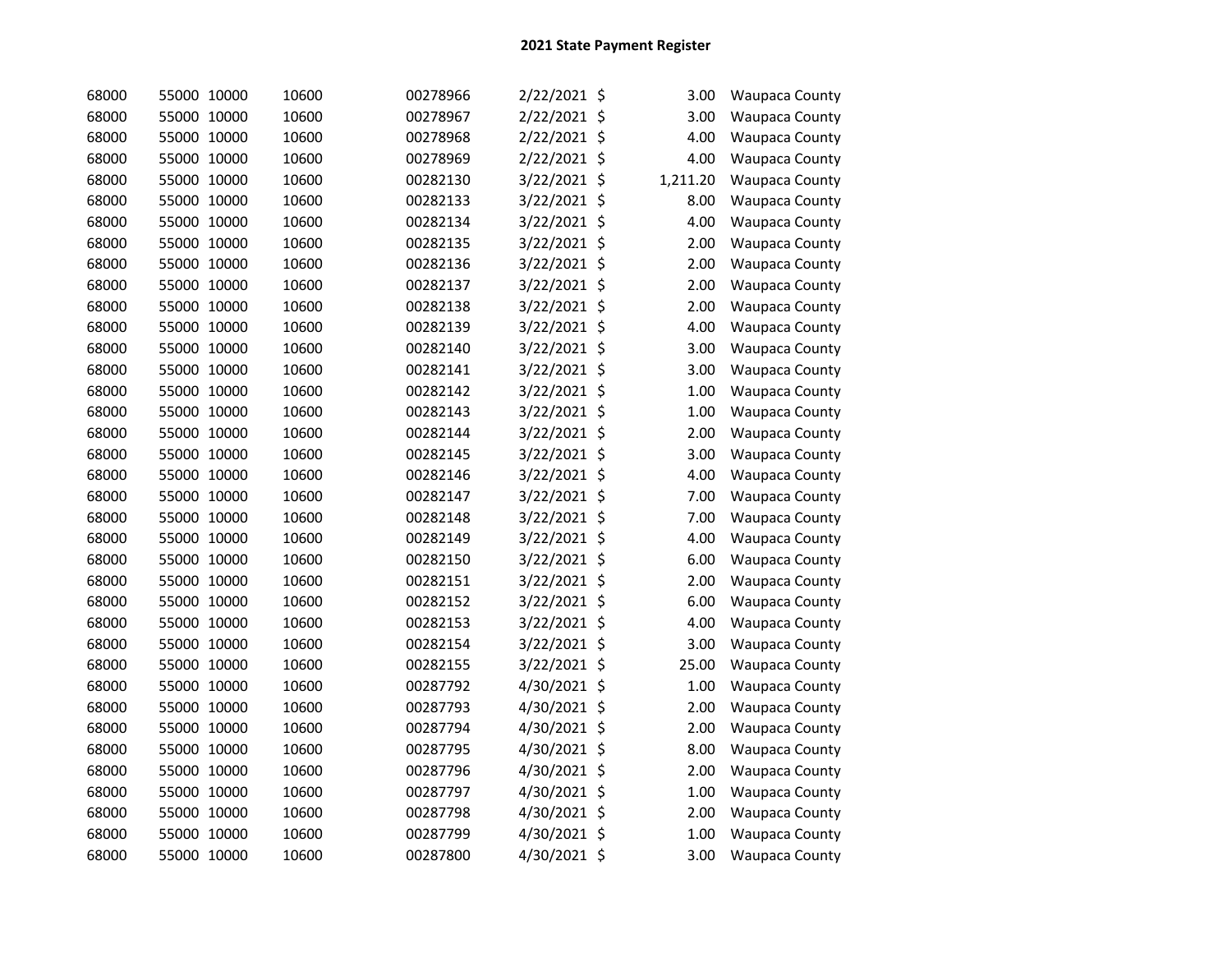## 2021 State Payment Register

| | | | | | | | | |
|---|---|---|---|---|---|---|---|---|
| 68000 | 55000 | 10000 | 10600 | 00278966 | 2/22/2021 | $ | 3.00 | Waupaca County |
| 68000 | 55000 | 10000 | 10600 | 00278967 | 2/22/2021 | $ | 3.00 | Waupaca County |
| 68000 | 55000 | 10000 | 10600 | 00278968 | 2/22/2021 | $ | 4.00 | Waupaca County |
| 68000 | 55000 | 10000 | 10600 | 00278969 | 2/22/2021 | $ | 4.00 | Waupaca County |
| 68000 | 55000 | 10000 | 10600 | 00282130 | 3/22/2021 | $ | 1,211.20 | Waupaca County |
| 68000 | 55000 | 10000 | 10600 | 00282133 | 3/22/2021 | $ | 8.00 | Waupaca County |
| 68000 | 55000 | 10000 | 10600 | 00282134 | 3/22/2021 | $ | 4.00 | Waupaca County |
| 68000 | 55000 | 10000 | 10600 | 00282135 | 3/22/2021 | $ | 2.00 | Waupaca County |
| 68000 | 55000 | 10000 | 10600 | 00282136 | 3/22/2021 | $ | 2.00 | Waupaca County |
| 68000 | 55000 | 10000 | 10600 | 00282137 | 3/22/2021 | $ | 2.00 | Waupaca County |
| 68000 | 55000 | 10000 | 10600 | 00282138 | 3/22/2021 | $ | 2.00 | Waupaca County |
| 68000 | 55000 | 10000 | 10600 | 00282139 | 3/22/2021 | $ | 4.00 | Waupaca County |
| 68000 | 55000 | 10000 | 10600 | 00282140 | 3/22/2021 | $ | 3.00 | Waupaca County |
| 68000 | 55000 | 10000 | 10600 | 00282141 | 3/22/2021 | $ | 3.00 | Waupaca County |
| 68000 | 55000 | 10000 | 10600 | 00282142 | 3/22/2021 | $ | 1.00 | Waupaca County |
| 68000 | 55000 | 10000 | 10600 | 00282143 | 3/22/2021 | $ | 1.00 | Waupaca County |
| 68000 | 55000 | 10000 | 10600 | 00282144 | 3/22/2021 | $ | 2.00 | Waupaca County |
| 68000 | 55000 | 10000 | 10600 | 00282145 | 3/22/2021 | $ | 3.00 | Waupaca County |
| 68000 | 55000 | 10000 | 10600 | 00282146 | 3/22/2021 | $ | 4.00 | Waupaca County |
| 68000 | 55000 | 10000 | 10600 | 00282147 | 3/22/2021 | $ | 7.00 | Waupaca County |
| 68000 | 55000 | 10000 | 10600 | 00282148 | 3/22/2021 | $ | 7.00 | Waupaca County |
| 68000 | 55000 | 10000 | 10600 | 00282149 | 3/22/2021 | $ | 4.00 | Waupaca County |
| 68000 | 55000 | 10000 | 10600 | 00282150 | 3/22/2021 | $ | 6.00 | Waupaca County |
| 68000 | 55000 | 10000 | 10600 | 00282151 | 3/22/2021 | $ | 2.00 | Waupaca County |
| 68000 | 55000 | 10000 | 10600 | 00282152 | 3/22/2021 | $ | 6.00 | Waupaca County |
| 68000 | 55000 | 10000 | 10600 | 00282153 | 3/22/2021 | $ | 4.00 | Waupaca County |
| 68000 | 55000 | 10000 | 10600 | 00282154 | 3/22/2021 | $ | 3.00 | Waupaca County |
| 68000 | 55000 | 10000 | 10600 | 00282155 | 3/22/2021 | $ | 25.00 | Waupaca County |
| 68000 | 55000 | 10000 | 10600 | 00287792 | 4/30/2021 | $ | 1.00 | Waupaca County |
| 68000 | 55000 | 10000 | 10600 | 00287793 | 4/30/2021 | $ | 2.00 | Waupaca County |
| 68000 | 55000 | 10000 | 10600 | 00287794 | 4/30/2021 | $ | 2.00 | Waupaca County |
| 68000 | 55000 | 10000 | 10600 | 00287795 | 4/30/2021 | $ | 8.00 | Waupaca County |
| 68000 | 55000 | 10000 | 10600 | 00287796 | 4/30/2021 | $ | 2.00 | Waupaca County |
| 68000 | 55000 | 10000 | 10600 | 00287797 | 4/30/2021 | $ | 1.00 | Waupaca County |
| 68000 | 55000 | 10000 | 10600 | 00287798 | 4/30/2021 | $ | 2.00 | Waupaca County |
| 68000 | 55000 | 10000 | 10600 | 00287799 | 4/30/2021 | $ | 1.00 | Waupaca County |
| 68000 | 55000 | 10000 | 10600 | 00287800 | 4/30/2021 | $ | 3.00 | Waupaca County |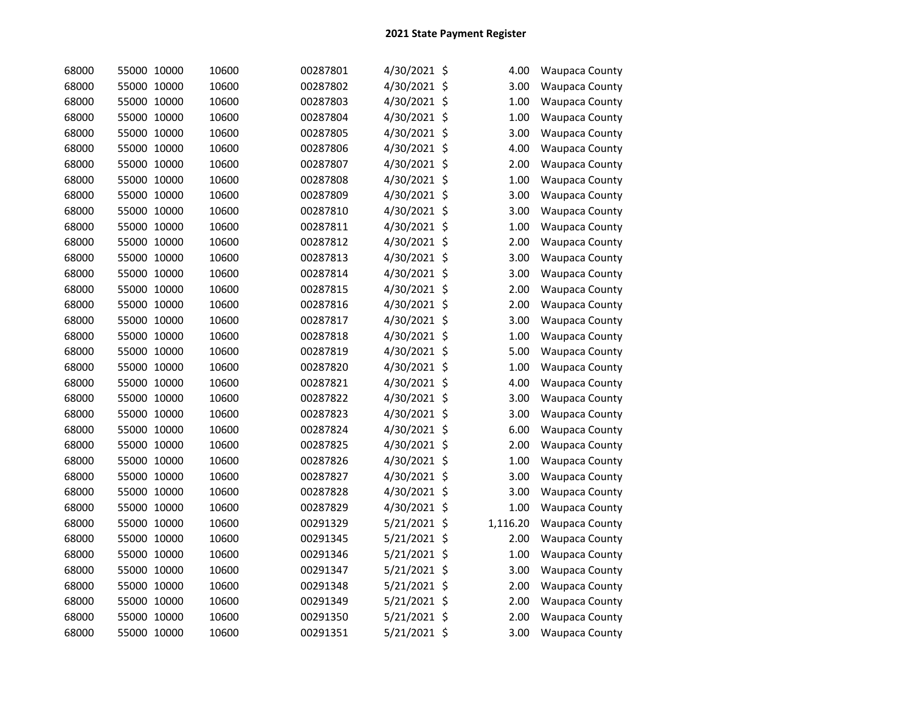## 2021 State Payment Register

| | | | | | | | | |
|---|---|---|---|---|---|---|---|---|
| 68000 | 55000 | 10000 | 10600 | 00287801 | 4/30/2021 | $ | 4.00 | Waupaca County |
| 68000 | 55000 | 10000 | 10600 | 00287802 | 4/30/2021 | $ | 3.00 | Waupaca County |
| 68000 | 55000 | 10000 | 10600 | 00287803 | 4/30/2021 | $ | 1.00 | Waupaca County |
| 68000 | 55000 | 10000 | 10600 | 00287804 | 4/30/2021 | $ | 1.00 | Waupaca County |
| 68000 | 55000 | 10000 | 10600 | 00287805 | 4/30/2021 | $ | 3.00 | Waupaca County |
| 68000 | 55000 | 10000 | 10600 | 00287806 | 4/30/2021 | $ | 4.00 | Waupaca County |
| 68000 | 55000 | 10000 | 10600 | 00287807 | 4/30/2021 | $ | 2.00 | Waupaca County |
| 68000 | 55000 | 10000 | 10600 | 00287808 | 4/30/2021 | $ | 1.00 | Waupaca County |
| 68000 | 55000 | 10000 | 10600 | 00287809 | 4/30/2021 | $ | 3.00 | Waupaca County |
| 68000 | 55000 | 10000 | 10600 | 00287810 | 4/30/2021 | $ | 3.00 | Waupaca County |
| 68000 | 55000 | 10000 | 10600 | 00287811 | 4/30/2021 | $ | 1.00 | Waupaca County |
| 68000 | 55000 | 10000 | 10600 | 00287812 | 4/30/2021 | $ | 2.00 | Waupaca County |
| 68000 | 55000 | 10000 | 10600 | 00287813 | 4/30/2021 | $ | 3.00 | Waupaca County |
| 68000 | 55000 | 10000 | 10600 | 00287814 | 4/30/2021 | $ | 3.00 | Waupaca County |
| 68000 | 55000 | 10000 | 10600 | 00287815 | 4/30/2021 | $ | 2.00 | Waupaca County |
| 68000 | 55000 | 10000 | 10600 | 00287816 | 4/30/2021 | $ | 2.00 | Waupaca County |
| 68000 | 55000 | 10000 | 10600 | 00287817 | 4/30/2021 | $ | 3.00 | Waupaca County |
| 68000 | 55000 | 10000 | 10600 | 00287818 | 4/30/2021 | $ | 1.00 | Waupaca County |
| 68000 | 55000 | 10000 | 10600 | 00287819 | 4/30/2021 | $ | 5.00 | Waupaca County |
| 68000 | 55000 | 10000 | 10600 | 00287820 | 4/30/2021 | $ | 1.00 | Waupaca County |
| 68000 | 55000 | 10000 | 10600 | 00287821 | 4/30/2021 | $ | 4.00 | Waupaca County |
| 68000 | 55000 | 10000 | 10600 | 00287822 | 4/30/2021 | $ | 3.00 | Waupaca County |
| 68000 | 55000 | 10000 | 10600 | 00287823 | 4/30/2021 | $ | 3.00 | Waupaca County |
| 68000 | 55000 | 10000 | 10600 | 00287824 | 4/30/2021 | $ | 6.00 | Waupaca County |
| 68000 | 55000 | 10000 | 10600 | 00287825 | 4/30/2021 | $ | 2.00 | Waupaca County |
| 68000 | 55000 | 10000 | 10600 | 00287826 | 4/30/2021 | $ | 1.00 | Waupaca County |
| 68000 | 55000 | 10000 | 10600 | 00287827 | 4/30/2021 | $ | 3.00 | Waupaca County |
| 68000 | 55000 | 10000 | 10600 | 00287828 | 4/30/2021 | $ | 3.00 | Waupaca County |
| 68000 | 55000 | 10000 | 10600 | 00287829 | 4/30/2021 | $ | 1.00 | Waupaca County |
| 68000 | 55000 | 10000 | 10600 | 00291329 | 5/21/2021 | $ | 1,116.20 | Waupaca County |
| 68000 | 55000 | 10000 | 10600 | 00291345 | 5/21/2021 | $ | 2.00 | Waupaca County |
| 68000 | 55000 | 10000 | 10600 | 00291346 | 5/21/2021 | $ | 1.00 | Waupaca County |
| 68000 | 55000 | 10000 | 10600 | 00291347 | 5/21/2021 | $ | 3.00 | Waupaca County |
| 68000 | 55000 | 10000 | 10600 | 00291348 | 5/21/2021 | $ | 2.00 | Waupaca County |
| 68000 | 55000 | 10000 | 10600 | 00291349 | 5/21/2021 | $ | 2.00 | Waupaca County |
| 68000 | 55000 | 10000 | 10600 | 00291350 | 5/21/2021 | $ | 2.00 | Waupaca County |
| 68000 | 55000 | 10000 | 10600 | 00291351 | 5/21/2021 | $ | 3.00 | Waupaca County |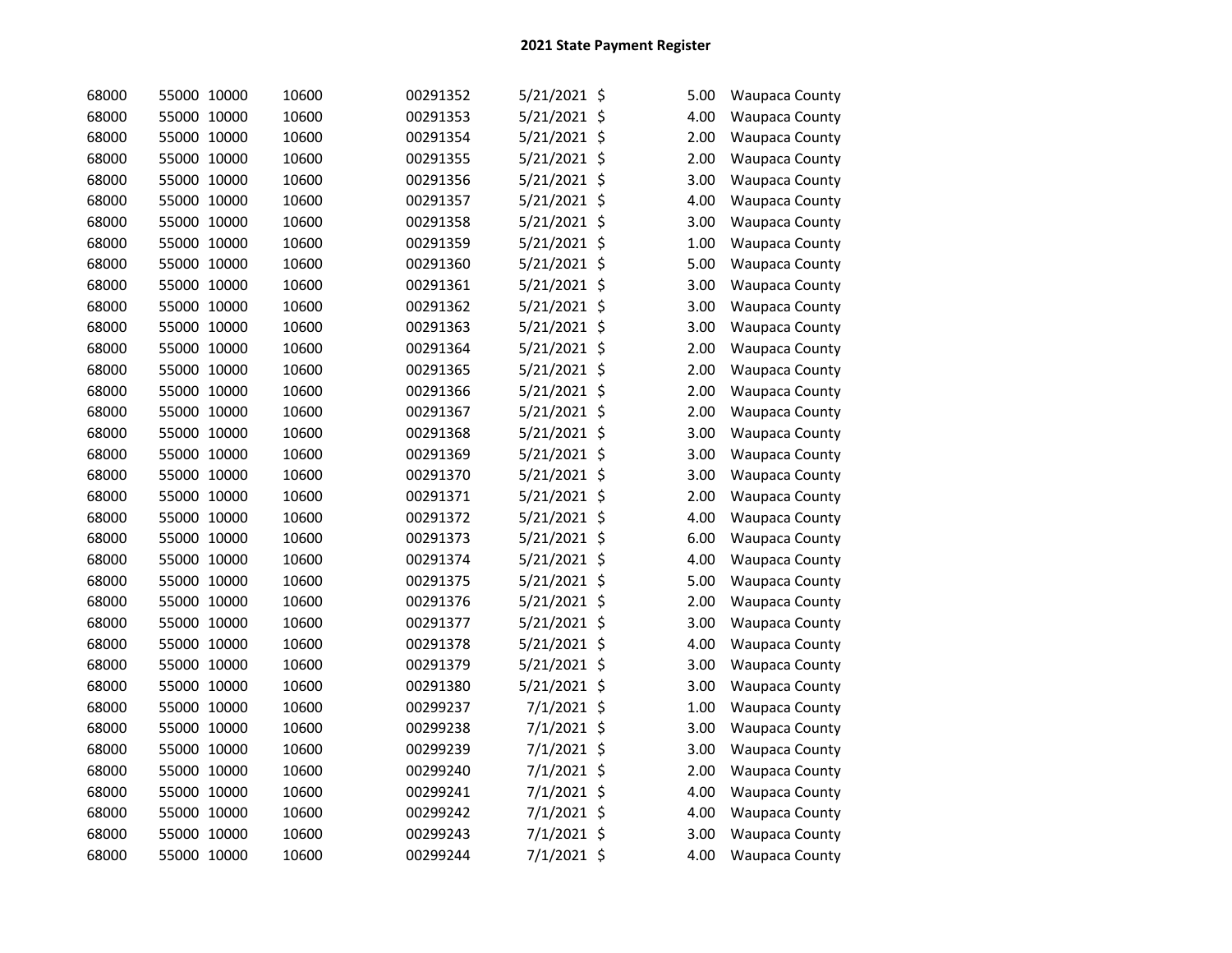# 2021 State Payment Register

| | | | | | | | | |
|---|---|---|---|---|---|---|---|---|
| 68000 | 55000 | 10000 | 10600 | 00291352 | 5/21/2021 | $ | 5.00 | Waupaca County |
| 68000 | 55000 | 10000 | 10600 | 00291353 | 5/21/2021 | $ | 4.00 | Waupaca County |
| 68000 | 55000 | 10000 | 10600 | 00291354 | 5/21/2021 | $ | 2.00 | Waupaca County |
| 68000 | 55000 | 10000 | 10600 | 00291355 | 5/21/2021 | $ | 2.00 | Waupaca County |
| 68000 | 55000 | 10000 | 10600 | 00291356 | 5/21/2021 | $ | 3.00 | Waupaca County |
| 68000 | 55000 | 10000 | 10600 | 00291357 | 5/21/2021 | $ | 4.00 | Waupaca County |
| 68000 | 55000 | 10000 | 10600 | 00291358 | 5/21/2021 | $ | 3.00 | Waupaca County |
| 68000 | 55000 | 10000 | 10600 | 00291359 | 5/21/2021 | $ | 1.00 | Waupaca County |
| 68000 | 55000 | 10000 | 10600 | 00291360 | 5/21/2021 | $ | 5.00 | Waupaca County |
| 68000 | 55000 | 10000 | 10600 | 00291361 | 5/21/2021 | $ | 3.00 | Waupaca County |
| 68000 | 55000 | 10000 | 10600 | 00291362 | 5/21/2021 | $ | 3.00 | Waupaca County |
| 68000 | 55000 | 10000 | 10600 | 00291363 | 5/21/2021 | $ | 3.00 | Waupaca County |
| 68000 | 55000 | 10000 | 10600 | 00291364 | 5/21/2021 | $ | 2.00 | Waupaca County |
| 68000 | 55000 | 10000 | 10600 | 00291365 | 5/21/2021 | $ | 2.00 | Waupaca County |
| 68000 | 55000 | 10000 | 10600 | 00291366 | 5/21/2021 | $ | 2.00 | Waupaca County |
| 68000 | 55000 | 10000 | 10600 | 00291367 | 5/21/2021 | $ | 2.00 | Waupaca County |
| 68000 | 55000 | 10000 | 10600 | 00291368 | 5/21/2021 | $ | 3.00 | Waupaca County |
| 68000 | 55000 | 10000 | 10600 | 00291369 | 5/21/2021 | $ | 3.00 | Waupaca County |
| 68000 | 55000 | 10000 | 10600 | 00291370 | 5/21/2021 | $ | 3.00 | Waupaca County |
| 68000 | 55000 | 10000 | 10600 | 00291371 | 5/21/2021 | $ | 2.00 | Waupaca County |
| 68000 | 55000 | 10000 | 10600 | 00291372 | 5/21/2021 | $ | 4.00 | Waupaca County |
| 68000 | 55000 | 10000 | 10600 | 00291373 | 5/21/2021 | $ | 6.00 | Waupaca County |
| 68000 | 55000 | 10000 | 10600 | 00291374 | 5/21/2021 | $ | 4.00 | Waupaca County |
| 68000 | 55000 | 10000 | 10600 | 00291375 | 5/21/2021 | $ | 5.00 | Waupaca County |
| 68000 | 55000 | 10000 | 10600 | 00291376 | 5/21/2021 | $ | 2.00 | Waupaca County |
| 68000 | 55000 | 10000 | 10600 | 00291377 | 5/21/2021 | $ | 3.00 | Waupaca County |
| 68000 | 55000 | 10000 | 10600 | 00291378 | 5/21/2021 | $ | 4.00 | Waupaca County |
| 68000 | 55000 | 10000 | 10600 | 00291379 | 5/21/2021 | $ | 3.00 | Waupaca County |
| 68000 | 55000 | 10000 | 10600 | 00291380 | 5/21/2021 | $ | 3.00 | Waupaca County |
| 68000 | 55000 | 10000 | 10600 | 00299237 | 7/1/2021 | $ | 1.00 | Waupaca County |
| 68000 | 55000 | 10000 | 10600 | 00299238 | 7/1/2021 | $ | 3.00 | Waupaca County |
| 68000 | 55000 | 10000 | 10600 | 00299239 | 7/1/2021 | $ | 3.00 | Waupaca County |
| 68000 | 55000 | 10000 | 10600 | 00299240 | 7/1/2021 | $ | 2.00 | Waupaca County |
| 68000 | 55000 | 10000 | 10600 | 00299241 | 7/1/2021 | $ | 4.00 | Waupaca County |
| 68000 | 55000 | 10000 | 10600 | 00299242 | 7/1/2021 | $ | 4.00 | Waupaca County |
| 68000 | 55000 | 10000 | 10600 | 00299243 | 7/1/2021 | $ | 3.00 | Waupaca County |
| 68000 | 55000 | 10000 | 10600 | 00299244 | 7/1/2021 | $ | 4.00 | Waupaca County |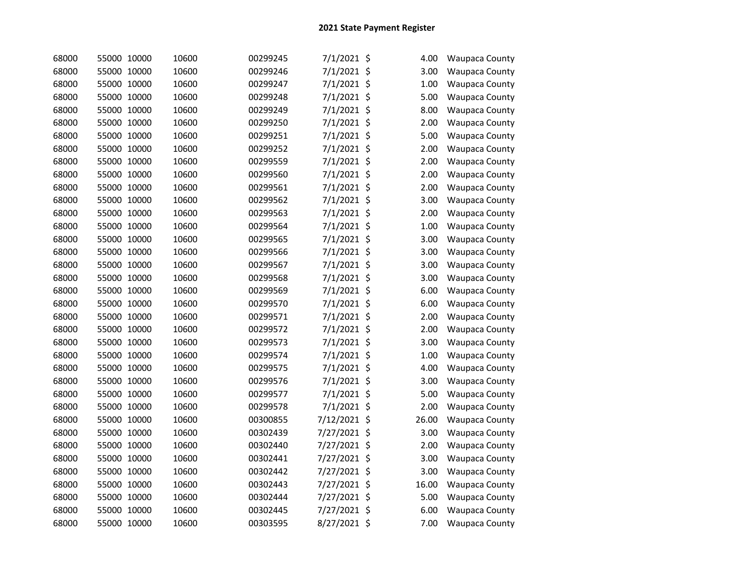## 2021 State Payment Register

| | | | | | | | | |
|---|---|---|---|---|---|---|---|---|
| 68000 | 55000 | 10000 | 10600 | 00299245 | 7/1/2021 | $ | 4.00 | Waupaca County |
| 68000 | 55000 | 10000 | 10600 | 00299246 | 7/1/2021 | $ | 3.00 | Waupaca County |
| 68000 | 55000 | 10000 | 10600 | 00299247 | 7/1/2021 | $ | 1.00 | Waupaca County |
| 68000 | 55000 | 10000 | 10600 | 00299248 | 7/1/2021 | $ | 5.00 | Waupaca County |
| 68000 | 55000 | 10000 | 10600 | 00299249 | 7/1/2021 | $ | 8.00 | Waupaca County |
| 68000 | 55000 | 10000 | 10600 | 00299250 | 7/1/2021 | $ | 2.00 | Waupaca County |
| 68000 | 55000 | 10000 | 10600 | 00299251 | 7/1/2021 | $ | 5.00 | Waupaca County |
| 68000 | 55000 | 10000 | 10600 | 00299252 | 7/1/2021 | $ | 2.00 | Waupaca County |
| 68000 | 55000 | 10000 | 10600 | 00299559 | 7/1/2021 | $ | 2.00 | Waupaca County |
| 68000 | 55000 | 10000 | 10600 | 00299560 | 7/1/2021 | $ | 2.00 | Waupaca County |
| 68000 | 55000 | 10000 | 10600 | 00299561 | 7/1/2021 | $ | 2.00 | Waupaca County |
| 68000 | 55000 | 10000 | 10600 | 00299562 | 7/1/2021 | $ | 3.00 | Waupaca County |
| 68000 | 55000 | 10000 | 10600 | 00299563 | 7/1/2021 | $ | 2.00 | Waupaca County |
| 68000 | 55000 | 10000 | 10600 | 00299564 | 7/1/2021 | $ | 1.00 | Waupaca County |
| 68000 | 55000 | 10000 | 10600 | 00299565 | 7/1/2021 | $ | 3.00 | Waupaca County |
| 68000 | 55000 | 10000 | 10600 | 00299566 | 7/1/2021 | $ | 3.00 | Waupaca County |
| 68000 | 55000 | 10000 | 10600 | 00299567 | 7/1/2021 | $ | 3.00 | Waupaca County |
| 68000 | 55000 | 10000 | 10600 | 00299568 | 7/1/2021 | $ | 3.00 | Waupaca County |
| 68000 | 55000 | 10000 | 10600 | 00299569 | 7/1/2021 | $ | 6.00 | Waupaca County |
| 68000 | 55000 | 10000 | 10600 | 00299570 | 7/1/2021 | $ | 6.00 | Waupaca County |
| 68000 | 55000 | 10000 | 10600 | 00299571 | 7/1/2021 | $ | 2.00 | Waupaca County |
| 68000 | 55000 | 10000 | 10600 | 00299572 | 7/1/2021 | $ | 2.00 | Waupaca County |
| 68000 | 55000 | 10000 | 10600 | 00299573 | 7/1/2021 | $ | 3.00 | Waupaca County |
| 68000 | 55000 | 10000 | 10600 | 00299574 | 7/1/2021 | $ | 1.00 | Waupaca County |
| 68000 | 55000 | 10000 | 10600 | 00299575 | 7/1/2021 | $ | 4.00 | Waupaca County |
| 68000 | 55000 | 10000 | 10600 | 00299576 | 7/1/2021 | $ | 3.00 | Waupaca County |
| 68000 | 55000 | 10000 | 10600 | 00299577 | 7/1/2021 | $ | 5.00 | Waupaca County |
| 68000 | 55000 | 10000 | 10600 | 00299578 | 7/1/2021 | $ | 2.00 | Waupaca County |
| 68000 | 55000 | 10000 | 10600 | 00300855 | 7/12/2021 | $ | 26.00 | Waupaca County |
| 68000 | 55000 | 10000 | 10600 | 00302439 | 7/27/2021 | $ | 3.00 | Waupaca County |
| 68000 | 55000 | 10000 | 10600 | 00302440 | 7/27/2021 | $ | 2.00 | Waupaca County |
| 68000 | 55000 | 10000 | 10600 | 00302441 | 7/27/2021 | $ | 3.00 | Waupaca County |
| 68000 | 55000 | 10000 | 10600 | 00302442 | 7/27/2021 | $ | 3.00 | Waupaca County |
| 68000 | 55000 | 10000 | 10600 | 00302443 | 7/27/2021 | $ | 16.00 | Waupaca County |
| 68000 | 55000 | 10000 | 10600 | 00302444 | 7/27/2021 | $ | 5.00 | Waupaca County |
| 68000 | 55000 | 10000 | 10600 | 00302445 | 7/27/2021 | $ | 6.00 | Waupaca County |
| 68000 | 55000 | 10000 | 10600 | 00303595 | 8/27/2021 | $ | 7.00 | Waupaca County |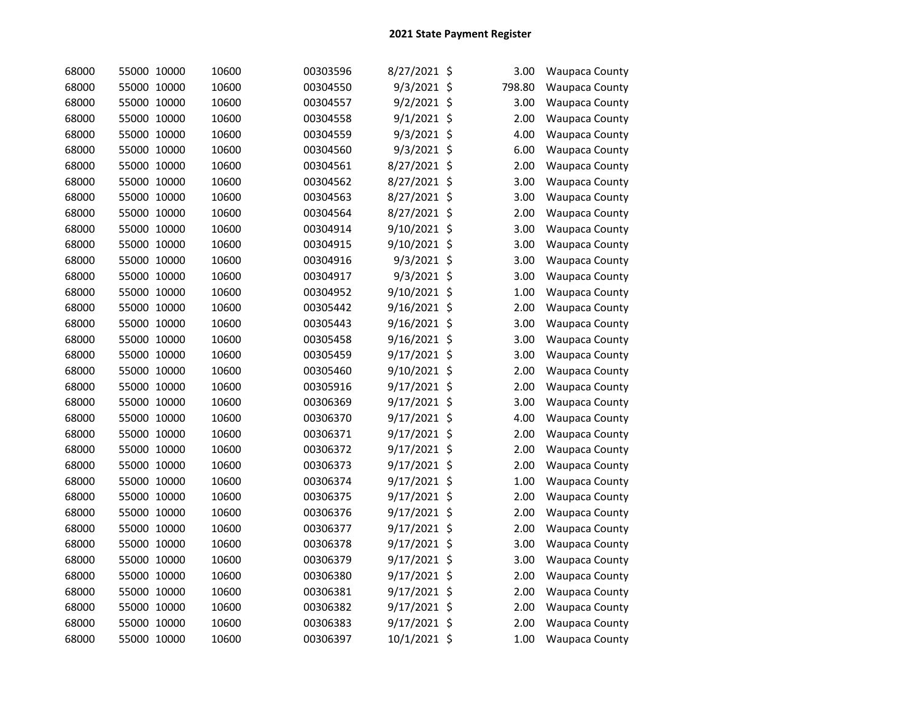# 2021 State Payment Register

| | | | | | | | | |
|---|---|---|---|---|---|---|---|---|
| 68000 | 55000 | 10000 | 10600 | 00303596 | 8/27/2021 | $ | 3.00 | Waupaca County |
| 68000 | 55000 | 10000 | 10600 | 00304550 | 9/3/2021 | $ | 798.80 | Waupaca County |
| 68000 | 55000 | 10000 | 10600 | 00304557 | 9/2/2021 | $ | 3.00 | Waupaca County |
| 68000 | 55000 | 10000 | 10600 | 00304558 | 9/1/2021 | $ | 2.00 | Waupaca County |
| 68000 | 55000 | 10000 | 10600 | 00304559 | 9/3/2021 | $ | 4.00 | Waupaca County |
| 68000 | 55000 | 10000 | 10600 | 00304560 | 9/3/2021 | $ | 6.00 | Waupaca County |
| 68000 | 55000 | 10000 | 10600 | 00304561 | 8/27/2021 | $ | 2.00 | Waupaca County |
| 68000 | 55000 | 10000 | 10600 | 00304562 | 8/27/2021 | $ | 3.00 | Waupaca County |
| 68000 | 55000 | 10000 | 10600 | 00304563 | 8/27/2021 | $ | 3.00 | Waupaca County |
| 68000 | 55000 | 10000 | 10600 | 00304564 | 8/27/2021 | $ | 2.00 | Waupaca County |
| 68000 | 55000 | 10000 | 10600 | 00304914 | 9/10/2021 | $ | 3.00 | Waupaca County |
| 68000 | 55000 | 10000 | 10600 | 00304915 | 9/10/2021 | $ | 3.00 | Waupaca County |
| 68000 | 55000 | 10000 | 10600 | 00304916 | 9/3/2021 | $ | 3.00 | Waupaca County |
| 68000 | 55000 | 10000 | 10600 | 00304917 | 9/3/2021 | $ | 3.00 | Waupaca County |
| 68000 | 55000 | 10000 | 10600 | 00304952 | 9/10/2021 | $ | 1.00 | Waupaca County |
| 68000 | 55000 | 10000 | 10600 | 00305442 | 9/16/2021 | $ | 2.00 | Waupaca County |
| 68000 | 55000 | 10000 | 10600 | 00305443 | 9/16/2021 | $ | 3.00 | Waupaca County |
| 68000 | 55000 | 10000 | 10600 | 00305458 | 9/16/2021 | $ | 3.00 | Waupaca County |
| 68000 | 55000 | 10000 | 10600 | 00305459 | 9/17/2021 | $ | 3.00 | Waupaca County |
| 68000 | 55000 | 10000 | 10600 | 00305460 | 9/10/2021 | $ | 2.00 | Waupaca County |
| 68000 | 55000 | 10000 | 10600 | 00305916 | 9/17/2021 | $ | 2.00 | Waupaca County |
| 68000 | 55000 | 10000 | 10600 | 00306369 | 9/17/2021 | $ | 3.00 | Waupaca County |
| 68000 | 55000 | 10000 | 10600 | 00306370 | 9/17/2021 | $ | 4.00 | Waupaca County |
| 68000 | 55000 | 10000 | 10600 | 00306371 | 9/17/2021 | $ | 2.00 | Waupaca County |
| 68000 | 55000 | 10000 | 10600 | 00306372 | 9/17/2021 | $ | 2.00 | Waupaca County |
| 68000 | 55000 | 10000 | 10600 | 00306373 | 9/17/2021 | $ | 2.00 | Waupaca County |
| 68000 | 55000 | 10000 | 10600 | 00306374 | 9/17/2021 | $ | 1.00 | Waupaca County |
| 68000 | 55000 | 10000 | 10600 | 00306375 | 9/17/2021 | $ | 2.00 | Waupaca County |
| 68000 | 55000 | 10000 | 10600 | 00306376 | 9/17/2021 | $ | 2.00 | Waupaca County |
| 68000 | 55000 | 10000 | 10600 | 00306377 | 9/17/2021 | $ | 2.00 | Waupaca County |
| 68000 | 55000 | 10000 | 10600 | 00306378 | 9/17/2021 | $ | 3.00 | Waupaca County |
| 68000 | 55000 | 10000 | 10600 | 00306379 | 9/17/2021 | $ | 3.00 | Waupaca County |
| 68000 | 55000 | 10000 | 10600 | 00306380 | 9/17/2021 | $ | 2.00 | Waupaca County |
| 68000 | 55000 | 10000 | 10600 | 00306381 | 9/17/2021 | $ | 2.00 | Waupaca County |
| 68000 | 55000 | 10000 | 10600 | 00306382 | 9/17/2021 | $ | 2.00 | Waupaca County |
| 68000 | 55000 | 10000 | 10600 | 00306383 | 9/17/2021 | $ | 2.00 | Waupaca County |
| 68000 | 55000 | 10000 | 10600 | 00306397 | 10/1/2021 | $ | 1.00 | Waupaca County |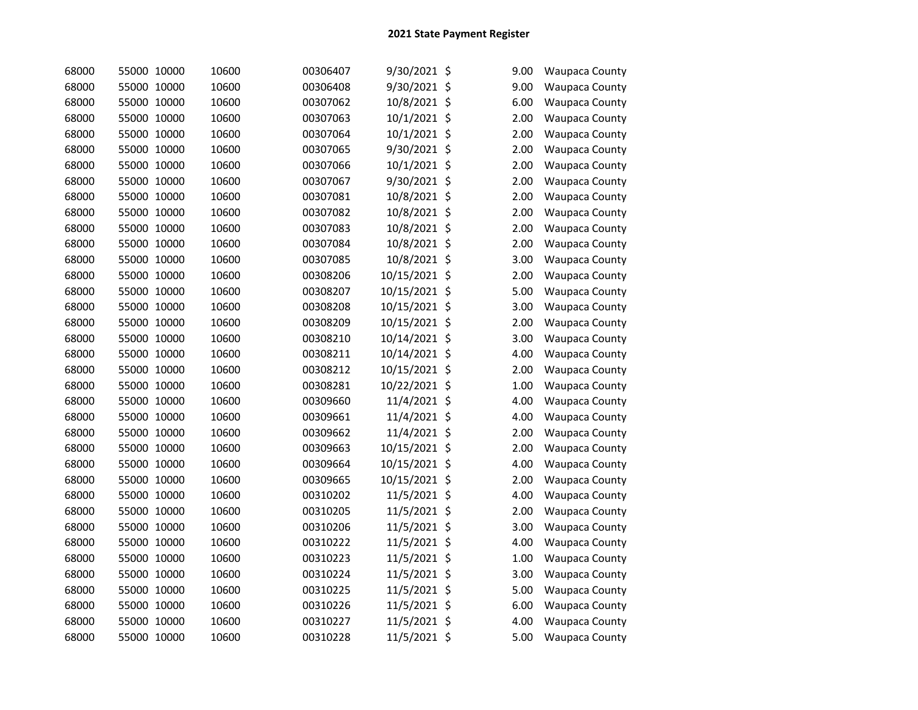# 2021 State Payment Register

| | | | | | | | | |
|---|---|---|---|---|---|---|---|---|
| 68000 | 55000 | 10000 | 10600 | 00306407 | 9/30/2021 | $ | 9.00 | Waupaca County |
| 68000 | 55000 | 10000 | 10600 | 00306408 | 9/30/2021 | $ | 9.00 | Waupaca County |
| 68000 | 55000 | 10000 | 10600 | 00307062 | 10/8/2021 | $ | 6.00 | Waupaca County |
| 68000 | 55000 | 10000 | 10600 | 00307063 | 10/1/2021 | $ | 2.00 | Waupaca County |
| 68000 | 55000 | 10000 | 10600 | 00307064 | 10/1/2021 | $ | 2.00 | Waupaca County |
| 68000 | 55000 | 10000 | 10600 | 00307065 | 9/30/2021 | $ | 2.00 | Waupaca County |
| 68000 | 55000 | 10000 | 10600 | 00307066 | 10/1/2021 | $ | 2.00 | Waupaca County |
| 68000 | 55000 | 10000 | 10600 | 00307067 | 9/30/2021 | $ | 2.00 | Waupaca County |
| 68000 | 55000 | 10000 | 10600 | 00307081 | 10/8/2021 | $ | 2.00 | Waupaca County |
| 68000 | 55000 | 10000 | 10600 | 00307082 | 10/8/2021 | $ | 2.00 | Waupaca County |
| 68000 | 55000 | 10000 | 10600 | 00307083 | 10/8/2021 | $ | 2.00 | Waupaca County |
| 68000 | 55000 | 10000 | 10600 | 00307084 | 10/8/2021 | $ | 2.00 | Waupaca County |
| 68000 | 55000 | 10000 | 10600 | 00307085 | 10/8/2021 | $ | 3.00 | Waupaca County |
| 68000 | 55000 | 10000 | 10600 | 00308206 | 10/15/2021 | $ | 2.00 | Waupaca County |
| 68000 | 55000 | 10000 | 10600 | 00308207 | 10/15/2021 | $ | 5.00 | Waupaca County |
| 68000 | 55000 | 10000 | 10600 | 00308208 | 10/15/2021 | $ | 3.00 | Waupaca County |
| 68000 | 55000 | 10000 | 10600 | 00308209 | 10/15/2021 | $ | 2.00 | Waupaca County |
| 68000 | 55000 | 10000 | 10600 | 00308210 | 10/14/2021 | $ | 3.00 | Waupaca County |
| 68000 | 55000 | 10000 | 10600 | 00308211 | 10/14/2021 | $ | 4.00 | Waupaca County |
| 68000 | 55000 | 10000 | 10600 | 00308212 | 10/15/2021 | $ | 2.00 | Waupaca County |
| 68000 | 55000 | 10000 | 10600 | 00308281 | 10/22/2021 | $ | 1.00 | Waupaca County |
| 68000 | 55000 | 10000 | 10600 | 00309660 | 11/4/2021 | $ | 4.00 | Waupaca County |
| 68000 | 55000 | 10000 | 10600 | 00309661 | 11/4/2021 | $ | 4.00 | Waupaca County |
| 68000 | 55000 | 10000 | 10600 | 00309662 | 11/4/2021 | $ | 2.00 | Waupaca County |
| 68000 | 55000 | 10000 | 10600 | 00309663 | 10/15/2021 | $ | 2.00 | Waupaca County |
| 68000 | 55000 | 10000 | 10600 | 00309664 | 10/15/2021 | $ | 4.00 | Waupaca County |
| 68000 | 55000 | 10000 | 10600 | 00309665 | 10/15/2021 | $ | 2.00 | Waupaca County |
| 68000 | 55000 | 10000 | 10600 | 00310202 | 11/5/2021 | $ | 4.00 | Waupaca County |
| 68000 | 55000 | 10000 | 10600 | 00310205 | 11/5/2021 | $ | 2.00 | Waupaca County |
| 68000 | 55000 | 10000 | 10600 | 00310206 | 11/5/2021 | $ | 3.00 | Waupaca County |
| 68000 | 55000 | 10000 | 10600 | 00310222 | 11/5/2021 | $ | 4.00 | Waupaca County |
| 68000 | 55000 | 10000 | 10600 | 00310223 | 11/5/2021 | $ | 1.00 | Waupaca County |
| 68000 | 55000 | 10000 | 10600 | 00310224 | 11/5/2021 | $ | 3.00 | Waupaca County |
| 68000 | 55000 | 10000 | 10600 | 00310225 | 11/5/2021 | $ | 5.00 | Waupaca County |
| 68000 | 55000 | 10000 | 10600 | 00310226 | 11/5/2021 | $ | 6.00 | Waupaca County |
| 68000 | 55000 | 10000 | 10600 | 00310227 | 11/5/2021 | $ | 4.00 | Waupaca County |
| 68000 | 55000 | 10000 | 10600 | 00310228 | 11/5/2021 | $ | 5.00 | Waupaca County |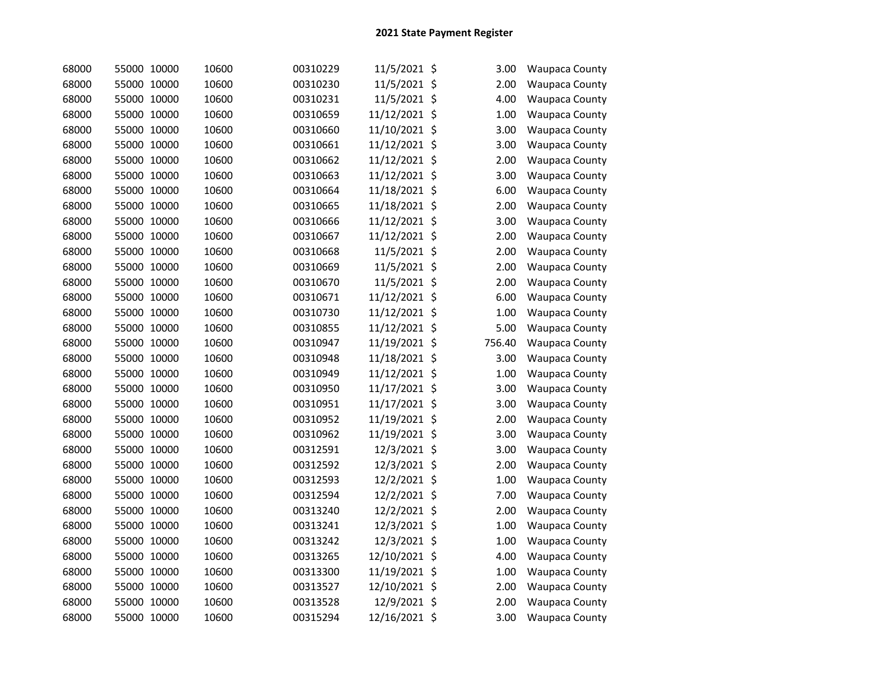# 2021 State Payment Register

| | | | | | | | | |
|---|---|---|---|---|---|---|---|---|
| 68000 | 55000 | 10000 | 10600 | 00310229 | 11/5/2021 | $ | 3.00 | Waupaca County |
| 68000 | 55000 | 10000 | 10600 | 00310230 | 11/5/2021 | $ | 2.00 | Waupaca County |
| 68000 | 55000 | 10000 | 10600 | 00310231 | 11/5/2021 | $ | 4.00 | Waupaca County |
| 68000 | 55000 | 10000 | 10600 | 00310659 | 11/12/2021 | $ | 1.00 | Waupaca County |
| 68000 | 55000 | 10000 | 10600 | 00310660 | 11/10/2021 | $ | 3.00 | Waupaca County |
| 68000 | 55000 | 10000 | 10600 | 00310661 | 11/12/2021 | $ | 3.00 | Waupaca County |
| 68000 | 55000 | 10000 | 10600 | 00310662 | 11/12/2021 | $ | 2.00 | Waupaca County |
| 68000 | 55000 | 10000 | 10600 | 00310663 | 11/12/2021 | $ | 3.00 | Waupaca County |
| 68000 | 55000 | 10000 | 10600 | 00310664 | 11/18/2021 | $ | 6.00 | Waupaca County |
| 68000 | 55000 | 10000 | 10600 | 00310665 | 11/18/2021 | $ | 2.00 | Waupaca County |
| 68000 | 55000 | 10000 | 10600 | 00310666 | 11/12/2021 | $ | 3.00 | Waupaca County |
| 68000 | 55000 | 10000 | 10600 | 00310667 | 11/12/2021 | $ | 2.00 | Waupaca County |
| 68000 | 55000 | 10000 | 10600 | 00310668 | 11/5/2021 | $ | 2.00 | Waupaca County |
| 68000 | 55000 | 10000 | 10600 | 00310669 | 11/5/2021 | $ | 2.00 | Waupaca County |
| 68000 | 55000 | 10000 | 10600 | 00310670 | 11/5/2021 | $ | 2.00 | Waupaca County |
| 68000 | 55000 | 10000 | 10600 | 00310671 | 11/12/2021 | $ | 6.00 | Waupaca County |
| 68000 | 55000 | 10000 | 10600 | 00310730 | 11/12/2021 | $ | 1.00 | Waupaca County |
| 68000 | 55000 | 10000 | 10600 | 00310855 | 11/12/2021 | $ | 5.00 | Waupaca County |
| 68000 | 55000 | 10000 | 10600 | 00310947 | 11/19/2021 | $ | 756.40 | Waupaca County |
| 68000 | 55000 | 10000 | 10600 | 00310948 | 11/18/2021 | $ | 3.00 | Waupaca County |
| 68000 | 55000 | 10000 | 10600 | 00310949 | 11/12/2021 | $ | 1.00 | Waupaca County |
| 68000 | 55000 | 10000 | 10600 | 00310950 | 11/17/2021 | $ | 3.00 | Waupaca County |
| 68000 | 55000 | 10000 | 10600 | 00310951 | 11/17/2021 | $ | 3.00 | Waupaca County |
| 68000 | 55000 | 10000 | 10600 | 00310952 | 11/19/2021 | $ | 2.00 | Waupaca County |
| 68000 | 55000 | 10000 | 10600 | 00310962 | 11/19/2021 | $ | 3.00 | Waupaca County |
| 68000 | 55000 | 10000 | 10600 | 00312591 | 12/3/2021 | $ | 3.00 | Waupaca County |
| 68000 | 55000 | 10000 | 10600 | 00312592 | 12/3/2021 | $ | 2.00 | Waupaca County |
| 68000 | 55000 | 10000 | 10600 | 00312593 | 12/2/2021 | $ | 1.00 | Waupaca County |
| 68000 | 55000 | 10000 | 10600 | 00312594 | 12/2/2021 | $ | 7.00 | Waupaca County |
| 68000 | 55000 | 10000 | 10600 | 00313240 | 12/2/2021 | $ | 2.00 | Waupaca County |
| 68000 | 55000 | 10000 | 10600 | 00313241 | 12/3/2021 | $ | 1.00 | Waupaca County |
| 68000 | 55000 | 10000 | 10600 | 00313242 | 12/3/2021 | $ | 1.00 | Waupaca County |
| 68000 | 55000 | 10000 | 10600 | 00313265 | 12/10/2021 | $ | 4.00 | Waupaca County |
| 68000 | 55000 | 10000 | 10600 | 00313300 | 11/19/2021 | $ | 1.00 | Waupaca County |
| 68000 | 55000 | 10000 | 10600 | 00313527 | 12/10/2021 | $ | 2.00 | Waupaca County |
| 68000 | 55000 | 10000 | 10600 | 00313528 | 12/9/2021 | $ | 2.00 | Waupaca County |
| 68000 | 55000 | 10000 | 10600 | 00315294 | 12/16/2021 | $ | 3.00 | Waupaca County |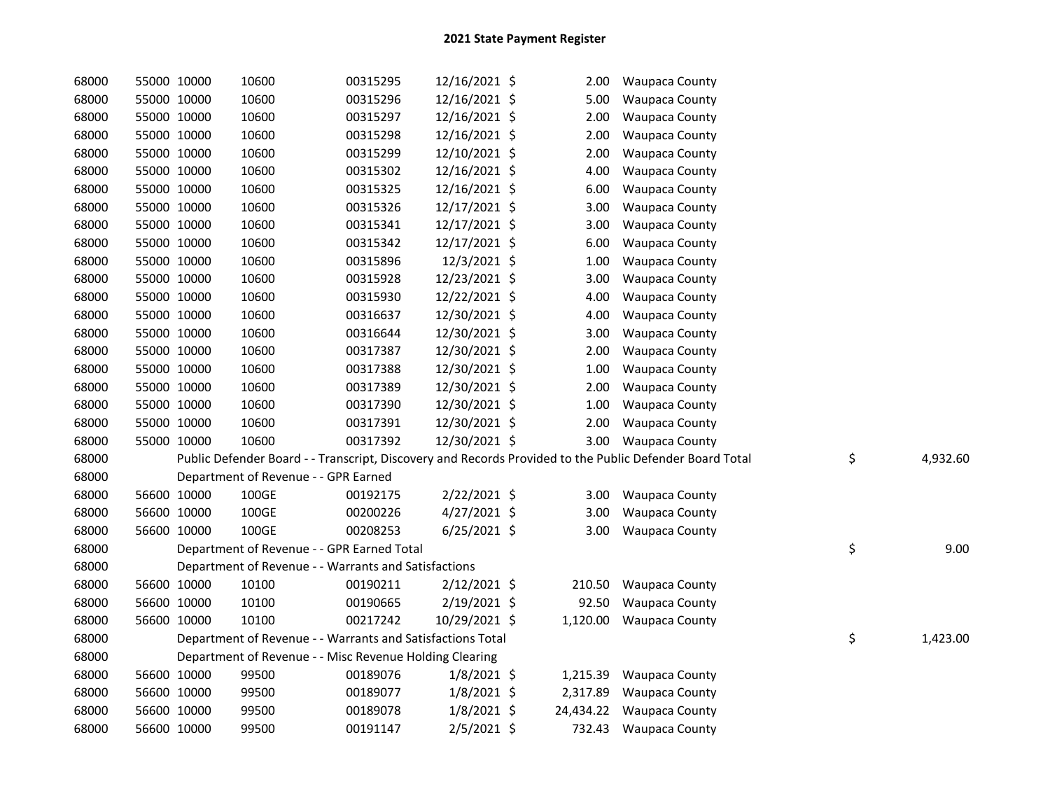# 2021 State Payment Register

| | | | | | | | | | |
|---|---|---|---|---|---|---|---|---|---|
| 68000 | 55000 | 10000 | 10600 | 00315295 | 12/16/2021 | $ 2.00 | Waupaca County | | |
| 68000 | 55000 | 10000 | 10600 | 00315296 | 12/16/2021 | $ 5.00 | Waupaca County | | |
| 68000 | 55000 | 10000 | 10600 | 00315297 | 12/16/2021 | $ 2.00 | Waupaca County | | |
| 68000 | 55000 | 10000 | 10600 | 00315298 | 12/16/2021 | $ 2.00 | Waupaca County | | |
| 68000 | 55000 | 10000 | 10600 | 00315299 | 12/10/2021 | $ 2.00 | Waupaca County | | |
| 68000 | 55000 | 10000 | 10600 | 00315302 | 12/16/2021 | $ 4.00 | Waupaca County | | |
| 68000 | 55000 | 10000 | 10600 | 00315325 | 12/16/2021 | $ 6.00 | Waupaca County | | |
| 68000 | 55000 | 10000 | 10600 | 00315326 | 12/17/2021 | $ 3.00 | Waupaca County | | |
| 68000 | 55000 | 10000 | 10600 | 00315341 | 12/17/2021 | $ 3.00 | Waupaca County | | |
| 68000 | 55000 | 10000 | 10600 | 00315342 | 12/17/2021 | $ 6.00 | Waupaca County | | |
| 68000 | 55000 | 10000 | 10600 | 00315896 | 12/3/2021 | $ 1.00 | Waupaca County | | |
| 68000 | 55000 | 10000 | 10600 | 00315928 | 12/23/2021 | $ 3.00 | Waupaca County | | |
| 68000 | 55000 | 10000 | 10600 | 00315930 | 12/22/2021 | $ 4.00 | Waupaca County | | |
| 68000 | 55000 | 10000 | 10600 | 00316637 | 12/30/2021 | $ 4.00 | Waupaca County | | |
| 68000 | 55000 | 10000 | 10600 | 00316644 | 12/30/2021 | $ 3.00 | Waupaca County | | |
| 68000 | 55000 | 10000 | 10600 | 00317387 | 12/30/2021 | $ 2.00 | Waupaca County | | |
| 68000 | 55000 | 10000 | 10600 | 00317388 | 12/30/2021 | $ 1.00 | Waupaca County | | |
| 68000 | 55000 | 10000 | 10600 | 00317389 | 12/30/2021 | $ 2.00 | Waupaca County | | |
| 68000 | 55000 | 10000 | 10600 | 00317390 | 12/30/2021 | $ 1.00 | Waupaca County | | |
| 68000 | 55000 | 10000 | 10600 | 00317391 | 12/30/2021 | $ 2.00 | Waupaca County | | |
| 68000 | 55000 | 10000 | 10600 | 00317392 | 12/30/2021 | $ 3.00 | Waupaca County | | |
| 68000 | | Public Defender Board - - Transcript, Discovery and Records Provided to the Public Defender Board Total | | | | | | $ | 4,932.60 |
| 68000 | | Department of Revenue - - GPR Earned | | | | | | | |
| 68000 | 56600 | 10000 | 100GE | 00192175 | 2/22/2021 | $ 3.00 | Waupaca County | | |
| 68000 | 56600 | 10000 | 100GE | 00200226 | 4/27/2021 | $ 3.00 | Waupaca County | | |
| 68000 | 56600 | 10000 | 100GE | 00208253 | 6/25/2021 | $ 3.00 | Waupaca County | | |
| 68000 | | Department of Revenue - - GPR Earned Total | | | | | | $ | 9.00 |
| 68000 | | Department of Revenue - - Warrants and Satisfactions | | | | | | | |
| 68000 | 56600 | 10000 | 10100 | 00190211 | 2/12/2021 | $ 210.50 | Waupaca County | | |
| 68000 | 56600 | 10000 | 10100 | 00190665 | 2/19/2021 | $ 92.50 | Waupaca County | | |
| 68000 | 56600 | 10000 | 10100 | 00217242 | 10/29/2021 | $ 1,120.00 | Waupaca County | | |
| 68000 | | Department of Revenue - - Warrants and Satisfactions Total | | | | | | $ | 1,423.00 |
| 68000 | | Department of Revenue - - Misc Revenue Holding Clearing | | | | | | | |
| 68000 | 56600 | 10000 | 99500 | 00189076 | 1/8/2021 | $ 1,215.39 | Waupaca County | | |
| 68000 | 56600 | 10000 | 99500 | 00189077 | 1/8/2021 | $ 2,317.89 | Waupaca County | | |
| 68000 | 56600 | 10000 | 99500 | 00189078 | 1/8/2021 | $ 24,434.22 | Waupaca County | | |
| 68000 | 56600 | 10000 | 99500 | 00191147 | 2/5/2021 | $ 732.43 | Waupaca County | | |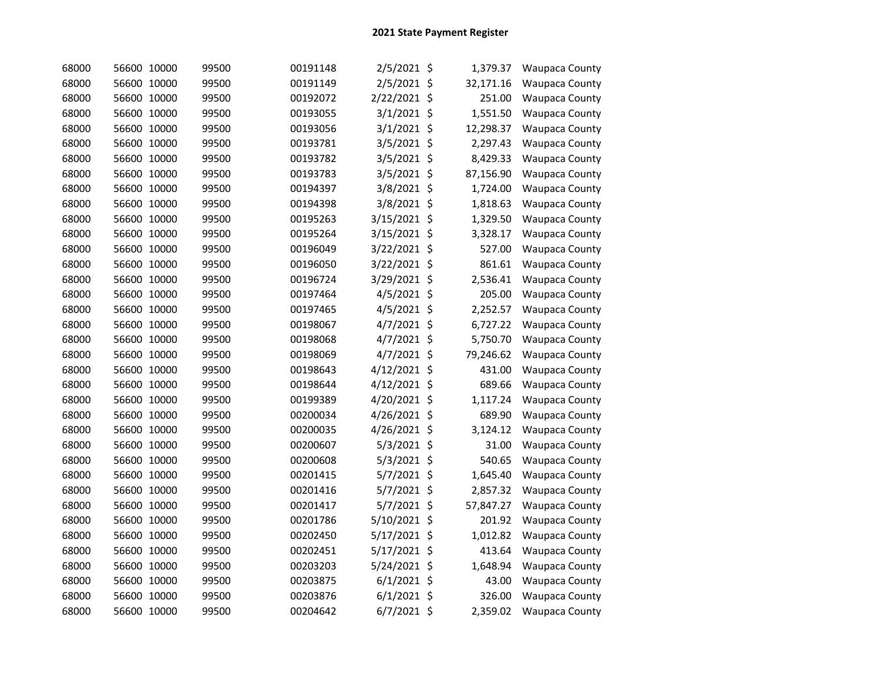## 2021 State Payment Register

| | | | | | | | | |
|---|---|---|---|---|---|---|---|---|
| 68000 | 56600 | 10000 | 99500 | 00191148 | 2/5/2021 | $ | 1,379.37 | Waupaca County |
| 68000 | 56600 | 10000 | 99500 | 00191149 | 2/5/2021 | $ | 32,171.16 | Waupaca County |
| 68000 | 56600 | 10000 | 99500 | 00192072 | 2/22/2021 | $ | 251.00 | Waupaca County |
| 68000 | 56600 | 10000 | 99500 | 00193055 | 3/1/2021 | $ | 1,551.50 | Waupaca County |
| 68000 | 56600 | 10000 | 99500 | 00193056 | 3/1/2021 | $ | 12,298.37 | Waupaca County |
| 68000 | 56600 | 10000 | 99500 | 00193781 | 3/5/2021 | $ | 2,297.43 | Waupaca County |
| 68000 | 56600 | 10000 | 99500 | 00193782 | 3/5/2021 | $ | 8,429.33 | Waupaca County |
| 68000 | 56600 | 10000 | 99500 | 00193783 | 3/5/2021 | $ | 87,156.90 | Waupaca County |
| 68000 | 56600 | 10000 | 99500 | 00194397 | 3/8/2021 | $ | 1,724.00 | Waupaca County |
| 68000 | 56600 | 10000 | 99500 | 00194398 | 3/8/2021 | $ | 1,818.63 | Waupaca County |
| 68000 | 56600 | 10000 | 99500 | 00195263 | 3/15/2021 | $ | 1,329.50 | Waupaca County |
| 68000 | 56600 | 10000 | 99500 | 00195264 | 3/15/2021 | $ | 3,328.17 | Waupaca County |
| 68000 | 56600 | 10000 | 99500 | 00196049 | 3/22/2021 | $ | 527.00 | Waupaca County |
| 68000 | 56600 | 10000 | 99500 | 00196050 | 3/22/2021 | $ | 861.61 | Waupaca County |
| 68000 | 56600 | 10000 | 99500 | 00196724 | 3/29/2021 | $ | 2,536.41 | Waupaca County |
| 68000 | 56600 | 10000 | 99500 | 00197464 | 4/5/2021 | $ | 205.00 | Waupaca County |
| 68000 | 56600 | 10000 | 99500 | 00197465 | 4/5/2021 | $ | 2,252.57 | Waupaca County |
| 68000 | 56600 | 10000 | 99500 | 00198067 | 4/7/2021 | $ | 6,727.22 | Waupaca County |
| 68000 | 56600 | 10000 | 99500 | 00198068 | 4/7/2021 | $ | 5,750.70 | Waupaca County |
| 68000 | 56600 | 10000 | 99500 | 00198069 | 4/7/2021 | $ | 79,246.62 | Waupaca County |
| 68000 | 56600 | 10000 | 99500 | 00198643 | 4/12/2021 | $ | 431.00 | Waupaca County |
| 68000 | 56600 | 10000 | 99500 | 00198644 | 4/12/2021 | $ | 689.66 | Waupaca County |
| 68000 | 56600 | 10000 | 99500 | 00199389 | 4/20/2021 | $ | 1,117.24 | Waupaca County |
| 68000 | 56600 | 10000 | 99500 | 00200034 | 4/26/2021 | $ | 689.90 | Waupaca County |
| 68000 | 56600 | 10000 | 99500 | 00200035 | 4/26/2021 | $ | 3,124.12 | Waupaca County |
| 68000 | 56600 | 10000 | 99500 | 00200607 | 5/3/2021 | $ | 31.00 | Waupaca County |
| 68000 | 56600 | 10000 | 99500 | 00200608 | 5/3/2021 | $ | 540.65 | Waupaca County |
| 68000 | 56600 | 10000 | 99500 | 00201415 | 5/7/2021 | $ | 1,645.40 | Waupaca County |
| 68000 | 56600 | 10000 | 99500 | 00201416 | 5/7/2021 | $ | 2,857.32 | Waupaca County |
| 68000 | 56600 | 10000 | 99500 | 00201417 | 5/7/2021 | $ | 57,847.27 | Waupaca County |
| 68000 | 56600 | 10000 | 99500 | 00201786 | 5/10/2021 | $ | 201.92 | Waupaca County |
| 68000 | 56600 | 10000 | 99500 | 00202450 | 5/17/2021 | $ | 1,012.82 | Waupaca County |
| 68000 | 56600 | 10000 | 99500 | 00202451 | 5/17/2021 | $ | 413.64 | Waupaca County |
| 68000 | 56600 | 10000 | 99500 | 00203203 | 5/24/2021 | $ | 1,648.94 | Waupaca County |
| 68000 | 56600 | 10000 | 99500 | 00203875 | 6/1/2021 | $ | 43.00 | Waupaca County |
| 68000 | 56600 | 10000 | 99500 | 00203876 | 6/1/2021 | $ | 326.00 | Waupaca County |
| 68000 | 56600 | 10000 | 99500 | 00204642 | 6/7/2021 | $ | 2,359.02 | Waupaca County |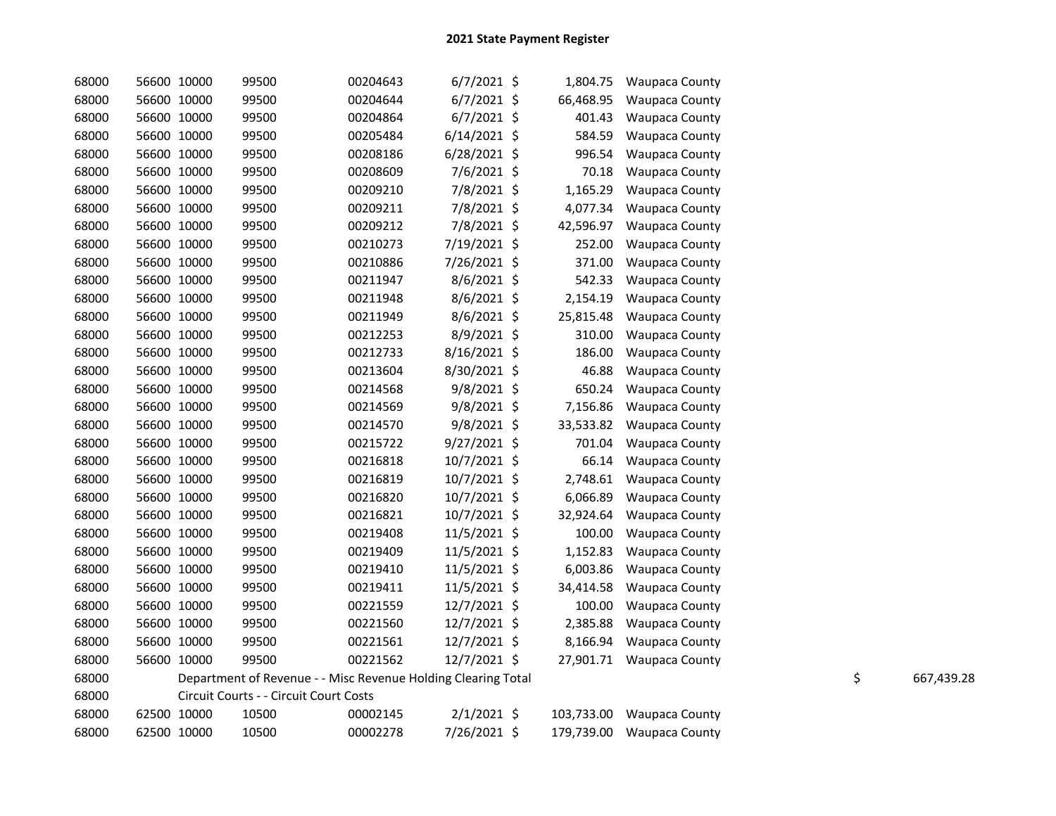# 2021 State Payment Register

| | | | | | | | | | |
|---|---|---|---|---|---|---|---|---|---|
| 68000 | 56600 | 10000 | 99500 | 00204643 | 6/7/2021 | $ | 1,804.75 | Waupaca County | |
| 68000 | 56600 | 10000 | 99500 | 00204644 | 6/7/2021 | $ | 66,468.95 | Waupaca County | |
| 68000 | 56600 | 10000 | 99500 | 00204864 | 6/7/2021 | $ | 401.43 | Waupaca County | |
| 68000 | 56600 | 10000 | 99500 | 00205484 | 6/14/2021 | $ | 584.59 | Waupaca County | |
| 68000 | 56600 | 10000 | 99500 | 00208186 | 6/28/2021 | $ | 996.54 | Waupaca County | |
| 68000 | 56600 | 10000 | 99500 | 00208609 | 7/6/2021 | $ | 70.18 | Waupaca County | |
| 68000 | 56600 | 10000 | 99500 | 00209210 | 7/8/2021 | $ | 1,165.29 | Waupaca County | |
| 68000 | 56600 | 10000 | 99500 | 00209211 | 7/8/2021 | $ | 4,077.34 | Waupaca County | |
| 68000 | 56600 | 10000 | 99500 | 00209212 | 7/8/2021 | $ | 42,596.97 | Waupaca County | |
| 68000 | 56600 | 10000 | 99500 | 00210273 | 7/19/2021 | $ | 252.00 | Waupaca County | |
| 68000 | 56600 | 10000 | 99500 | 00210886 | 7/26/2021 | $ | 371.00 | Waupaca County | |
| 68000 | 56600 | 10000 | 99500 | 00211947 | 8/6/2021 | $ | 542.33 | Waupaca County | |
| 68000 | 56600 | 10000 | 99500 | 00211948 | 8/6/2021 | $ | 2,154.19 | Waupaca County | |
| 68000 | 56600 | 10000 | 99500 | 00211949 | 8/6/2021 | $ | 25,815.48 | Waupaca County | |
| 68000 | 56600 | 10000 | 99500 | 00212253 | 8/9/2021 | $ | 310.00 | Waupaca County | |
| 68000 | 56600 | 10000 | 99500 | 00212733 | 8/16/2021 | $ | 186.00 | Waupaca County | |
| 68000 | 56600 | 10000 | 99500 | 00213604 | 8/30/2021 | $ | 46.88 | Waupaca County | |
| 68000 | 56600 | 10000 | 99500 | 00214568 | 9/8/2021 | $ | 650.24 | Waupaca County | |
| 68000 | 56600 | 10000 | 99500 | 00214569 | 9/8/2021 | $ | 7,156.86 | Waupaca County | |
| 68000 | 56600 | 10000 | 99500 | 00214570 | 9/8/2021 | $ | 33,533.82 | Waupaca County | |
| 68000 | 56600 | 10000 | 99500 | 00215722 | 9/27/2021 | $ | 701.04 | Waupaca County | |
| 68000 | 56600 | 10000 | 99500 | 00216818 | 10/7/2021 | $ | 66.14 | Waupaca County | |
| 68000 | 56600 | 10000 | 99500 | 00216819 | 10/7/2021 | $ | 2,748.61 | Waupaca County | |
| 68000 | 56600 | 10000 | 99500 | 00216820 | 10/7/2021 | $ | 6,066.89 | Waupaca County | |
| 68000 | 56600 | 10000 | 99500 | 00216821 | 10/7/2021 | $ | 32,924.64 | Waupaca County | |
| 68000 | 56600 | 10000 | 99500 | 00219408 | 11/5/2021 | $ | 100.00 | Waupaca County | |
| 68000 | 56600 | 10000 | 99500 | 00219409 | 11/5/2021 | $ | 1,152.83 | Waupaca County | |
| 68000 | 56600 | 10000 | 99500 | 00219410 | 11/5/2021 | $ | 6,003.86 | Waupaca County | |
| 68000 | 56600 | 10000 | 99500 | 00219411 | 11/5/2021 | $ | 34,414.58 | Waupaca County | |
| 68000 | 56600 | 10000 | 99500 | 00221559 | 12/7/2021 | $ | 100.00 | Waupaca County | |
| 68000 | 56600 | 10000 | 99500 | 00221560 | 12/7/2021 | $ | 2,385.88 | Waupaca County | |
| 68000 | 56600 | 10000 | 99500 | 00221561 | 12/7/2021 | $ | 8,166.94 | Waupaca County | |
| 68000 | 56600 | 10000 | 99500 | 00221562 | 12/7/2021 | $ | 27,901.71 | Waupaca County | |
| 68000 | | Department of Revenue - - Misc Revenue Holding Clearing Total | | | | | | | $ 667,439.28 |
| 68000 | | Circuit Courts - - Circuit Court Costs | | | | | | | |
| 68000 | 62500 | 10000 | 10500 | 00002145 | 2/1/2021 | $ | 103,733.00 | Waupaca County | |
| 68000 | 62500 | 10000 | 10500 | 00002278 | 7/26/2021 | $ | 179,739.00 | Waupaca County | |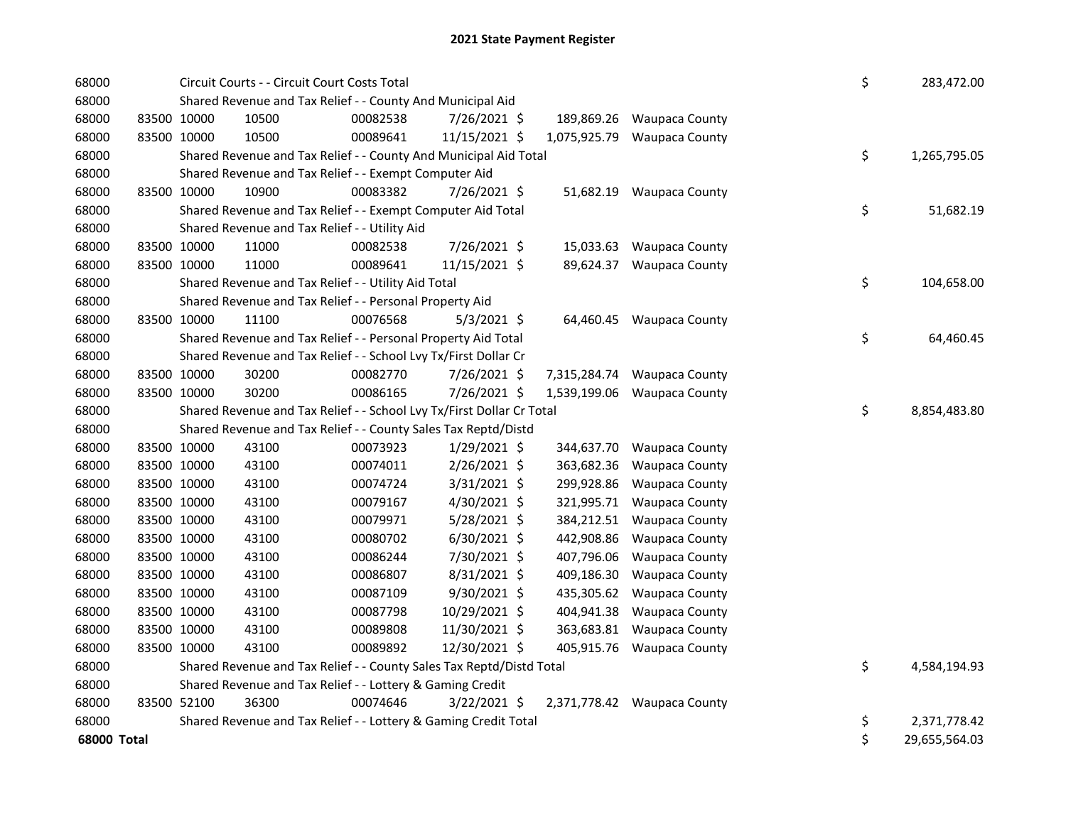# 2021 State Payment Register

| | | | | | | | | |
|---|---|---|---|---|---|---|---|---|
| 68000 | | Circuit Courts - - Circuit Court Costs Total | | | | | | $ 283,472.00 |
| 68000 | | Shared Revenue and Tax Relief - - County And Municipal Aid | | | | | | |
| 68000 | 83500 | 10000 | 10500 | 00082538 | 7/26/2021 | $ 189,869.26 | Waupaca County | |
| 68000 | 83500 | 10000 | 10500 | 00089641 | 11/15/2021 | $ 1,075,925.79 | Waupaca County | |
| 68000 | | Shared Revenue and Tax Relief - - County And Municipal Aid Total | | | | | | $ 1,265,795.05 |
| 68000 | | Shared Revenue and Tax Relief - - Exempt Computer Aid | | | | | | |
| 68000 | 83500 | 10000 | 10900 | 00083382 | 7/26/2021 | $ 51,682.19 | Waupaca County | |
| 68000 | | Shared Revenue and Tax Relief - - Exempt Computer Aid Total | | | | | | $ 51,682.19 |
| 68000 | | Shared Revenue and Tax Relief - - Utility Aid | | | | | | |
| 68000 | 83500 | 10000 | 11000 | 00082538 | 7/26/2021 | $ 15,033.63 | Waupaca County | |
| 68000 | 83500 | 10000 | 11000 | 00089641 | 11/15/2021 | $ 89,624.37 | Waupaca County | |
| 68000 | | Shared Revenue and Tax Relief - - Utility Aid Total | | | | | | $ 104,658.00 |
| 68000 | | Shared Revenue and Tax Relief - - Personal Property Aid | | | | | | |
| 68000 | 83500 | 10000 | 11100 | 00076568 | 5/3/2021 | $ 64,460.45 | Waupaca County | |
| 68000 | | Shared Revenue and Tax Relief - - Personal Property Aid Total | | | | | | $ 64,460.45 |
| 68000 | | Shared Revenue and Tax Relief - - School Lvy Tx/First Dollar Cr | | | | | | |
| 68000 | 83500 | 10000 | 30200 | 00082770 | 7/26/2021 | $ 7,315,284.74 | Waupaca County | |
| 68000 | 83500 | 10000 | 30200 | 00086165 | 7/26/2021 | $ 1,539,199.06 | Waupaca County | |
| 68000 | | Shared Revenue and Tax Relief - - School Lvy Tx/First Dollar Cr Total | | | | | | $ 8,854,483.80 |
| 68000 | | Shared Revenue and Tax Relief - - County Sales Tax Reptd/Distd | | | | | | |
| 68000 | 83500 | 10000 | 43100 | 00073923 | 1/29/2021 | $ 344,637.70 | Waupaca County | |
| 68000 | 83500 | 10000 | 43100 | 00074011 | 2/26/2021 | $ 363,682.36 | Waupaca County | |
| 68000 | 83500 | 10000 | 43100 | 00074724 | 3/31/2021 | $ 299,928.86 | Waupaca County | |
| 68000 | 83500 | 10000 | 43100 | 00079167 | 4/30/2021 | $ 321,995.71 | Waupaca County | |
| 68000 | 83500 | 10000 | 43100 | 00079971 | 5/28/2021 | $ 384,212.51 | Waupaca County | |
| 68000 | 83500 | 10000 | 43100 | 00080702 | 6/30/2021 | $ 442,908.86 | Waupaca County | |
| 68000 | 83500 | 10000 | 43100 | 00086244 | 7/30/2021 | $ 407,796.06 | Waupaca County | |
| 68000 | 83500 | 10000 | 43100 | 00086807 | 8/31/2021 | $ 409,186.30 | Waupaca County | |
| 68000 | 83500 | 10000 | 43100 | 00087109 | 9/30/2021 | $ 435,305.62 | Waupaca County | |
| 68000 | 83500 | 10000 | 43100 | 00087798 | 10/29/2021 | $ 404,941.38 | Waupaca County | |
| 68000 | 83500 | 10000 | 43100 | 00089808 | 11/30/2021 | $ 363,683.81 | Waupaca County | |
| 68000 | 83500 | 10000 | 43100 | 00089892 | 12/30/2021 | $ 405,915.76 | Waupaca County | |
| 68000 | | Shared Revenue and Tax Relief - - County Sales Tax Reptd/Distd Total | | | | | | $ 4,584,194.93 |
| 68000 | | Shared Revenue and Tax Relief - - Lottery & Gaming Credit | | | | | | |
| 68000 | 83500 | 52100 | 36300 | 00074646 | 3/22/2021 | $ 2,371,778.42 | Waupaca County | |
| 68000 | | Shared Revenue and Tax Relief - - Lottery & Gaming Credit Total | | | | | | $ 2,371,778.42 |
| **68000 Total** | | | | | | | | $ 29,655,564.03 |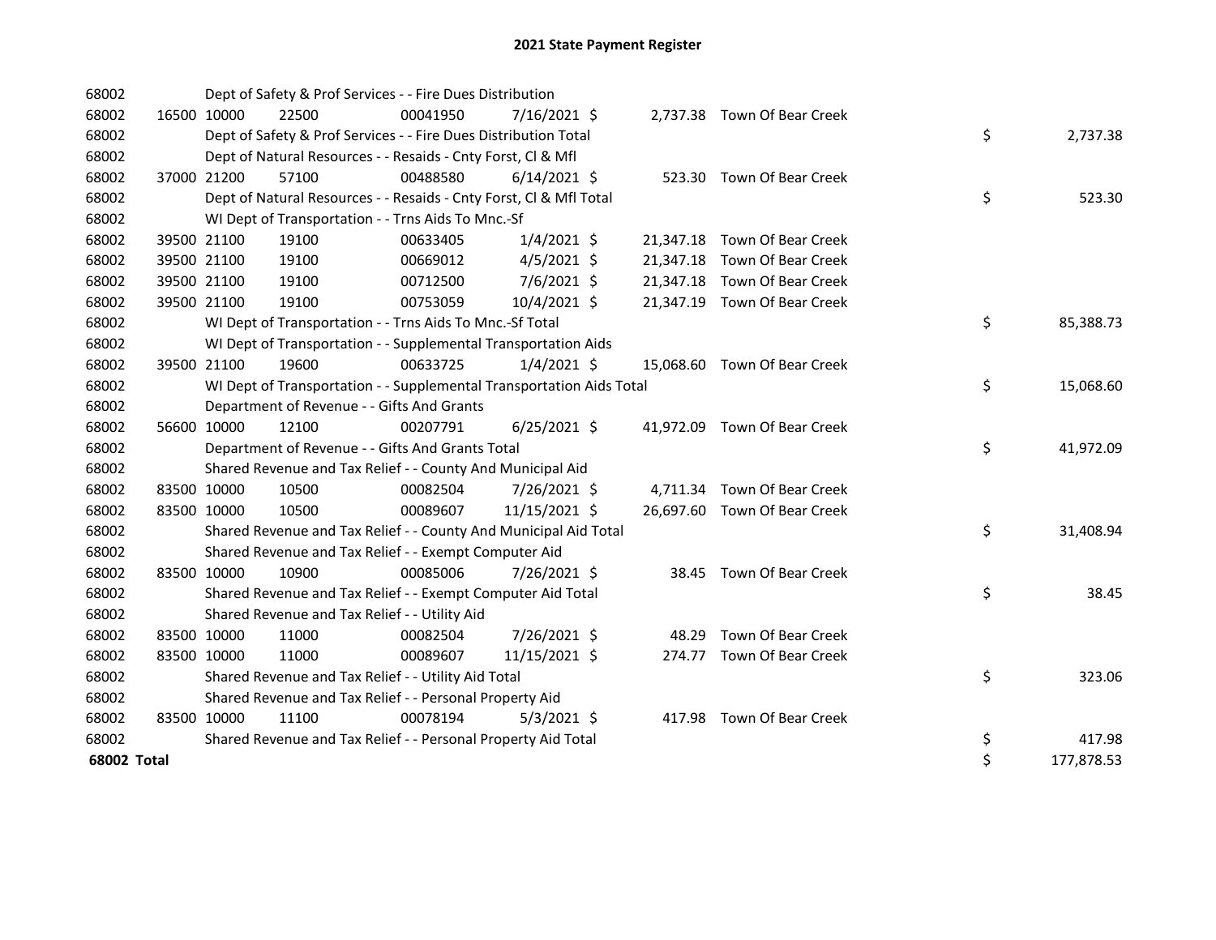# 2021 State Payment Register

| | | | | | | | | | |
|---|---|---|---|---|---|---|---|---|---|
| 68002 | | | Dept of Safety & Prof Services - - Fire Dues Distribution | | | | | | |
| 68002 | 16500 | 10000 | 22500 | 00041950 | 7/16/2021 | $ 2,737.38 | Town Of Bear Creek | | |
| 68002 | | | Dept of Safety & Prof Services - - Fire Dues Distribution Total | | | | | $ | 2,737.38 |
| 68002 | | | Dept of Natural Resources - - Resaids - Cnty Forst, Cl & Mfl | | | | | | |
| 68002 | 37000 | 21200 | 57100 | 00488580 | 6/14/2021 | $ 523.30 | Town Of Bear Creek | | |
| 68002 | | | Dept of Natural Resources - - Resaids - Cnty Forst, Cl & Mfl Total | | | | | $ | 523.30 |
| 68002 | | | WI Dept of Transportation - - Trns Aids To Mnc.-Sf | | | | | | |
| 68002 | 39500 | 21100 | 19100 | 00633405 | 1/4/2021 | $ 21,347.18 | Town Of Bear Creek | | |
| 68002 | 39500 | 21100 | 19100 | 00669012 | 4/5/2021 | $ 21,347.18 | Town Of Bear Creek | | |
| 68002 | 39500 | 21100 | 19100 | 00712500 | 7/6/2021 | $ 21,347.18 | Town Of Bear Creek | | |
| 68002 | 39500 | 21100 | 19100 | 00753059 | 10/4/2021 | $ 21,347.19 | Town Of Bear Creek | | |
| 68002 | | | WI Dept of Transportation - - Trns Aids To Mnc.-Sf Total | | | | | $ | 85,388.73 |
| 68002 | | | WI Dept of Transportation - - Supplemental Transportation Aids | | | | | | |
| 68002 | 39500 | 21100 | 19600 | 00633725 | 1/4/2021 | $ 15,068.60 | Town Of Bear Creek | | |
| 68002 | | | WI Dept of Transportation - - Supplemental Transportation Aids Total | | | | | $ | 15,068.60 |
| 68002 | | | Department of Revenue - - Gifts And Grants | | | | | | |
| 68002 | 56600 | 10000 | 12100 | 00207791 | 6/25/2021 | $ 41,972.09 | Town Of Bear Creek | | |
| 68002 | | | Department of Revenue - - Gifts And Grants Total | | | | | $ | 41,972.09 |
| 68002 | | | Shared Revenue and Tax Relief - - County And Municipal Aid | | | | | | |
| 68002 | 83500 | 10000 | 10500 | 00082504 | 7/26/2021 | $ 4,711.34 | Town Of Bear Creek | | |
| 68002 | 83500 | 10000 | 10500 | 00089607 | 11/15/2021 | $ 26,697.60 | Town Of Bear Creek | | |
| 68002 | | | Shared Revenue and Tax Relief - - County And Municipal Aid Total | | | | | $ | 31,408.94 |
| 68002 | | | Shared Revenue and Tax Relief - - Exempt Computer Aid | | | | | | |
| 68002 | 83500 | 10000 | 10900 | 00085006 | 7/26/2021 | $ 38.45 | Town Of Bear Creek | | |
| 68002 | | | Shared Revenue and Tax Relief - - Exempt Computer Aid Total | | | | | $ | 38.45 |
| 68002 | | | Shared Revenue and Tax Relief - - Utility Aid | | | | | | |
| 68002 | 83500 | 10000 | 11000 | 00082504 | 7/26/2021 | $ 48.29 | Town Of Bear Creek | | |
| 68002 | 83500 | 10000 | 11000 | 00089607 | 11/15/2021 | $ 274.77 | Town Of Bear Creek | | |
| 68002 | | | Shared Revenue and Tax Relief - - Utility Aid Total | | | | | $ | 323.06 |
| 68002 | | | Shared Revenue and Tax Relief - - Personal Property Aid | | | | | | |
| 68002 | 83500 | 10000 | 11100 | 00078194 | 5/3/2021 | $ 417.98 | Town Of Bear Creek | | |
| 68002 | | | Shared Revenue and Tax Relief - - Personal Property Aid Total | | | | | $ | 417.98 |
| **68002 Total** | | | | | | | | $ | 177,878.53 |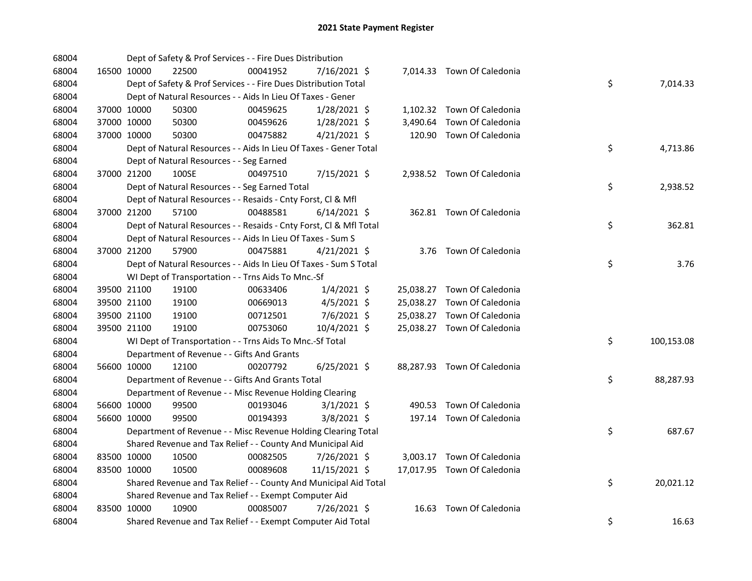# 2021 State Payment Register

| | | | | | | | | | |
|---|---|---|---|---|---|---|---|---|---|
| 68004 | | | Dept of Safety & Prof Services - - Fire Dues Distribution | | | | | | |
| 68004 | 16500 | 10000 | 22500 | 00041952 | 7/16/2021 | $ | 7,014.33 | Town Of Caledonia | |
| 68004 | | | Dept of Safety & Prof Services - - Fire Dues Distribution Total | | | | | | $ 7,014.33 |
| 68004 | | | Dept of Natural Resources - - Aids In Lieu Of Taxes - Gener | | | | | | |
| 68004 | 37000 | 10000 | 50300 | 00459625 | 1/28/2021 | $ | 1,102.32 | Town Of Caledonia | |
| 68004 | 37000 | 10000 | 50300 | 00459626 | 1/28/2021 | $ | 3,490.64 | Town Of Caledonia | |
| 68004 | 37000 | 10000 | 50300 | 00475882 | 4/21/2021 | $ | 120.90 | Town Of Caledonia | |
| 68004 | | | Dept of Natural Resources - - Aids In Lieu Of Taxes - Gener Total | | | | | | $ 4,713.86 |
| 68004 | | | Dept of Natural Resources - - Seg Earned | | | | | | |
| 68004 | 37000 | 21200 | 100SE | 00497510 | 7/15/2021 | $ | 2,938.52 | Town Of Caledonia | |
| 68004 | | | Dept of Natural Resources - - Seg Earned Total | | | | | | $ 2,938.52 |
| 68004 | | | Dept of Natural Resources - - Resaids - Cnty Forst, Cl & Mfl | | | | | | |
| 68004 | 37000 | 21200 | 57100 | 00488581 | 6/14/2021 | $ | 362.81 | Town Of Caledonia | |
| 68004 | | | Dept of Natural Resources - - Resaids - Cnty Forst, Cl & Mfl Total | | | | | | $ 362.81 |
| 68004 | | | Dept of Natural Resources - - Aids In Lieu Of Taxes - Sum S | | | | | | |
| 68004 | 37000 | 21200 | 57900 | 00475881 | 4/21/2021 | $ | 3.76 | Town Of Caledonia | |
| 68004 | | | Dept of Natural Resources - - Aids In Lieu Of Taxes - Sum S Total | | | | | | $ 3.76 |
| 68004 | | | WI Dept of Transportation - - Trns Aids To Mnc.-Sf | | | | | | |
| 68004 | 39500 | 21100 | 19100 | 00633406 | 1/4/2021 | $ | 25,038.27 | Town Of Caledonia | |
| 68004 | 39500 | 21100 | 19100 | 00669013 | 4/5/2021 | $ | 25,038.27 | Town Of Caledonia | |
| 68004 | 39500 | 21100 | 19100 | 00712501 | 7/6/2021 | $ | 25,038.27 | Town Of Caledonia | |
| 68004 | 39500 | 21100 | 19100 | 00753060 | 10/4/2021 | $ | 25,038.27 | Town Of Caledonia | |
| 68004 | | | WI Dept of Transportation - - Trns Aids To Mnc.-Sf Total | | | | | | $ 100,153.08 |
| 68004 | | | Department of Revenue - - Gifts And Grants | | | | | | |
| 68004 | 56600 | 10000 | 12100 | 00207792 | 6/25/2021 | $ | 88,287.93 | Town Of Caledonia | |
| 68004 | | | Department of Revenue - - Gifts And Grants Total | | | | | | $ 88,287.93 |
| 68004 | | | Department of Revenue - - Misc Revenue Holding Clearing | | | | | | |
| 68004 | 56600 | 10000 | 99500 | 00193046 | 3/1/2021 | $ | 490.53 | Town Of Caledonia | |
| 68004 | 56600 | 10000 | 99500 | 00194393 | 3/8/2021 | $ | 197.14 | Town Of Caledonia | |
| 68004 | | | Department of Revenue - - Misc Revenue Holding Clearing Total | | | | | | $ 687.67 |
| 68004 | | | Shared Revenue and Tax Relief - - County And Municipal Aid | | | | | | |
| 68004 | 83500 | 10000 | 10500 | 00082505 | 7/26/2021 | $ | 3,003.17 | Town Of Caledonia | |
| 68004 | 83500 | 10000 | 10500 | 00089608 | 11/15/2021 | $ | 17,017.95 | Town Of Caledonia | |
| 68004 | | | Shared Revenue and Tax Relief - - County And Municipal Aid Total | | | | | | $ 20,021.12 |
| 68004 | | | Shared Revenue and Tax Relief - - Exempt Computer Aid | | | | | | |
| 68004 | 83500 | 10000 | 10900 | 00085007 | 7/26/2021 | $ | 16.63 | Town Of Caledonia | |
| 68004 | | | Shared Revenue and Tax Relief - - Exempt Computer Aid Total | | | | | | $ 16.63 |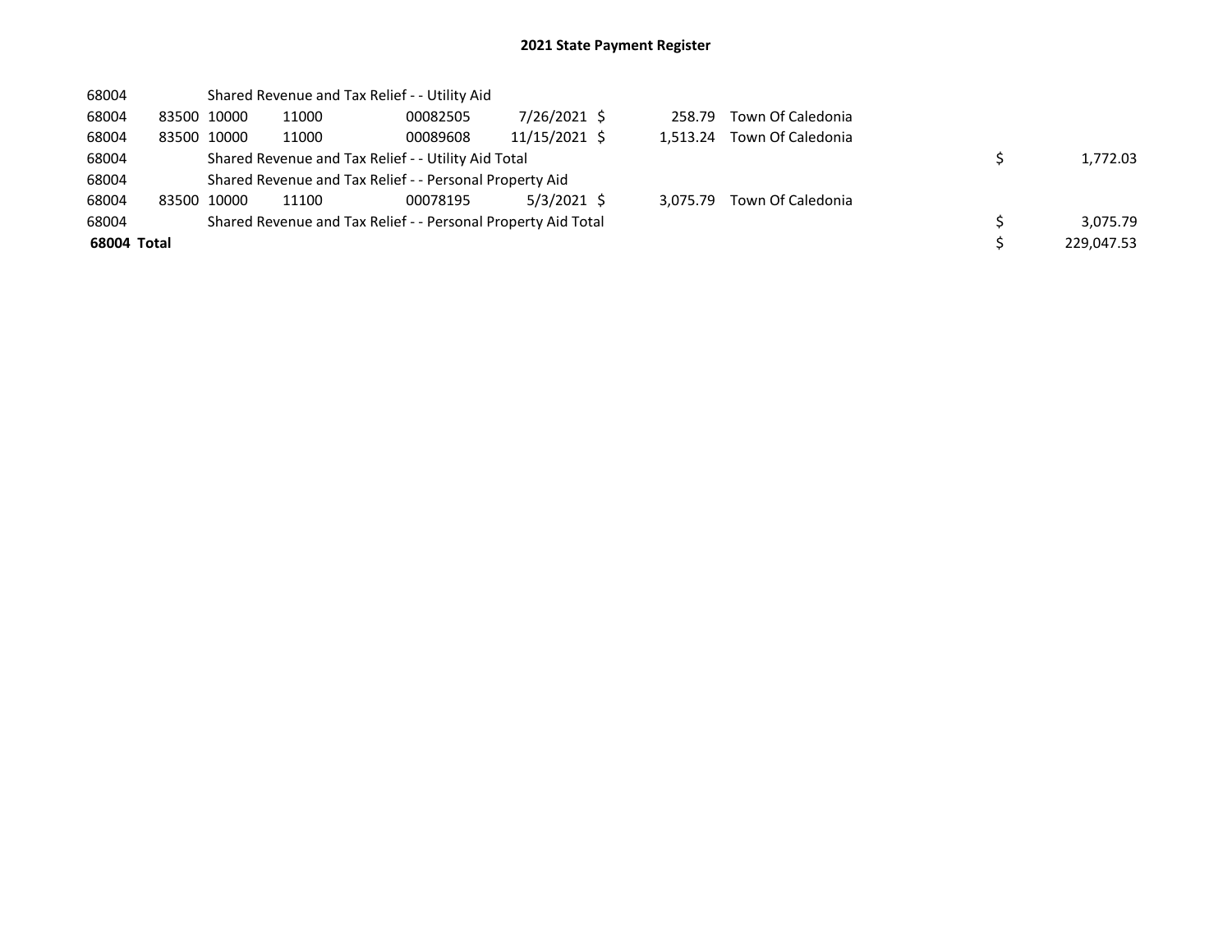## 2021 State Payment Register

| | | | | | | | | | |
|---|---|---|---|---|---|---|---|---|---|
| 68004 | | Shared Revenue and Tax Relief - - Utility Aid | | | | | | | |
| 68004 | 83500 | 10000 | 11000 | 00082505 | 7/26/2021 | $ 258.79 | Town Of Caledonia | | |
| 68004 | 83500 | 10000 | 11000 | 00089608 | 11/15/2021 | $ 1,513.24 | Town Of Caledonia | | |
| 68004 | | Shared Revenue and Tax Relief - - Utility Aid Total | | | | | | $ | 1,772.03 |
| 68004 | | Shared Revenue and Tax Relief - - Personal Property Aid | | | | | | | |
| 68004 | 83500 | 10000 | 11100 | 00078195 | 5/3/2021 | $ 3,075.79 | Town Of Caledonia | | |
| 68004 | | Shared Revenue and Tax Relief - - Personal Property Aid Total | | | | | | $ | 3,075.79 |
| **68004 Total** | | | | | | | | $ | 229,047.53 |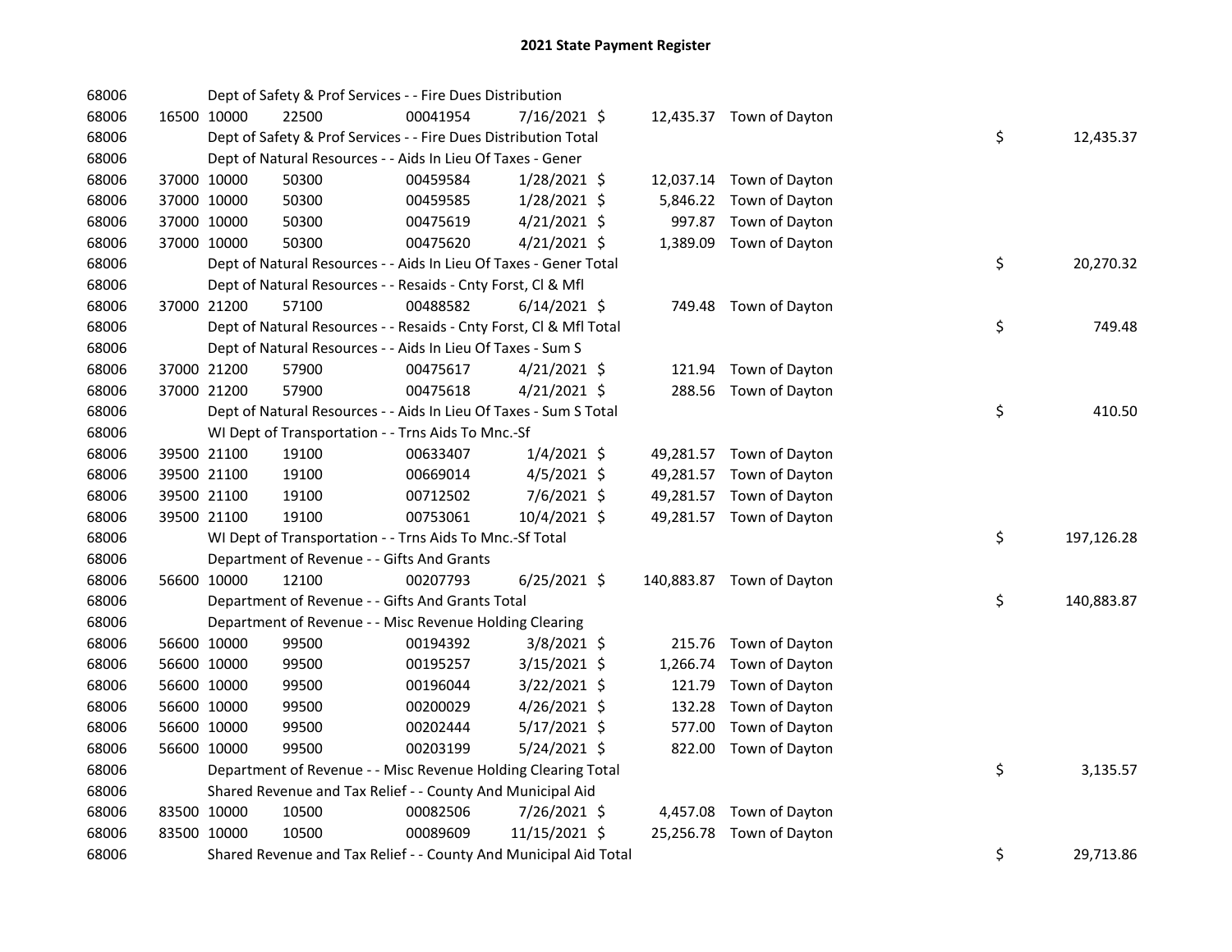# 2021 State Payment Register

| | | | | | | | | |
|---|---|---|---|---|---|---|---|---|
| 68006 | | Dept of Safety & Prof Services - - Fire Dues Distribution | | | | | | |
| 68006 | 16500 | 10000 | 22500 | 00041954 | 7/16/2021 $ | 12,435.37 | Town of Dayton | |
| 68006 | | Dept of Safety & Prof Services - - Fire Dues Distribution Total | | | | | | $ 12,435.37 |
| 68006 | | Dept of Natural Resources - - Aids In Lieu Of Taxes - Gener | | | | | | |
| 68006 | 37000 | 10000 | 50300 | 00459584 | 1/28/2021 $ | 12,037.14 | Town of Dayton | |
| 68006 | 37000 | 10000 | 50300 | 00459585 | 1/28/2021 $ | 5,846.22 | Town of Dayton | |
| 68006 | 37000 | 10000 | 50300 | 00475619 | 4/21/2021 $ | 997.87 | Town of Dayton | |
| 68006 | 37000 | 10000 | 50300 | 00475620 | 4/21/2021 $ | 1,389.09 | Town of Dayton | |
| 68006 | | Dept of Natural Resources - - Aids In Lieu Of Taxes - Gener Total | | | | | | $ 20,270.32 |
| 68006 | | Dept of Natural Resources - - Resaids - Cnty Forst, Cl & Mfl | | | | | | |
| 68006 | 37000 | 21200 | 57100 | 00488582 | 6/14/2021 $ | 749.48 | Town of Dayton | |
| 68006 | | Dept of Natural Resources - - Resaids - Cnty Forst, Cl & Mfl Total | | | | | | $ 749.48 |
| 68006 | | Dept of Natural Resources - - Aids In Lieu Of Taxes - Sum S | | | | | | |
| 68006 | 37000 | 21200 | 57900 | 00475617 | 4/21/2021 $ | 121.94 | Town of Dayton | |
| 68006 | 37000 | 21200 | 57900 | 00475618 | 4/21/2021 $ | 288.56 | Town of Dayton | |
| 68006 | | Dept of Natural Resources - - Aids In Lieu Of Taxes - Sum S Total | | | | | | $ 410.50 |
| 68006 | | WI Dept of Transportation - - Trns Aids To Mnc.-Sf | | | | | | |
| 68006 | 39500 | 21100 | 19100 | 00633407 | 1/4/2021 $ | 49,281.57 | Town of Dayton | |
| 68006 | 39500 | 21100 | 19100 | 00669014 | 4/5/2021 $ | 49,281.57 | Town of Dayton | |
| 68006 | 39500 | 21100 | 19100 | 00712502 | 7/6/2021 $ | 49,281.57 | Town of Dayton | |
| 68006 | 39500 | 21100 | 19100 | 00753061 | 10/4/2021 $ | 49,281.57 | Town of Dayton | |
| 68006 | | WI Dept of Transportation - - Trns Aids To Mnc.-Sf Total | | | | | | $ 197,126.28 |
| 68006 | | Department of Revenue - - Gifts And Grants | | | | | | |
| 68006 | 56600 | 10000 | 12100 | 00207793 | 6/25/2021 $ | 140,883.87 | Town of Dayton | |
| 68006 | | Department of Revenue - - Gifts And Grants Total | | | | | | $ 140,883.87 |
| 68006 | | Department of Revenue - - Misc Revenue Holding Clearing | | | | | | |
| 68006 | 56600 | 10000 | 99500 | 00194392 | 3/8/2021 $ | 215.76 | Town of Dayton | |
| 68006 | 56600 | 10000 | 99500 | 00195257 | 3/15/2021 $ | 1,266.74 | Town of Dayton | |
| 68006 | 56600 | 10000 | 99500 | 00196044 | 3/22/2021 $ | 121.79 | Town of Dayton | |
| 68006 | 56600 | 10000 | 99500 | 00200029 | 4/26/2021 $ | 132.28 | Town of Dayton | |
| 68006 | 56600 | 10000 | 99500 | 00202444 | 5/17/2021 $ | 577.00 | Town of Dayton | |
| 68006 | 56600 | 10000 | 99500 | 00203199 | 5/24/2021 $ | 822.00 | Town of Dayton | |
| 68006 | | Department of Revenue - - Misc Revenue Holding Clearing Total | | | | | | $ 3,135.57 |
| 68006 | | Shared Revenue and Tax Relief - - County And Municipal Aid | | | | | | |
| 68006 | 83500 | 10000 | 10500 | 00082506 | 7/26/2021 $ | 4,457.08 | Town of Dayton | |
| 68006 | 83500 | 10000 | 10500 | 00089609 | 11/15/2021 $ | 25,256.78 | Town of Dayton | |
| 68006 | | Shared Revenue and Tax Relief - - County And Municipal Aid Total | | | | | | $ 29,713.86 |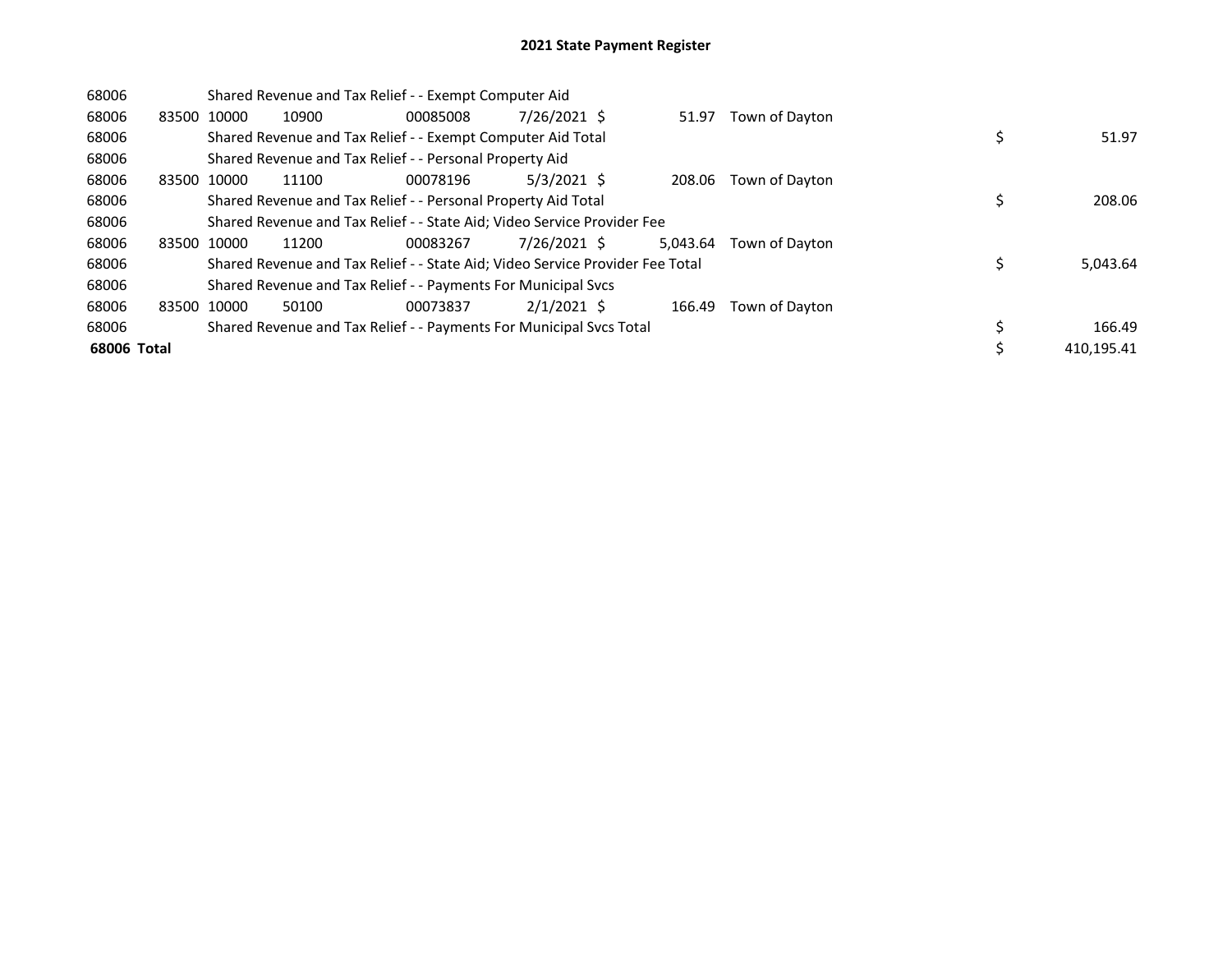# 2021 State Payment Register

| | | | | | | | | | |
|---|---|---|---|---|---|---|---|---|---|
| 68006 | | Shared Revenue and Tax Relief - - Exempt Computer Aid | | | | | | | |
| 68006 | 83500 | 10000 | 10900 | 00085008 | 7/26/2021 | $ 51.97 | Town of Dayton | | |
| 68006 | | Shared Revenue and Tax Relief - - Exempt Computer Aid Total | | | | | | $ | 51.97 |
| 68006 | | Shared Revenue and Tax Relief - - Personal Property Aid | | | | | | | |
| 68006 | 83500 | 10000 | 11100 | 00078196 | 5/3/2021 | $ 208.06 | Town of Dayton | | |
| 68006 | | Shared Revenue and Tax Relief - - Personal Property Aid Total | | | | | | $ | 208.06 |
| 68006 | | Shared Revenue and Tax Relief - - State Aid; Video Service Provider Fee | | | | | | | |
| 68006 | 83500 | 10000 | 11200 | 00083267 | 7/26/2021 | $ 5,043.64 | Town of Dayton | | |
| 68006 | | Shared Revenue and Tax Relief - - State Aid; Video Service Provider Fee Total | | | | | | $ | 5,043.64 |
| 68006 | | Shared Revenue and Tax Relief - - Payments For Municipal Svcs | | | | | | | |
| 68006 | 83500 | 10000 | 50100 | 00073837 | 2/1/2021 | $ 166.49 | Town of Dayton | | |
| 68006 | | Shared Revenue and Tax Relief - - Payments For Municipal Svcs Total | | | | | | $ | 166.49 |
| **68006 Total** | | | | | | | | $ | 410,195.41 |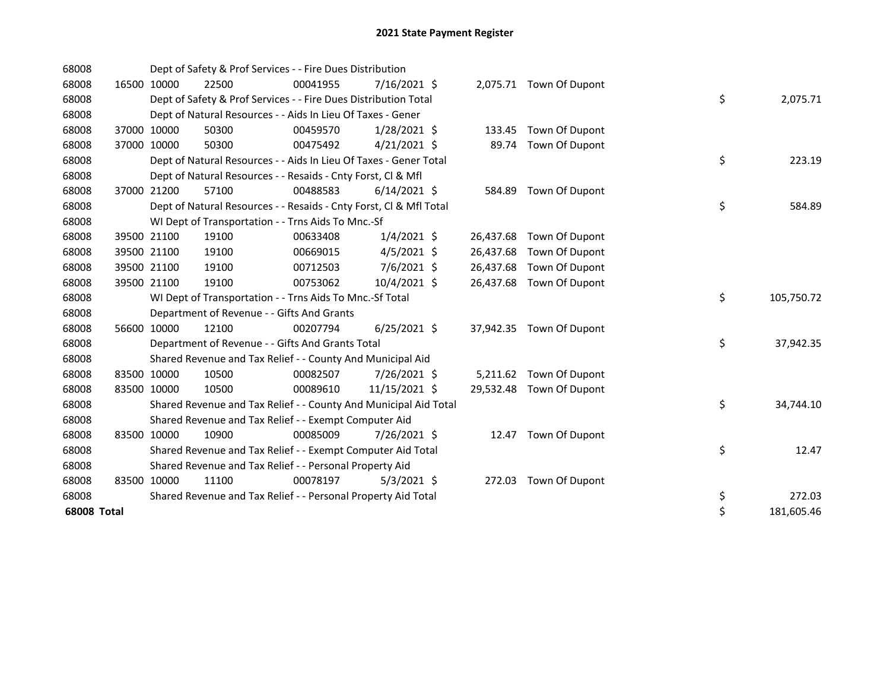# 2021 State Payment Register

| | | | | | | | | | |
|---|---|---|---|---|---|---|---|---|---|
| 68008 | | | Dept of Safety & Prof Services - - Fire Dues Distribution | | | | | | |
| 68008 | 16500 | 10000 | 22500 | 00041955 | 7/16/2021 | $ 2,075.71 | Town Of Dupont | | |
| 68008 | | | Dept of Safety & Prof Services - - Fire Dues Distribution Total | | | | | $ | 2,075.71 |
| 68008 | | | Dept of Natural Resources - - Aids In Lieu Of Taxes - Gener | | | | | | |
| 68008 | 37000 | 10000 | 50300 | 00459570 | 1/28/2021 | $ 133.45 | Town Of Dupont | | |
| 68008 | 37000 | 10000 | 50300 | 00475492 | 4/21/2021 | $ 89.74 | Town Of Dupont | | |
| 68008 | | | Dept of Natural Resources - - Aids In Lieu Of Taxes - Gener Total | | | | | $ | 223.19 |
| 68008 | | | Dept of Natural Resources - - Resaids - Cnty Forst, Cl & Mfl | | | | | | |
| 68008 | 37000 | 21200 | 57100 | 00488583 | 6/14/2021 | $ 584.89 | Town Of Dupont | | |
| 68008 | | | Dept of Natural Resources - - Resaids - Cnty Forst, Cl & Mfl Total | | | | | $ | 584.89 |
| 68008 | | | WI Dept of Transportation - - Trns Aids To Mnc.-Sf | | | | | | |
| 68008 | 39500 | 21100 | 19100 | 00633408 | 1/4/2021 | $ 26,437.68 | Town Of Dupont | | |
| 68008 | 39500 | 21100 | 19100 | 00669015 | 4/5/2021 | $ 26,437.68 | Town Of Dupont | | |
| 68008 | 39500 | 21100 | 19100 | 00712503 | 7/6/2021 | $ 26,437.68 | Town Of Dupont | | |
| 68008 | 39500 | 21100 | 19100 | 00753062 | 10/4/2021 | $ 26,437.68 | Town Of Dupont | | |
| 68008 | | | WI Dept of Transportation - - Trns Aids To Mnc.-Sf Total | | | | | $ | 105,750.72 |
| 68008 | | | Department of Revenue - - Gifts And Grants | | | | | | |
| 68008 | 56600 | 10000 | 12100 | 00207794 | 6/25/2021 | $ 37,942.35 | Town Of Dupont | | |
| 68008 | | | Department of Revenue - - Gifts And Grants Total | | | | | $ | 37,942.35 |
| 68008 | | | Shared Revenue and Tax Relief - - County And Municipal Aid | | | | | | |
| 68008 | 83500 | 10000 | 10500 | 00082507 | 7/26/2021 | $ 5,211.62 | Town Of Dupont | | |
| 68008 | 83500 | 10000 | 10500 | 00089610 | 11/15/2021 | $ 29,532.48 | Town Of Dupont | | |
| 68008 | | | Shared Revenue and Tax Relief - - County And Municipal Aid Total | | | | | $ | 34,744.10 |
| 68008 | | | Shared Revenue and Tax Relief - - Exempt Computer Aid | | | | | | |
| 68008 | 83500 | 10000 | 10900 | 00085009 | 7/26/2021 | $ 12.47 | Town Of Dupont | | |
| 68008 | | | Shared Revenue and Tax Relief - - Exempt Computer Aid Total | | | | | $ | 12.47 |
| 68008 | | | Shared Revenue and Tax Relief - - Personal Property Aid | | | | | | |
| 68008 | 83500 | 10000 | 11100 | 00078197 | 5/3/2021 | $ 272.03 | Town Of Dupont | | |
| 68008 | | | Shared Revenue and Tax Relief - - Personal Property Aid Total | | | | | $ | 272.03 |
| **68008 Total** | | | | | | | | $ | 181,605.46 |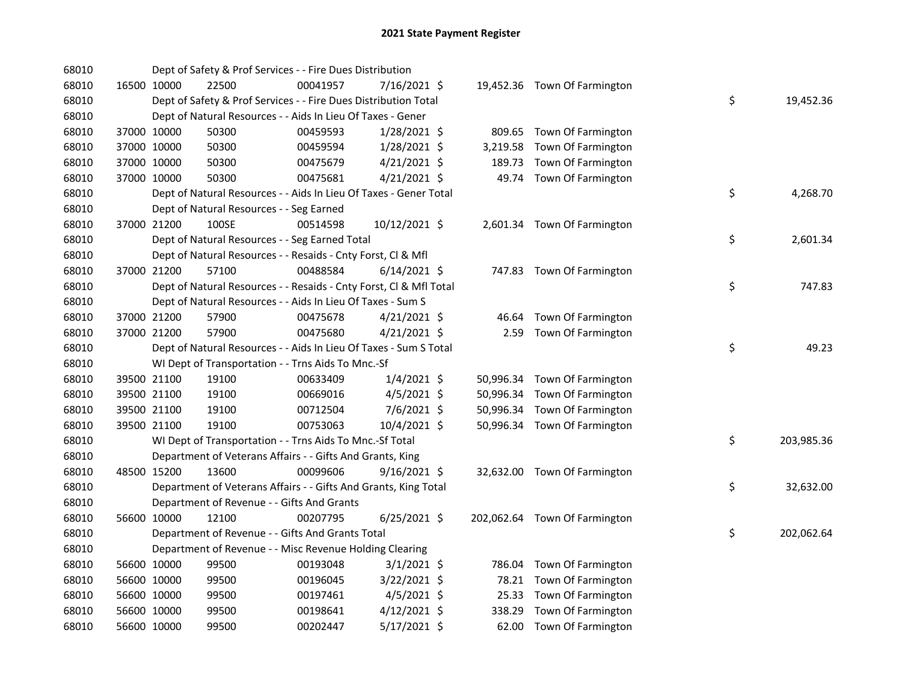# 2021 State Payment Register

| | | | | | | | | | |
|---|---|---|---|---|---|---|---|---|---|
| 68010 | | | Dept of Safety & Prof Services - - Fire Dues Distribution | | | | | | |
| 68010 | 16500 | 10000 | 22500 | 00041957 | 7/16/2021 | $ 19,452.36 | Town Of Farmington | | |
| 68010 | | | Dept of Safety & Prof Services - - Fire Dues Distribution Total | | | | | $ | 19,452.36 |
| 68010 | | | Dept of Natural Resources - - Aids In Lieu Of Taxes - Gener | | | | | | |
| 68010 | 37000 | 10000 | 50300 | 00459593 | 1/28/2021 | $ 809.65 | Town Of Farmington | | |
| 68010 | 37000 | 10000 | 50300 | 00459594 | 1/28/2021 | $ 3,219.58 | Town Of Farmington | | |
| 68010 | 37000 | 10000 | 50300 | 00475679 | 4/21/2021 | $ 189.73 | Town Of Farmington | | |
| 68010 | 37000 | 10000 | 50300 | 00475681 | 4/21/2021 | $ 49.74 | Town Of Farmington | | |
| 68010 | | | Dept of Natural Resources - - Aids In Lieu Of Taxes - Gener Total | | | | | $ | 4,268.70 |
| 68010 | | | Dept of Natural Resources - - Seg Earned | | | | | | |
| 68010 | 37000 | 21200 | 100SE | 00514598 | 10/12/2021 | $ 2,601.34 | Town Of Farmington | | |
| 68010 | | | Dept of Natural Resources - - Seg Earned Total | | | | | $ | 2,601.34 |
| 68010 | | | Dept of Natural Resources - - Resaids - Cnty Forst, Cl & Mfl | | | | | | |
| 68010 | 37000 | 21200 | 57100 | 00488584 | 6/14/2021 | $ 747.83 | Town Of Farmington | | |
| 68010 | | | Dept of Natural Resources - - Resaids - Cnty Forst, Cl & Mfl Total | | | | | $ | 747.83 |
| 68010 | | | Dept of Natural Resources - - Aids In Lieu Of Taxes - Sum S | | | | | | |
| 68010 | 37000 | 21200 | 57900 | 00475678 | 4/21/2021 | $ 46.64 | Town Of Farmington | | |
| 68010 | 37000 | 21200 | 57900 | 00475680 | 4/21/2021 | $ 2.59 | Town Of Farmington | | |
| 68010 | | | Dept of Natural Resources - - Aids In Lieu Of Taxes - Sum S Total | | | | | $ | 49.23 |
| 68010 | | | WI Dept of Transportation - - Trns Aids To Mnc.-Sf | | | | | | |
| 68010 | 39500 | 21100 | 19100 | 00633409 | 1/4/2021 | $ 50,996.34 | Town Of Farmington | | |
| 68010 | 39500 | 21100 | 19100 | 00669016 | 4/5/2021 | $ 50,996.34 | Town Of Farmington | | |
| 68010 | 39500 | 21100 | 19100 | 00712504 | 7/6/2021 | $ 50,996.34 | Town Of Farmington | | |
| 68010 | 39500 | 21100 | 19100 | 00753063 | 10/4/2021 | $ 50,996.34 | Town Of Farmington | | |
| 68010 | | | WI Dept of Transportation - - Trns Aids To Mnc.-Sf Total | | | | | $ | 203,985.36 |
| 68010 | | | Department of Veterans Affairs - - Gifts And Grants, King | | | | | | |
| 68010 | 48500 | 15200 | 13600 | 00099606 | 9/16/2021 | $ 32,632.00 | Town Of Farmington | | |
| 68010 | | | Department of Veterans Affairs - - Gifts And Grants, King Total | | | | | $ | 32,632.00 |
| 68010 | | | Department of Revenue - - Gifts And Grants | | | | | | |
| 68010 | 56600 | 10000 | 12100 | 00207795 | 6/25/2021 | $ 202,062.64 | Town Of Farmington | | |
| 68010 | | | Department of Revenue - - Gifts And Grants Total | | | | | $ | 202,062.64 |
| 68010 | | | Department of Revenue - - Misc Revenue Holding Clearing | | | | | | |
| 68010 | 56600 | 10000 | 99500 | 00193048 | 3/1/2021 | $ 786.04 | Town Of Farmington | | |
| 68010 | 56600 | 10000 | 99500 | 00196045 | 3/22/2021 | $ 78.21 | Town Of Farmington | | |
| 68010 | 56600 | 10000 | 99500 | 00197461 | 4/5/2021 | $ 25.33 | Town Of Farmington | | |
| 68010 | 56600 | 10000 | 99500 | 00198641 | 4/12/2021 | $ 338.29 | Town Of Farmington | | |
| 68010 | 56600 | 10000 | 99500 | 00202447 | 5/17/2021 | $ 62.00 | Town Of Farmington | | |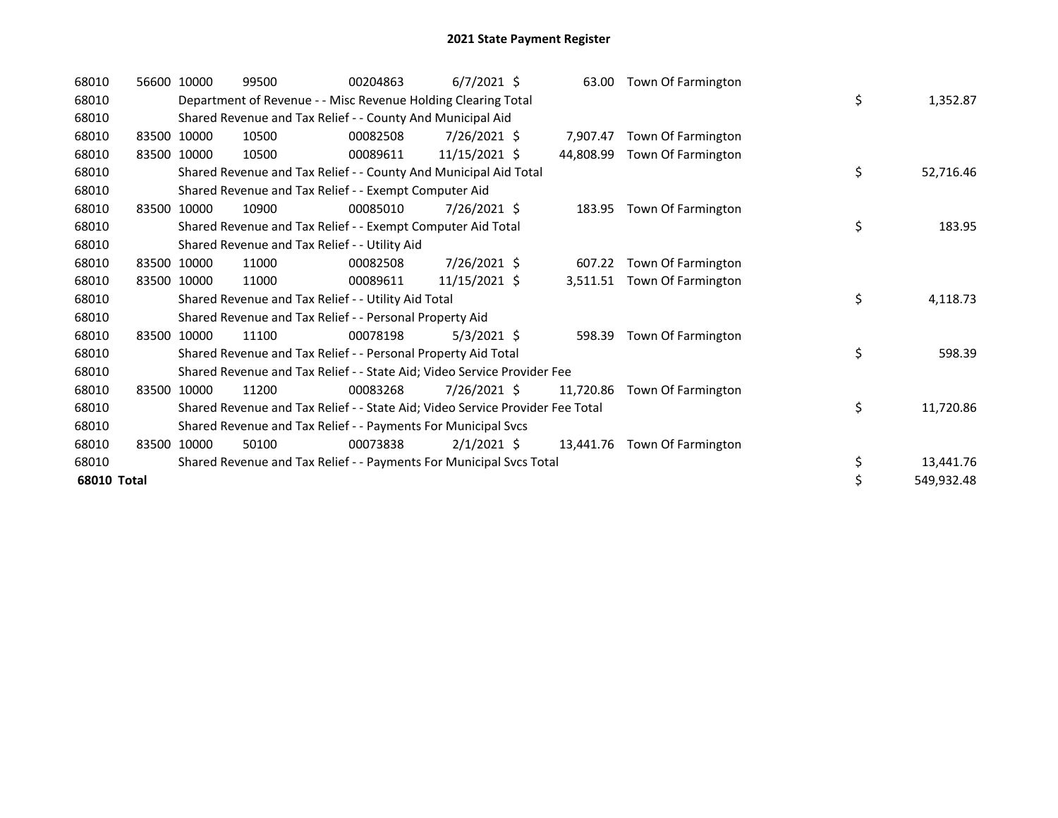# 2021 State Payment Register

| | | | | | | | | | |
|---|---|---|---|---|---|---|---|---|---|
| 68010 | 56600 | 10000 | 99500 | 00204863 | 6/7/2021 | $ 63.00 | Town Of Farmington | | |
| 68010 | | Department of Revenue - - Misc Revenue Holding Clearing Total | | | | | | $ | 1,352.87 |
| 68010 | | Shared Revenue and Tax Relief - - County And Municipal Aid | | | | | | | |
| 68010 | 83500 | 10000 | 10500 | 00082508 | 7/26/2021 | $ 7,907.47 | Town Of Farmington | | |
| 68010 | 83500 | 10000 | 10500 | 00089611 | 11/15/2021 | $ 44,808.99 | Town Of Farmington | | |
| 68010 | | Shared Revenue and Tax Relief - - County And Municipal Aid Total | | | | | | $ | 52,716.46 |
| 68010 | | Shared Revenue and Tax Relief - - Exempt Computer Aid | | | | | | | |
| 68010 | 83500 | 10000 | 10900 | 00085010 | 7/26/2021 | $ 183.95 | Town Of Farmington | | |
| 68010 | | Shared Revenue and Tax Relief - - Exempt Computer Aid Total | | | | | | $ | 183.95 |
| 68010 | | Shared Revenue and Tax Relief - - Utility Aid | | | | | | | |
| 68010 | 83500 | 10000 | 11000 | 00082508 | 7/26/2021 | $ 607.22 | Town Of Farmington | | |
| 68010 | 83500 | 10000 | 11000 | 00089611 | 11/15/2021 | $ 3,511.51 | Town Of Farmington | | |
| 68010 | | Shared Revenue and Tax Relief - - Utility Aid Total | | | | | | $ | 4,118.73 |
| 68010 | | Shared Revenue and Tax Relief - - Personal Property Aid | | | | | | | |
| 68010 | 83500 | 10000 | 11100 | 00078198 | 5/3/2021 | $ 598.39 | Town Of Farmington | | |
| 68010 | | Shared Revenue and Tax Relief - - Personal Property Aid Total | | | | | | $ | 598.39 |
| 68010 | | Shared Revenue and Tax Relief - - State Aid; Video Service Provider Fee | | | | | | | |
| 68010 | 83500 | 10000 | 11200 | 00083268 | 7/26/2021 | $ 11,720.86 | Town Of Farmington | | |
| 68010 | | Shared Revenue and Tax Relief - - State Aid; Video Service Provider Fee Total | | | | | | $ | 11,720.86 |
| 68010 | | Shared Revenue and Tax Relief - - Payments For Municipal Svcs | | | | | | | |
| 68010 | 83500 | 10000 | 50100 | 00073838 | 2/1/2021 | $ 13,441.76 | Town Of Farmington | | |
| 68010 | | Shared Revenue and Tax Relief - - Payments For Municipal Svcs Total | | | | | | $ | 13,441.76 |
| **68010 Total** | | | | | | | | $ | 549,932.48 |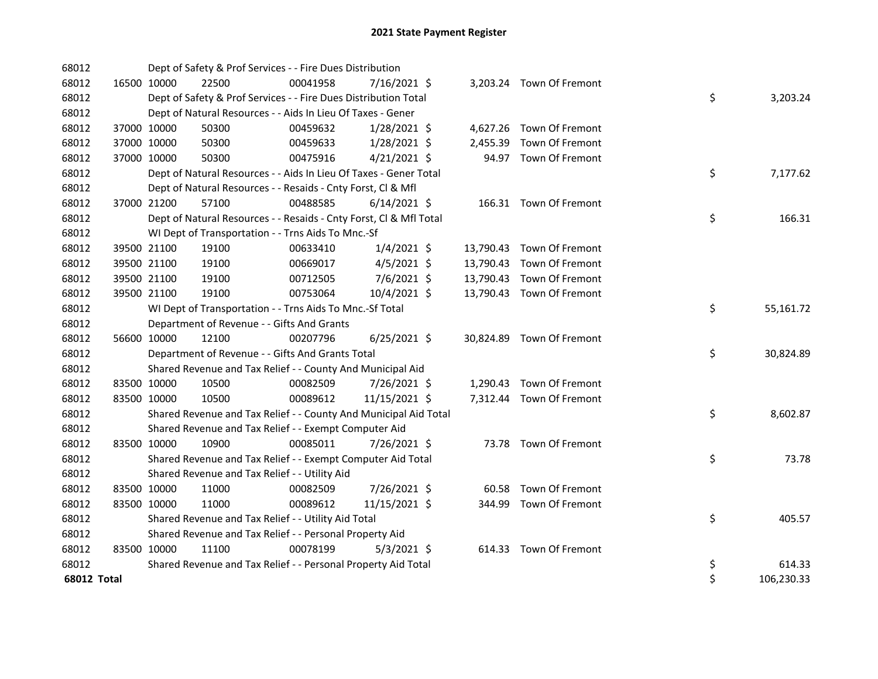# 2021 State Payment Register

| | | | | | | | | | |
|---|---|---|---|---|---|---|---|---|---|
| 68012 | | | Dept of Safety & Prof Services - - Fire Dues Distribution | | | | | | |
| 68012 | 16500 | 10000 | 22500 | 00041958 | 7/16/2021 | $ | 3,203.24 | Town Of Fremont | |
| 68012 | | | Dept of Safety & Prof Services - - Fire Dues Distribution Total | | | | | | $ 3,203.24 |
| 68012 | | | Dept of Natural Resources - - Aids In Lieu Of Taxes - Gener | | | | | | |
| 68012 | 37000 | 10000 | 50300 | 00459632 | 1/28/2021 | $ | 4,627.26 | Town Of Fremont | |
| 68012 | 37000 | 10000 | 50300 | 00459633 | 1/28/2021 | $ | 2,455.39 | Town Of Fremont | |
| 68012 | 37000 | 10000 | 50300 | 00475916 | 4/21/2021 | $ | 94.97 | Town Of Fremont | |
| 68012 | | | Dept of Natural Resources - - Aids In Lieu Of Taxes - Gener Total | | | | | | $ 7,177.62 |
| 68012 | | | Dept of Natural Resources - - Resaids - Cnty Forst, Cl & Mfl | | | | | | |
| 68012 | 37000 | 21200 | 57100 | 00488585 | 6/14/2021 | $ | 166.31 | Town Of Fremont | |
| 68012 | | | Dept of Natural Resources - - Resaids - Cnty Forst, Cl & Mfl Total | | | | | | $ 166.31 |
| 68012 | | | WI Dept of Transportation - - Trns Aids To Mnc.-Sf | | | | | | |
| 68012 | 39500 | 21100 | 19100 | 00633410 | 1/4/2021 | $ | 13,790.43 | Town Of Fremont | |
| 68012 | 39500 | 21100 | 19100 | 00669017 | 4/5/2021 | $ | 13,790.43 | Town Of Fremont | |
| 68012 | 39500 | 21100 | 19100 | 00712505 | 7/6/2021 | $ | 13,790.43 | Town Of Fremont | |
| 68012 | 39500 | 21100 | 19100 | 00753064 | 10/4/2021 | $ | 13,790.43 | Town Of Fremont | |
| 68012 | | | WI Dept of Transportation - - Trns Aids To Mnc.-Sf Total | | | | | | $ 55,161.72 |
| 68012 | | | Department of Revenue - - Gifts And Grants | | | | | | |
| 68012 | 56600 | 10000 | 12100 | 00207796 | 6/25/2021 | $ | 30,824.89 | Town Of Fremont | |
| 68012 | | | Department of Revenue - - Gifts And Grants Total | | | | | | $ 30,824.89 |
| 68012 | | | Shared Revenue and Tax Relief - - County And Municipal Aid | | | | | | |
| 68012 | 83500 | 10000 | 10500 | 00082509 | 7/26/2021 | $ | 1,290.43 | Town Of Fremont | |
| 68012 | 83500 | 10000 | 10500 | 00089612 | 11/15/2021 | $ | 7,312.44 | Town Of Fremont | |
| 68012 | | | Shared Revenue and Tax Relief - - County And Municipal Aid Total | | | | | | $ 8,602.87 |
| 68012 | | | Shared Revenue and Tax Relief - - Exempt Computer Aid | | | | | | |
| 68012 | 83500 | 10000 | 10900 | 00085011 | 7/26/2021 | $ | 73.78 | Town Of Fremont | |
| 68012 | | | Shared Revenue and Tax Relief - - Exempt Computer Aid Total | | | | | | $ 73.78 |
| 68012 | | | Shared Revenue and Tax Relief - - Utility Aid | | | | | | |
| 68012 | 83500 | 10000 | 11000 | 00082509 | 7/26/2021 | $ | 60.58 | Town Of Fremont | |
| 68012 | 83500 | 10000 | 11000 | 00089612 | 11/15/2021 | $ | 344.99 | Town Of Fremont | |
| 68012 | | | Shared Revenue and Tax Relief - - Utility Aid Total | | | | | | $ 405.57 |
| 68012 | | | Shared Revenue and Tax Relief - - Personal Property Aid | | | | | | |
| 68012 | 83500 | 10000 | 11100 | 00078199 | 5/3/2021 | $ | 614.33 | Town Of Fremont | |
| 68012 | | | Shared Revenue and Tax Relief - - Personal Property Aid Total | | | | | | $ 614.33 |
| **68012 Total** | | | | | | | | | $ 106,230.33 |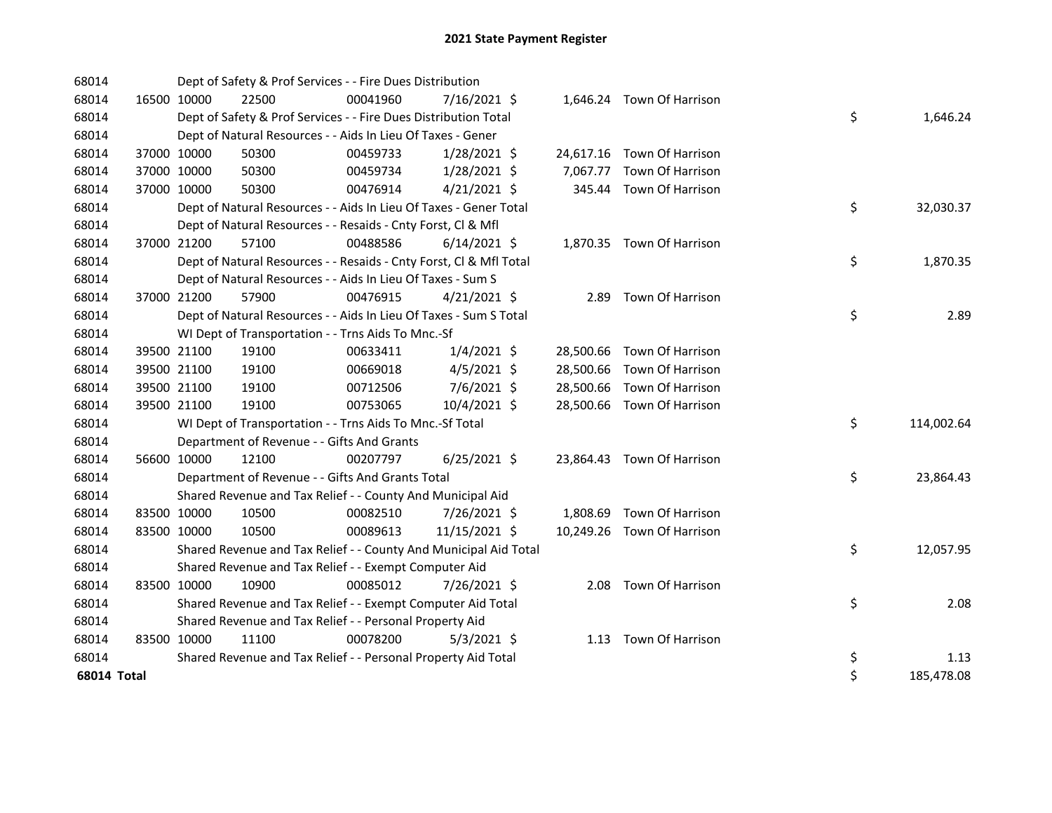# 2021 State Payment Register

| | | | | | | | | | |
|---|---|---|---|---|---|---|---|---|---|
| 68014 | | Dept of Safety & Prof Services - - Fire Dues Distribution | | | | | | | |
| 68014 | 16500 | 10000 | 22500 | 00041960 | 7/16/2021 | $ | 1,646.24 | Town Of Harrison | |
| 68014 | | Dept of Safety & Prof Services - - Fire Dues Distribution Total | | | | | | | $ 1,646.24 |
| 68014 | | Dept of Natural Resources - - Aids In Lieu Of Taxes - Gener | | | | | | | |
| 68014 | 37000 | 10000 | 50300 | 00459733 | 1/28/2021 | $ | 24,617.16 | Town Of Harrison | |
| 68014 | 37000 | 10000 | 50300 | 00459734 | 1/28/2021 | $ | 7,067.77 | Town Of Harrison | |
| 68014 | 37000 | 10000 | 50300 | 00476914 | 4/21/2021 | $ | 345.44 | Town Of Harrison | |
| 68014 | | Dept of Natural Resources - - Aids In Lieu Of Taxes - Gener Total | | | | | | | $ 32,030.37 |
| 68014 | | Dept of Natural Resources - - Resaids - Cnty Forst, Cl & Mfl | | | | | | | |
| 68014 | 37000 | 21200 | 57100 | 00488586 | 6/14/2021 | $ | 1,870.35 | Town Of Harrison | |
| 68014 | | Dept of Natural Resources - - Resaids - Cnty Forst, Cl & Mfl Total | | | | | | | $ 1,870.35 |
| 68014 | | Dept of Natural Resources - - Aids In Lieu Of Taxes - Sum S | | | | | | | |
| 68014 | 37000 | 21200 | 57900 | 00476915 | 4/21/2021 | $ | 2.89 | Town Of Harrison | |
| 68014 | | Dept of Natural Resources - - Aids In Lieu Of Taxes - Sum S Total | | | | | | | $ 2.89 |
| 68014 | | WI Dept of Transportation - - Trns Aids To Mnc.-Sf | | | | | | | |
| 68014 | 39500 | 21100 | 19100 | 00633411 | 1/4/2021 | $ | 28,500.66 | Town Of Harrison | |
| 68014 | 39500 | 21100 | 19100 | 00669018 | 4/5/2021 | $ | 28,500.66 | Town Of Harrison | |
| 68014 | 39500 | 21100 | 19100 | 00712506 | 7/6/2021 | $ | 28,500.66 | Town Of Harrison | |
| 68014 | 39500 | 21100 | 19100 | 00753065 | 10/4/2021 | $ | 28,500.66 | Town Of Harrison | |
| 68014 | | WI Dept of Transportation - - Trns Aids To Mnc.-Sf Total | | | | | | | $ 114,002.64 |
| 68014 | | Department of Revenue - - Gifts And Grants | | | | | | | |
| 68014 | 56600 | 10000 | 12100 | 00207797 | 6/25/2021 | $ | 23,864.43 | Town Of Harrison | |
| 68014 | | Department of Revenue - - Gifts And Grants Total | | | | | | | $ 23,864.43 |
| 68014 | | Shared Revenue and Tax Relief - - County And Municipal Aid | | | | | | | |
| 68014 | 83500 | 10000 | 10500 | 00082510 | 7/26/2021 | $ | 1,808.69 | Town Of Harrison | |
| 68014 | 83500 | 10000 | 10500 | 00089613 | 11/15/2021 | $ | 10,249.26 | Town Of Harrison | |
| 68014 | | Shared Revenue and Tax Relief - - County And Municipal Aid Total | | | | | | | $ 12,057.95 |
| 68014 | | Shared Revenue and Tax Relief - - Exempt Computer Aid | | | | | | | |
| 68014 | 83500 | 10000 | 10900 | 00085012 | 7/26/2021 | $ | 2.08 | Town Of Harrison | |
| 68014 | | Shared Revenue and Tax Relief - - Exempt Computer Aid Total | | | | | | | $ 2.08 |
| 68014 | | Shared Revenue and Tax Relief - - Personal Property Aid | | | | | | | |
| 68014 | 83500 | 10000 | 11100 | 00078200 | 5/3/2021 | $ | 1.13 | Town Of Harrison | |
| 68014 | | Shared Revenue and Tax Relief - - Personal Property Aid Total | | | | | | | $ 1.13 |
| **68014 Total** | | | | | | | | | $ 185,478.08 |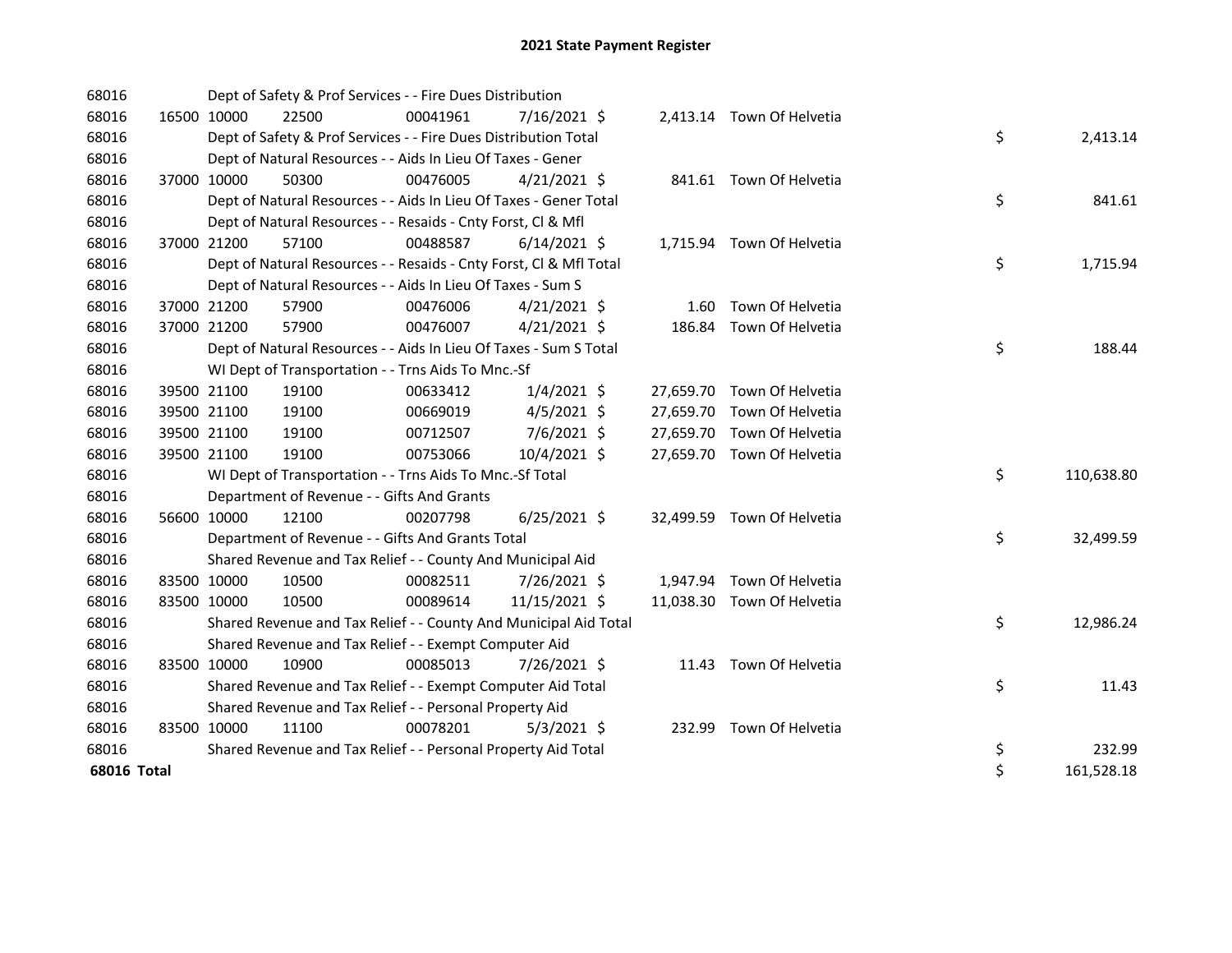# 2021 State Payment Register

| | | | | | | | | | |
|---|---|---|---|---|---|---|---|---|---|
| 68016 | | Dept of Safety & Prof Services - - Fire Dues Distribution | | | | | | | |
| 68016 | 16500 | 10000 | 22500 | 00041961 | 7/16/2021 | $ 2,413.14 | Town Of Helvetia | | |
| 68016 | | Dept of Safety & Prof Services - - Fire Dues Distribution Total | | | | | | $ | 2,413.14 |
| 68016 | | Dept of Natural Resources - - Aids In Lieu Of Taxes - Gener | | | | | | | |
| 68016 | 37000 | 10000 | 50300 | 00476005 | 4/21/2021 | $ 841.61 | Town Of Helvetia | | |
| 68016 | | Dept of Natural Resources - - Aids In Lieu Of Taxes - Gener Total | | | | | | $ | 841.61 |
| 68016 | | Dept of Natural Resources - - Resaids - Cnty Forst, Cl & Mfl | | | | | | | |
| 68016 | 37000 | 21200 | 57100 | 00488587 | 6/14/2021 | $ 1,715.94 | Town Of Helvetia | | |
| 68016 | | Dept of Natural Resources - - Resaids - Cnty Forst, Cl & Mfl Total | | | | | | $ | 1,715.94 |
| 68016 | | Dept of Natural Resources - - Aids In Lieu Of Taxes - Sum S | | | | | | | |
| 68016 | 37000 | 21200 | 57900 | 00476006 | 4/21/2021 | $ 1.60 | Town Of Helvetia | | |
| 68016 | 37000 | 21200 | 57900 | 00476007 | 4/21/2021 | $ 186.84 | Town Of Helvetia | | |
| 68016 | | Dept of Natural Resources - - Aids In Lieu Of Taxes - Sum S Total | | | | | | $ | 188.44 |
| 68016 | | WI Dept of Transportation - - Trns Aids To Mnc.-Sf | | | | | | | |
| 68016 | 39500 | 21100 | 19100 | 00633412 | 1/4/2021 | $ 27,659.70 | Town Of Helvetia | | |
| 68016 | 39500 | 21100 | 19100 | 00669019 | 4/5/2021 | $ 27,659.70 | Town Of Helvetia | | |
| 68016 | 39500 | 21100 | 19100 | 00712507 | 7/6/2021 | $ 27,659.70 | Town Of Helvetia | | |
| 68016 | 39500 | 21100 | 19100 | 00753066 | 10/4/2021 | $ 27,659.70 | Town Of Helvetia | | |
| 68016 | | WI Dept of Transportation - - Trns Aids To Mnc.-Sf Total | | | | | | $ | 110,638.80 |
| 68016 | | Department of Revenue - - Gifts And Grants | | | | | | | |
| 68016 | 56600 | 10000 | 12100 | 00207798 | 6/25/2021 | $ 32,499.59 | Town Of Helvetia | | |
| 68016 | | Department of Revenue - - Gifts And Grants Total | | | | | | $ | 32,499.59 |
| 68016 | | Shared Revenue and Tax Relief - - County And Municipal Aid | | | | | | | |
| 68016 | 83500 | 10000 | 10500 | 00082511 | 7/26/2021 | $ 1,947.94 | Town Of Helvetia | | |
| 68016 | 83500 | 10000 | 10500 | 00089614 | 11/15/2021 | $ 11,038.30 | Town Of Helvetia | | |
| 68016 | | Shared Revenue and Tax Relief - - County And Municipal Aid Total | | | | | | $ | 12,986.24 |
| 68016 | | Shared Revenue and Tax Relief - - Exempt Computer Aid | | | | | | | |
| 68016 | 83500 | 10000 | 10900 | 00085013 | 7/26/2021 | $ 11.43 | Town Of Helvetia | | |
| 68016 | | Shared Revenue and Tax Relief - - Exempt Computer Aid Total | | | | | | $ | 11.43 |
| 68016 | | Shared Revenue and Tax Relief - - Personal Property Aid | | | | | | | |
| 68016 | 83500 | 10000 | 11100 | 00078201 | 5/3/2021 | $ 232.99 | Town Of Helvetia | | |
| 68016 | | Shared Revenue and Tax Relief - - Personal Property Aid Total | | | | | | $ | 232.99 |
| **68016 Total** | | | | | | | | $ | 161,528.18 |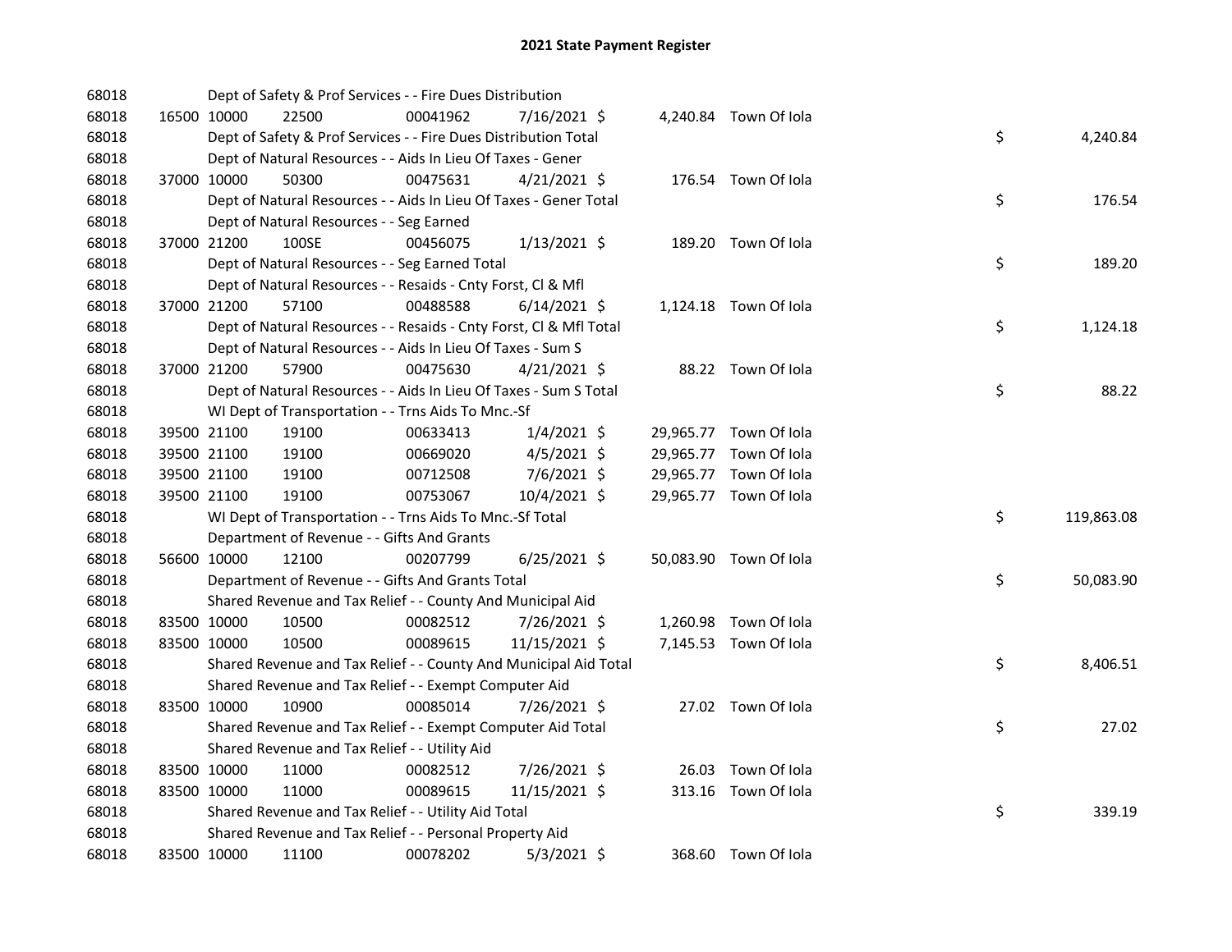# 2021 State Payment Register

| | | | | | | | | |
|---|---|---|---|---|---|---|---|---|
| 68018 | | | Dept of Safety & Prof Services - - Fire Dues Distribution | | | | | |
| 68018 | 16500 | 10000 | 22500 | 00041962 | 7/16/2021 | $ 4,240.84 | Town Of Iola | |
| 68018 | | | Dept of Safety & Prof Services - - Fire Dues Distribution Total | | | | | $ 4,240.84 |
| 68018 | | | Dept of Natural Resources - - Aids In Lieu Of Taxes - Gener | | | | | |
| 68018 | 37000 | 10000 | 50300 | 00475631 | 4/21/2021 | $ 176.54 | Town Of Iola | |
| 68018 | | | Dept of Natural Resources - - Aids In Lieu Of Taxes - Gener Total | | | | | $ 176.54 |
| 68018 | | | Dept of Natural Resources - - Seg Earned | | | | | |
| 68018 | 37000 | 21200 | 100SE | 00456075 | 1/13/2021 | $ 189.20 | Town Of Iola | |
| 68018 | | | Dept of Natural Resources - - Seg Earned Total | | | | | $ 189.20 |
| 68018 | | | Dept of Natural Resources - - Resaids - Cnty Forst, Cl & Mfl | | | | | |
| 68018 | 37000 | 21200 | 57100 | 00488588 | 6/14/2021 | $ 1,124.18 | Town Of Iola | |
| 68018 | | | Dept of Natural Resources - - Resaids - Cnty Forst, Cl & Mfl Total | | | | | $ 1,124.18 |
| 68018 | | | Dept of Natural Resources - - Aids In Lieu Of Taxes - Sum S | | | | | |
| 68018 | 37000 | 21200 | 57900 | 00475630 | 4/21/2021 | $ 88.22 | Town Of Iola | |
| 68018 | | | Dept of Natural Resources - - Aids In Lieu Of Taxes - Sum S Total | | | | | $ 88.22 |
| 68018 | | | WI Dept of Transportation - - Trns Aids To Mnc.-Sf | | | | | |
| 68018 | 39500 | 21100 | 19100 | 00633413 | 1/4/2021 | $ 29,965.77 | Town Of Iola | |
| 68018 | 39500 | 21100 | 19100 | 00669020 | 4/5/2021 | $ 29,965.77 | Town Of Iola | |
| 68018 | 39500 | 21100 | 19100 | 00712508 | 7/6/2021 | $ 29,965.77 | Town Of Iola | |
| 68018 | 39500 | 21100 | 19100 | 00753067 | 10/4/2021 | $ 29,965.77 | Town Of Iola | |
| 68018 | | | WI Dept of Transportation - - Trns Aids To Mnc.-Sf Total | | | | | $ 119,863.08 |
| 68018 | | | Department of Revenue - - Gifts And Grants | | | | | |
| 68018 | 56600 | 10000 | 12100 | 00207799 | 6/25/2021 | $ 50,083.90 | Town Of Iola | |
| 68018 | | | Department of Revenue - - Gifts And Grants Total | | | | | $ 50,083.90 |
| 68018 | | | Shared Revenue and Tax Relief - - County And Municipal Aid | | | | | |
| 68018 | 83500 | 10000 | 10500 | 00082512 | 7/26/2021 | $ 1,260.98 | Town Of Iola | |
| 68018 | 83500 | 10000 | 10500 | 00089615 | 11/15/2021 | $ 7,145.53 | Town Of Iola | |
| 68018 | | | Shared Revenue and Tax Relief - - County And Municipal Aid Total | | | | | $ 8,406.51 |
| 68018 | | | Shared Revenue and Tax Relief - - Exempt Computer Aid | | | | | |
| 68018 | 83500 | 10000 | 10900 | 00085014 | 7/26/2021 | $ 27.02 | Town Of Iola | |
| 68018 | | | Shared Revenue and Tax Relief - - Exempt Computer Aid Total | | | | | $ 27.02 |
| 68018 | | | Shared Revenue and Tax Relief - - Utility Aid | | | | | |
| 68018 | 83500 | 10000 | 11000 | 00082512 | 7/26/2021 | $ 26.03 | Town Of Iola | |
| 68018 | 83500 | 10000 | 11000 | 00089615 | 11/15/2021 | $ 313.16 | Town Of Iola | |
| 68018 | | | Shared Revenue and Tax Relief - - Utility Aid Total | | | | | $ 339.19 |
| 68018 | | | Shared Revenue and Tax Relief - - Personal Property Aid | | | | | |
| 68018 | 83500 | 10000 | 11100 | 00078202 | 5/3/2021 | $ 368.60 | Town Of Iola | |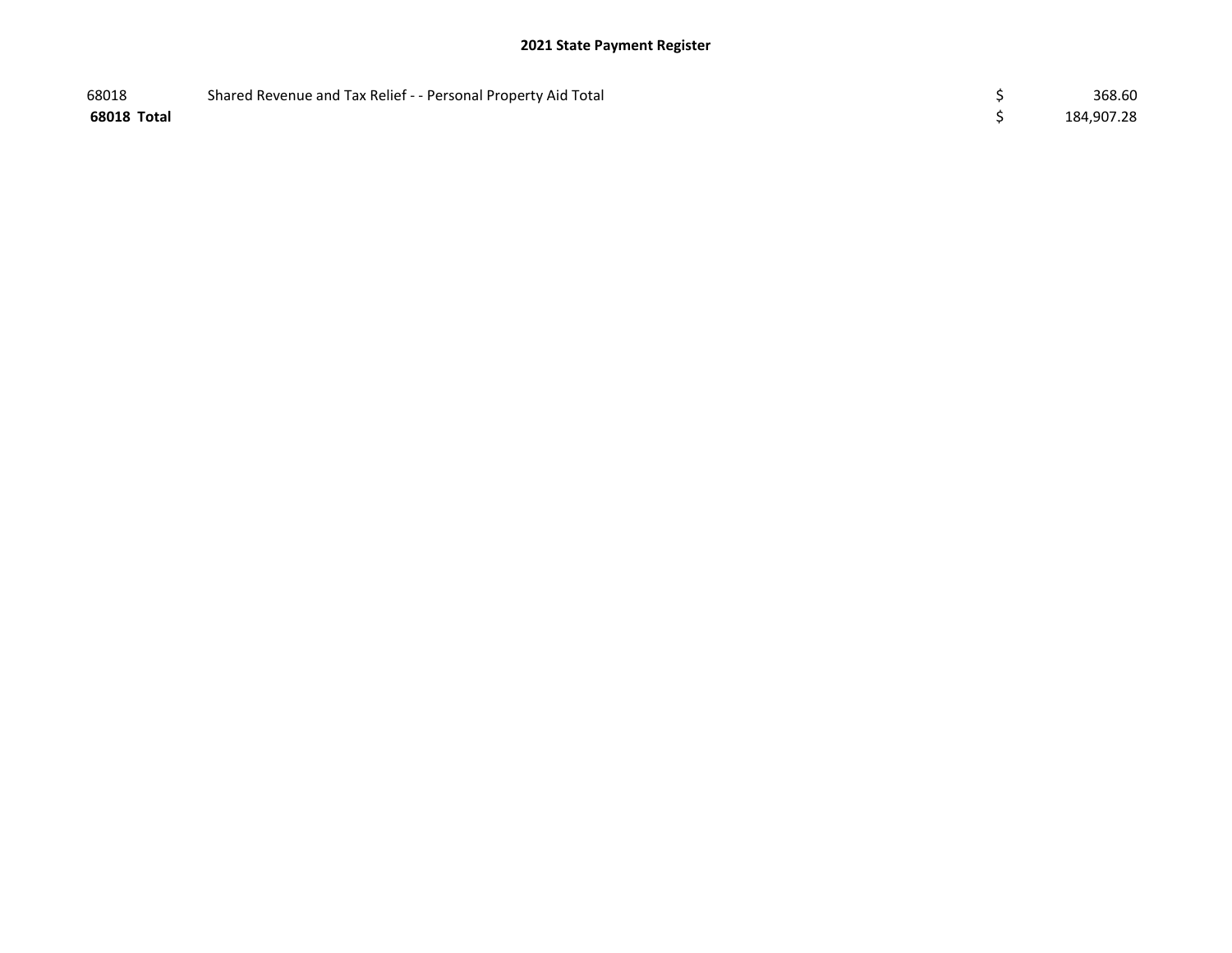## 2021 State Payment Register

| | | | |
|---|---|---|---|
| 68018 | Shared Revenue and Tax Relief - - Personal Property Aid Total | $ | 368.60 |
| **68018 Total** | | $ | 184,907.28 |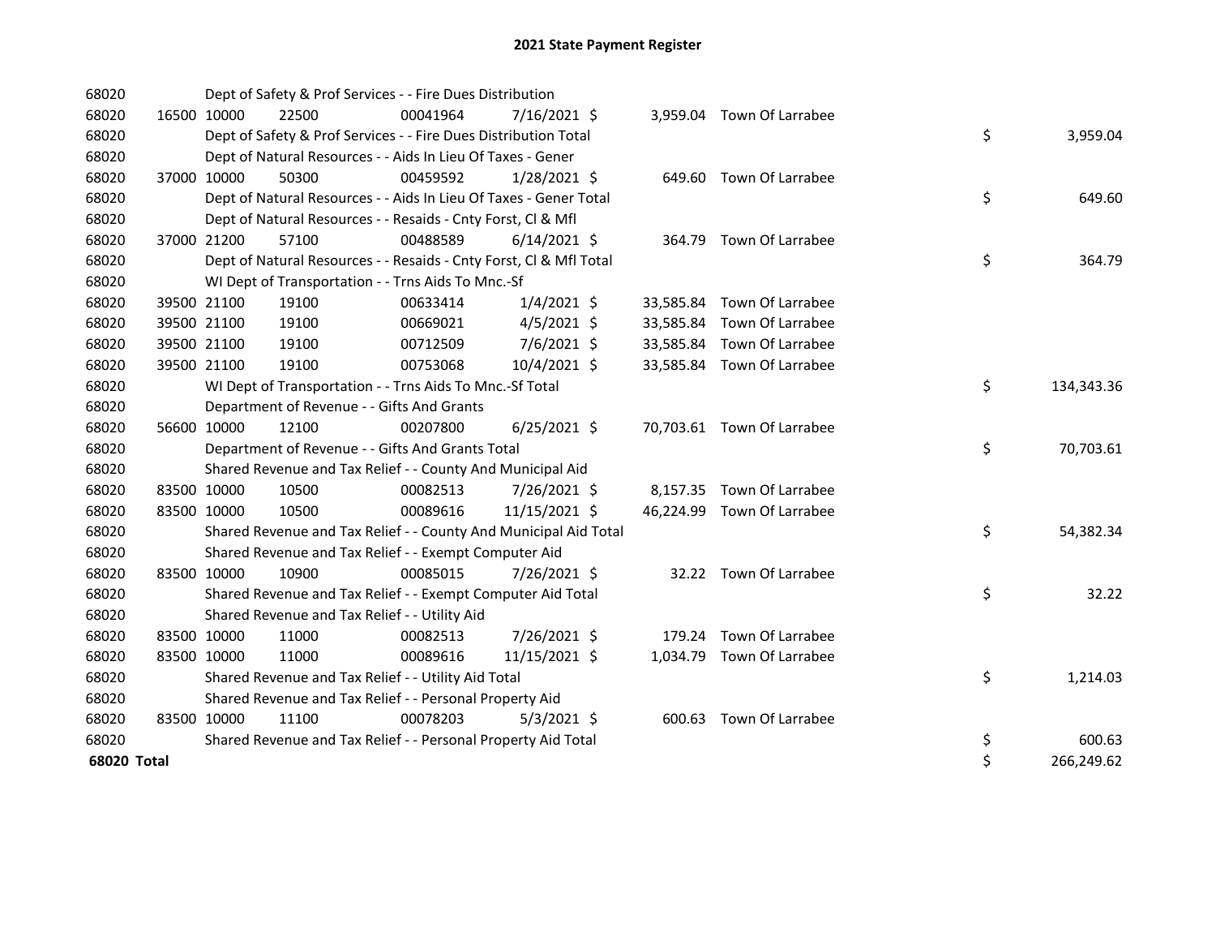# 2021 State Payment Register

| | | | | | | | | | |
|---|---|---|---|---|---|---|---|---|---|
| 68020 | | Dept of Safety & Prof Services - - Fire Dues Distribution | | | | | | | |
| 68020 | 16500 | 10000 | 22500 | 00041964 | 7/16/2021 | $ 3,959.04 | Town Of Larrabee | | |
| 68020 | | Dept of Safety & Prof Services - - Fire Dues Distribution Total | | | | | | $ | 3,959.04 |
| 68020 | | Dept of Natural Resources - - Aids In Lieu Of Taxes - Gener | | | | | | | |
| 68020 | 37000 | 10000 | 50300 | 00459592 | 1/28/2021 | $ 649.60 | Town Of Larrabee | | |
| 68020 | | Dept of Natural Resources - - Aids In Lieu Of Taxes - Gener Total | | | | | | $ | 649.60 |
| 68020 | | Dept of Natural Resources - - Resaids - Cnty Forst, Cl & Mfl | | | | | | | |
| 68020 | 37000 | 21200 | 57100 | 00488589 | 6/14/2021 | $ 364.79 | Town Of Larrabee | | |
| 68020 | | Dept of Natural Resources - - Resaids - Cnty Forst, Cl & Mfl Total | | | | | | $ | 364.79 |
| 68020 | | WI Dept of Transportation - - Trns Aids To Mnc.-Sf | | | | | | | |
| 68020 | 39500 | 21100 | 19100 | 00633414 | 1/4/2021 | $ 33,585.84 | Town Of Larrabee | | |
| 68020 | 39500 | 21100 | 19100 | 00669021 | 4/5/2021 | $ 33,585.84 | Town Of Larrabee | | |
| 68020 | 39500 | 21100 | 19100 | 00712509 | 7/6/2021 | $ 33,585.84 | Town Of Larrabee | | |
| 68020 | 39500 | 21100 | 19100 | 00753068 | 10/4/2021 | $ 33,585.84 | Town Of Larrabee | | |
| 68020 | | WI Dept of Transportation - - Trns Aids To Mnc.-Sf Total | | | | | | $ | 134,343.36 |
| 68020 | | Department of Revenue - - Gifts And Grants | | | | | | | |
| 68020 | 56600 | 10000 | 12100 | 00207800 | 6/25/2021 | $ 70,703.61 | Town Of Larrabee | | |
| 68020 | | Department of Revenue - - Gifts And Grants Total | | | | | | $ | 70,703.61 |
| 68020 | | Shared Revenue and Tax Relief - - County And Municipal Aid | | | | | | | |
| 68020 | 83500 | 10000 | 10500 | 00082513 | 7/26/2021 | $ 8,157.35 | Town Of Larrabee | | |
| 68020 | 83500 | 10000 | 10500 | 00089616 | 11/15/2021 | $ 46,224.99 | Town Of Larrabee | | |
| 68020 | | Shared Revenue and Tax Relief - - County And Municipal Aid Total | | | | | | $ | 54,382.34 |
| 68020 | | Shared Revenue and Tax Relief - - Exempt Computer Aid | | | | | | | |
| 68020 | 83500 | 10000 | 10900 | 00085015 | 7/26/2021 | $ 32.22 | Town Of Larrabee | | |
| 68020 | | Shared Revenue and Tax Relief - - Exempt Computer Aid Total | | | | | | $ | 32.22 |
| 68020 | | Shared Revenue and Tax Relief - - Utility Aid | | | | | | | |
| 68020 | 83500 | 10000 | 11000 | 00082513 | 7/26/2021 | $ 179.24 | Town Of Larrabee | | |
| 68020 | 83500 | 10000 | 11000 | 00089616 | 11/15/2021 | $ 1,034.79 | Town Of Larrabee | | |
| 68020 | | Shared Revenue and Tax Relief - - Utility Aid Total | | | | | | $ | 1,214.03 |
| 68020 | | Shared Revenue and Tax Relief - - Personal Property Aid | | | | | | | |
| 68020 | 83500 | 10000 | 11100 | 00078203 | 5/3/2021 | $ 600.63 | Town Of Larrabee | | |
| 68020 | | Shared Revenue and Tax Relief - - Personal Property Aid Total | | | | | | $ | 600.63 |
| **68020 Total** | | | | | | | | $ | 266,249.62 |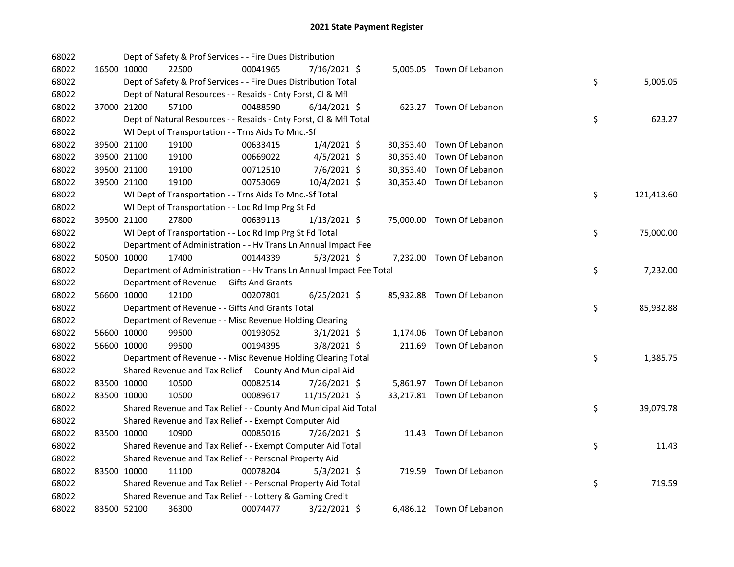# 2021 State Payment Register

| | | | | | | | | | |
|---|---|---|---|---|---|---|---|---|---|
| 68022 | | | Dept of Safety & Prof Services - - Fire Dues Distribution | | | | | | |
| 68022 | 16500 | 10000 | 22500 | 00041965 | 7/16/2021 | $ 5,005.05 | Town Of Lebanon | | |
| 68022 | | | Dept of Safety & Prof Services - - Fire Dues Distribution Total | | | | | $ | 5,005.05 |
| 68022 | | | Dept of Natural Resources - - Resaids - Cnty Forst, Cl & Mfl | | | | | | |
| 68022 | 37000 | 21200 | 57100 | 00488590 | 6/14/2021 | $ 623.27 | Town Of Lebanon | | |
| 68022 | | | Dept of Natural Resources - - Resaids - Cnty Forst, Cl & Mfl Total | | | | | $ | 623.27 |
| 68022 | | | WI Dept of Transportation - - Trns Aids To Mnc.-Sf | | | | | | |
| 68022 | 39500 | 21100 | 19100 | 00633415 | 1/4/2021 | $ 30,353.40 | Town Of Lebanon | | |
| 68022 | 39500 | 21100 | 19100 | 00669022 | 4/5/2021 | $ 30,353.40 | Town Of Lebanon | | |
| 68022 | 39500 | 21100 | 19100 | 00712510 | 7/6/2021 | $ 30,353.40 | Town Of Lebanon | | |
| 68022 | 39500 | 21100 | 19100 | 00753069 | 10/4/2021 | $ 30,353.40 | Town Of Lebanon | | |
| 68022 | | | WI Dept of Transportation - - Trns Aids To Mnc.-Sf Total | | | | | $ | 121,413.60 |
| 68022 | | | WI Dept of Transportation - - Loc Rd Imp Prg St Fd | | | | | | |
| 68022 | 39500 | 21100 | 27800 | 00639113 | 1/13/2021 | $ 75,000.00 | Town Of Lebanon | | |
| 68022 | | | WI Dept of Transportation - - Loc Rd Imp Prg St Fd Total | | | | | $ | 75,000.00 |
| 68022 | | | Department of Administration - - Hv Trans Ln Annual Impact Fee | | | | | | |
| 68022 | 50500 | 10000 | 17400 | 00144339 | 5/3/2021 | $ 7,232.00 | Town Of Lebanon | | |
| 68022 | | | Department of Administration - - Hv Trans Ln Annual Impact Fee Total | | | | | $ | 7,232.00 |
| 68022 | | | Department of Revenue - - Gifts And Grants | | | | | | |
| 68022 | 56600 | 10000 | 12100 | 00207801 | 6/25/2021 | $ 85,932.88 | Town Of Lebanon | | |
| 68022 | | | Department of Revenue - - Gifts And Grants Total | | | | | $ | 85,932.88 |
| 68022 | | | Department of Revenue - - Misc Revenue Holding Clearing | | | | | | |
| 68022 | 56600 | 10000 | 99500 | 00193052 | 3/1/2021 | $ 1,174.06 | Town Of Lebanon | | |
| 68022 | 56600 | 10000 | 99500 | 00194395 | 3/8/2021 | $ 211.69 | Town Of Lebanon | | |
| 68022 | | | Department of Revenue - - Misc Revenue Holding Clearing Total | | | | | $ | 1,385.75 |
| 68022 | | | Shared Revenue and Tax Relief - - County And Municipal Aid | | | | | | |
| 68022 | 83500 | 10000 | 10500 | 00082514 | 7/26/2021 | $ 5,861.97 | Town Of Lebanon | | |
| 68022 | 83500 | 10000 | 10500 | 00089617 | 11/15/2021 | $ 33,217.81 | Town Of Lebanon | | |
| 68022 | | | Shared Revenue and Tax Relief - - County And Municipal Aid Total | | | | | $ | 39,079.78 |
| 68022 | | | Shared Revenue and Tax Relief - - Exempt Computer Aid | | | | | | |
| 68022 | 83500 | 10000 | 10900 | 00085016 | 7/26/2021 | $ 11.43 | Town Of Lebanon | | |
| 68022 | | | Shared Revenue and Tax Relief - - Exempt Computer Aid Total | | | | | $ | 11.43 |
| 68022 | | | Shared Revenue and Tax Relief - - Personal Property Aid | | | | | | |
| 68022 | 83500 | 10000 | 11100 | 00078204 | 5/3/2021 | $ 719.59 | Town Of Lebanon | | |
| 68022 | | | Shared Revenue and Tax Relief - - Personal Property Aid Total | | | | | $ | 719.59 |
| 68022 | | | Shared Revenue and Tax Relief - - Lottery & Gaming Credit | | | | | | |
| 68022 | 83500 | 52100 | 36300 | 00074477 | 3/22/2021 | $ 6,486.12 | Town Of Lebanon | | |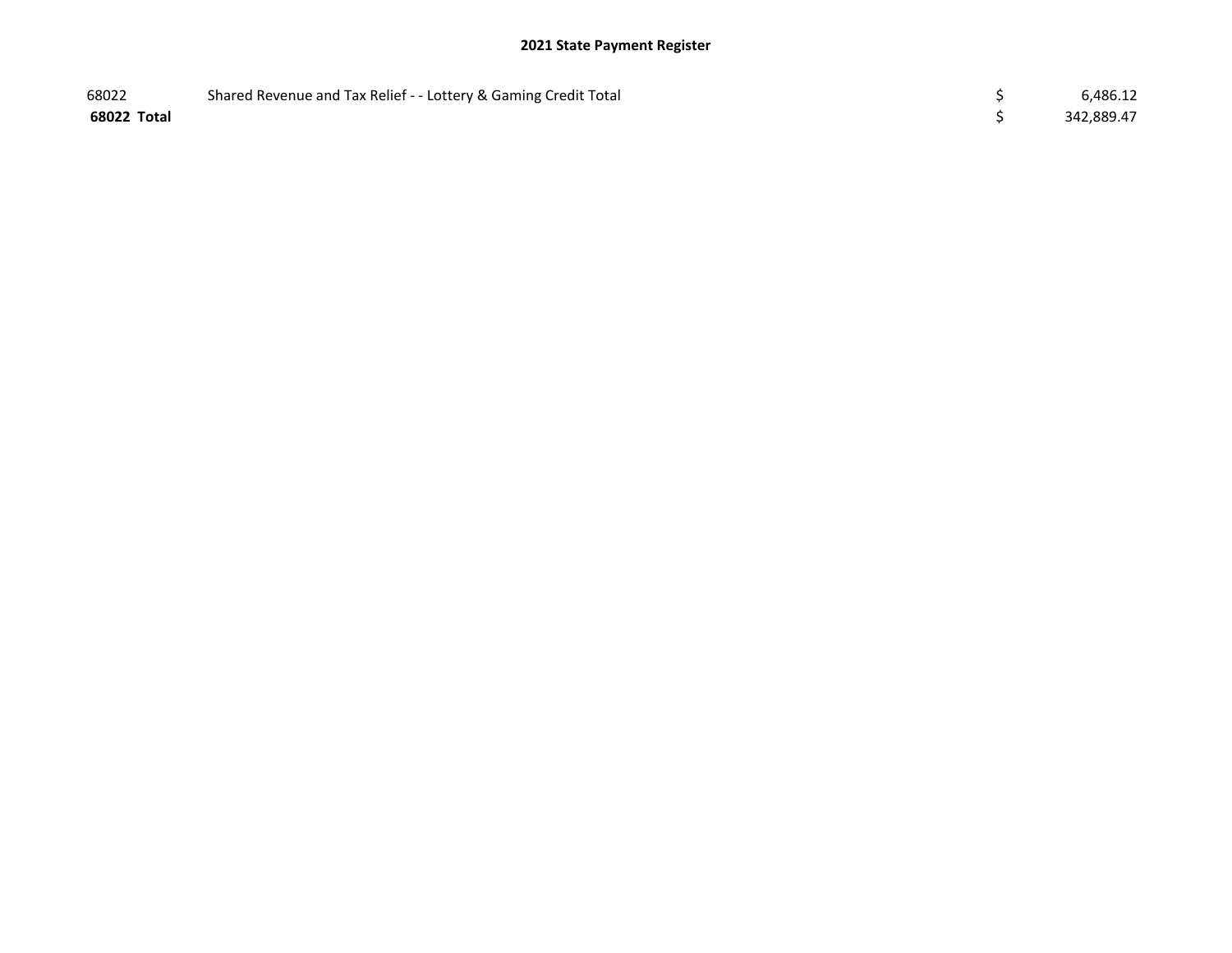## 2021 State Payment Register

| | | | |
|---|---|---|---|
| 68022 | Shared Revenue and Tax Relief - - Lottery & Gaming Credit Total | $ | 6,486.12 |
| **68022 Total** | | $ | 342,889.47 |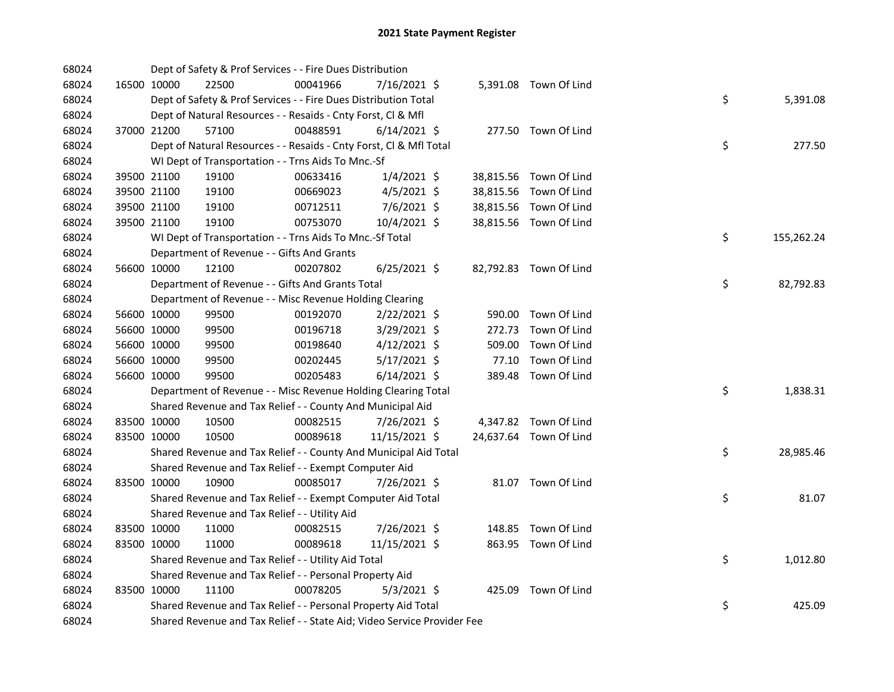# 2021 State Payment Register

| | | | | | | | | | |
|---|---|---|---|---|---|---|---|---|---|
| 68024 | | Dept of Safety & Prof Services - - Fire Dues Distribution | | | | | | | |
| 68024 | 16500 | 10000 | 22500 | 00041966 | 7/16/2021 $ | 5,391.08 | Town Of Lind | | |
| 68024 | | Dept of Safety & Prof Services - - Fire Dues Distribution Total | | | | | | $ | 5,391.08 |
| 68024 | | Dept of Natural Resources - - Resaids - Cnty Forst, Cl & Mfl | | | | | | | |
| 68024 | 37000 | 21200 | 57100 | 00488591 | 6/14/2021 $ | 277.50 | Town Of Lind | | |
| 68024 | | Dept of Natural Resources - - Resaids - Cnty Forst, Cl & Mfl Total | | | | | | $ | 277.50 |
| 68024 | | WI Dept of Transportation - - Trns Aids To Mnc.-Sf | | | | | | | |
| 68024 | 39500 | 21100 | 19100 | 00633416 | 1/4/2021 $ | 38,815.56 | Town Of Lind | | |
| 68024 | 39500 | 21100 | 19100 | 00669023 | 4/5/2021 $ | 38,815.56 | Town Of Lind | | |
| 68024 | 39500 | 21100 | 19100 | 00712511 | 7/6/2021 $ | 38,815.56 | Town Of Lind | | |
| 68024 | 39500 | 21100 | 19100 | 00753070 | 10/4/2021 $ | 38,815.56 | Town Of Lind | | |
| 68024 | | WI Dept of Transportation - - Trns Aids To Mnc.-Sf Total | | | | | | $ | 155,262.24 |
| 68024 | | Department of Revenue - - Gifts And Grants | | | | | | | |
| 68024 | 56600 | 10000 | 12100 | 00207802 | 6/25/2021 $ | 82,792.83 | Town Of Lind | | |
| 68024 | | Department of Revenue - - Gifts And Grants Total | | | | | | $ | 82,792.83 |
| 68024 | | Department of Revenue - - Misc Revenue Holding Clearing | | | | | | | |
| 68024 | 56600 | 10000 | 99500 | 00192070 | 2/22/2021 $ | 590.00 | Town Of Lind | | |
| 68024 | 56600 | 10000 | 99500 | 00196718 | 3/29/2021 $ | 272.73 | Town Of Lind | | |
| 68024 | 56600 | 10000 | 99500 | 00198640 | 4/12/2021 $ | 509.00 | Town Of Lind | | |
| 68024 | 56600 | 10000 | 99500 | 00202445 | 5/17/2021 $ | 77.10 | Town Of Lind | | |
| 68024 | 56600 | 10000 | 99500 | 00205483 | 6/14/2021 $ | 389.48 | Town Of Lind | | |
| 68024 | | Department of Revenue - - Misc Revenue Holding Clearing Total | | | | | | $ | 1,838.31 |
| 68024 | | Shared Revenue and Tax Relief - - County And Municipal Aid | | | | | | | |
| 68024 | 83500 | 10000 | 10500 | 00082515 | 7/26/2021 $ | 4,347.82 | Town Of Lind | | |
| 68024 | 83500 | 10000 | 10500 | 00089618 | 11/15/2021 $ | 24,637.64 | Town Of Lind | | |
| 68024 | | Shared Revenue and Tax Relief - - County And Municipal Aid Total | | | | | | $ | 28,985.46 |
| 68024 | | Shared Revenue and Tax Relief - - Exempt Computer Aid | | | | | | | |
| 68024 | 83500 | 10000 | 10900 | 00085017 | 7/26/2021 $ | 81.07 | Town Of Lind | | |
| 68024 | | Shared Revenue and Tax Relief - - Exempt Computer Aid Total | | | | | | $ | 81.07 |
| 68024 | | Shared Revenue and Tax Relief - - Utility Aid | | | | | | | |
| 68024 | 83500 | 10000 | 11000 | 00082515 | 7/26/2021 $ | 148.85 | Town Of Lind | | |
| 68024 | 83500 | 10000 | 11000 | 00089618 | 11/15/2021 $ | 863.95 | Town Of Lind | | |
| 68024 | | Shared Revenue and Tax Relief - - Utility Aid Total | | | | | | $ | 1,012.80 |
| 68024 | | Shared Revenue and Tax Relief - - Personal Property Aid | | | | | | | |
| 68024 | 83500 | 10000 | 11100 | 00078205 | 5/3/2021 $ | 425.09 | Town Of Lind | | |
| 68024 | | Shared Revenue and Tax Relief - - Personal Property Aid Total | | | | | | $ | 425.09 |
| 68024 | | Shared Revenue and Tax Relief - - State Aid; Video Service Provider Fee | | | | | | | |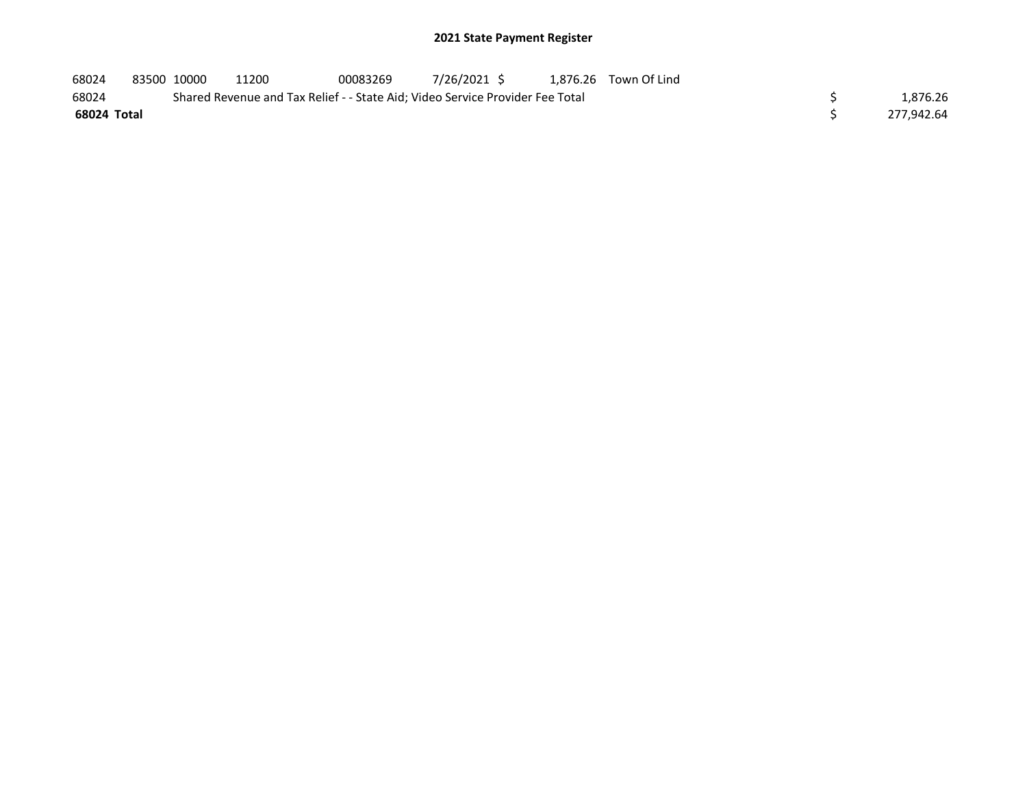## 2021 State Payment Register

| | | | | | | | | | |
|---|---|---|---|---|---|---|---|---|---|
| 68024 | 83500 | 10000 | 11200 | 00083269 | 7/26/2021 | $ | 1,876.26 | Town Of Lind | |
| 68024 | | Shared Revenue and Tax Relief - - State Aid; Video Service Provider Fee Total | | | | | | | $ 1,876.26 |
| **68024 Total** | | | | | | | | | $ 277,942.64 |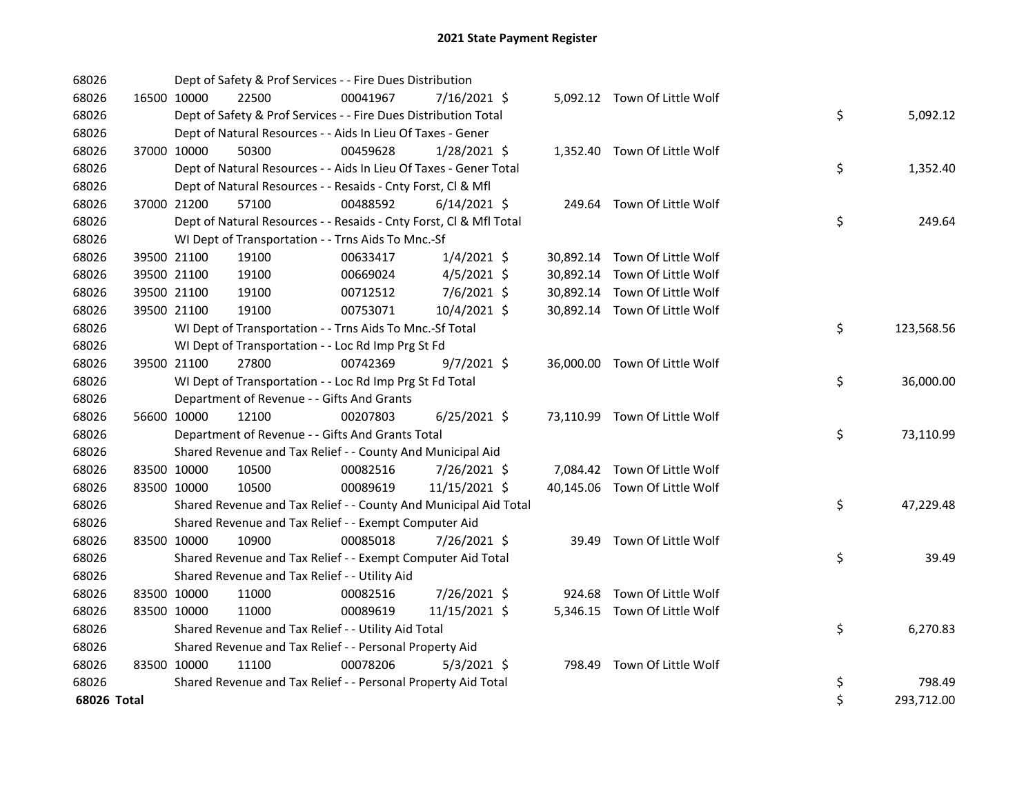# 2021 State Payment Register

| | | | | | | | | | |
|---|---|---|---|---|---|---|---|---|---|
| 68026 | | | Dept of Safety & Prof Services - - Fire Dues Distribution | | | | | | |
| 68026 | 16500 | 10000 | 22500 | 00041967 | 7/16/2021 | $ 5,092.12 | Town Of Little Wolf | | |
| 68026 | | | Dept of Safety & Prof Services - - Fire Dues Distribution Total | | | | | $ | 5,092.12 |
| 68026 | | | Dept of Natural Resources - - Aids In Lieu Of Taxes - Gener | | | | | | |
| 68026 | 37000 | 10000 | 50300 | 00459628 | 1/28/2021 | $ 1,352.40 | Town Of Little Wolf | | |
| 68026 | | | Dept of Natural Resources - - Aids In Lieu Of Taxes - Gener Total | | | | | $ | 1,352.40 |
| 68026 | | | Dept of Natural Resources - - Resaids - Cnty Forst, Cl & Mfl | | | | | | |
| 68026 | 37000 | 21200 | 57100 | 00488592 | 6/14/2021 | $ 249.64 | Town Of Little Wolf | | |
| 68026 | | | Dept of Natural Resources - - Resaids - Cnty Forst, Cl & Mfl Total | | | | | $ | 249.64 |
| 68026 | | | WI Dept of Transportation - - Trns Aids To Mnc.-Sf | | | | | | |
| 68026 | 39500 | 21100 | 19100 | 00633417 | 1/4/2021 | $ 30,892.14 | Town Of Little Wolf | | |
| 68026 | 39500 | 21100 | 19100 | 00669024 | 4/5/2021 | $ 30,892.14 | Town Of Little Wolf | | |
| 68026 | 39500 | 21100 | 19100 | 00712512 | 7/6/2021 | $ 30,892.14 | Town Of Little Wolf | | |
| 68026 | 39500 | 21100 | 19100 | 00753071 | 10/4/2021 | $ 30,892.14 | Town Of Little Wolf | | |
| 68026 | | | WI Dept of Transportation - - Trns Aids To Mnc.-Sf Total | | | | | $ | 123,568.56 |
| 68026 | | | WI Dept of Transportation - - Loc Rd Imp Prg St Fd | | | | | | |
| 68026 | 39500 | 21100 | 27800 | 00742369 | 9/7/2021 | $ 36,000.00 | Town Of Little Wolf | | |
| 68026 | | | WI Dept of Transportation - - Loc Rd Imp Prg St Fd Total | | | | | $ | 36,000.00 |
| 68026 | | | Department of Revenue - - Gifts And Grants | | | | | | |
| 68026 | 56600 | 10000 | 12100 | 00207803 | 6/25/2021 | $ 73,110.99 | Town Of Little Wolf | | |
| 68026 | | | Department of Revenue - - Gifts And Grants Total | | | | | $ | 73,110.99 |
| 68026 | | | Shared Revenue and Tax Relief - - County And Municipal Aid | | | | | | |
| 68026 | 83500 | 10000 | 10500 | 00082516 | 7/26/2021 | $ 7,084.42 | Town Of Little Wolf | | |
| 68026 | 83500 | 10000 | 10500 | 00089619 | 11/15/2021 | $ 40,145.06 | Town Of Little Wolf | | |
| 68026 | | | Shared Revenue and Tax Relief - - County And Municipal Aid Total | | | | | $ | 47,229.48 |
| 68026 | | | Shared Revenue and Tax Relief - - Exempt Computer Aid | | | | | | |
| 68026 | 83500 | 10000 | 10900 | 00085018 | 7/26/2021 | $ 39.49 | Town Of Little Wolf | | |
| 68026 | | | Shared Revenue and Tax Relief - - Exempt Computer Aid Total | | | | | $ | 39.49 |
| 68026 | | | Shared Revenue and Tax Relief - - Utility Aid | | | | | | |
| 68026 | 83500 | 10000 | 11000 | 00082516 | 7/26/2021 | $ 924.68 | Town Of Little Wolf | | |
| 68026 | 83500 | 10000 | 11000 | 00089619 | 11/15/2021 | $ 5,346.15 | Town Of Little Wolf | | |
| 68026 | | | Shared Revenue and Tax Relief - - Utility Aid Total | | | | | $ | 6,270.83 |
| 68026 | | | Shared Revenue and Tax Relief - - Personal Property Aid | | | | | | |
| 68026 | 83500 | 10000 | 11100 | 00078206 | 5/3/2021 | $ 798.49 | Town Of Little Wolf | | |
| 68026 | | | Shared Revenue and Tax Relief - - Personal Property Aid Total | | | | | $ | 798.49 |
| **68026 Total** | | | | | | | | $ | 293,712.00 |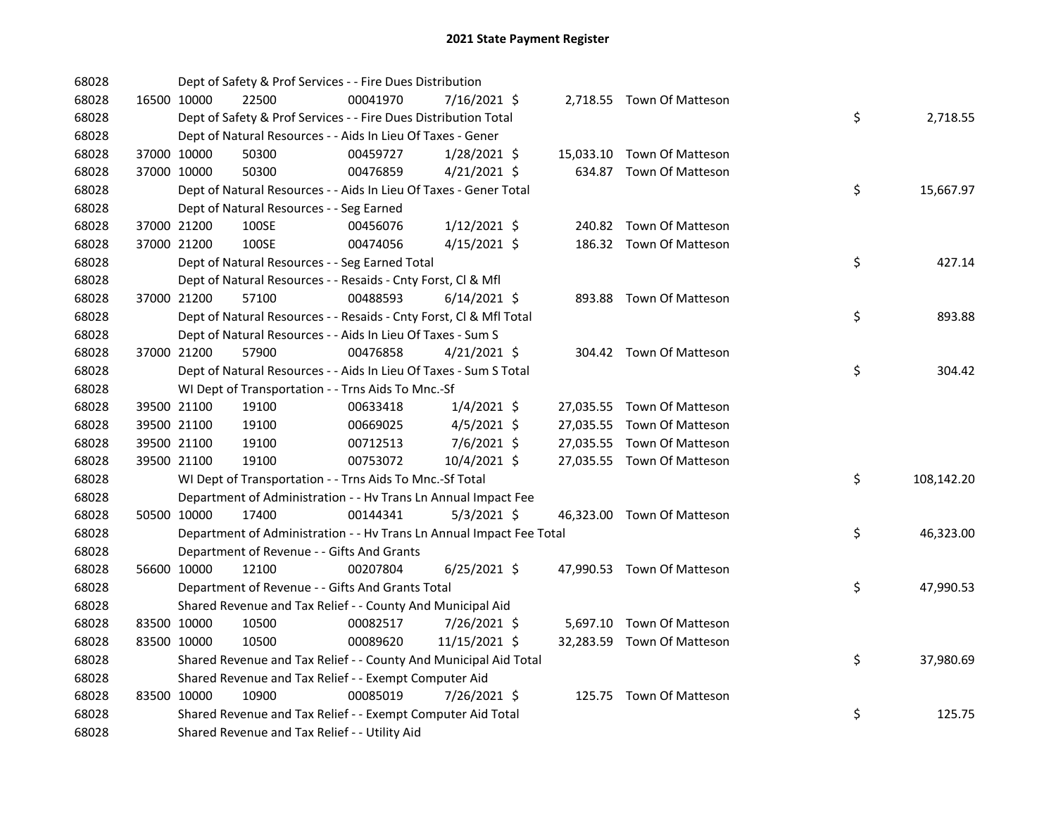# 2021 State Payment Register

| | | | | | | | | |
|---|---|---|---|---|---|---|---|---|
| 68028 | | | Dept of Safety & Prof Services - - Fire Dues Distribution | | | | | |
| 68028 | 16500 | 10000 | 22500 | 00041970 | 7/16/2021 | $ 2,718.55 | Town Of Matteson | |
| 68028 | | | Dept of Safety & Prof Services - - Fire Dues Distribution Total | | | | | $ 2,718.55 |
| 68028 | | | Dept of Natural Resources - - Aids In Lieu Of Taxes - Gener | | | | | |
| 68028 | 37000 | 10000 | 50300 | 00459727 | 1/28/2021 | $ 15,033.10 | Town Of Matteson | |
| 68028 | 37000 | 10000 | 50300 | 00476859 | 4/21/2021 | $ 634.87 | Town Of Matteson | |
| 68028 | | | Dept of Natural Resources - - Aids In Lieu Of Taxes - Gener Total | | | | | $ 15,667.97 |
| 68028 | | | Dept of Natural Resources - - Seg Earned | | | | | |
| 68028 | 37000 | 21200 | 100SE | 00456076 | 1/12/2021 | $ 240.82 | Town Of Matteson | |
| 68028 | 37000 | 21200 | 100SE | 00474056 | 4/15/2021 | $ 186.32 | Town Of Matteson | |
| 68028 | | | Dept of Natural Resources - - Seg Earned Total | | | | | $ 427.14 |
| 68028 | | | Dept of Natural Resources - - Resaids - Cnty Forst, Cl & Mfl | | | | | |
| 68028 | 37000 | 21200 | 57100 | 00488593 | 6/14/2021 | $ 893.88 | Town Of Matteson | |
| 68028 | | | Dept of Natural Resources - - Resaids - Cnty Forst, Cl & Mfl Total | | | | | $ 893.88 |
| 68028 | | | Dept of Natural Resources - - Aids In Lieu Of Taxes - Sum S | | | | | |
| 68028 | 37000 | 21200 | 57900 | 00476858 | 4/21/2021 | $ 304.42 | Town Of Matteson | |
| 68028 | | | Dept of Natural Resources - - Aids In Lieu Of Taxes - Sum S Total | | | | | $ 304.42 |
| 68028 | | | WI Dept of Transportation - - Trns Aids To Mnc.-Sf | | | | | |
| 68028 | 39500 | 21100 | 19100 | 00633418 | 1/4/2021 | $ 27,035.55 | Town Of Matteson | |
| 68028 | 39500 | 21100 | 19100 | 00669025 | 4/5/2021 | $ 27,035.55 | Town Of Matteson | |
| 68028 | 39500 | 21100 | 19100 | 00712513 | 7/6/2021 | $ 27,035.55 | Town Of Matteson | |
| 68028 | 39500 | 21100 | 19100 | 00753072 | 10/4/2021 | $ 27,035.55 | Town Of Matteson | |
| 68028 | | | WI Dept of Transportation - - Trns Aids To Mnc.-Sf Total | | | | | $ 108,142.20 |
| 68028 | | | Department of Administration - - Hv Trans Ln Annual Impact Fee | | | | | |
| 68028 | 50500 | 10000 | 17400 | 00144341 | 5/3/2021 | $ 46,323.00 | Town Of Matteson | |
| 68028 | | | Department of Administration - - Hv Trans Ln Annual Impact Fee Total | | | | | $ 46,323.00 |
| 68028 | | | Department of Revenue - - Gifts And Grants | | | | | |
| 68028 | 56600 | 10000 | 12100 | 00207804 | 6/25/2021 | $ 47,990.53 | Town Of Matteson | |
| 68028 | | | Department of Revenue - - Gifts And Grants Total | | | | | $ 47,990.53 |
| 68028 | | | Shared Revenue and Tax Relief - - County And Municipal Aid | | | | | |
| 68028 | 83500 | 10000 | 10500 | 00082517 | 7/26/2021 | $ 5,697.10 | Town Of Matteson | |
| 68028 | 83500 | 10000 | 10500 | 00089620 | 11/15/2021 | $ 32,283.59 | Town Of Matteson | |
| 68028 | | | Shared Revenue and Tax Relief - - County And Municipal Aid Total | | | | | $ 37,980.69 |
| 68028 | | | Shared Revenue and Tax Relief - - Exempt Computer Aid | | | | | |
| 68028 | 83500 | 10000 | 10900 | 00085019 | 7/26/2021 | $ 125.75 | Town Of Matteson | |
| 68028 | | | Shared Revenue and Tax Relief - - Exempt Computer Aid Total | | | | | $ 125.75 |
| 68028 | | | Shared Revenue and Tax Relief - - Utility Aid | | | | | |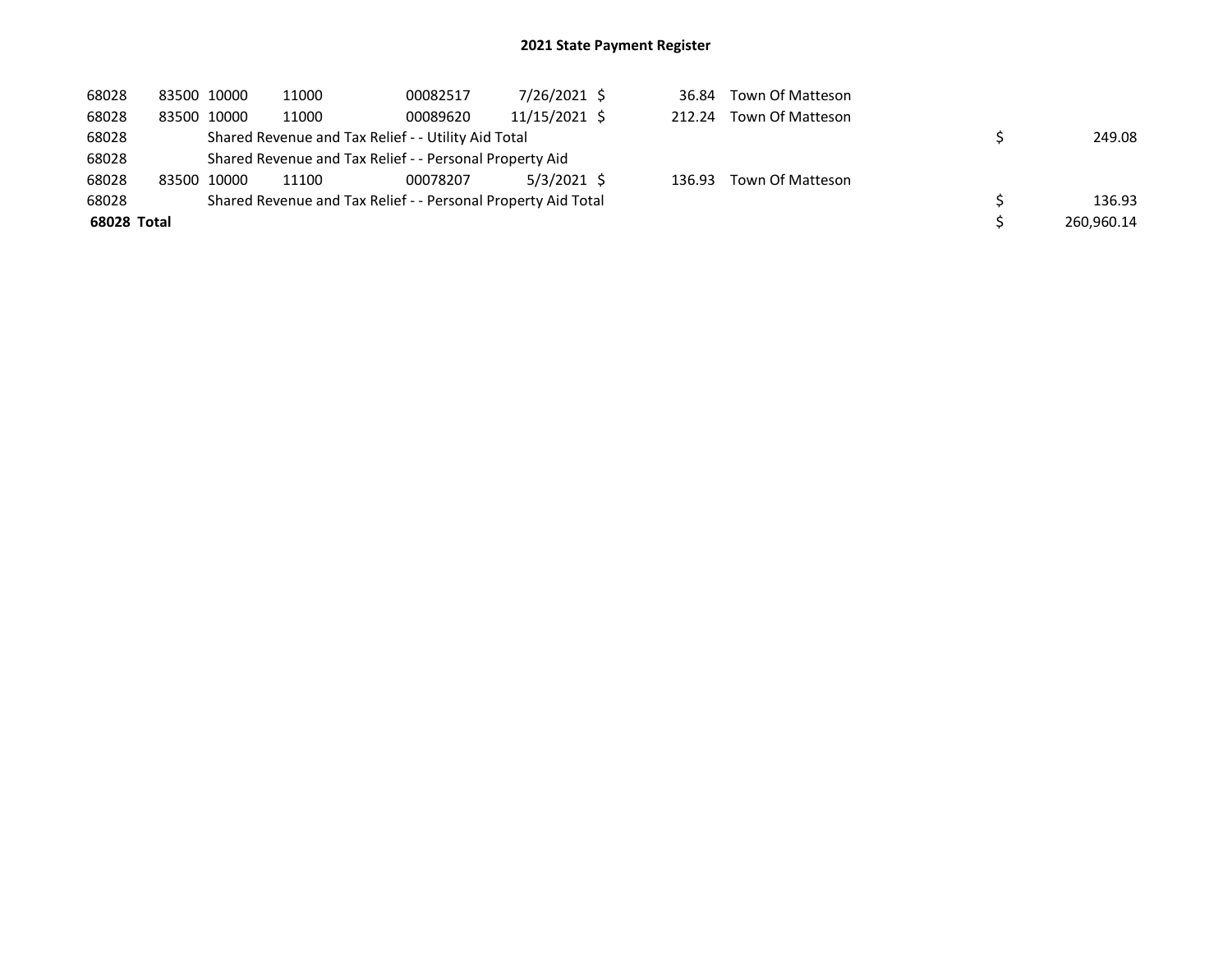## 2021 State Payment Register

| | | | | | | | | | |
|---|---|---|---|---|---|---|---|---|---|
| 68028 | 83500 | 10000 | 11000 | 00082517 | 7/26/2021 | $ 36.84 | Town Of Matteson | | |
| 68028 | 83500 | 10000 | 11000 | 00089620 | 11/15/2021 | $ 212.24 | Town Of Matteson | | |
| 68028 | | Shared Revenue and Tax Relief - - Utility Aid Total | | | | | | $ | 249.08 |
| 68028 | | Shared Revenue and Tax Relief - - Personal Property Aid | | | | | | | |
| 68028 | 83500 | 10000 | 11100 | 00078207 | 5/3/2021 | $ 136.93 | Town Of Matteson | | |
| 68028 | | Shared Revenue and Tax Relief - - Personal Property Aid Total | | | | | | $ | 136.93 |
| **68028 Total** | | | | | | | | $ | 260,960.14 |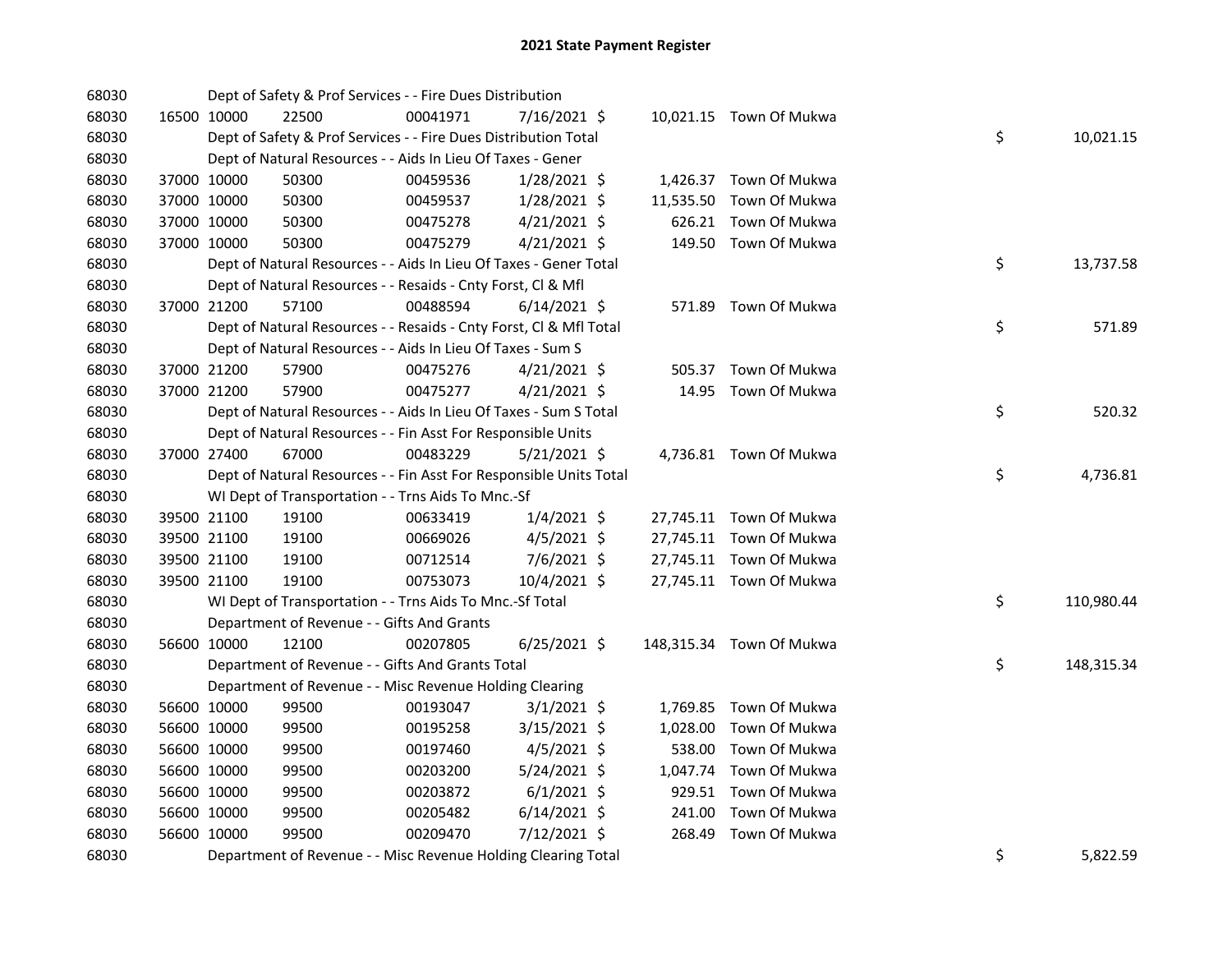# 2021 State Payment Register

| | | | | | | | | | |
|---|---|---|---|---|---|---|---|---|---|
| 68030 | | | Dept of Safety & Prof Services - - Fire Dues Distribution | | | | | | |
| 68030 | 16500 | 10000 | 22500 | 00041971 | 7/16/2021 | $ 10,021.15 | Town Of Mukwa | | |
| 68030 | | | Dept of Safety & Prof Services - - Fire Dues Distribution Total | | | | | $ | 10,021.15 |
| 68030 | | | Dept of Natural Resources - - Aids In Lieu Of Taxes - Gener | | | | | | |
| 68030 | 37000 | 10000 | 50300 | 00459536 | 1/28/2021 | $ 1,426.37 | Town Of Mukwa | | |
| 68030 | 37000 | 10000 | 50300 | 00459537 | 1/28/2021 | $ 11,535.50 | Town Of Mukwa | | |
| 68030 | 37000 | 10000 | 50300 | 00475278 | 4/21/2021 | $ 626.21 | Town Of Mukwa | | |
| 68030 | 37000 | 10000 | 50300 | 00475279 | 4/21/2021 | $ 149.50 | Town Of Mukwa | | |
| 68030 | | | Dept of Natural Resources - - Aids In Lieu Of Taxes - Gener Total | | | | | $ | 13,737.58 |
| 68030 | | | Dept of Natural Resources - - Resaids - Cnty Forst, Cl & Mfl | | | | | | |
| 68030 | 37000 | 21200 | 57100 | 00488594 | 6/14/2021 | $ 571.89 | Town Of Mukwa | | |
| 68030 | | | Dept of Natural Resources - - Resaids - Cnty Forst, Cl & Mfl Total | | | | | $ | 571.89 |
| 68030 | | | Dept of Natural Resources - - Aids In Lieu Of Taxes - Sum S | | | | | | |
| 68030 | 37000 | 21200 | 57900 | 00475276 | 4/21/2021 | $ 505.37 | Town Of Mukwa | | |
| 68030 | 37000 | 21200 | 57900 | 00475277 | 4/21/2021 | $ 14.95 | Town Of Mukwa | | |
| 68030 | | | Dept of Natural Resources - - Aids In Lieu Of Taxes - Sum S Total | | | | | $ | 520.32 |
| 68030 | | | Dept of Natural Resources - - Fin Asst For Responsible Units | | | | | | |
| 68030 | 37000 | 27400 | 67000 | 00483229 | 5/21/2021 | $ 4,736.81 | Town Of Mukwa | | |
| 68030 | | | Dept of Natural Resources - - Fin Asst For Responsible Units Total | | | | | $ | 4,736.81 |
| 68030 | | | WI Dept of Transportation - - Trns Aids To Mnc.-Sf | | | | | | |
| 68030 | 39500 | 21100 | 19100 | 00633419 | 1/4/2021 | $ 27,745.11 | Town Of Mukwa | | |
| 68030 | 39500 | 21100 | 19100 | 00669026 | 4/5/2021 | $ 27,745.11 | Town Of Mukwa | | |
| 68030 | 39500 | 21100 | 19100 | 00712514 | 7/6/2021 | $ 27,745.11 | Town Of Mukwa | | |
| 68030 | 39500 | 21100 | 19100 | 00753073 | 10/4/2021 | $ 27,745.11 | Town Of Mukwa | | |
| 68030 | | | WI Dept of Transportation - - Trns Aids To Mnc.-Sf Total | | | | | $ | 110,980.44 |
| 68030 | | | Department of Revenue - - Gifts And Grants | | | | | | |
| 68030 | 56600 | 10000 | 12100 | 00207805 | 6/25/2021 | $ 148,315.34 | Town Of Mukwa | | |
| 68030 | | | Department of Revenue - - Gifts And Grants Total | | | | | $ | 148,315.34 |
| 68030 | | | Department of Revenue - - Misc Revenue Holding Clearing | | | | | | |
| 68030 | 56600 | 10000 | 99500 | 00193047 | 3/1/2021 | $ 1,769.85 | Town Of Mukwa | | |
| 68030 | 56600 | 10000 | 99500 | 00195258 | 3/15/2021 | $ 1,028.00 | Town Of Mukwa | | |
| 68030 | 56600 | 10000 | 99500 | 00197460 | 4/5/2021 | $ 538.00 | Town Of Mukwa | | |
| 68030 | 56600 | 10000 | 99500 | 00203200 | 5/24/2021 | $ 1,047.74 | Town Of Mukwa | | |
| 68030 | 56600 | 10000 | 99500 | 00203872 | 6/1/2021 | $ 929.51 | Town Of Mukwa | | |
| 68030 | 56600 | 10000 | 99500 | 00205482 | 6/14/2021 | $ 241.00 | Town Of Mukwa | | |
| 68030 | 56600 | 10000 | 99500 | 00209470 | 7/12/2021 | $ 268.49 | Town Of Mukwa | | |
| 68030 | | | Department of Revenue - - Misc Revenue Holding Clearing Total | | | | | $ | 5,822.59 |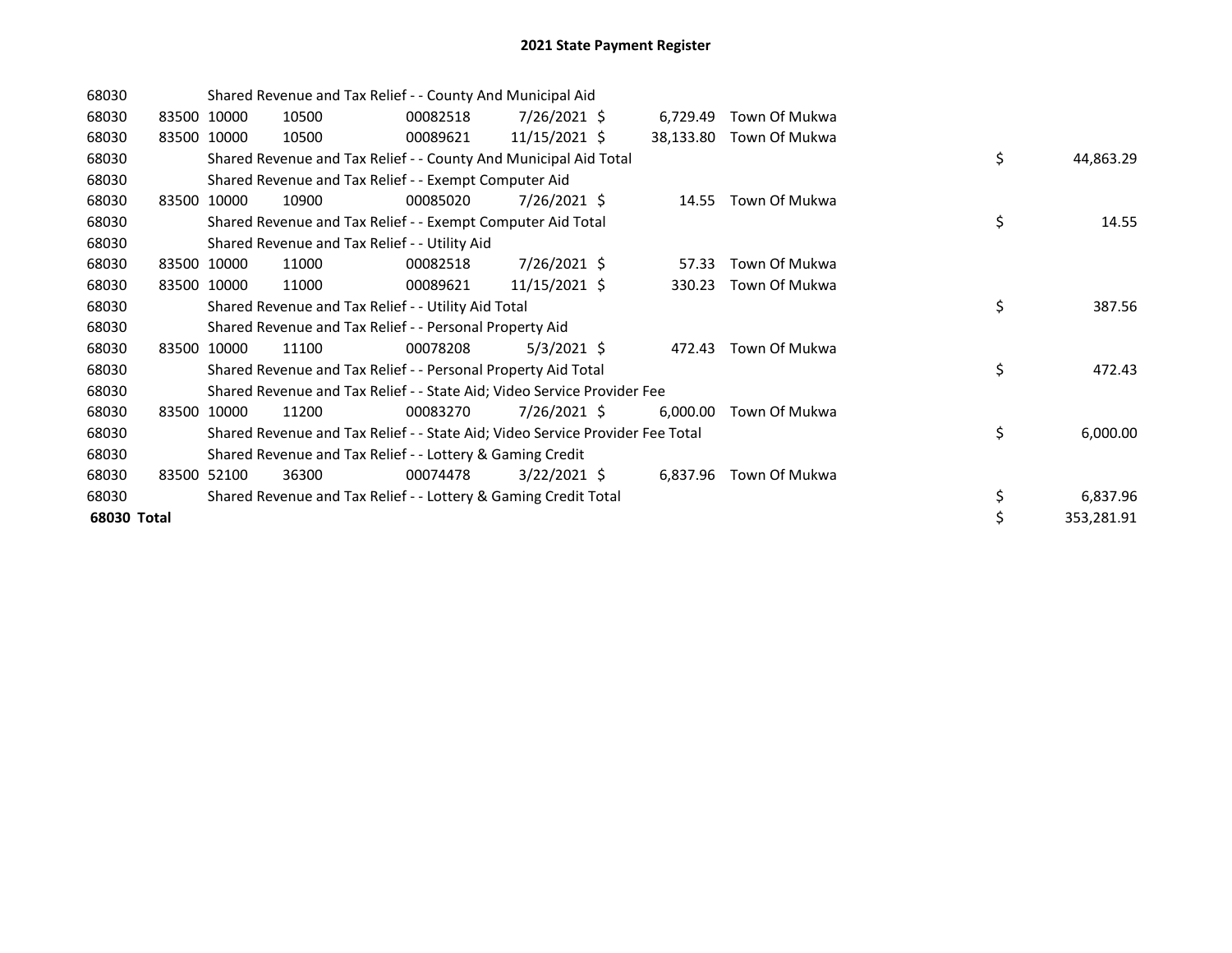# 2021 State Payment Register

| | | | | | | | | | |
|---|---|---|---|---|---|---|---|---|---|
| 68030 | | Shared Revenue and Tax Relief - - County And Municipal Aid | | | | | | | |
| 68030 | 83500 | 10000 | 10500 | 00082518 | 7/26/2021 | $ 6,729.49 | Town Of Mukwa | | |
| 68030 | 83500 | 10000 | 10500 | 00089621 | 11/15/2021 | $ 38,133.80 | Town Of Mukwa | | |
| 68030 | | Shared Revenue and Tax Relief - - County And Municipal Aid Total | | | | | | $ | 44,863.29 |
| 68030 | | Shared Revenue and Tax Relief - - Exempt Computer Aid | | | | | | | |
| 68030 | 83500 | 10000 | 10900 | 00085020 | 7/26/2021 | $ 14.55 | Town Of Mukwa | | |
| 68030 | | Shared Revenue and Tax Relief - - Exempt Computer Aid Total | | | | | | $ | 14.55 |
| 68030 | | Shared Revenue and Tax Relief - - Utility Aid | | | | | | | |
| 68030 | 83500 | 10000 | 11000 | 00082518 | 7/26/2021 | $ 57.33 | Town Of Mukwa | | |
| 68030 | 83500 | 10000 | 11000 | 00089621 | 11/15/2021 | $ 330.23 | Town Of Mukwa | | |
| 68030 | | Shared Revenue and Tax Relief - - Utility Aid Total | | | | | | $ | 387.56 |
| 68030 | | Shared Revenue and Tax Relief - - Personal Property Aid | | | | | | | |
| 68030 | 83500 | 10000 | 11100 | 00078208 | 5/3/2021 | $ 472.43 | Town Of Mukwa | | |
| 68030 | | Shared Revenue and Tax Relief - - Personal Property Aid Total | | | | | | $ | 472.43 |
| 68030 | | Shared Revenue and Tax Relief - - State Aid; Video Service Provider Fee | | | | | | | |
| 68030 | 83500 | 10000 | 11200 | 00083270 | 7/26/2021 | $ 6,000.00 | Town Of Mukwa | | |
| 68030 | | Shared Revenue and Tax Relief - - State Aid; Video Service Provider Fee Total | | | | | | $ | 6,000.00 |
| 68030 | | Shared Revenue and Tax Relief - - Lottery & Gaming Credit | | | | | | | |
| 68030 | 83500 | 52100 | 36300 | 00074478 | 3/22/2021 | $ 6,837.96 | Town Of Mukwa | | |
| 68030 | | Shared Revenue and Tax Relief - - Lottery & Gaming Credit Total | | | | | | $ | 6,837.96 |
| **68030 Total** | | | | | | | | $ | 353,281.91 |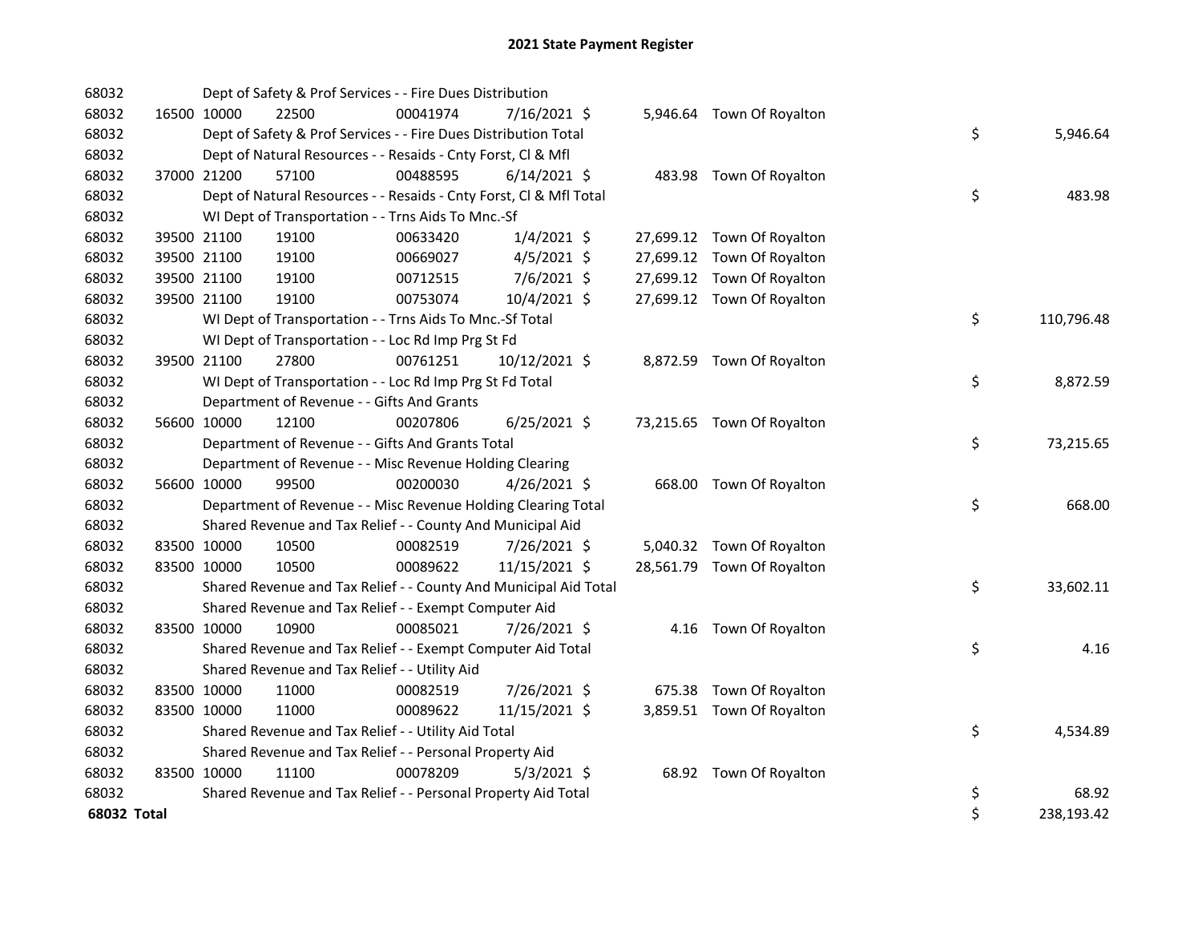# 2021 State Payment Register

| | | | | | | | | |
|---|---|---|---|---|---|---|---|---|
| 68032 | | | Dept of Safety & Prof Services - - Fire Dues Distribution | | | | | |
| 68032 | 16500 | 10000 | 22500 | 00041974 | 7/16/2021 | $ 5,946.64 | Town Of Royalton | |
| 68032 | | | Dept of Safety & Prof Services - - Fire Dues Distribution Total | | | | | $ 5,946.64 |
| 68032 | | | Dept of Natural Resources - - Resaids - Cnty Forst, Cl & Mfl | | | | | |
| 68032 | 37000 | 21200 | 57100 | 00488595 | 6/14/2021 | $ 483.98 | Town Of Royalton | |
| 68032 | | | Dept of Natural Resources - - Resaids - Cnty Forst, Cl & Mfl Total | | | | | $ 483.98 |
| 68032 | | | WI Dept of Transportation - - Trns Aids To Mnc.-Sf | | | | | |
| 68032 | 39500 | 21100 | 19100 | 00633420 | 1/4/2021 | $ 27,699.12 | Town Of Royalton | |
| 68032 | 39500 | 21100 | 19100 | 00669027 | 4/5/2021 | $ 27,699.12 | Town Of Royalton | |
| 68032 | 39500 | 21100 | 19100 | 00712515 | 7/6/2021 | $ 27,699.12 | Town Of Royalton | |
| 68032 | 39500 | 21100 | 19100 | 00753074 | 10/4/2021 | $ 27,699.12 | Town Of Royalton | |
| 68032 | | | WI Dept of Transportation - - Trns Aids To Mnc.-Sf Total | | | | | $ 110,796.48 |
| 68032 | | | WI Dept of Transportation - - Loc Rd Imp Prg St Fd | | | | | |
| 68032 | 39500 | 21100 | 27800 | 00761251 | 10/12/2021 | $ 8,872.59 | Town Of Royalton | |
| 68032 | | | WI Dept of Transportation - - Loc Rd Imp Prg St Fd Total | | | | | $ 8,872.59 |
| 68032 | | | Department of Revenue - - Gifts And Grants | | | | | |
| 68032 | 56600 | 10000 | 12100 | 00207806 | 6/25/2021 | $ 73,215.65 | Town Of Royalton | |
| 68032 | | | Department of Revenue - - Gifts And Grants Total | | | | | $ 73,215.65 |
| 68032 | | | Department of Revenue - - Misc Revenue Holding Clearing | | | | | |
| 68032 | 56600 | 10000 | 99500 | 00200030 | 4/26/2021 | $ 668.00 | Town Of Royalton | |
| 68032 | | | Department of Revenue - - Misc Revenue Holding Clearing Total | | | | | $ 668.00 |
| 68032 | | | Shared Revenue and Tax Relief - - County And Municipal Aid | | | | | |
| 68032 | 83500 | 10000 | 10500 | 00082519 | 7/26/2021 | $ 5,040.32 | Town Of Royalton | |
| 68032 | 83500 | 10000 | 10500 | 00089622 | 11/15/2021 | $ 28,561.79 | Town Of Royalton | |
| 68032 | | | Shared Revenue and Tax Relief - - County And Municipal Aid Total | | | | | $ 33,602.11 |
| 68032 | | | Shared Revenue and Tax Relief - - Exempt Computer Aid | | | | | |
| 68032 | 83500 | 10000 | 10900 | 00085021 | 7/26/2021 | $ 4.16 | Town Of Royalton | |
| 68032 | | | Shared Revenue and Tax Relief - - Exempt Computer Aid Total | | | | | $ 4.16 |
| 68032 | | | Shared Revenue and Tax Relief - - Utility Aid | | | | | |
| 68032 | 83500 | 10000 | 11000 | 00082519 | 7/26/2021 | $ 675.38 | Town Of Royalton | |
| 68032 | 83500 | 10000 | 11000 | 00089622 | 11/15/2021 | $ 3,859.51 | Town Of Royalton | |
| 68032 | | | Shared Revenue and Tax Relief - - Utility Aid Total | | | | | $ 4,534.89 |
| 68032 | | | Shared Revenue and Tax Relief - - Personal Property Aid | | | | | |
| 68032 | 83500 | 10000 | 11100 | 00078209 | 5/3/2021 | $ 68.92 | Town Of Royalton | |
| 68032 | | | Shared Revenue and Tax Relief - - Personal Property Aid Total | | | | | $ 68.92 |
| **68032 Total** | | | | | | | | $ 238,193.42 |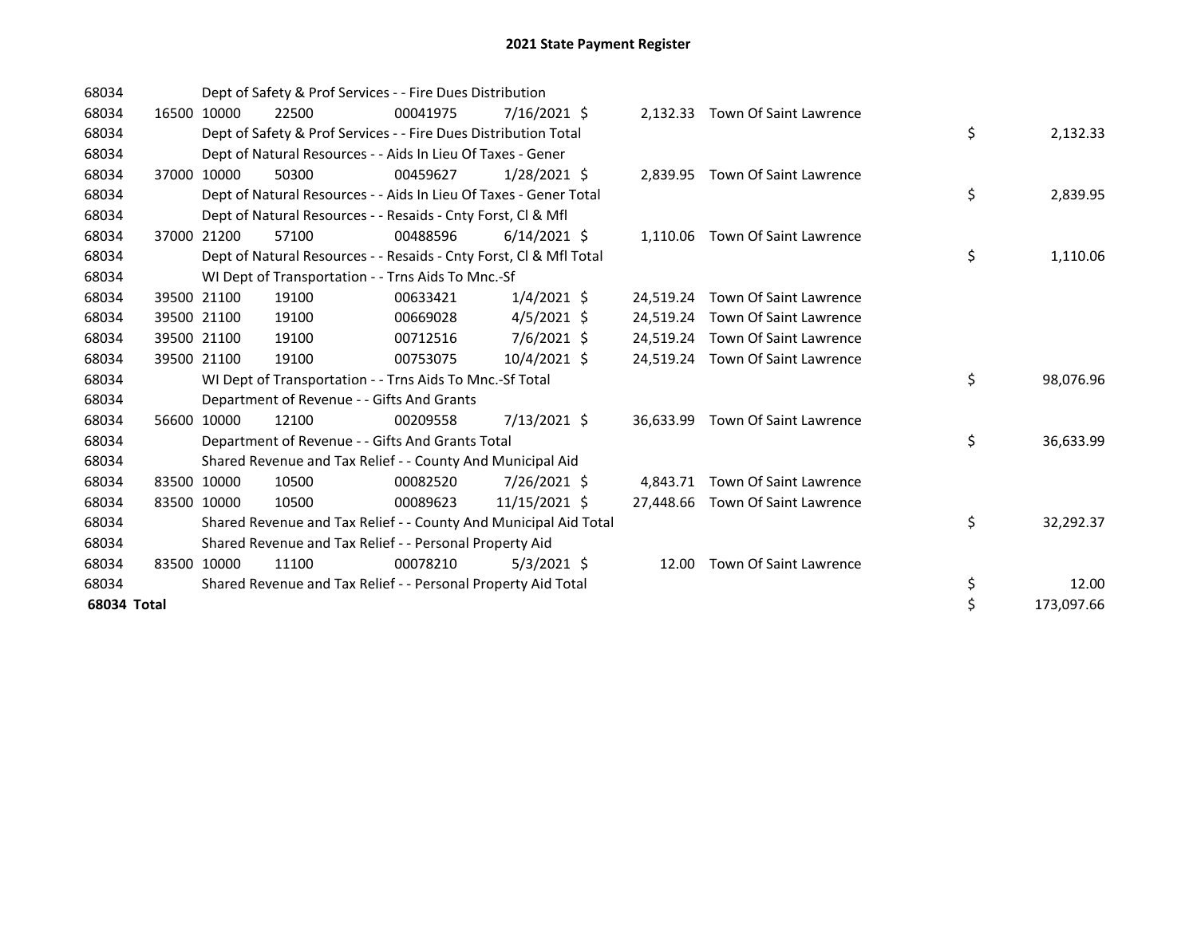# 2021 State Payment Register

| | | | | | | | | | |
|---|---|---|---|---|---|---|---|---|---|
| 68034 | | Dept of Safety & Prof Services - - Fire Dues Distribution | | | | | | | |
| 68034 | 16500 | 10000 | 22500 | 00041975 | 7/16/2021 | $ 2,132.33 | Town Of Saint Lawrence | | |
| 68034 | | Dept of Safety & Prof Services - - Fire Dues Distribution Total | | | | | | $ | 2,132.33 |
| 68034 | | Dept of Natural Resources - - Aids In Lieu Of Taxes - Gener | | | | | | | |
| 68034 | 37000 | 10000 | 50300 | 00459627 | 1/28/2021 | $ 2,839.95 | Town Of Saint Lawrence | | |
| 68034 | | Dept of Natural Resources - - Aids In Lieu Of Taxes - Gener Total | | | | | | $ | 2,839.95 |
| 68034 | | Dept of Natural Resources - - Resaids - Cnty Forst, Cl & Mfl | | | | | | | |
| 68034 | 37000 | 21200 | 57100 | 00488596 | 6/14/2021 | $ 1,110.06 | Town Of Saint Lawrence | | |
| 68034 | | Dept of Natural Resources - - Resaids - Cnty Forst, Cl & Mfl Total | | | | | | $ | 1,110.06 |
| 68034 | | WI Dept of Transportation - - Trns Aids To Mnc.-Sf | | | | | | | |
| 68034 | 39500 | 21100 | 19100 | 00633421 | 1/4/2021 | $ 24,519.24 | Town Of Saint Lawrence | | |
| 68034 | 39500 | 21100 | 19100 | 00669028 | 4/5/2021 | $ 24,519.24 | Town Of Saint Lawrence | | |
| 68034 | 39500 | 21100 | 19100 | 00712516 | 7/6/2021 | $ 24,519.24 | Town Of Saint Lawrence | | |
| 68034 | 39500 | 21100 | 19100 | 00753075 | 10/4/2021 | $ 24,519.24 | Town Of Saint Lawrence | | |
| 68034 | | WI Dept of Transportation - - Trns Aids To Mnc.-Sf Total | | | | | | $ | 98,076.96 |
| 68034 | | Department of Revenue - - Gifts And Grants | | | | | | | |
| 68034 | 56600 | 10000 | 12100 | 00209558 | 7/13/2021 | $ 36,633.99 | Town Of Saint Lawrence | | |
| 68034 | | Department of Revenue - - Gifts And Grants Total | | | | | | $ | 36,633.99 |
| 68034 | | Shared Revenue and Tax Relief - - County And Municipal Aid | | | | | | | |
| 68034 | 83500 | 10000 | 10500 | 00082520 | 7/26/2021 | $ 4,843.71 | Town Of Saint Lawrence | | |
| 68034 | 83500 | 10000 | 10500 | 00089623 | 11/15/2021 | $ 27,448.66 | Town Of Saint Lawrence | | |
| 68034 | | Shared Revenue and Tax Relief - - County And Municipal Aid Total | | | | | | $ | 32,292.37 |
| 68034 | | Shared Revenue and Tax Relief - - Personal Property Aid | | | | | | | |
| 68034 | 83500 | 10000 | 11100 | 00078210 | 5/3/2021 | $ 12.00 | Town Of Saint Lawrence | | |
| 68034 | | Shared Revenue and Tax Relief - - Personal Property Aid Total | | | | | | $ | 12.00 |
| **68034 Total** | | | | | | | | $ | 173,097.66 |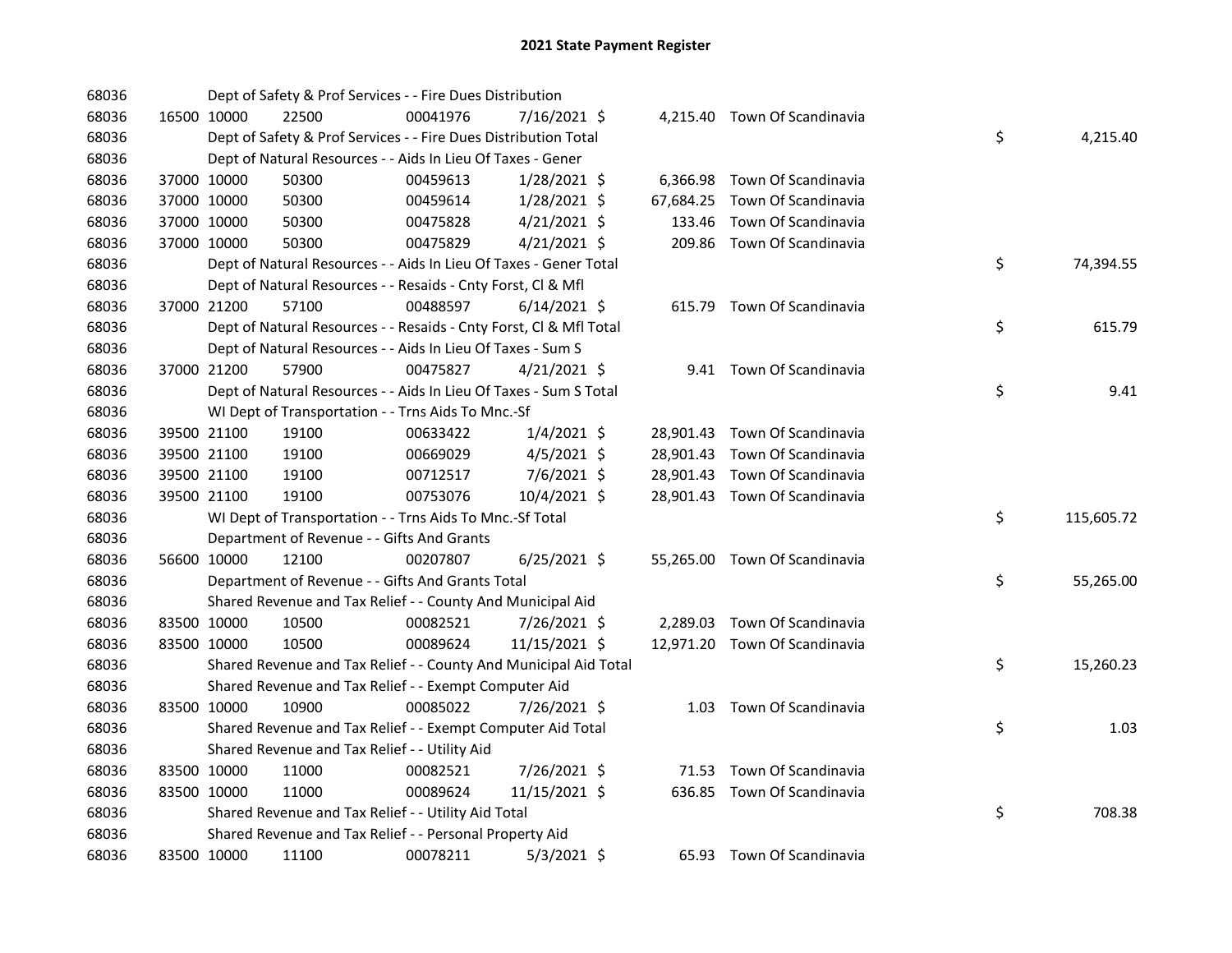# 2021 State Payment Register

| | | | | | | | | | |
|---|---|---|---|---|---|---|---|---|---|
| 68036 | | | Dept of Safety & Prof Services - - Fire Dues Distribution | | | | | | |
| 68036 | 16500 | 10000 | 22500 | 00041976 | 7/16/2021 | $ | 4,215.40 | Town Of Scandinavia | |
| 68036 | | | Dept of Safety & Prof Services - - Fire Dues Distribution Total | | | | | | $ 4,215.40 |
| 68036 | | | Dept of Natural Resources - - Aids In Lieu Of Taxes - Gener | | | | | | |
| 68036 | 37000 | 10000 | 50300 | 00459613 | 1/28/2021 | $ | 6,366.98 | Town Of Scandinavia | |
| 68036 | 37000 | 10000 | 50300 | 00459614 | 1/28/2021 | $ | 67,684.25 | Town Of Scandinavia | |
| 68036 | 37000 | 10000 | 50300 | 00475828 | 4/21/2021 | $ | 133.46 | Town Of Scandinavia | |
| 68036 | 37000 | 10000 | 50300 | 00475829 | 4/21/2021 | $ | 209.86 | Town Of Scandinavia | |
| 68036 | | | Dept of Natural Resources - - Aids In Lieu Of Taxes - Gener Total | | | | | | $ 74,394.55 |
| 68036 | | | Dept of Natural Resources - - Resaids - Cnty Forst, Cl & Mfl | | | | | | |
| 68036 | 37000 | 21200 | 57100 | 00488597 | 6/14/2021 | $ | 615.79 | Town Of Scandinavia | |
| 68036 | | | Dept of Natural Resources - - Resaids - Cnty Forst, Cl & Mfl Total | | | | | | $ 615.79 |
| 68036 | | | Dept of Natural Resources - - Aids In Lieu Of Taxes - Sum S | | | | | | |
| 68036 | 37000 | 21200 | 57900 | 00475827 | 4/21/2021 | $ | 9.41 | Town Of Scandinavia | |
| 68036 | | | Dept of Natural Resources - - Aids In Lieu Of Taxes - Sum S Total | | | | | | $ 9.41 |
| 68036 | | | WI Dept of Transportation - - Trns Aids To Mnc.-Sf | | | | | | |
| 68036 | 39500 | 21100 | 19100 | 00633422 | 1/4/2021 | $ | 28,901.43 | Town Of Scandinavia | |
| 68036 | 39500 | 21100 | 19100 | 00669029 | 4/5/2021 | $ | 28,901.43 | Town Of Scandinavia | |
| 68036 | 39500 | 21100 | 19100 | 00712517 | 7/6/2021 | $ | 28,901.43 | Town Of Scandinavia | |
| 68036 | 39500 | 21100 | 19100 | 00753076 | 10/4/2021 | $ | 28,901.43 | Town Of Scandinavia | |
| 68036 | | | WI Dept of Transportation - - Trns Aids To Mnc.-Sf Total | | | | | | $ 115,605.72 |
| 68036 | | | Department of Revenue - - Gifts And Grants | | | | | | |
| 68036 | 56600 | 10000 | 12100 | 00207807 | 6/25/2021 | $ | 55,265.00 | Town Of Scandinavia | |
| 68036 | | | Department of Revenue - - Gifts And Grants Total | | | | | | $ 55,265.00 |
| 68036 | | | Shared Revenue and Tax Relief - - County And Municipal Aid | | | | | | |
| 68036 | 83500 | 10000 | 10500 | 00082521 | 7/26/2021 | $ | 2,289.03 | Town Of Scandinavia | |
| 68036 | 83500 | 10000 | 10500 | 00089624 | 11/15/2021 | $ | 12,971.20 | Town Of Scandinavia | |
| 68036 | | | Shared Revenue and Tax Relief - - County And Municipal Aid Total | | | | | | $ 15,260.23 |
| 68036 | | | Shared Revenue and Tax Relief - - Exempt Computer Aid | | | | | | |
| 68036 | 83500 | 10000 | 10900 | 00085022 | 7/26/2021 | $ | 1.03 | Town Of Scandinavia | |
| 68036 | | | Shared Revenue and Tax Relief - - Exempt Computer Aid Total | | | | | | $ 1.03 |
| 68036 | | | Shared Revenue and Tax Relief - - Utility Aid | | | | | | |
| 68036 | 83500 | 10000 | 11000 | 00082521 | 7/26/2021 | $ | 71.53 | Town Of Scandinavia | |
| 68036 | 83500 | 10000 | 11000 | 00089624 | 11/15/2021 | $ | 636.85 | Town Of Scandinavia | |
| 68036 | | | Shared Revenue and Tax Relief - - Utility Aid Total | | | | | | $ 708.38 |
| 68036 | | | Shared Revenue and Tax Relief - - Personal Property Aid | | | | | | |
| 68036 | 83500 | 10000 | 11100 | 00078211 | 5/3/2021 | $ | 65.93 | Town Of Scandinavia | |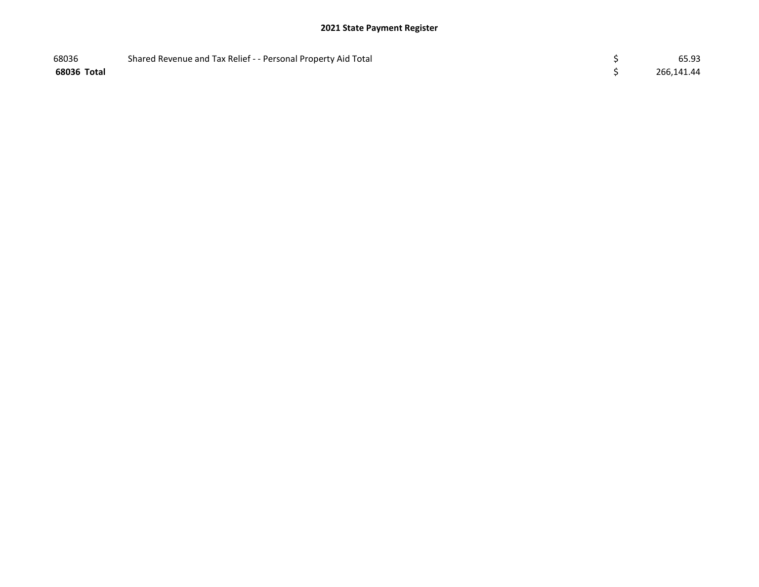| | | | |
|---|---|---|---|
| 68036 | Shared Revenue and Tax Relief - - Personal Property Aid Total | $ | 65.93 |
| **68036 Total** | | $ | 266,141.44 |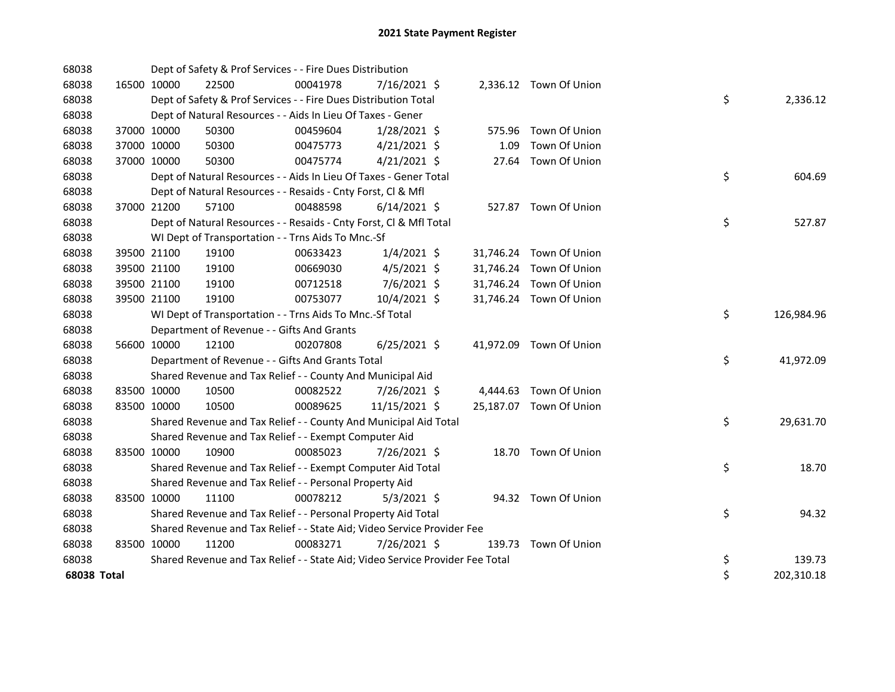# 2021 State Payment Register

| | | | | | | | | | |
|---|---|---|---|---|---|---|---|---|---|
| 68038 | | | Dept of Safety & Prof Services - - Fire Dues Distribution | | | | | | |
| 68038 | 16500 | 10000 | 22500 | 00041978 | 7/16/2021 | $ 2,336.12 | Town Of Union | | |
| 68038 | | | Dept of Safety & Prof Services - - Fire Dues Distribution Total | | | | | $ | 2,336.12 |
| 68038 | | | Dept of Natural Resources - - Aids In Lieu Of Taxes - Gener | | | | | | |
| 68038 | 37000 | 10000 | 50300 | 00459604 | 1/28/2021 | $ 575.96 | Town Of Union | | |
| 68038 | 37000 | 10000 | 50300 | 00475773 | 4/21/2021 | $ 1.09 | Town Of Union | | |
| 68038 | 37000 | 10000 | 50300 | 00475774 | 4/21/2021 | $ 27.64 | Town Of Union | | |
| 68038 | | | Dept of Natural Resources - - Aids In Lieu Of Taxes - Gener Total | | | | | $ | 604.69 |
| 68038 | | | Dept of Natural Resources - - Resaids - Cnty Forst, Cl & Mfl | | | | | | |
| 68038 | 37000 | 21200 | 57100 | 00488598 | 6/14/2021 | $ 527.87 | Town Of Union | | |
| 68038 | | | Dept of Natural Resources - - Resaids - Cnty Forst, Cl & Mfl Total | | | | | $ | 527.87 |
| 68038 | | | WI Dept of Transportation - - Trns Aids To Mnc.-Sf | | | | | | |
| 68038 | 39500 | 21100 | 19100 | 00633423 | 1/4/2021 | $ 31,746.24 | Town Of Union | | |
| 68038 | 39500 | 21100 | 19100 | 00669030 | 4/5/2021 | $ 31,746.24 | Town Of Union | | |
| 68038 | 39500 | 21100 | 19100 | 00712518 | 7/6/2021 | $ 31,746.24 | Town Of Union | | |
| 68038 | 39500 | 21100 | 19100 | 00753077 | 10/4/2021 | $ 31,746.24 | Town Of Union | | |
| 68038 | | | WI Dept of Transportation - - Trns Aids To Mnc.-Sf Total | | | | | $ | 126,984.96 |
| 68038 | | | Department of Revenue - - Gifts And Grants | | | | | | |
| 68038 | 56600 | 10000 | 12100 | 00207808 | 6/25/2021 | $ 41,972.09 | Town Of Union | | |
| 68038 | | | Department of Revenue - - Gifts And Grants Total | | | | | $ | 41,972.09 |
| 68038 | | | Shared Revenue and Tax Relief - - County And Municipal Aid | | | | | | |
| 68038 | 83500 | 10000 | 10500 | 00082522 | 7/26/2021 | $ 4,444.63 | Town Of Union | | |
| 68038 | 83500 | 10000 | 10500 | 00089625 | 11/15/2021 | $ 25,187.07 | Town Of Union | | |
| 68038 | | | Shared Revenue and Tax Relief - - County And Municipal Aid Total | | | | | $ | 29,631.70 |
| 68038 | | | Shared Revenue and Tax Relief - - Exempt Computer Aid | | | | | | |
| 68038 | 83500 | 10000 | 10900 | 00085023 | 7/26/2021 | $ 18.70 | Town Of Union | | |
| 68038 | | | Shared Revenue and Tax Relief - - Exempt Computer Aid Total | | | | | $ | 18.70 |
| 68038 | | | Shared Revenue and Tax Relief - - Personal Property Aid | | | | | | |
| 68038 | 83500 | 10000 | 11100 | 00078212 | 5/3/2021 | $ 94.32 | Town Of Union | | |
| 68038 | | | Shared Revenue and Tax Relief - - Personal Property Aid Total | | | | | $ | 94.32 |
| 68038 | | | Shared Revenue and Tax Relief - - State Aid; Video Service Provider Fee | | | | | | |
| 68038 | 83500 | 10000 | 11200 | 00083271 | 7/26/2021 | $ 139.73 | Town Of Union | | |
| 68038 | | | Shared Revenue and Tax Relief - - State Aid; Video Service Provider Fee Total | | | | | $ | 139.73 |
| **68038 Total** | | | | | | | | $ | 202,310.18 |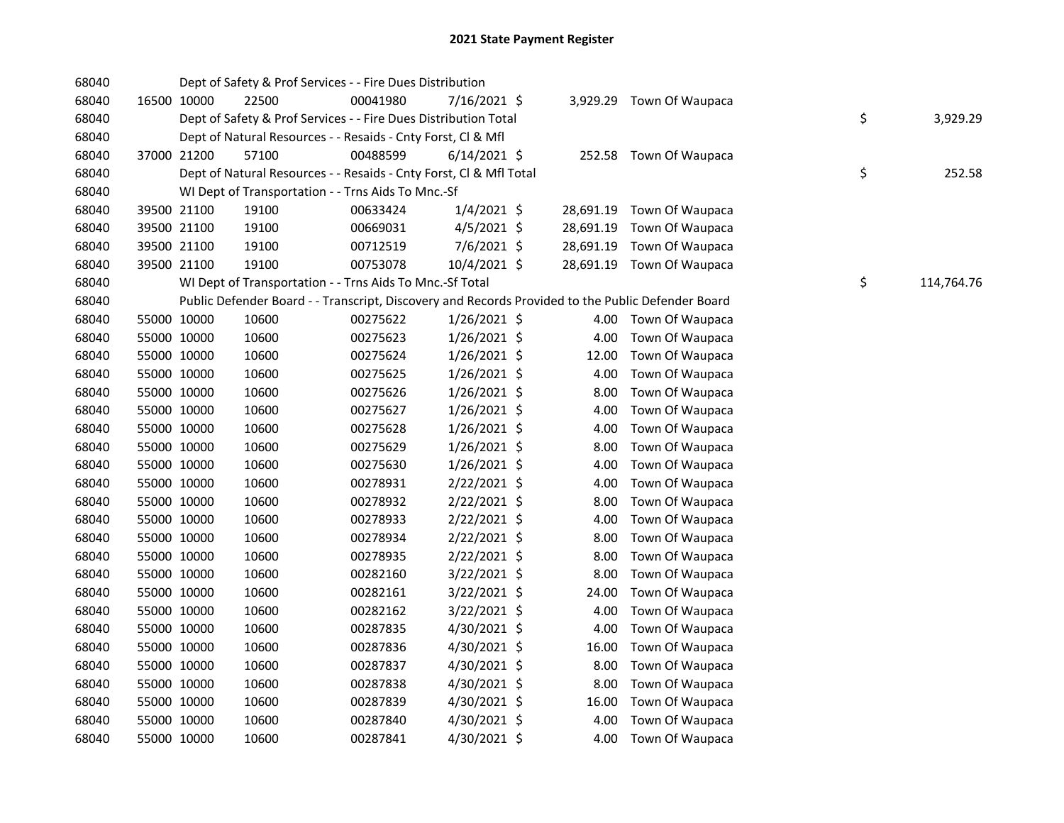# 2021 State Payment Register

| | | | | | | | | | |
|---|---|---|---|---|---|---|---|---|---|
| 68040 | | | Dept of Safety & Prof Services - - Fire Dues Distribution | | | | | | |
| 68040 | 16500 | 10000 | 22500 | 00041980 | 7/16/2021 | $ 3,929.29 | Town Of Waupaca | | |
| 68040 | | | Dept of Safety & Prof Services - - Fire Dues Distribution Total | | | | | $ | 3,929.29 |
| 68040 | | | Dept of Natural Resources - - Resaids - Cnty Forst, Cl & Mfl | | | | | | |
| 68040 | 37000 | 21200 | 57100 | 00488599 | 6/14/2021 | $ 252.58 | Town Of Waupaca | | |
| 68040 | | | Dept of Natural Resources - - Resaids - Cnty Forst, Cl & Mfl Total | | | | | $ | 252.58 |
| 68040 | | | WI Dept of Transportation - - Trns Aids To Mnc.-Sf | | | | | | |
| 68040 | 39500 | 21100 | 19100 | 00633424 | 1/4/2021 | $ 28,691.19 | Town Of Waupaca | | |
| 68040 | 39500 | 21100 | 19100 | 00669031 | 4/5/2021 | $ 28,691.19 | Town Of Waupaca | | |
| 68040 | 39500 | 21100 | 19100 | 00712519 | 7/6/2021 | $ 28,691.19 | Town Of Waupaca | | |
| 68040 | 39500 | 21100 | 19100 | 00753078 | 10/4/2021 | $ 28,691.19 | Town Of Waupaca | | |
| 68040 | | | WI Dept of Transportation - - Trns Aids To Mnc.-Sf Total | | | | | $ | 114,764.76 |
| 68040 | | | Public Defender Board - - Transcript, Discovery and Records Provided to the Public Defender Board | | | | | | |
| 68040 | 55000 | 10000 | 10600 | 00275622 | 1/26/2021 | $ 4.00 | Town Of Waupaca | | |
| 68040 | 55000 | 10000 | 10600 | 00275623 | 1/26/2021 | $ 4.00 | Town Of Waupaca | | |
| 68040 | 55000 | 10000 | 10600 | 00275624 | 1/26/2021 | $ 12.00 | Town Of Waupaca | | |
| 68040 | 55000 | 10000 | 10600 | 00275625 | 1/26/2021 | $ 4.00 | Town Of Waupaca | | |
| 68040 | 55000 | 10000 | 10600 | 00275626 | 1/26/2021 | $ 8.00 | Town Of Waupaca | | |
| 68040 | 55000 | 10000 | 10600 | 00275627 | 1/26/2021 | $ 4.00 | Town Of Waupaca | | |
| 68040 | 55000 | 10000 | 10600 | 00275628 | 1/26/2021 | $ 4.00 | Town Of Waupaca | | |
| 68040 | 55000 | 10000 | 10600 | 00275629 | 1/26/2021 | $ 8.00 | Town Of Waupaca | | |
| 68040 | 55000 | 10000 | 10600 | 00275630 | 1/26/2021 | $ 4.00 | Town Of Waupaca | | |
| 68040 | 55000 | 10000 | 10600 | 00278931 | 2/22/2021 | $ 4.00 | Town Of Waupaca | | |
| 68040 | 55000 | 10000 | 10600 | 00278932 | 2/22/2021 | $ 8.00 | Town Of Waupaca | | |
| 68040 | 55000 | 10000 | 10600 | 00278933 | 2/22/2021 | $ 4.00 | Town Of Waupaca | | |
| 68040 | 55000 | 10000 | 10600 | 00278934 | 2/22/2021 | $ 8.00 | Town Of Waupaca | | |
| 68040 | 55000 | 10000 | 10600 | 00278935 | 2/22/2021 | $ 8.00 | Town Of Waupaca | | |
| 68040 | 55000 | 10000 | 10600 | 00282160 | 3/22/2021 | $ 8.00 | Town Of Waupaca | | |
| 68040 | 55000 | 10000 | 10600 | 00282161 | 3/22/2021 | $ 24.00 | Town Of Waupaca | | |
| 68040 | 55000 | 10000 | 10600 | 00282162 | 3/22/2021 | $ 4.00 | Town Of Waupaca | | |
| 68040 | 55000 | 10000 | 10600 | 00287835 | 4/30/2021 | $ 4.00 | Town Of Waupaca | | |
| 68040 | 55000 | 10000 | 10600 | 00287836 | 4/30/2021 | $ 16.00 | Town Of Waupaca | | |
| 68040 | 55000 | 10000 | 10600 | 00287837 | 4/30/2021 | $ 8.00 | Town Of Waupaca | | |
| 68040 | 55000 | 10000 | 10600 | 00287838 | 4/30/2021 | $ 8.00 | Town Of Waupaca | | |
| 68040 | 55000 | 10000 | 10600 | 00287839 | 4/30/2021 | $ 16.00 | Town Of Waupaca | | |
| 68040 | 55000 | 10000 | 10600 | 00287840 | 4/30/2021 | $ 4.00 | Town Of Waupaca | | |
| 68040 | 55000 | 10000 | 10600 | 00287841 | 4/30/2021 | $ 4.00 | Town Of Waupaca | | |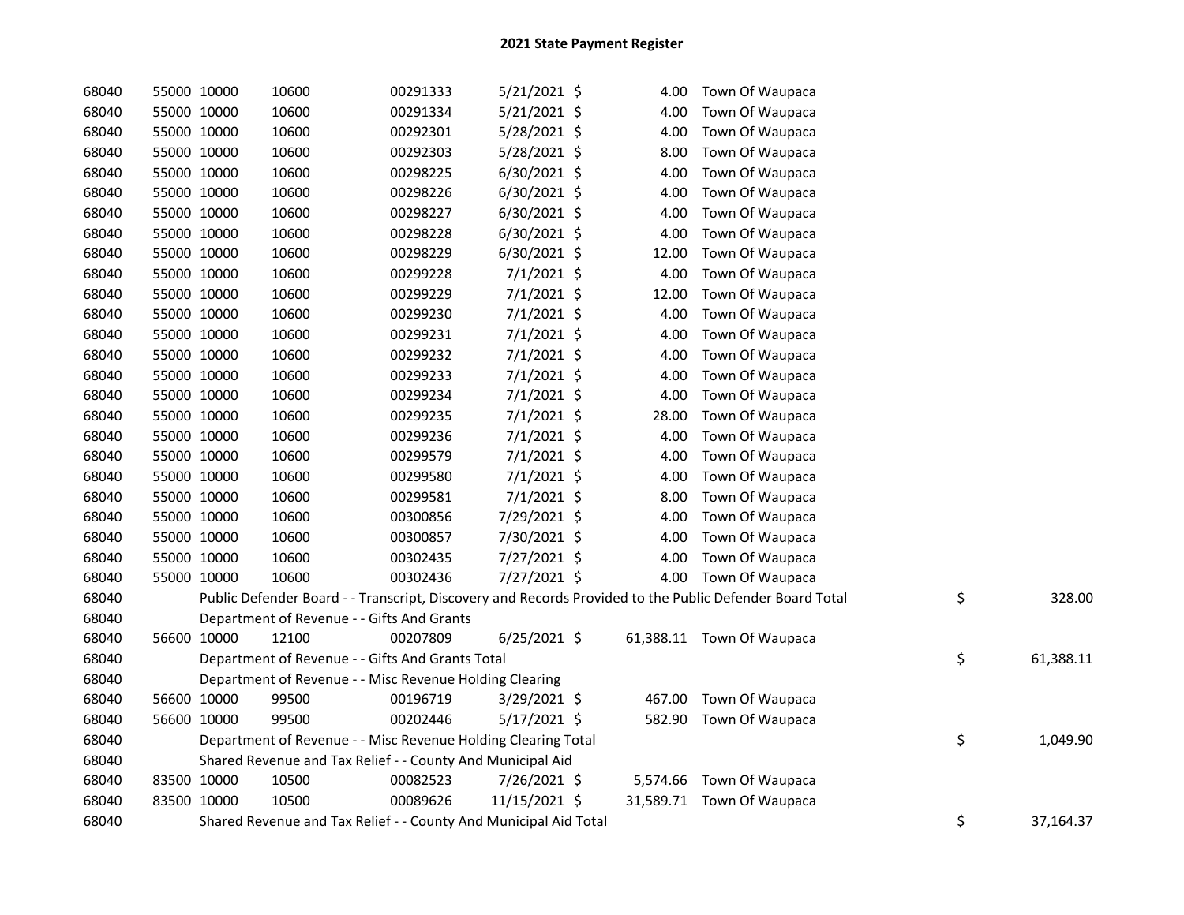## 2021 State Payment Register

| | | | | | | | | | |
|---|---|---|---|---|---|---|---|---|---|
| 68040 | 55000 | 10000 | 10600 | 00291333 | 5/21/2021 | $ 4.00 | Town Of Waupaca | | |
| 68040 | 55000 | 10000 | 10600 | 00291334 | 5/21/2021 | $ 4.00 | Town Of Waupaca | | |
| 68040 | 55000 | 10000 | 10600 | 00292301 | 5/28/2021 | $ 4.00 | Town Of Waupaca | | |
| 68040 | 55000 | 10000 | 10600 | 00292303 | 5/28/2021 | $ 8.00 | Town Of Waupaca | | |
| 68040 | 55000 | 10000 | 10600 | 00298225 | 6/30/2021 | $ 4.00 | Town Of Waupaca | | |
| 68040 | 55000 | 10000 | 10600 | 00298226 | 6/30/2021 | $ 4.00 | Town Of Waupaca | | |
| 68040 | 55000 | 10000 | 10600 | 00298227 | 6/30/2021 | $ 4.00 | Town Of Waupaca | | |
| 68040 | 55000 | 10000 | 10600 | 00298228 | 6/30/2021 | $ 4.00 | Town Of Waupaca | | |
| 68040 | 55000 | 10000 | 10600 | 00298229 | 6/30/2021 | $ 12.00 | Town Of Waupaca | | |
| 68040 | 55000 | 10000 | 10600 | 00299228 | 7/1/2021 | $ 4.00 | Town Of Waupaca | | |
| 68040 | 55000 | 10000 | 10600 | 00299229 | 7/1/2021 | $ 12.00 | Town Of Waupaca | | |
| 68040 | 55000 | 10000 | 10600 | 00299230 | 7/1/2021 | $ 4.00 | Town Of Waupaca | | |
| 68040 | 55000 | 10000 | 10600 | 00299231 | 7/1/2021 | $ 4.00 | Town Of Waupaca | | |
| 68040 | 55000 | 10000 | 10600 | 00299232 | 7/1/2021 | $ 4.00 | Town Of Waupaca | | |
| 68040 | 55000 | 10000 | 10600 | 00299233 | 7/1/2021 | $ 4.00 | Town Of Waupaca | | |
| 68040 | 55000 | 10000 | 10600 | 00299234 | 7/1/2021 | $ 4.00 | Town Of Waupaca | | |
| 68040 | 55000 | 10000 | 10600 | 00299235 | 7/1/2021 | $ 28.00 | Town Of Waupaca | | |
| 68040 | 55000 | 10000 | 10600 | 00299236 | 7/1/2021 | $ 4.00 | Town Of Waupaca | | |
| 68040 | 55000 | 10000 | 10600 | 00299579 | 7/1/2021 | $ 4.00 | Town Of Waupaca | | |
| 68040 | 55000 | 10000 | 10600 | 00299580 | 7/1/2021 | $ 4.00 | Town Of Waupaca | | |
| 68040 | 55000 | 10000 | 10600 | 00299581 | 7/1/2021 | $ 8.00 | Town Of Waupaca | | |
| 68040 | 55000 | 10000 | 10600 | 00300856 | 7/29/2021 | $ 4.00 | Town Of Waupaca | | |
| 68040 | 55000 | 10000 | 10600 | 00300857 | 7/30/2021 | $ 4.00 | Town Of Waupaca | | |
| 68040 | 55000 | 10000 | 10600 | 00302435 | 7/27/2021 | $ 4.00 | Town Of Waupaca | | |
| 68040 | 55000 | 10000 | 10600 | 00302436 | 7/27/2021 | $ 4.00 | Town Of Waupaca | | |
| 68040 | | Public Defender Board - - Transcript, Discovery and Records Provided to the Public Defender Board Total | | | | | | $ | 328.00 |
| 68040 | | Department of Revenue - - Gifts And Grants | | | | | | | |
| 68040 | 56600 | 10000 | 12100 | 00207809 | 6/25/2021 | $ 61,388.11 | Town Of Waupaca | | |
| 68040 | | Department of Revenue - - Gifts And Grants Total | | | | | | $ | 61,388.11 |
| 68040 | | Department of Revenue - - Misc Revenue Holding Clearing | | | | | | | |
| 68040 | 56600 | 10000 | 99500 | 00196719 | 3/29/2021 | $ 467.00 | Town Of Waupaca | | |
| 68040 | 56600 | 10000 | 99500 | 00202446 | 5/17/2021 | $ 582.90 | Town Of Waupaca | | |
| 68040 | | Department of Revenue - - Misc Revenue Holding Clearing Total | | | | | | $ | 1,049.90 |
| 68040 | | Shared Revenue and Tax Relief - - County And Municipal Aid | | | | | | | |
| 68040 | 83500 | 10000 | 10500 | 00082523 | 7/26/2021 | $ 5,574.66 | Town Of Waupaca | | |
| 68040 | 83500 | 10000 | 10500 | 00089626 | 11/15/2021 | $ 31,589.71 | Town Of Waupaca | | |
| 68040 | | Shared Revenue and Tax Relief - - County And Municipal Aid Total | | | | | | $ | 37,164.37 |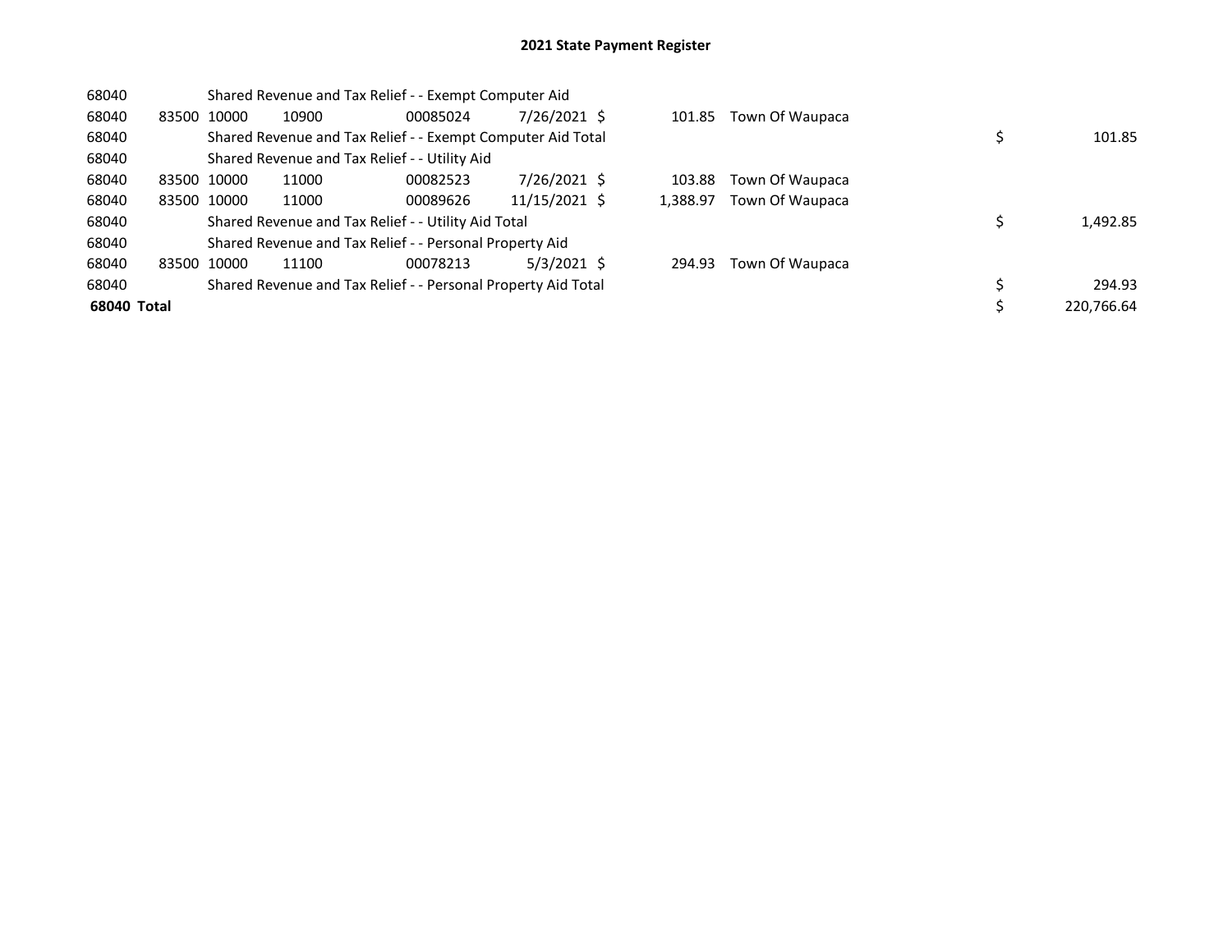## 2021 State Payment Register

| | | | | | | | | | |
|---|---|---|---|---|---|---|---|---|---|
| 68040 | | | Shared Revenue and Tax Relief - - Exempt Computer Aid | | | | | | |
| 68040 | 83500 | 10000 | 10900 | 00085024 | 7/26/2021 | $ 101.85 | Town Of Waupaca | | |
| 68040 | | | Shared Revenue and Tax Relief - - Exempt Computer Aid Total | | | | | $ | 101.85 |
| 68040 | | | Shared Revenue and Tax Relief - - Utility Aid | | | | | | |
| 68040 | 83500 | 10000 | 11000 | 00082523 | 7/26/2021 | $ 103.88 | Town Of Waupaca | | |
| 68040 | 83500 | 10000 | 11000 | 00089626 | 11/15/2021 | $ 1,388.97 | Town Of Waupaca | | |
| 68040 | | | Shared Revenue and Tax Relief - - Utility Aid Total | | | | | $ | 1,492.85 |
| 68040 | | | Shared Revenue and Tax Relief - - Personal Property Aid | | | | | | |
| 68040 | 83500 | 10000 | 11100 | 00078213 | 5/3/2021 | $ 294.93 | Town Of Waupaca | | |
| 68040 | | | Shared Revenue and Tax Relief - - Personal Property Aid Total | | | | | $ | 294.93 |
| **68040 Total** | | | | | | | | $ | 220,766.64 |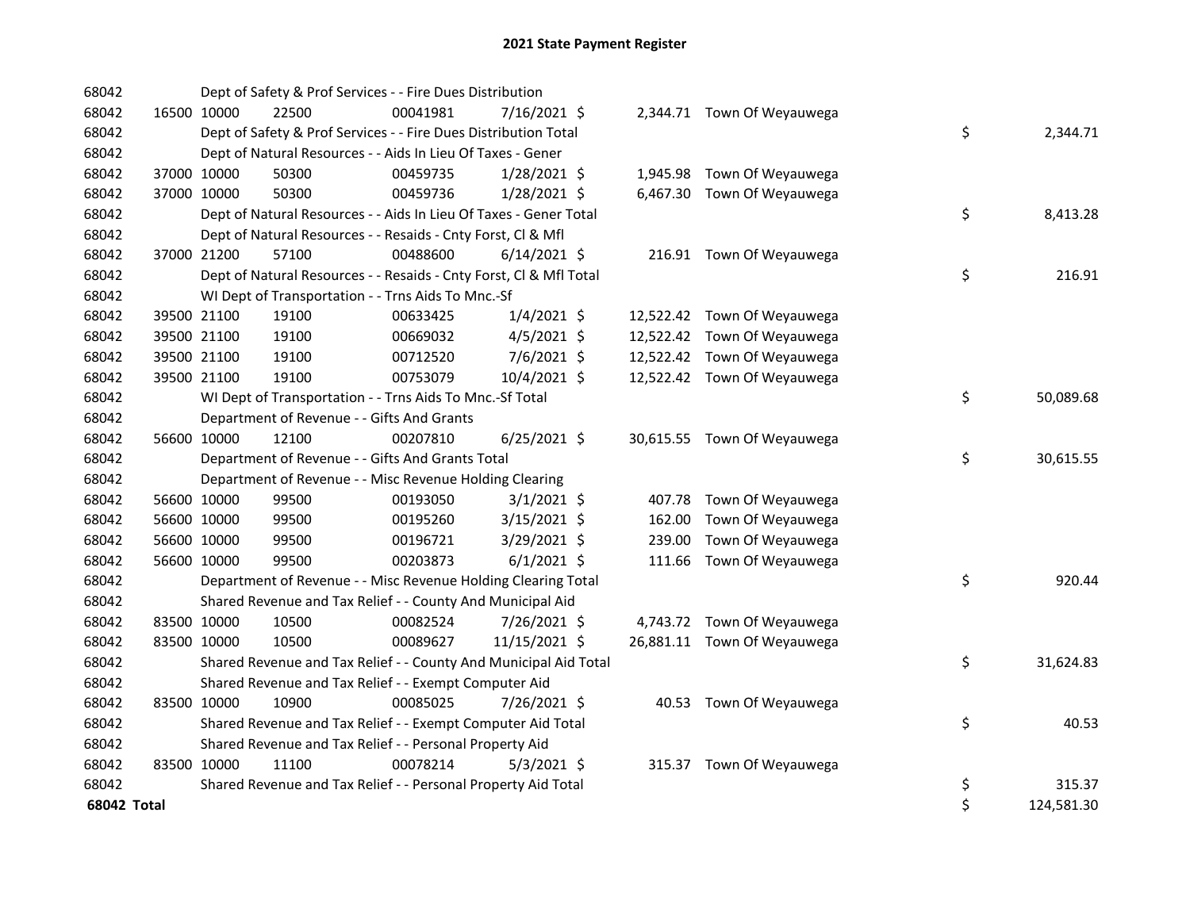# 2021 State Payment Register

| | | | | | | | | | |
|---|---|---|---|---|---|---|---|---|---|
| 68042 | | | Dept of Safety & Prof Services - - Fire Dues Distribution | | | | | | |
| 68042 | 16500 | 10000 | 22500 | 00041981 | 7/16/2021 | $ 2,344.71 | Town Of Weyauwega | | |
| 68042 | | | Dept of Safety & Prof Services - - Fire Dues Distribution Total | | | | | $ | 2,344.71 |
| 68042 | | | Dept of Natural Resources - - Aids In Lieu Of Taxes - Gener | | | | | | |
| 68042 | 37000 | 10000 | 50300 | 00459735 | 1/28/2021 | $ 1,945.98 | Town Of Weyauwega | | |
| 68042 | 37000 | 10000 | 50300 | 00459736 | 1/28/2021 | $ 6,467.30 | Town Of Weyauwega | | |
| 68042 | | | Dept of Natural Resources - - Aids In Lieu Of Taxes - Gener Total | | | | | $ | 8,413.28 |
| 68042 | | | Dept of Natural Resources - - Resaids - Cnty Forst, Cl & Mfl | | | | | | |
| 68042 | 37000 | 21200 | 57100 | 00488600 | 6/14/2021 | $ 216.91 | Town Of Weyauwega | | |
| 68042 | | | Dept of Natural Resources - - Resaids - Cnty Forst, Cl & Mfl Total | | | | | $ | 216.91 |
| 68042 | | | WI Dept of Transportation - - Trns Aids To Mnc.-Sf | | | | | | |
| 68042 | 39500 | 21100 | 19100 | 00633425 | 1/4/2021 | $ 12,522.42 | Town Of Weyauwega | | |
| 68042 | 39500 | 21100 | 19100 | 00669032 | 4/5/2021 | $ 12,522.42 | Town Of Weyauwega | | |
| 68042 | 39500 | 21100 | 19100 | 00712520 | 7/6/2021 | $ 12,522.42 | Town Of Weyauwega | | |
| 68042 | 39500 | 21100 | 19100 | 00753079 | 10/4/2021 | $ 12,522.42 | Town Of Weyauwega | | |
| 68042 | | | WI Dept of Transportation - - Trns Aids To Mnc.-Sf Total | | | | | $ | 50,089.68 |
| 68042 | | | Department of Revenue - - Gifts And Grants | | | | | | |
| 68042 | 56600 | 10000 | 12100 | 00207810 | 6/25/2021 | $ 30,615.55 | Town Of Weyauwega | | |
| 68042 | | | Department of Revenue - - Gifts And Grants Total | | | | | $ | 30,615.55 |
| 68042 | | | Department of Revenue - - Misc Revenue Holding Clearing | | | | | | |
| 68042 | 56600 | 10000 | 99500 | 00193050 | 3/1/2021 | $ 407.78 | Town Of Weyauwega | | |
| 68042 | 56600 | 10000 | 99500 | 00195260 | 3/15/2021 | $ 162.00 | Town Of Weyauwega | | |
| 68042 | 56600 | 10000 | 99500 | 00196721 | 3/29/2021 | $ 239.00 | Town Of Weyauwega | | |
| 68042 | 56600 | 10000 | 99500 | 00203873 | 6/1/2021 | $ 111.66 | Town Of Weyauwega | | |
| 68042 | | | Department of Revenue - - Misc Revenue Holding Clearing Total | | | | | $ | 920.44 |
| 68042 | | | Shared Revenue and Tax Relief - - County And Municipal Aid | | | | | | |
| 68042 | 83500 | 10000 | 10500 | 00082524 | 7/26/2021 | $ 4,743.72 | Town Of Weyauwega | | |
| 68042 | 83500 | 10000 | 10500 | 00089627 | 11/15/2021 | $ 26,881.11 | Town Of Weyauwega | | |
| 68042 | | | Shared Revenue and Tax Relief - - County And Municipal Aid Total | | | | | $ | 31,624.83 |
| 68042 | | | Shared Revenue and Tax Relief - - Exempt Computer Aid | | | | | | |
| 68042 | 83500 | 10000 | 10900 | 00085025 | 7/26/2021 | $ 40.53 | Town Of Weyauwega | | |
| 68042 | | | Shared Revenue and Tax Relief - - Exempt Computer Aid Total | | | | | $ | 40.53 |
| 68042 | | | Shared Revenue and Tax Relief - - Personal Property Aid | | | | | | |
| 68042 | 83500 | 10000 | 11100 | 00078214 | 5/3/2021 | $ 315.37 | Town Of Weyauwega | | |
| 68042 | | | Shared Revenue and Tax Relief - - Personal Property Aid Total | | | | | $ | 315.37 |
| **68042 Total** | | | | | | | | $ | 124,581.30 |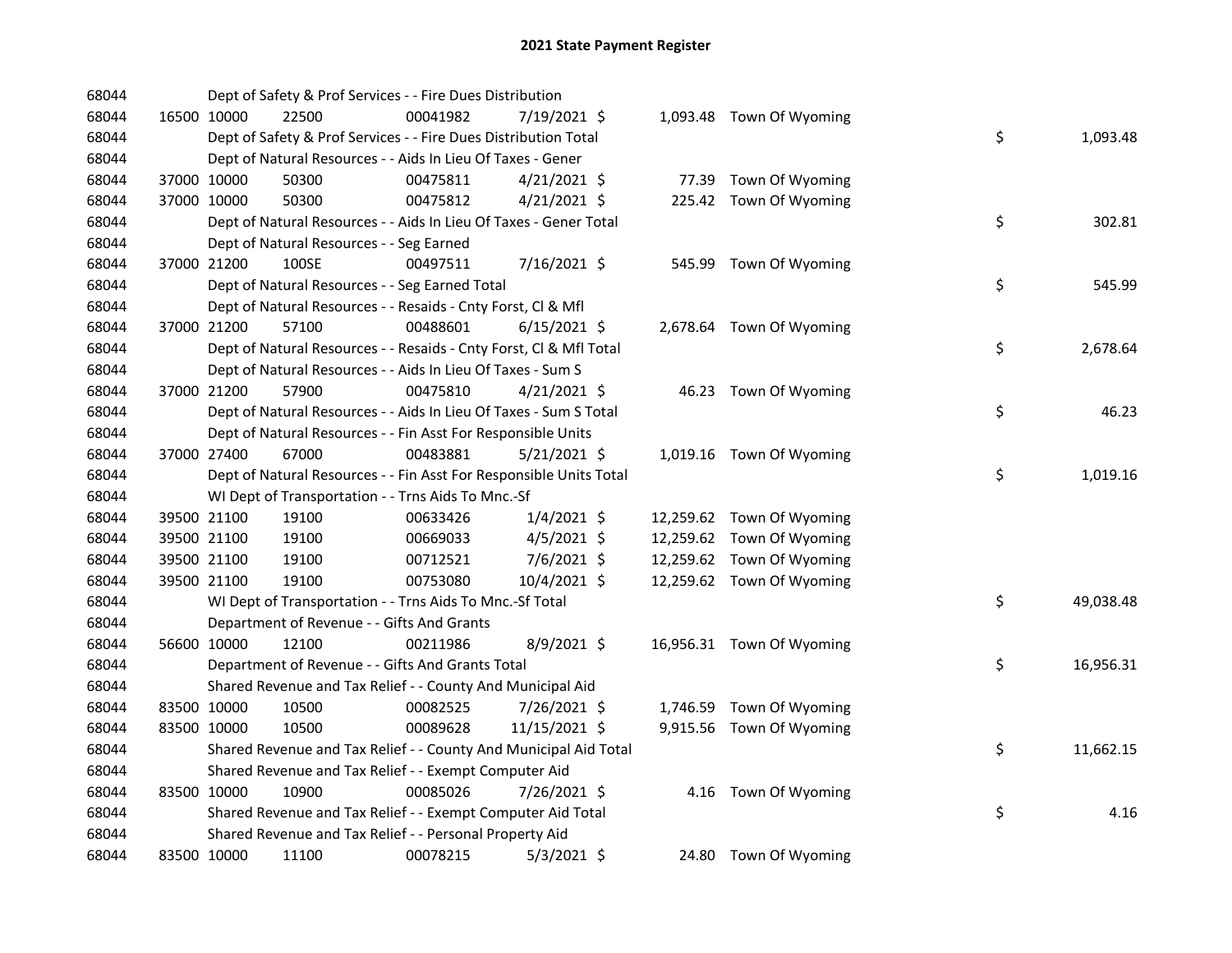# 2021 State Payment Register

| | | | | | | | | | |
|---|---|---|---|---|---|---|---|---|---|
| 68044 | | Dept of Safety & Prof Services - - Fire Dues Distribution | | | | | | | |
| 68044 | 16500 10000 | 22500 | 00041982 | 7/19/2021 | $ | 1,093.48 | Town Of Wyoming | | |
| 68044 | | Dept of Safety & Prof Services - - Fire Dues Distribution Total | | | | | | $ | 1,093.48 |
| 68044 | | Dept of Natural Resources - - Aids In Lieu Of Taxes - Gener | | | | | | | |
| 68044 | 37000 10000 | 50300 | 00475811 | 4/21/2021 | $ | 77.39 | Town Of Wyoming | | |
| 68044 | 37000 10000 | 50300 | 00475812 | 4/21/2021 | $ | 225.42 | Town Of Wyoming | | |
| 68044 | | Dept of Natural Resources - - Aids In Lieu Of Taxes - Gener Total | | | | | | $ | 302.81 |
| 68044 | | Dept of Natural Resources - - Seg Earned | | | | | | | |
| 68044 | 37000 21200 | 100SE | 00497511 | 7/16/2021 | $ | 545.99 | Town Of Wyoming | | |
| 68044 | | Dept of Natural Resources - - Seg Earned Total | | | | | | $ | 545.99 |
| 68044 | | Dept of Natural Resources - - Resaids - Cnty Forst, Cl & Mfl | | | | | | | |
| 68044 | 37000 21200 | 57100 | 00488601 | 6/15/2021 | $ | 2,678.64 | Town Of Wyoming | | |
| 68044 | | Dept of Natural Resources - - Resaids - Cnty Forst, Cl & Mfl Total | | | | | | $ | 2,678.64 |
| 68044 | | Dept of Natural Resources - - Aids In Lieu Of Taxes - Sum S | | | | | | | |
| 68044 | 37000 21200 | 57900 | 00475810 | 4/21/2021 | $ | 46.23 | Town Of Wyoming | | |
| 68044 | | Dept of Natural Resources - - Aids In Lieu Of Taxes - Sum S Total | | | | | | $ | 46.23 |
| 68044 | | Dept of Natural Resources - - Fin Asst For Responsible Units | | | | | | | |
| 68044 | 37000 27400 | 67000 | 00483881 | 5/21/2021 | $ | 1,019.16 | Town Of Wyoming | | |
| 68044 | | Dept of Natural Resources - - Fin Asst For Responsible Units Total | | | | | | $ | 1,019.16 |
| 68044 | | WI Dept of Transportation - - Trns Aids To Mnc.-Sf | | | | | | | |
| 68044 | 39500 21100 | 19100 | 00633426 | 1/4/2021 | $ | 12,259.62 | Town Of Wyoming | | |
| 68044 | 39500 21100 | 19100 | 00669033 | 4/5/2021 | $ | 12,259.62 | Town Of Wyoming | | |
| 68044 | 39500 21100 | 19100 | 00712521 | 7/6/2021 | $ | 12,259.62 | Town Of Wyoming | | |
| 68044 | 39500 21100 | 19100 | 00753080 | 10/4/2021 | $ | 12,259.62 | Town Of Wyoming | | |
| 68044 | | WI Dept of Transportation - - Trns Aids To Mnc.-Sf Total | | | | | | $ | 49,038.48 |
| 68044 | | Department of Revenue - - Gifts And Grants | | | | | | | |
| 68044 | 56600 10000 | 12100 | 00211986 | 8/9/2021 | $ | 16,956.31 | Town Of Wyoming | | |
| 68044 | | Department of Revenue - - Gifts And Grants Total | | | | | | $ | 16,956.31 |
| 68044 | | Shared Revenue and Tax Relief - - County And Municipal Aid | | | | | | | |
| 68044 | 83500 10000 | 10500 | 00082525 | 7/26/2021 | $ | 1,746.59 | Town Of Wyoming | | |
| 68044 | 83500 10000 | 10500 | 00089628 | 11/15/2021 | $ | 9,915.56 | Town Of Wyoming | | |
| 68044 | | Shared Revenue and Tax Relief - - County And Municipal Aid Total | | | | | | $ | 11,662.15 |
| 68044 | | Shared Revenue and Tax Relief - - Exempt Computer Aid | | | | | | | |
| 68044 | 83500 10000 | 10900 | 00085026 | 7/26/2021 | $ | 4.16 | Town Of Wyoming | | |
| 68044 | | Shared Revenue and Tax Relief - - Exempt Computer Aid Total | | | | | | $ | 4.16 |
| 68044 | | Shared Revenue and Tax Relief - - Personal Property Aid | | | | | | | |
| 68044 | 83500 10000 | 11100 | 00078215 | 5/3/2021 | $ | 24.80 | Town Of Wyoming | | |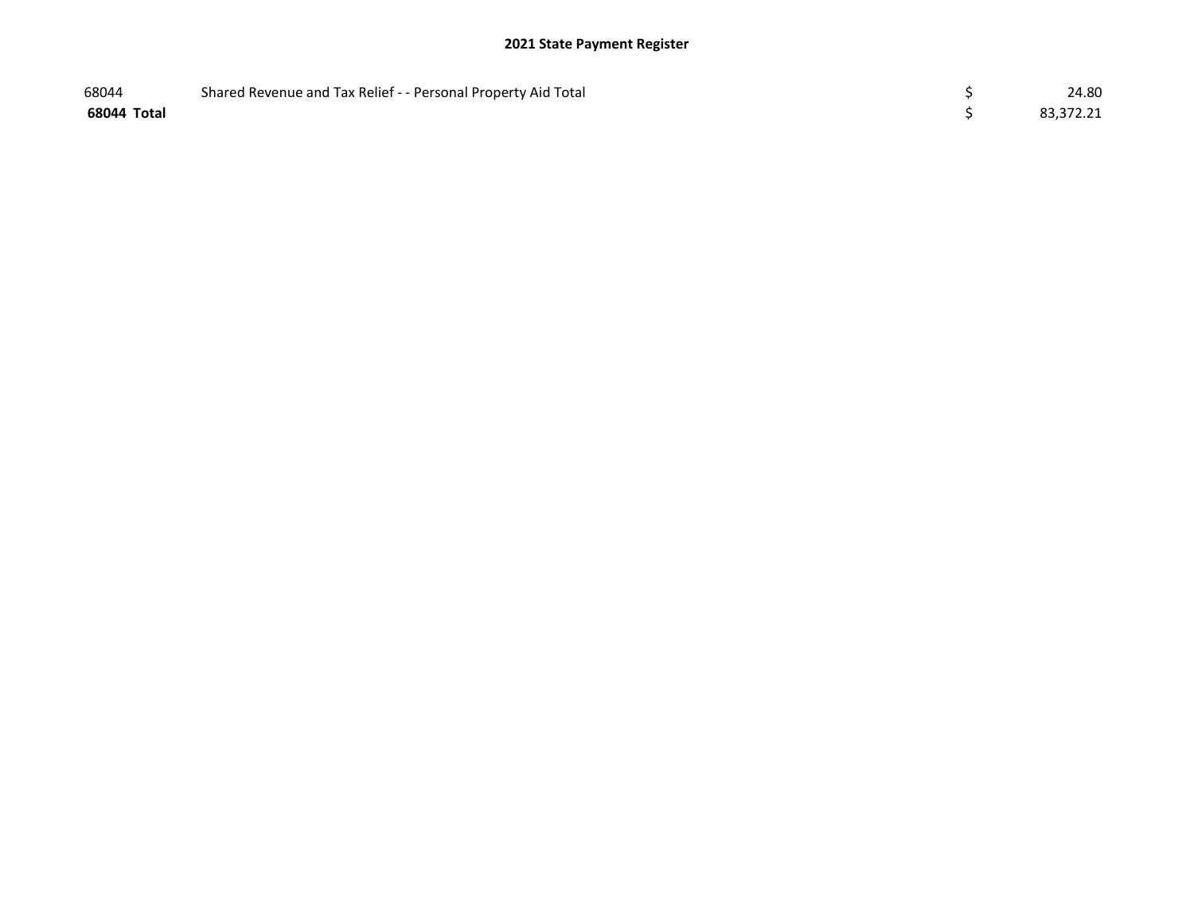| | | | |
|---|---|---|---|
| 68044 | Shared Revenue and Tax Relief - - Personal Property Aid Total | $ | 24.80 |
| **68044 Total** | | $ | 83,372.21 |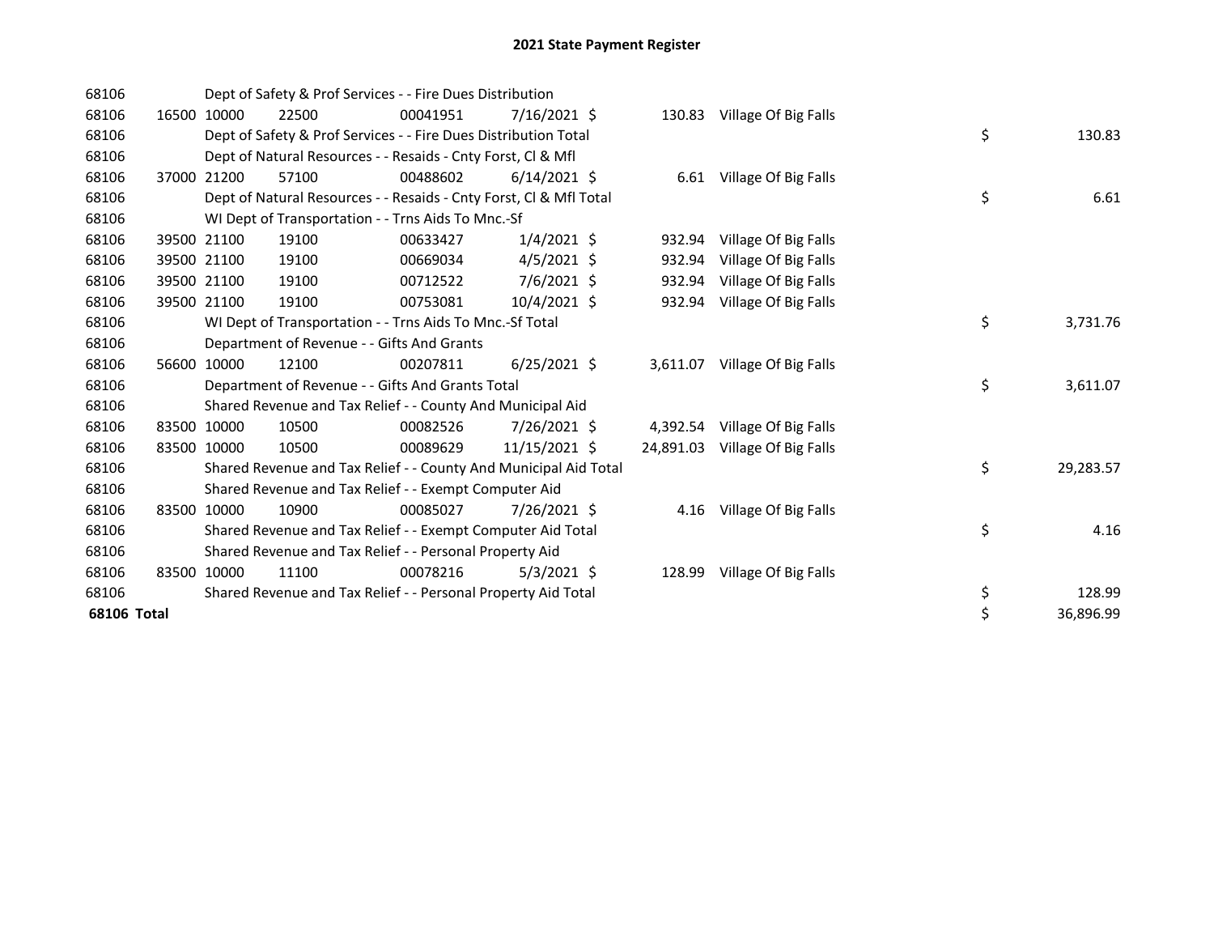# 2021 State Payment Register

| | | | | | | | | | |
|---|---|---|---|---|---|---|---|---|---|
| 68106 | | Dept of Safety & Prof Services - - Fire Dues Distribution | | | | | | | |
| 68106 | 16500 | 10000 | 22500 | 00041951 | 7/16/2021 | $ 130.83 | Village Of Big Falls | | |
| 68106 | | Dept of Safety & Prof Services - - Fire Dues Distribution Total | | | | | | $ | 130.83 |
| 68106 | | Dept of Natural Resources - - Resaids - Cnty Forst, Cl & Mfl | | | | | | | |
| 68106 | 37000 | 21200 | 57100 | 00488602 | 6/14/2021 | $ 6.61 | Village Of Big Falls | | |
| 68106 | | Dept of Natural Resources - - Resaids - Cnty Forst, Cl & Mfl Total | | | | | | $ | 6.61 |
| 68106 | | WI Dept of Transportation - - Trns Aids To Mnc.-Sf | | | | | | | |
| 68106 | 39500 | 21100 | 19100 | 00633427 | 1/4/2021 | $ 932.94 | Village Of Big Falls | | |
| 68106 | 39500 | 21100 | 19100 | 00669034 | 4/5/2021 | $ 932.94 | Village Of Big Falls | | |
| 68106 | 39500 | 21100 | 19100 | 00712522 | 7/6/2021 | $ 932.94 | Village Of Big Falls | | |
| 68106 | 39500 | 21100 | 19100 | 00753081 | 10/4/2021 | $ 932.94 | Village Of Big Falls | | |
| 68106 | | WI Dept of Transportation - - Trns Aids To Mnc.-Sf Total | | | | | | $ | 3,731.76 |
| 68106 | | Department of Revenue - - Gifts And Grants | | | | | | | |
| 68106 | 56600 | 10000 | 12100 | 00207811 | 6/25/2021 | $ 3,611.07 | Village Of Big Falls | | |
| 68106 | | Department of Revenue - - Gifts And Grants Total | | | | | | $ | 3,611.07 |
| 68106 | | Shared Revenue and Tax Relief - - County And Municipal Aid | | | | | | | |
| 68106 | 83500 | 10000 | 10500 | 00082526 | 7/26/2021 | $ 4,392.54 | Village Of Big Falls | | |
| 68106 | 83500 | 10000 | 10500 | 00089629 | 11/15/2021 | $ 24,891.03 | Village Of Big Falls | | |
| 68106 | | Shared Revenue and Tax Relief - - County And Municipal Aid Total | | | | | | $ | 29,283.57 |
| 68106 | | Shared Revenue and Tax Relief - - Exempt Computer Aid | | | | | | | |
| 68106 | 83500 | 10000 | 10900 | 00085027 | 7/26/2021 | $ 4.16 | Village Of Big Falls | | |
| 68106 | | Shared Revenue and Tax Relief - - Exempt Computer Aid Total | | | | | | $ | 4.16 |
| 68106 | | Shared Revenue and Tax Relief - - Personal Property Aid | | | | | | | |
| 68106 | 83500 | 10000 | 11100 | 00078216 | 5/3/2021 | $ 128.99 | Village Of Big Falls | | |
| 68106 | | Shared Revenue and Tax Relief - - Personal Property Aid Total | | | | | | $ | 128.99 |
| **68106 Total** | | | | | | | | $ | 36,896.99 |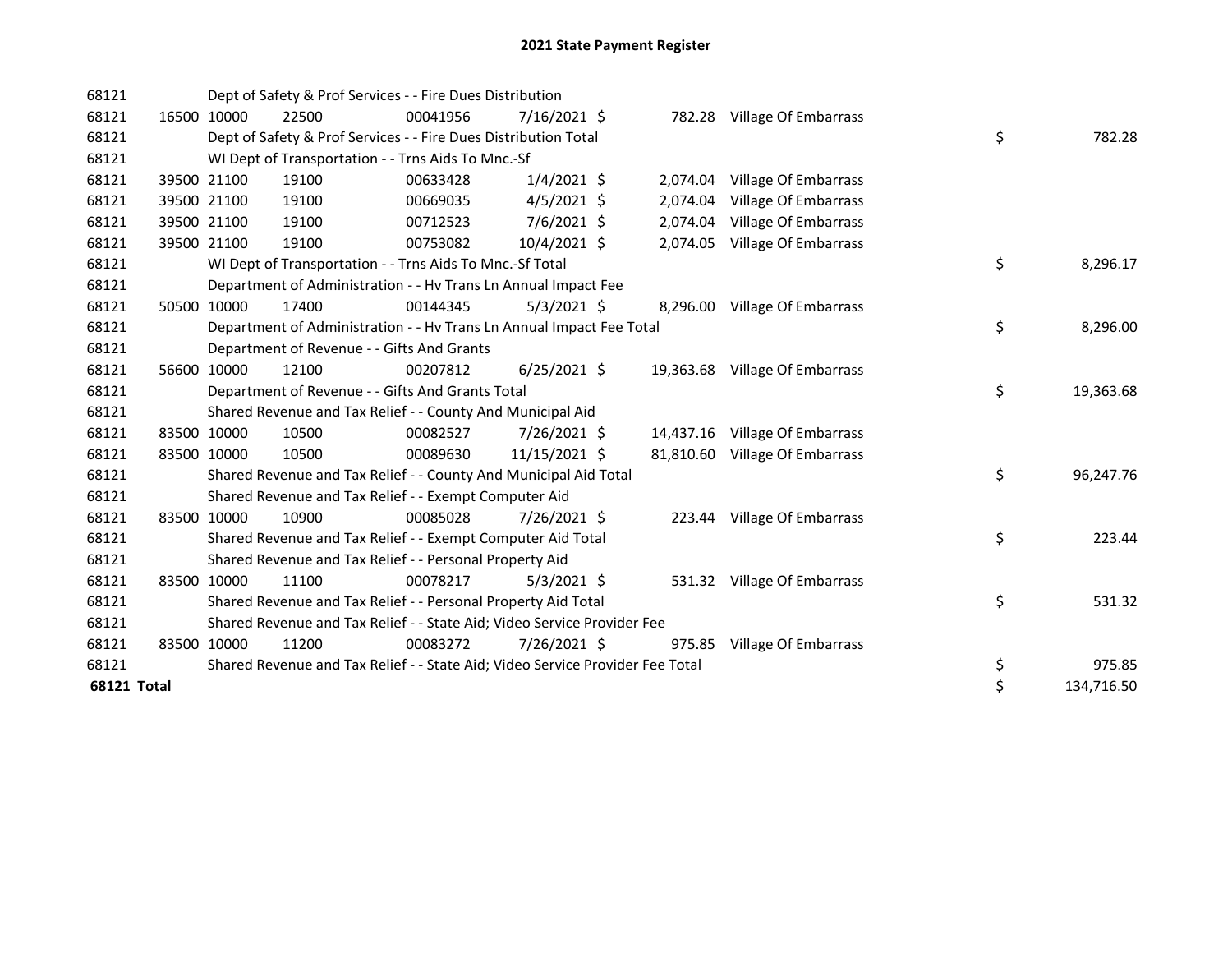# 2021 State Payment Register

| | | | | | | | | | |
|---|---|---|---|---|---|---|---|---|---|
| 68121 | | Dept of Safety & Prof Services - - Fire Dues Distribution | | | | | | | |
| 68121 | 16500 | 10000 | 22500 | 00041956 | 7/16/2021 | $ 782.28 | Village Of Embarrass | | |
| 68121 | | Dept of Safety & Prof Services - - Fire Dues Distribution Total | | | | | | $ | 782.28 |
| 68121 | | WI Dept of Transportation - - Trns Aids To Mnc.-Sf | | | | | | | |
| 68121 | 39500 | 21100 | 19100 | 00633428 | 1/4/2021 | $ 2,074.04 | Village Of Embarrass | | |
| 68121 | 39500 | 21100 | 19100 | 00669035 | 4/5/2021 | $ 2,074.04 | Village Of Embarrass | | |
| 68121 | 39500 | 21100 | 19100 | 00712523 | 7/6/2021 | $ 2,074.04 | Village Of Embarrass | | |
| 68121 | 39500 | 21100 | 19100 | 00753082 | 10/4/2021 | $ 2,074.05 | Village Of Embarrass | | |
| 68121 | | WI Dept of Transportation - - Trns Aids To Mnc.-Sf Total | | | | | | $ | 8,296.17 |
| 68121 | | Department of Administration - - Hv Trans Ln Annual Impact Fee | | | | | | | |
| 68121 | 50500 | 10000 | 17400 | 00144345 | 5/3/2021 | $ 8,296.00 | Village Of Embarrass | | |
| 68121 | | Department of Administration - - Hv Trans Ln Annual Impact Fee Total | | | | | | $ | 8,296.00 |
| 68121 | | Department of Revenue - - Gifts And Grants | | | | | | | |
| 68121 | 56600 | 10000 | 12100 | 00207812 | 6/25/2021 | $ 19,363.68 | Village Of Embarrass | | |
| 68121 | | Department of Revenue - - Gifts And Grants Total | | | | | | $ | 19,363.68 |
| 68121 | | Shared Revenue and Tax Relief - - County And Municipal Aid | | | | | | | |
| 68121 | 83500 | 10000 | 10500 | 00082527 | 7/26/2021 | $ 14,437.16 | Village Of Embarrass | | |
| 68121 | 83500 | 10000 | 10500 | 00089630 | 11/15/2021 | $ 81,810.60 | Village Of Embarrass | | |
| 68121 | | Shared Revenue and Tax Relief - - County And Municipal Aid Total | | | | | | $ | 96,247.76 |
| 68121 | | Shared Revenue and Tax Relief - - Exempt Computer Aid | | | | | | | |
| 68121 | 83500 | 10000 | 10900 | 00085028 | 7/26/2021 | $ 223.44 | Village Of Embarrass | | |
| 68121 | | Shared Revenue and Tax Relief - - Exempt Computer Aid Total | | | | | | $ | 223.44 |
| 68121 | | Shared Revenue and Tax Relief - - Personal Property Aid | | | | | | | |
| 68121 | 83500 | 10000 | 11100 | 00078217 | 5/3/2021 | $ 531.32 | Village Of Embarrass | | |
| 68121 | | Shared Revenue and Tax Relief - - Personal Property Aid Total | | | | | | $ | 531.32 |
| 68121 | | Shared Revenue and Tax Relief - - State Aid; Video Service Provider Fee | | | | | | | |
| 68121 | 83500 | 10000 | 11200 | 00083272 | 7/26/2021 | $ 975.85 | Village Of Embarrass | | |
| 68121 | | Shared Revenue and Tax Relief - - State Aid; Video Service Provider Fee Total | | | | | | $ | 975.85 |
| **68121 Total** | | | | | | | | $ | 134,716.50 |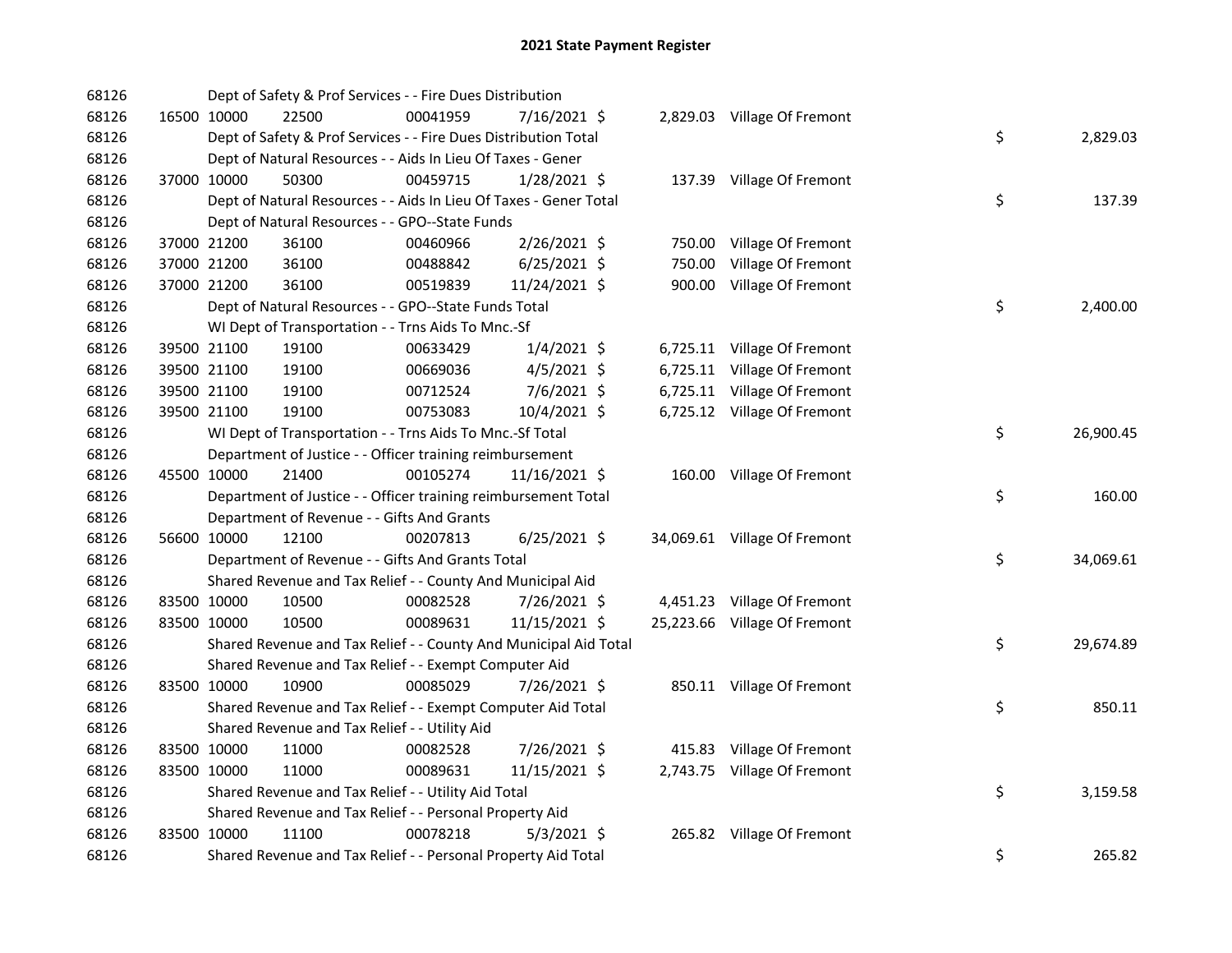# 2021 State Payment Register

| | | | | | | | | | |
|---|---|---|---|---|---|---|---|---|---|
| 68126 | | | Dept of Safety & Prof Services - - Fire Dues Distribution | | | | | | |
| 68126 | 16500 | 10000 | 22500 | 00041959 | 7/16/2021 | $ 2,829.03 | Village Of Fremont | | |
| 68126 | | | Dept of Safety & Prof Services - - Fire Dues Distribution Total | | | | | $ | 2,829.03 |
| 68126 | | | Dept of Natural Resources - - Aids In Lieu Of Taxes - Gener | | | | | | |
| 68126 | 37000 | 10000 | 50300 | 00459715 | 1/28/2021 | $ 137.39 | Village Of Fremont | | |
| 68126 | | | Dept of Natural Resources - - Aids In Lieu Of Taxes - Gener Total | | | | | $ | 137.39 |
| 68126 | | | Dept of Natural Resources - - GPO--State Funds | | | | | | |
| 68126 | 37000 | 21200 | 36100 | 00460966 | 2/26/2021 | $ 750.00 | Village Of Fremont | | |
| 68126 | 37000 | 21200 | 36100 | 00488842 | 6/25/2021 | $ 750.00 | Village Of Fremont | | |
| 68126 | 37000 | 21200 | 36100 | 00519839 | 11/24/2021 | $ 900.00 | Village Of Fremont | | |
| 68126 | | | Dept of Natural Resources - - GPO--State Funds Total | | | | | $ | 2,400.00 |
| 68126 | | | WI Dept of Transportation - - Trns Aids To Mnc.-Sf | | | | | | |
| 68126 | 39500 | 21100 | 19100 | 00633429 | 1/4/2021 | $ 6,725.11 | Village Of Fremont | | |
| 68126 | 39500 | 21100 | 19100 | 00669036 | 4/5/2021 | $ 6,725.11 | Village Of Fremont | | |
| 68126 | 39500 | 21100 | 19100 | 00712524 | 7/6/2021 | $ 6,725.11 | Village Of Fremont | | |
| 68126 | 39500 | 21100 | 19100 | 00753083 | 10/4/2021 | $ 6,725.12 | Village Of Fremont | | |
| 68126 | | | WI Dept of Transportation - - Trns Aids To Mnc.-Sf Total | | | | | $ | 26,900.45 |
| 68126 | | | Department of Justice - - Officer training reimbursement | | | | | | |
| 68126 | 45500 | 10000 | 21400 | 00105274 | 11/16/2021 | $ 160.00 | Village Of Fremont | | |
| 68126 | | | Department of Justice - - Officer training reimbursement Total | | | | | $ | 160.00 |
| 68126 | | | Department of Revenue - - Gifts And Grants | | | | | | |
| 68126 | 56600 | 10000 | 12100 | 00207813 | 6/25/2021 | $ 34,069.61 | Village Of Fremont | | |
| 68126 | | | Department of Revenue - - Gifts And Grants Total | | | | | $ | 34,069.61 |
| 68126 | | | Shared Revenue and Tax Relief - - County And Municipal Aid | | | | | | |
| 68126 | 83500 | 10000 | 10500 | 00082528 | 7/26/2021 | $ 4,451.23 | Village Of Fremont | | |
| 68126 | 83500 | 10000 | 10500 | 00089631 | 11/15/2021 | $ 25,223.66 | Village Of Fremont | | |
| 68126 | | | Shared Revenue and Tax Relief - - County And Municipal Aid Total | | | | | $ | 29,674.89 |
| 68126 | | | Shared Revenue and Tax Relief - - Exempt Computer Aid | | | | | | |
| 68126 | 83500 | 10000 | 10900 | 00085029 | 7/26/2021 | $ 850.11 | Village Of Fremont | | |
| 68126 | | | Shared Revenue and Tax Relief - - Exempt Computer Aid Total | | | | | $ | 850.11 |
| 68126 | | | Shared Revenue and Tax Relief - - Utility Aid | | | | | | |
| 68126 | 83500 | 10000 | 11000 | 00082528 | 7/26/2021 | $ 415.83 | Village Of Fremont | | |
| 68126 | 83500 | 10000 | 11000 | 00089631 | 11/15/2021 | $ 2,743.75 | Village Of Fremont | | |
| 68126 | | | Shared Revenue and Tax Relief - - Utility Aid Total | | | | | $ | 3,159.58 |
| 68126 | | | Shared Revenue and Tax Relief - - Personal Property Aid | | | | | | |
| 68126 | 83500 | 10000 | 11100 | 00078218 | 5/3/2021 | $ 265.82 | Village Of Fremont | | |
| 68126 | | | Shared Revenue and Tax Relief - - Personal Property Aid Total | | | | | $ | 265.82 |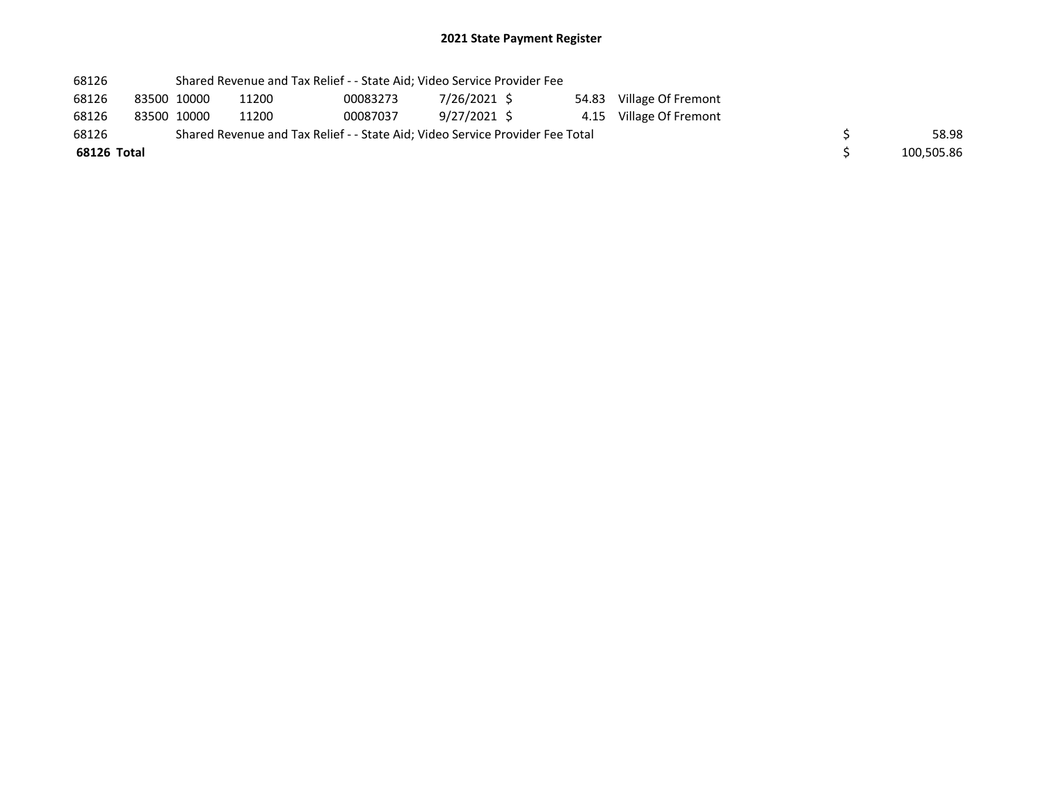# 2021 State Payment Register

| | | | | | | | | | |
|---|---|---|---|---|---|---|---|---|---|
| 68126 | | Shared Revenue and Tax Relief - - State Aid; Video Service Provider Fee | | | | | | | |
| 68126 | 83500 | 10000 | 11200 | 00083273 | 7/26/2021 | $ 54.83 | Village Of Fremont | | |
| 68126 | 83500 | 10000 | 11200 | 00087037 | 9/27/2021 | $ 4.15 | Village Of Fremont | | |
| 68126 | | Shared Revenue and Tax Relief - - State Aid; Video Service Provider Fee Total | | | | | | $ | 58.98 |
| **68126 Total** | | | | | | | | $ | 100,505.86 |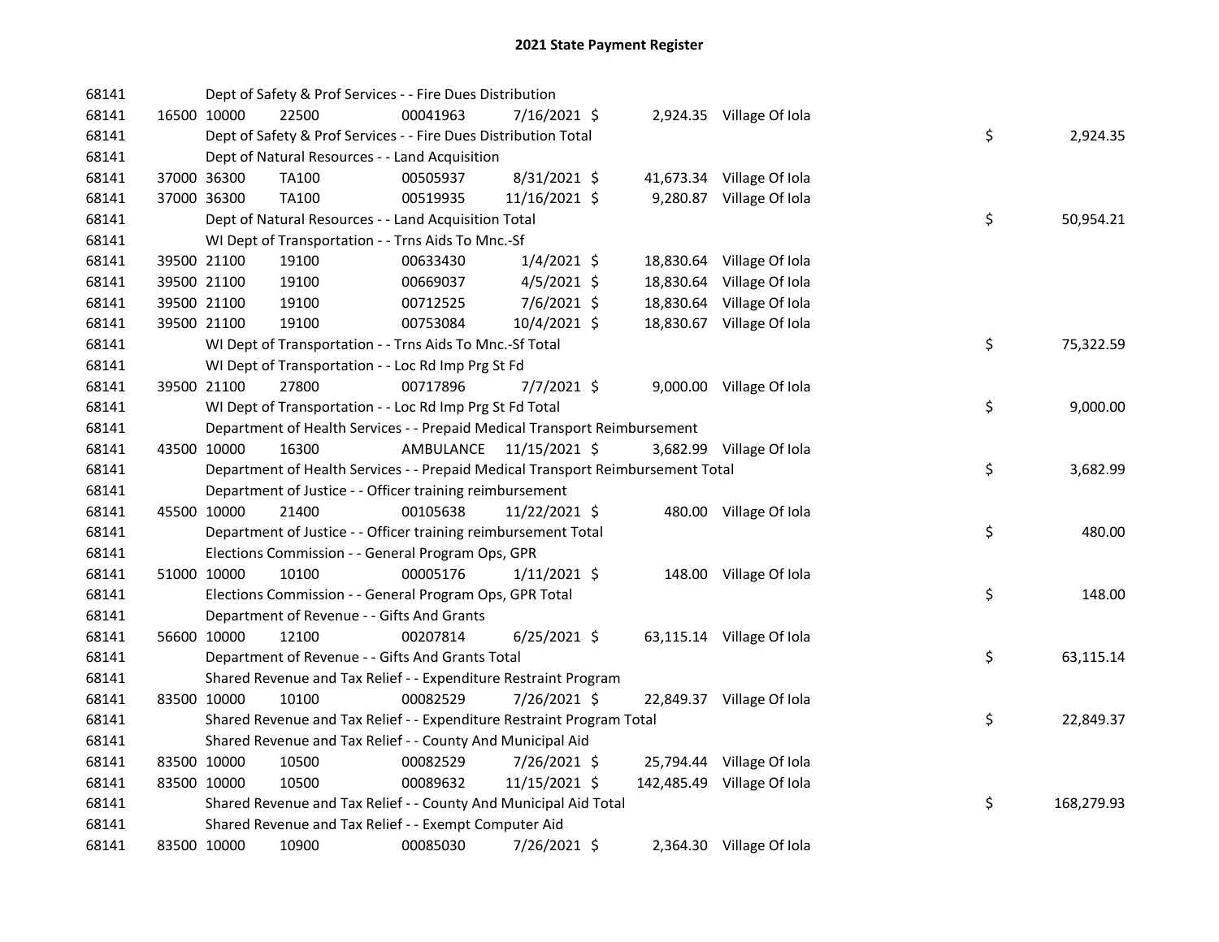# 2021 State Payment Register

| | | | | | | | | | |
|---|---|---|---|---|---|---|---|---|---|
| 68141 | | | Dept of Safety & Prof Services - - Fire Dues Distribution | | | | | | |
| 68141 | 16500 | 10000 | 22500 | 00041963 | 7/16/2021 | $ 2,924.35 | Village Of Iola | | |
| 68141 | | | Dept of Safety & Prof Services - - Fire Dues Distribution Total | | | | | $ | 2,924.35 |
| 68141 | | | Dept of Natural Resources - - Land Acquisition | | | | | | |
| 68141 | 37000 | 36300 | TA100 | 00505937 | 8/31/2021 | $ 41,673.34 | Village Of Iola | | |
| 68141 | 37000 | 36300 | TA100 | 00519935 | 11/16/2021 | $ 9,280.87 | Village Of Iola | | |
| 68141 | | | Dept of Natural Resources - - Land Acquisition Total | | | | | $ | 50,954.21 |
| 68141 | | | WI Dept of Transportation - - Trns Aids To Mnc.-Sf | | | | | | |
| 68141 | 39500 | 21100 | 19100 | 00633430 | 1/4/2021 | $ 18,830.64 | Village Of Iola | | |
| 68141 | 39500 | 21100 | 19100 | 00669037 | 4/5/2021 | $ 18,830.64 | Village Of Iola | | |
| 68141 | 39500 | 21100 | 19100 | 00712525 | 7/6/2021 | $ 18,830.64 | Village Of Iola | | |
| 68141 | 39500 | 21100 | 19100 | 00753084 | 10/4/2021 | $ 18,830.67 | Village Of Iola | | |
| 68141 | | | WI Dept of Transportation - - Trns Aids To Mnc.-Sf Total | | | | | $ | 75,322.59 |
| 68141 | | | WI Dept of Transportation - - Loc Rd Imp Prg St Fd | | | | | | |
| 68141 | 39500 | 21100 | 27800 | 00717896 | 7/7/2021 | $ 9,000.00 | Village Of Iola | | |
| 68141 | | | WI Dept of Transportation - - Loc Rd Imp Prg St Fd Total | | | | | $ | 9,000.00 |
| 68141 | | | Department of Health Services - - Prepaid Medical Transport Reimbursement | | | | | | |
| 68141 | 43500 | 10000 | 16300 | AMBULANCE | 11/15/2021 | $ 3,682.99 | Village Of Iola | | |
| 68141 | | | Department of Health Services - - Prepaid Medical Transport Reimbursement Total | | | | | $ | 3,682.99 |
| 68141 | | | Department of Justice - - Officer training reimbursement | | | | | | |
| 68141 | 45500 | 10000 | 21400 | 00105638 | 11/22/2021 | $ 480.00 | Village Of Iola | | |
| 68141 | | | Department of Justice - - Officer training reimbursement Total | | | | | $ | 480.00 |
| 68141 | | | Elections Commission - - General Program Ops, GPR | | | | | | |
| 68141 | 51000 | 10000 | 10100 | 00005176 | 1/11/2021 | $ 148.00 | Village Of Iola | | |
| 68141 | | | Elections Commission - - General Program Ops, GPR Total | | | | | $ | 148.00 |
| 68141 | | | Department of Revenue - - Gifts And Grants | | | | | | |
| 68141 | 56600 | 10000 | 12100 | 00207814 | 6/25/2021 | $ 63,115.14 | Village Of Iola | | |
| 68141 | | | Department of Revenue - - Gifts And Grants Total | | | | | $ | 63,115.14 |
| 68141 | | | Shared Revenue and Tax Relief - - Expenditure Restraint Program | | | | | | |
| 68141 | 83500 | 10000 | 10100 | 00082529 | 7/26/2021 | $ 22,849.37 | Village Of Iola | | |
| 68141 | | | Shared Revenue and Tax Relief - - Expenditure Restraint Program Total | | | | | $ | 22,849.37 |
| 68141 | | | Shared Revenue and Tax Relief - - County And Municipal Aid | | | | | | |
| 68141 | 83500 | 10000 | 10500 | 00082529 | 7/26/2021 | $ 25,794.44 | Village Of Iola | | |
| 68141 | 83500 | 10000 | 10500 | 00089632 | 11/15/2021 | $ 142,485.49 | Village Of Iola | | |
| 68141 | | | Shared Revenue and Tax Relief - - County And Municipal Aid Total | | | | | $ | 168,279.93 |
| 68141 | | | Shared Revenue and Tax Relief - - Exempt Computer Aid | | | | | | |
| 68141 | 83500 | 10000 | 10900 | 00085030 | 7/26/2021 | $ 2,364.30 | Village Of Iola | | |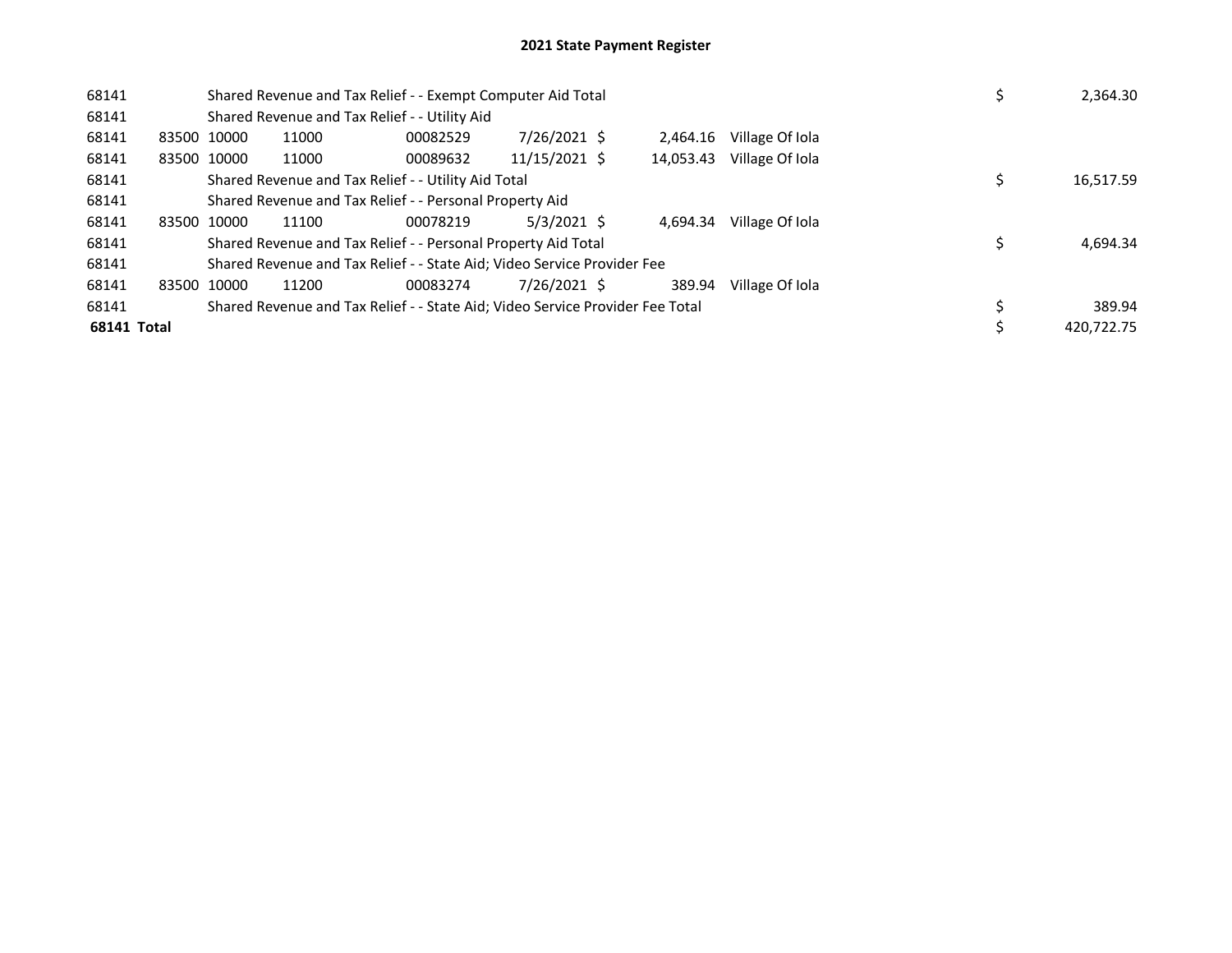# 2021 State Payment Register

| | | | | | | | | | |
|---|---|---|---|---|---|---|---|---|---|
| 68141 | | Shared Revenue and Tax Relief - - Exempt Computer Aid Total | | | | | | $ | 2,364.30 |
| 68141 | | Shared Revenue and Tax Relief - - Utility Aid | | | | | | | |
| 68141 | 83500 | 10000 | 11000 | 00082529 | 7/26/2021 | $ 2,464.16 | Village Of Iola | | |
| 68141 | 83500 | 10000 | 11000 | 00089632 | 11/15/2021 | $ 14,053.43 | Village Of Iola | | |
| 68141 | | Shared Revenue and Tax Relief - - Utility Aid Total | | | | | | $ | 16,517.59 |
| 68141 | | Shared Revenue and Tax Relief - - Personal Property Aid | | | | | | | |
| 68141 | 83500 | 10000 | 11100 | 00078219 | 5/3/2021 | $ 4,694.34 | Village Of Iola | | |
| 68141 | | Shared Revenue and Tax Relief - - Personal Property Aid Total | | | | | | $ | 4,694.34 |
| 68141 | | Shared Revenue and Tax Relief - - State Aid; Video Service Provider Fee | | | | | | | |
| 68141 | 83500 | 10000 | 11200 | 00083274 | 7/26/2021 | $ 389.94 | Village Of Iola | | |
| 68141 | | Shared Revenue and Tax Relief - - State Aid; Video Service Provider Fee Total | | | | | | $ | 389.94 |
| **68141 Total** | | | | | | | | $ | 420,722.75 |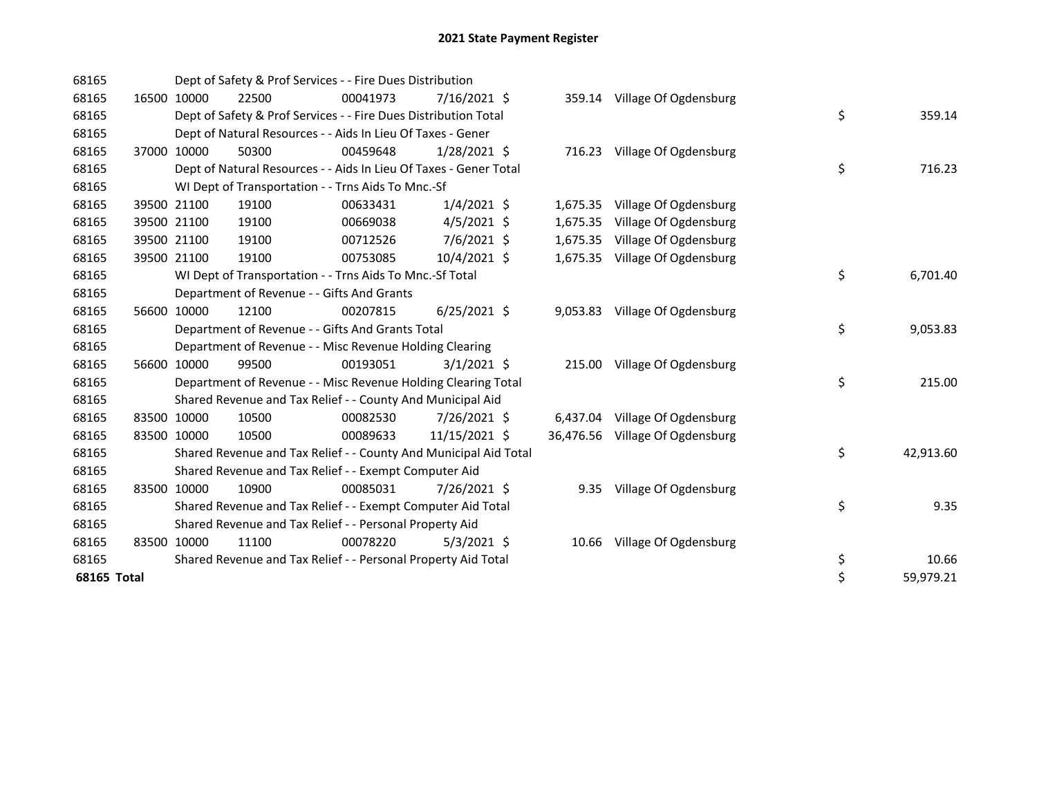# 2021 State Payment Register

| | | | | | | | | | |
|---|---|---|---|---|---|---|---|---|---|
| 68165 | | Dept of Safety & Prof Services - - Fire Dues Distribution | | | | | | | |
| 68165 | 16500 | 10000 | 22500 | 00041973 | 7/16/2021 | $ 359.14 | Village Of Ogdensburg | | |
| 68165 | | Dept of Safety & Prof Services - - Fire Dues Distribution Total | | | | | | $ | 359.14 |
| 68165 | | Dept of Natural Resources - - Aids In Lieu Of Taxes - Gener | | | | | | | |
| 68165 | 37000 | 10000 | 50300 | 00459648 | 1/28/2021 | $ 716.23 | Village Of Ogdensburg | | |
| 68165 | | Dept of Natural Resources - - Aids In Lieu Of Taxes - Gener Total | | | | | | $ | 716.23 |
| 68165 | | WI Dept of Transportation - - Trns Aids To Mnc.-Sf | | | | | | | |
| 68165 | 39500 | 21100 | 19100 | 00633431 | 1/4/2021 | $ 1,675.35 | Village Of Ogdensburg | | |
| 68165 | 39500 | 21100 | 19100 | 00669038 | 4/5/2021 | $ 1,675.35 | Village Of Ogdensburg | | |
| 68165 | 39500 | 21100 | 19100 | 00712526 | 7/6/2021 | $ 1,675.35 | Village Of Ogdensburg | | |
| 68165 | 39500 | 21100 | 19100 | 00753085 | 10/4/2021 | $ 1,675.35 | Village Of Ogdensburg | | |
| 68165 | | WI Dept of Transportation - - Trns Aids To Mnc.-Sf Total | | | | | | $ | 6,701.40 |
| 68165 | | Department of Revenue - - Gifts And Grants | | | | | | | |
| 68165 | 56600 | 10000 | 12100 | 00207815 | 6/25/2021 | $ 9,053.83 | Village Of Ogdensburg | | |
| 68165 | | Department of Revenue - - Gifts And Grants Total | | | | | | $ | 9,053.83 |
| 68165 | | Department of Revenue - - Misc Revenue Holding Clearing | | | | | | | |
| 68165 | 56600 | 10000 | 99500 | 00193051 | 3/1/2021 | $ 215.00 | Village Of Ogdensburg | | |
| 68165 | | Department of Revenue - - Misc Revenue Holding Clearing Total | | | | | | $ | 215.00 |
| 68165 | | Shared Revenue and Tax Relief - - County And Municipal Aid | | | | | | | |
| 68165 | 83500 | 10000 | 10500 | 00082530 | 7/26/2021 | $ 6,437.04 | Village Of Ogdensburg | | |
| 68165 | 83500 | 10000 | 10500 | 00089633 | 11/15/2021 | $ 36,476.56 | Village Of Ogdensburg | | |
| 68165 | | Shared Revenue and Tax Relief - - County And Municipal Aid Total | | | | | | $ | 42,913.60 |
| 68165 | | Shared Revenue and Tax Relief - - Exempt Computer Aid | | | | | | | |
| 68165 | 83500 | 10000 | 10900 | 00085031 | 7/26/2021 | $ 9.35 | Village Of Ogdensburg | | |
| 68165 | | Shared Revenue and Tax Relief - - Exempt Computer Aid Total | | | | | | $ | 9.35 |
| 68165 | | Shared Revenue and Tax Relief - - Personal Property Aid | | | | | | | |
| 68165 | 83500 | 10000 | 11100 | 00078220 | 5/3/2021 | $ 10.66 | Village Of Ogdensburg | | |
| 68165 | | Shared Revenue and Tax Relief - - Personal Property Aid Total | | | | | | $ | 10.66 |
| **68165 Total** | | | | | | | | $ | 59,979.21 |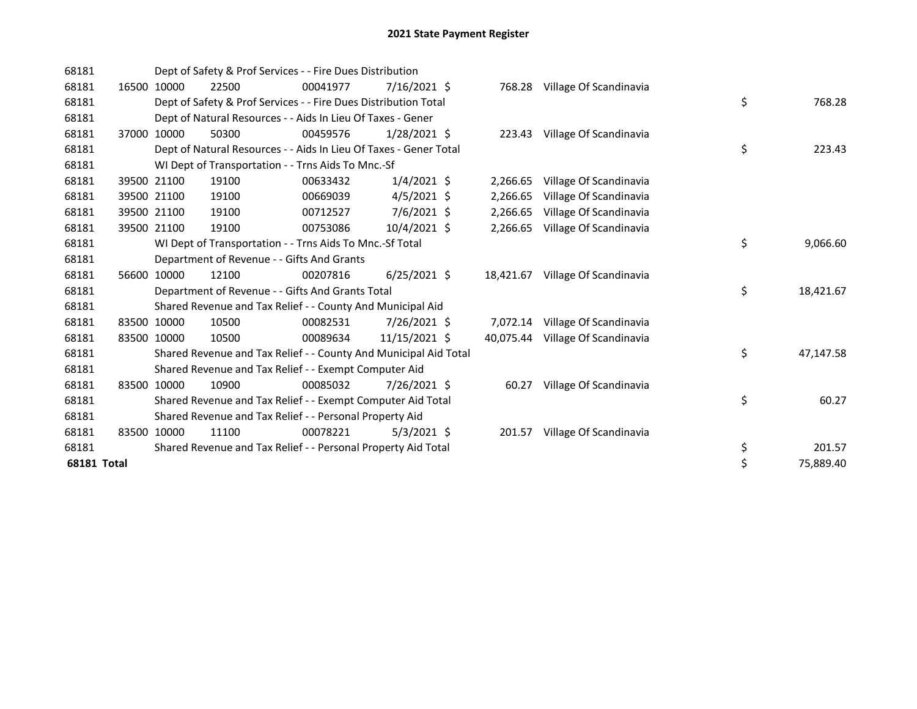# 2021 State Payment Register

| | | | | | | | | | |
|---|---|---|---|---|---|---|---|---|---|
| 68181 | | | Dept of Safety & Prof Services - - Fire Dues Distribution | | | | | | |
| 68181 | 16500 | 10000 | 22500 | 00041977 | 7/16/2021 | $ 768.28 | Village Of Scandinavia | | |
| 68181 | | | Dept of Safety & Prof Services - - Fire Dues Distribution Total | | | | | $ | 768.28 |
| 68181 | | | Dept of Natural Resources - - Aids In Lieu Of Taxes - Gener | | | | | | |
| 68181 | 37000 | 10000 | 50300 | 00459576 | 1/28/2021 | $ 223.43 | Village Of Scandinavia | | |
| 68181 | | | Dept of Natural Resources - - Aids In Lieu Of Taxes - Gener Total | | | | | $ | 223.43 |
| 68181 | | | WI Dept of Transportation - - Trns Aids To Mnc.-Sf | | | | | | |
| 68181 | 39500 | 21100 | 19100 | 00633432 | 1/4/2021 | $ 2,266.65 | Village Of Scandinavia | | |
| 68181 | 39500 | 21100 | 19100 | 00669039 | 4/5/2021 | $ 2,266.65 | Village Of Scandinavia | | |
| 68181 | 39500 | 21100 | 19100 | 00712527 | 7/6/2021 | $ 2,266.65 | Village Of Scandinavia | | |
| 68181 | 39500 | 21100 | 19100 | 00753086 | 10/4/2021 | $ 2,266.65 | Village Of Scandinavia | | |
| 68181 | | | WI Dept of Transportation - - Trns Aids To Mnc.-Sf Total | | | | | $ | 9,066.60 |
| 68181 | | | Department of Revenue - - Gifts And Grants | | | | | | |
| 68181 | 56600 | 10000 | 12100 | 00207816 | 6/25/2021 | $ 18,421.67 | Village Of Scandinavia | | |
| 68181 | | | Department of Revenue - - Gifts And Grants Total | | | | | $ | 18,421.67 |
| 68181 | | | Shared Revenue and Tax Relief - - County And Municipal Aid | | | | | | |
| 68181 | 83500 | 10000 | 10500 | 00082531 | 7/26/2021 | $ 7,072.14 | Village Of Scandinavia | | |
| 68181 | 83500 | 10000 | 10500 | 00089634 | 11/15/2021 | $ 40,075.44 | Village Of Scandinavia | | |
| 68181 | | | Shared Revenue and Tax Relief - - County And Municipal Aid Total | | | | | $ | 47,147.58 |
| 68181 | | | Shared Revenue and Tax Relief - - Exempt Computer Aid | | | | | | |
| 68181 | 83500 | 10000 | 10900 | 00085032 | 7/26/2021 | $ 60.27 | Village Of Scandinavia | | |
| 68181 | | | Shared Revenue and Tax Relief - - Exempt Computer Aid Total | | | | | $ | 60.27 |
| 68181 | | | Shared Revenue and Tax Relief - - Personal Property Aid | | | | | | |
| 68181 | 83500 | 10000 | 11100 | 00078221 | 5/3/2021 | $ 201.57 | Village Of Scandinavia | | |
| 68181 | | | Shared Revenue and Tax Relief - - Personal Property Aid Total | | | | | $ | 201.57 |
| **68181 Total** | | | | | | | | $ | 75,889.40 |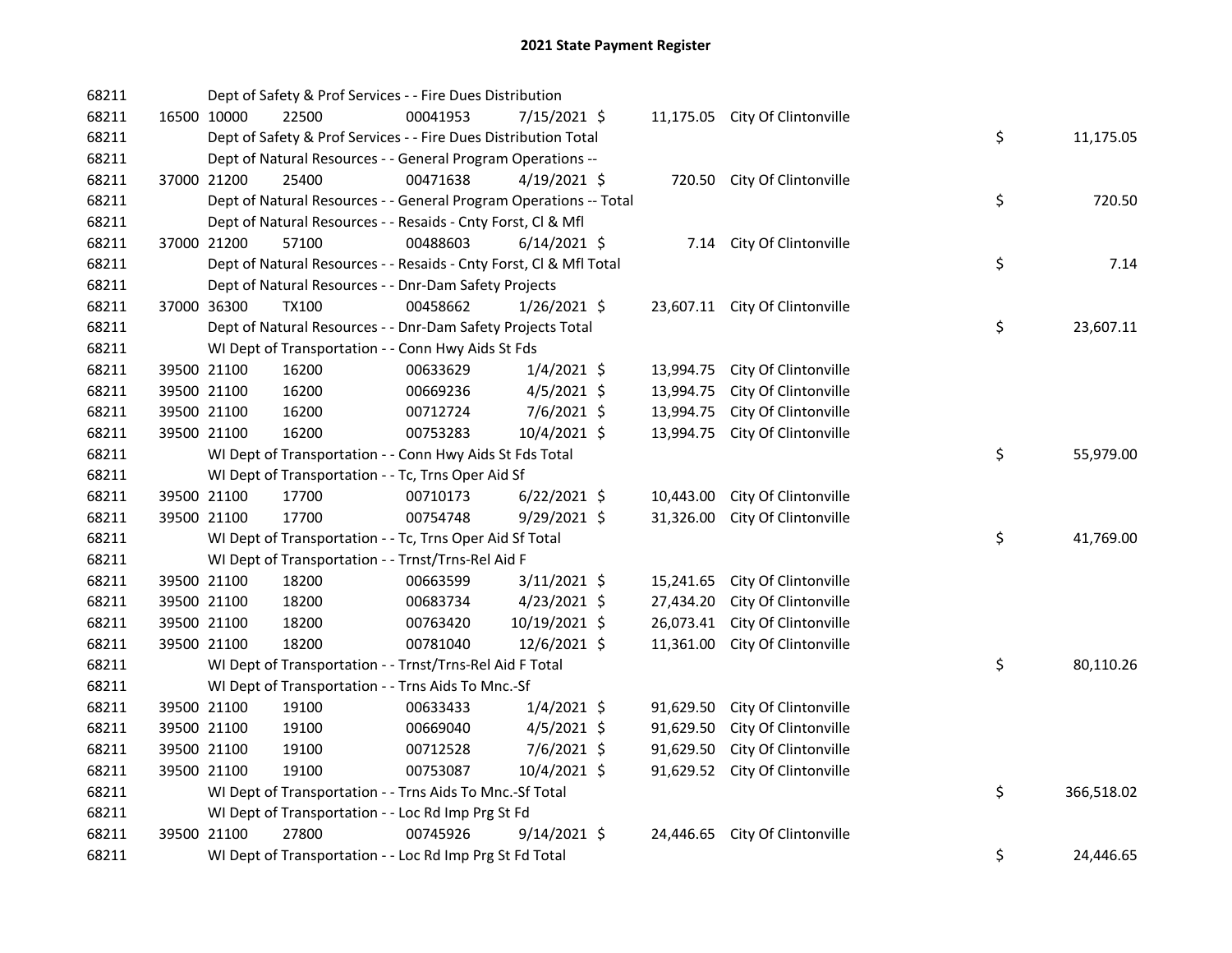# 2021 State Payment Register

| | | | | | | | | | |
|---|---|---|---|---|---|---|---|---|---|
| 68211 | | | Dept of Safety & Prof Services - - Fire Dues Distribution | | | | | | |
| 68211 | 16500 | 10000 | 22500 | 00041953 | 7/15/2021 | $ 11,175.05 | City Of Clintonville | | |
| 68211 | | | Dept of Safety & Prof Services - - Fire Dues Distribution Total | | | | | $ | 11,175.05 |
| 68211 | | | Dept of Natural Resources - - General Program Operations -- | | | | | | |
| 68211 | 37000 | 21200 | 25400 | 00471638 | 4/19/2021 | $ 720.50 | City Of Clintonville | | |
| 68211 | | | Dept of Natural Resources - - General Program Operations -- Total | | | | | $ | 720.50 |
| 68211 | | | Dept of Natural Resources - - Resaids - Cnty Forst, Cl & Mfl | | | | | | |
| 68211 | 37000 | 21200 | 57100 | 00488603 | 6/14/2021 | $ 7.14 | City Of Clintonville | | |
| 68211 | | | Dept of Natural Resources - - Resaids - Cnty Forst, Cl & Mfl Total | | | | | $ | 7.14 |
| 68211 | | | Dept of Natural Resources - - Dnr-Dam Safety Projects | | | | | | |
| 68211 | 37000 | 36300 | TX100 | 00458662 | 1/26/2021 | $ 23,607.11 | City Of Clintonville | | |
| 68211 | | | Dept of Natural Resources - - Dnr-Dam Safety Projects Total | | | | | $ | 23,607.11 |
| 68211 | | | WI Dept of Transportation - - Conn Hwy Aids St Fds | | | | | | |
| 68211 | 39500 | 21100 | 16200 | 00633629 | 1/4/2021 | $ 13,994.75 | City Of Clintonville | | |
| 68211 | 39500 | 21100 | 16200 | 00669236 | 4/5/2021 | $ 13,994.75 | City Of Clintonville | | |
| 68211 | 39500 | 21100 | 16200 | 00712724 | 7/6/2021 | $ 13,994.75 | City Of Clintonville | | |
| 68211 | 39500 | 21100 | 16200 | 00753283 | 10/4/2021 | $ 13,994.75 | City Of Clintonville | | |
| 68211 | | | WI Dept of Transportation - - Conn Hwy Aids St Fds Total | | | | | $ | 55,979.00 |
| 68211 | | | WI Dept of Transportation - - Tc, Trns Oper Aid Sf | | | | | | |
| 68211 | 39500 | 21100 | 17700 | 00710173 | 6/22/2021 | $ 10,443.00 | City Of Clintonville | | |
| 68211 | 39500 | 21100 | 17700 | 00754748 | 9/29/2021 | $ 31,326.00 | City Of Clintonville | | |
| 68211 | | | WI Dept of Transportation - - Tc, Trns Oper Aid Sf Total | | | | | $ | 41,769.00 |
| 68211 | | | WI Dept of Transportation - - Trnst/Trns-Rel Aid F | | | | | | |
| 68211 | 39500 | 21100 | 18200 | 00663599 | 3/11/2021 | $ 15,241.65 | City Of Clintonville | | |
| 68211 | 39500 | 21100 | 18200 | 00683734 | 4/23/2021 | $ 27,434.20 | City Of Clintonville | | |
| 68211 | 39500 | 21100 | 18200 | 00763420 | 10/19/2021 | $ 26,073.41 | City Of Clintonville | | |
| 68211 | 39500 | 21100 | 18200 | 00781040 | 12/6/2021 | $ 11,361.00 | City Of Clintonville | | |
| 68211 | | | WI Dept of Transportation - - Trnst/Trns-Rel Aid F Total | | | | | $ | 80,110.26 |
| 68211 | | | WI Dept of Transportation - - Trns Aids To Mnc.-Sf | | | | | | |
| 68211 | 39500 | 21100 | 19100 | 00633433 | 1/4/2021 | $ 91,629.50 | City Of Clintonville | | |
| 68211 | 39500 | 21100 | 19100 | 00669040 | 4/5/2021 | $ 91,629.50 | City Of Clintonville | | |
| 68211 | 39500 | 21100 | 19100 | 00712528 | 7/6/2021 | $ 91,629.50 | City Of Clintonville | | |
| 68211 | 39500 | 21100 | 19100 | 00753087 | 10/4/2021 | $ 91,629.52 | City Of Clintonville | | |
| 68211 | | | WI Dept of Transportation - - Trns Aids To Mnc.-Sf Total | | | | | $ | 366,518.02 |
| 68211 | | | WI Dept of Transportation - - Loc Rd Imp Prg St Fd | | | | | | |
| 68211 | 39500 | 21100 | 27800 | 00745926 | 9/14/2021 | $ 24,446.65 | City Of Clintonville | | |
| 68211 | | | WI Dept of Transportation - - Loc Rd Imp Prg St Fd Total | | | | | $ | 24,446.65 |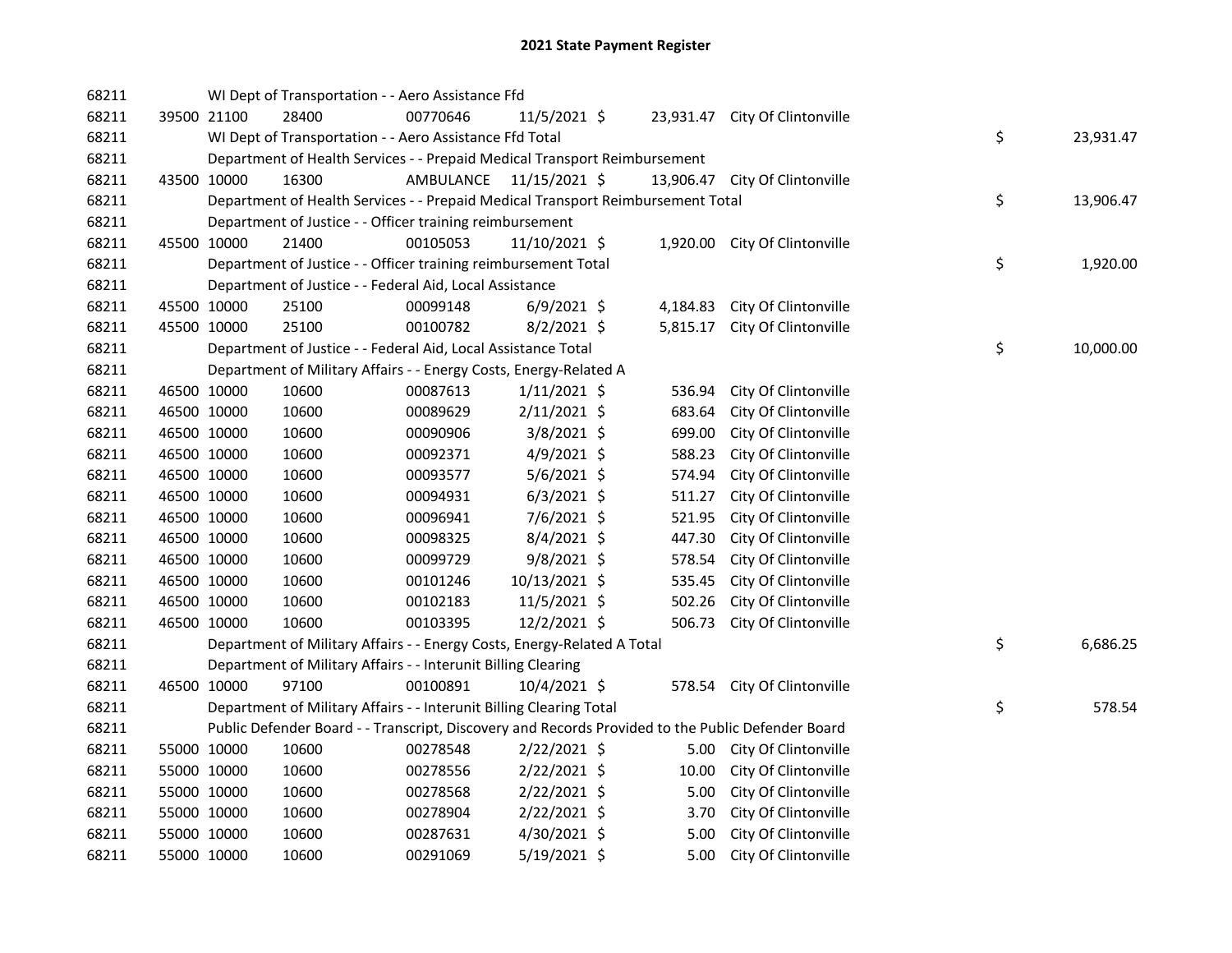## 2021 State Payment Register

| | | | | | | | | | |
|---|---|---|---|---|---|---|---|---|---|
| 68211 | | | WI Dept of Transportation - - Aero Assistance Ffd | | | | | | |
| 68211 | 39500 | 21100 | 28400 | 00770646 | 11/5/2021 | $ 23,931.47 | City Of Clintonville | | |
| 68211 | | | WI Dept of Transportation - - Aero Assistance Ffd Total | | | | | $ | 23,931.47 |
| 68211 | | | Department of Health Services - - Prepaid Medical Transport Reimbursement | | | | | | |
| 68211 | 43500 | 10000 | 16300 | AMBULANCE | 11/15/2021 | $ 13,906.47 | City Of Clintonville | | |
| 68211 | | | Department of Health Services - - Prepaid Medical Transport Reimbursement Total | | | | | $ | 13,906.47 |
| 68211 | | | Department of Justice - - Officer training reimbursement | | | | | | |
| 68211 | 45500 | 10000 | 21400 | 00105053 | 11/10/2021 | $ 1,920.00 | City Of Clintonville | | |
| 68211 | | | Department of Justice - - Officer training reimbursement Total | | | | | $ | 1,920.00 |
| 68211 | | | Department of Justice - - Federal Aid, Local Assistance | | | | | | |
| 68211 | 45500 | 10000 | 25100 | 00099148 | 6/9/2021 | $ 4,184.83 | City Of Clintonville | | |
| 68211 | 45500 | 10000 | 25100 | 00100782 | 8/2/2021 | $ 5,815.17 | City Of Clintonville | | |
| 68211 | | | Department of Justice - - Federal Aid, Local Assistance Total | | | | | $ | 10,000.00 |
| 68211 | | | Department of Military Affairs - - Energy Costs, Energy-Related A | | | | | | |
| 68211 | 46500 | 10000 | 10600 | 00087613 | 1/11/2021 | $ 536.94 | City Of Clintonville | | |
| 68211 | 46500 | 10000 | 10600 | 00089629 | 2/11/2021 | $ 683.64 | City Of Clintonville | | |
| 68211 | 46500 | 10000 | 10600 | 00090906 | 3/8/2021 | $ 699.00 | City Of Clintonville | | |
| 68211 | 46500 | 10000 | 10600 | 00092371 | 4/9/2021 | $ 588.23 | City Of Clintonville | | |
| 68211 | 46500 | 10000 | 10600 | 00093577 | 5/6/2021 | $ 574.94 | City Of Clintonville | | |
| 68211 | 46500 | 10000 | 10600 | 00094931 | 6/3/2021 | $ 511.27 | City Of Clintonville | | |
| 68211 | 46500 | 10000 | 10600 | 00096941 | 7/6/2021 | $ 521.95 | City Of Clintonville | | |
| 68211 | 46500 | 10000 | 10600 | 00098325 | 8/4/2021 | $ 447.30 | City Of Clintonville | | |
| 68211 | 46500 | 10000 | 10600 | 00099729 | 9/8/2021 | $ 578.54 | City Of Clintonville | | |
| 68211 | 46500 | 10000 | 10600 | 00101246 | 10/13/2021 | $ 535.45 | City Of Clintonville | | |
| 68211 | 46500 | 10000 | 10600 | 00102183 | 11/5/2021 | $ 502.26 | City Of Clintonville | | |
| 68211 | 46500 | 10000 | 10600 | 00103395 | 12/2/2021 | $ 506.73 | City Of Clintonville | | |
| 68211 | | | Department of Military Affairs - - Energy Costs, Energy-Related A Total | | | | | $ | 6,686.25 |
| 68211 | | | Department of Military Affairs - - Interunit Billing Clearing | | | | | | |
| 68211 | 46500 | 10000 | 97100 | 00100891 | 10/4/2021 | $ 578.54 | City Of Clintonville | | |
| 68211 | | | Department of Military Affairs - - Interunit Billing Clearing Total | | | | | $ | 578.54 |
| 68211 | | | Public Defender Board - - Transcript, Discovery and Records Provided to the Public Defender Board | | | | | | |
| 68211 | 55000 | 10000 | 10600 | 00278548 | 2/22/2021 | $ 5.00 | City Of Clintonville | | |
| 68211 | 55000 | 10000 | 10600 | 00278556 | 2/22/2021 | $ 10.00 | City Of Clintonville | | |
| 68211 | 55000 | 10000 | 10600 | 00278568 | 2/22/2021 | $ 5.00 | City Of Clintonville | | |
| 68211 | 55000 | 10000 | 10600 | 00278904 | 2/22/2021 | $ 3.70 | City Of Clintonville | | |
| 68211 | 55000 | 10000 | 10600 | 00287631 | 4/30/2021 | $ 5.00 | City Of Clintonville | | |
| 68211 | 55000 | 10000 | 10600 | 00291069 | 5/19/2021 | $ 5.00 | City Of Clintonville | | |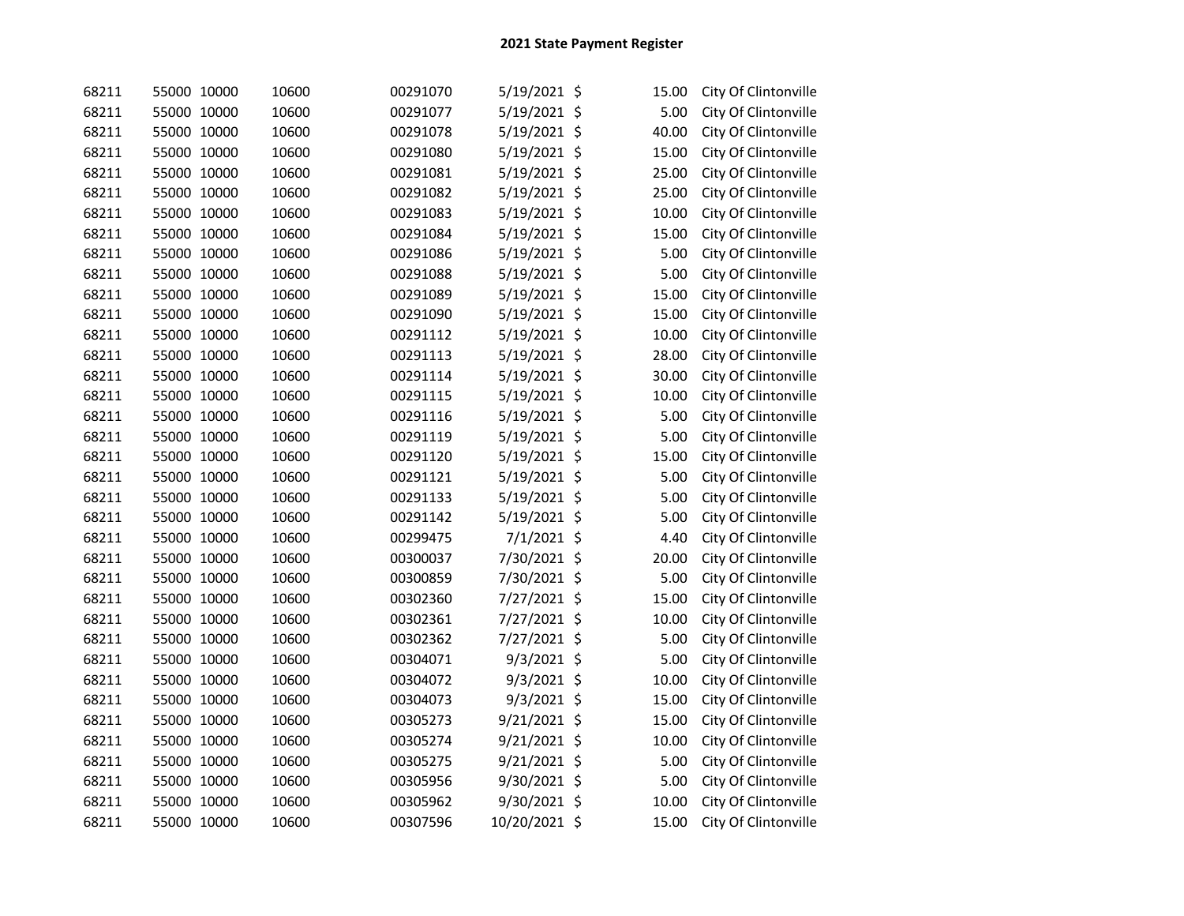# 2021 State Payment Register

| | | | | | | | | |
|---|---|---|---|---|---|---|---|---|
| 68211 | 55000 | 10000 | 10600 | 00291070 | 5/19/2021 | $ | 15.00 | City Of Clintonville |
| 68211 | 55000 | 10000 | 10600 | 00291077 | 5/19/2021 | $ | 5.00 | City Of Clintonville |
| 68211 | 55000 | 10000 | 10600 | 00291078 | 5/19/2021 | $ | 40.00 | City Of Clintonville |
| 68211 | 55000 | 10000 | 10600 | 00291080 | 5/19/2021 | $ | 15.00 | City Of Clintonville |
| 68211 | 55000 | 10000 | 10600 | 00291081 | 5/19/2021 | $ | 25.00 | City Of Clintonville |
| 68211 | 55000 | 10000 | 10600 | 00291082 | 5/19/2021 | $ | 25.00 | City Of Clintonville |
| 68211 | 55000 | 10000 | 10600 | 00291083 | 5/19/2021 | $ | 10.00 | City Of Clintonville |
| 68211 | 55000 | 10000 | 10600 | 00291084 | 5/19/2021 | $ | 15.00 | City Of Clintonville |
| 68211 | 55000 | 10000 | 10600 | 00291086 | 5/19/2021 | $ | 5.00 | City Of Clintonville |
| 68211 | 55000 | 10000 | 10600 | 00291088 | 5/19/2021 | $ | 5.00 | City Of Clintonville |
| 68211 | 55000 | 10000 | 10600 | 00291089 | 5/19/2021 | $ | 15.00 | City Of Clintonville |
| 68211 | 55000 | 10000 | 10600 | 00291090 | 5/19/2021 | $ | 15.00 | City Of Clintonville |
| 68211 | 55000 | 10000 | 10600 | 00291112 | 5/19/2021 | $ | 10.00 | City Of Clintonville |
| 68211 | 55000 | 10000 | 10600 | 00291113 | 5/19/2021 | $ | 28.00 | City Of Clintonville |
| 68211 | 55000 | 10000 | 10600 | 00291114 | 5/19/2021 | $ | 30.00 | City Of Clintonville |
| 68211 | 55000 | 10000 | 10600 | 00291115 | 5/19/2021 | $ | 10.00 | City Of Clintonville |
| 68211 | 55000 | 10000 | 10600 | 00291116 | 5/19/2021 | $ | 5.00 | City Of Clintonville |
| 68211 | 55000 | 10000 | 10600 | 00291119 | 5/19/2021 | $ | 5.00 | City Of Clintonville |
| 68211 | 55000 | 10000 | 10600 | 00291120 | 5/19/2021 | $ | 15.00 | City Of Clintonville |
| 68211 | 55000 | 10000 | 10600 | 00291121 | 5/19/2021 | $ | 5.00 | City Of Clintonville |
| 68211 | 55000 | 10000 | 10600 | 00291133 | 5/19/2021 | $ | 5.00 | City Of Clintonville |
| 68211 | 55000 | 10000 | 10600 | 00291142 | 5/19/2021 | $ | 5.00 | City Of Clintonville |
| 68211 | 55000 | 10000 | 10600 | 00299475 | 7/1/2021 | $ | 4.40 | City Of Clintonville |
| 68211 | 55000 | 10000 | 10600 | 00300037 | 7/30/2021 | $ | 20.00 | City Of Clintonville |
| 68211 | 55000 | 10000 | 10600 | 00300859 | 7/30/2021 | $ | 5.00 | City Of Clintonville |
| 68211 | 55000 | 10000 | 10600 | 00302360 | 7/27/2021 | $ | 15.00 | City Of Clintonville |
| 68211 | 55000 | 10000 | 10600 | 00302361 | 7/27/2021 | $ | 10.00 | City Of Clintonville |
| 68211 | 55000 | 10000 | 10600 | 00302362 | 7/27/2021 | $ | 5.00 | City Of Clintonville |
| 68211 | 55000 | 10000 | 10600 | 00304071 | 9/3/2021 | $ | 5.00 | City Of Clintonville |
| 68211 | 55000 | 10000 | 10600 | 00304072 | 9/3/2021 | $ | 10.00 | City Of Clintonville |
| 68211 | 55000 | 10000 | 10600 | 00304073 | 9/3/2021 | $ | 15.00 | City Of Clintonville |
| 68211 | 55000 | 10000 | 10600 | 00305273 | 9/21/2021 | $ | 15.00 | City Of Clintonville |
| 68211 | 55000 | 10000 | 10600 | 00305274 | 9/21/2021 | $ | 10.00 | City Of Clintonville |
| 68211 | 55000 | 10000 | 10600 | 00305275 | 9/21/2021 | $ | 5.00 | City Of Clintonville |
| 68211 | 55000 | 10000 | 10600 | 00305956 | 9/30/2021 | $ | 5.00 | City Of Clintonville |
| 68211 | 55000 | 10000 | 10600 | 00305962 | 9/30/2021 | $ | 10.00 | City Of Clintonville |
| 68211 | 55000 | 10000 | 10600 | 00307596 | 10/20/2021 | $ | 15.00 | City Of Clintonville |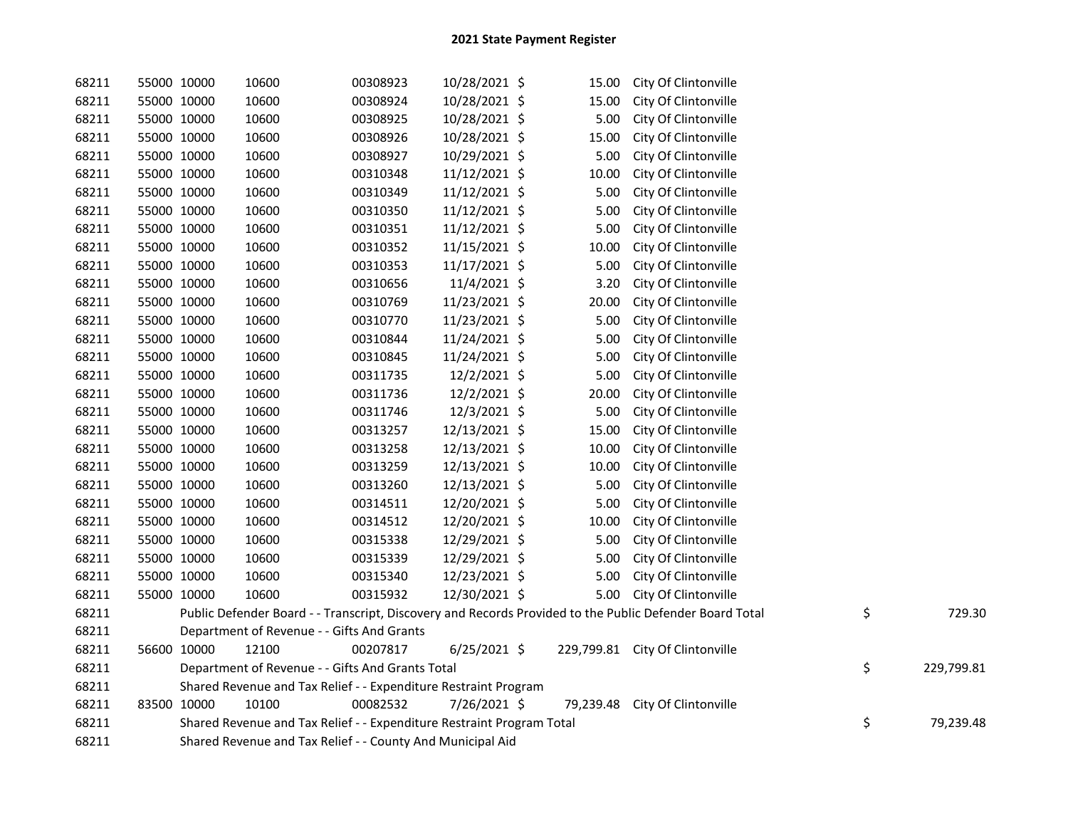# 2021 State Payment Register

| | | | | | | | | | |
|---|---|---|---|---|---|---|---|---|---|
| 68211 | 55000 | 10000 | 10600 | 00308923 | 10/28/2021 | $ 15.00 | City Of Clintonville | | |
| 68211 | 55000 | 10000 | 10600 | 00308924 | 10/28/2021 | $ 15.00 | City Of Clintonville | | |
| 68211 | 55000 | 10000 | 10600 | 00308925 | 10/28/2021 | $ 5.00 | City Of Clintonville | | |
| 68211 | 55000 | 10000 | 10600 | 00308926 | 10/28/2021 | $ 15.00 | City Of Clintonville | | |
| 68211 | 55000 | 10000 | 10600 | 00308927 | 10/29/2021 | $ 5.00 | City Of Clintonville | | |
| 68211 | 55000 | 10000 | 10600 | 00310348 | 11/12/2021 | $ 10.00 | City Of Clintonville | | |
| 68211 | 55000 | 10000 | 10600 | 00310349 | 11/12/2021 | $ 5.00 | City Of Clintonville | | |
| 68211 | 55000 | 10000 | 10600 | 00310350 | 11/12/2021 | $ 5.00 | City Of Clintonville | | |
| 68211 | 55000 | 10000 | 10600 | 00310351 | 11/12/2021 | $ 5.00 | City Of Clintonville | | |
| 68211 | 55000 | 10000 | 10600 | 00310352 | 11/15/2021 | $ 10.00 | City Of Clintonville | | |
| 68211 | 55000 | 10000 | 10600 | 00310353 | 11/17/2021 | $ 5.00 | City Of Clintonville | | |
| 68211 | 55000 | 10000 | 10600 | 00310656 | 11/4/2021 | $ 3.20 | City Of Clintonville | | |
| 68211 | 55000 | 10000 | 10600 | 00310769 | 11/23/2021 | $ 20.00 | City Of Clintonville | | |
| 68211 | 55000 | 10000 | 10600 | 00310770 | 11/23/2021 | $ 5.00 | City Of Clintonville | | |
| 68211 | 55000 | 10000 | 10600 | 00310844 | 11/24/2021 | $ 5.00 | City Of Clintonville | | |
| 68211 | 55000 | 10000 | 10600 | 00310845 | 11/24/2021 | $ 5.00 | City Of Clintonville | | |
| 68211 | 55000 | 10000 | 10600 | 00311735 | 12/2/2021 | $ 5.00 | City Of Clintonville | | |
| 68211 | 55000 | 10000 | 10600 | 00311736 | 12/2/2021 | $ 20.00 | City Of Clintonville | | |
| 68211 | 55000 | 10000 | 10600 | 00311746 | 12/3/2021 | $ 5.00 | City Of Clintonville | | |
| 68211 | 55000 | 10000 | 10600 | 00313257 | 12/13/2021 | $ 15.00 | City Of Clintonville | | |
| 68211 | 55000 | 10000 | 10600 | 00313258 | 12/13/2021 | $ 10.00 | City Of Clintonville | | |
| 68211 | 55000 | 10000 | 10600 | 00313259 | 12/13/2021 | $ 10.00 | City Of Clintonville | | |
| 68211 | 55000 | 10000 | 10600 | 00313260 | 12/13/2021 | $ 5.00 | City Of Clintonville | | |
| 68211 | 55000 | 10000 | 10600 | 00314511 | 12/20/2021 | $ 5.00 | City Of Clintonville | | |
| 68211 | 55000 | 10000 | 10600 | 00314512 | 12/20/2021 | $ 10.00 | City Of Clintonville | | |
| 68211 | 55000 | 10000 | 10600 | 00315338 | 12/29/2021 | $ 5.00 | City Of Clintonville | | |
| 68211 | 55000 | 10000 | 10600 | 00315339 | 12/29/2021 | $ 5.00 | City Of Clintonville | | |
| 68211 | 55000 | 10000 | 10600 | 00315340 | 12/23/2021 | $ 5.00 | City Of Clintonville | | |
| 68211 | 55000 | 10000 | 10600 | 00315932 | 12/30/2021 | $ 5.00 | City Of Clintonville | | |
| 68211 | | Public Defender Board - - Transcript, Discovery and Records Provided to the Public Defender Board Total | | | | | | $ | 729.30 |
| 68211 | | Department of Revenue - - Gifts And Grants | | | | | | | |
| 68211 | 56600 | 10000 | 12100 | 00207817 | 6/25/2021 | $ 229,799.81 | City Of Clintonville | | |
| 68211 | | Department of Revenue - - Gifts And Grants Total | | | | | | $ | 229,799.81 |
| 68211 | | Shared Revenue and Tax Relief - - Expenditure Restraint Program | | | | | | | |
| 68211 | 83500 | 10000 | 10100 | 00082532 | 7/26/2021 | $ 79,239.48 | City Of Clintonville | | |
| 68211 | | Shared Revenue and Tax Relief - - Expenditure Restraint Program Total | | | | | | $ | 79,239.48 |
| 68211 | | Shared Revenue and Tax Relief - - County And Municipal Aid | | | | | | | |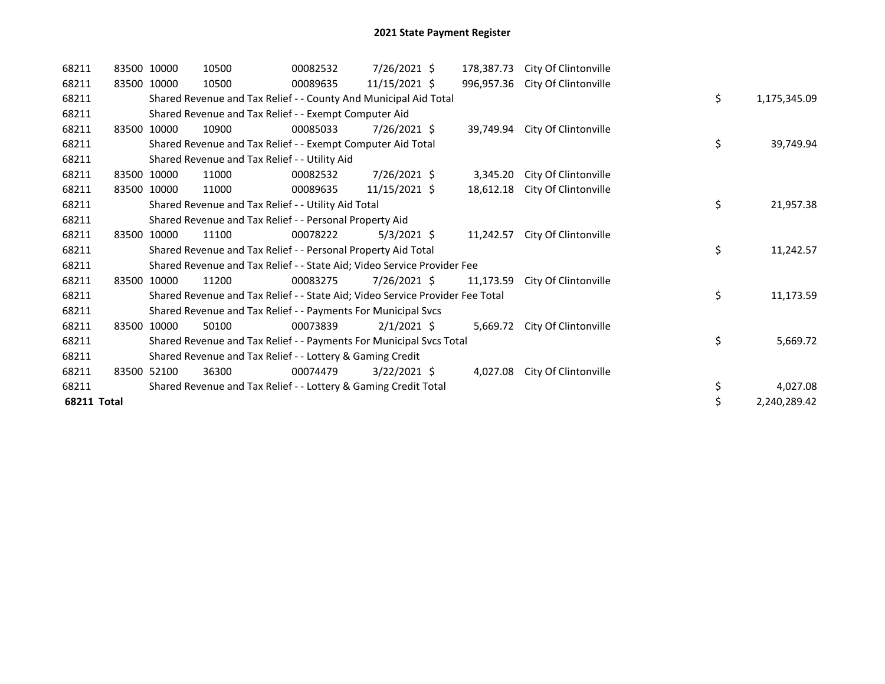# 2021 State Payment Register

| | | | | | | | | | |
|---|---|---|---|---|---|---|---|---|---|
| 68211 | 83500 | 10000 | 10500 | 00082532 | 7/26/2021 | $ 178,387.73 | City Of Clintonville | | |
| 68211 | 83500 | 10000 | 10500 | 00089635 | 11/15/2021 | $ 996,957.36 | City Of Clintonville | | |
| 68211 | | Shared Revenue and Tax Relief - - County And Municipal Aid Total | | | | | | $ | 1,175,345.09 |
| 68211 | | Shared Revenue and Tax Relief - - Exempt Computer Aid | | | | | | | |
| 68211 | 83500 | 10000 | 10900 | 00085033 | 7/26/2021 | $ 39,749.94 | City Of Clintonville | | |
| 68211 | | Shared Revenue and Tax Relief - - Exempt Computer Aid Total | | | | | | $ | 39,749.94 |
| 68211 | | Shared Revenue and Tax Relief - - Utility Aid | | | | | | | |
| 68211 | 83500 | 10000 | 11000 | 00082532 | 7/26/2021 | $ 3,345.20 | City Of Clintonville | | |
| 68211 | 83500 | 10000 | 11000 | 00089635 | 11/15/2021 | $ 18,612.18 | City Of Clintonville | | |
| 68211 | | Shared Revenue and Tax Relief - - Utility Aid Total | | | | | | $ | 21,957.38 |
| 68211 | | Shared Revenue and Tax Relief - - Personal Property Aid | | | | | | | |
| 68211 | 83500 | 10000 | 11100 | 00078222 | 5/3/2021 | $ 11,242.57 | City Of Clintonville | | |
| 68211 | | Shared Revenue and Tax Relief - - Personal Property Aid Total | | | | | | $ | 11,242.57 |
| 68211 | | Shared Revenue and Tax Relief - - State Aid; Video Service Provider Fee | | | | | | | |
| 68211 | 83500 | 10000 | 11200 | 00083275 | 7/26/2021 | $ 11,173.59 | City Of Clintonville | | |
| 68211 | | Shared Revenue and Tax Relief - - State Aid; Video Service Provider Fee Total | | | | | | $ | 11,173.59 |
| 68211 | | Shared Revenue and Tax Relief - - Payments For Municipal Svcs | | | | | | | |
| 68211 | 83500 | 10000 | 50100 | 00073839 | 2/1/2021 | $ 5,669.72 | City Of Clintonville | | |
| 68211 | | Shared Revenue and Tax Relief - - Payments For Municipal Svcs Total | | | | | | $ | 5,669.72 |
| 68211 | | Shared Revenue and Tax Relief - - Lottery & Gaming Credit | | | | | | | |
| 68211 | 83500 | 52100 | 36300 | 00074479 | 3/22/2021 | $ 4,027.08 | City Of Clintonville | | |
| 68211 | | Shared Revenue and Tax Relief - - Lottery & Gaming Credit Total | | | | | | $ | 4,027.08 |
| **68211 Total** | | | | | | | | $ | 2,240,289.42 |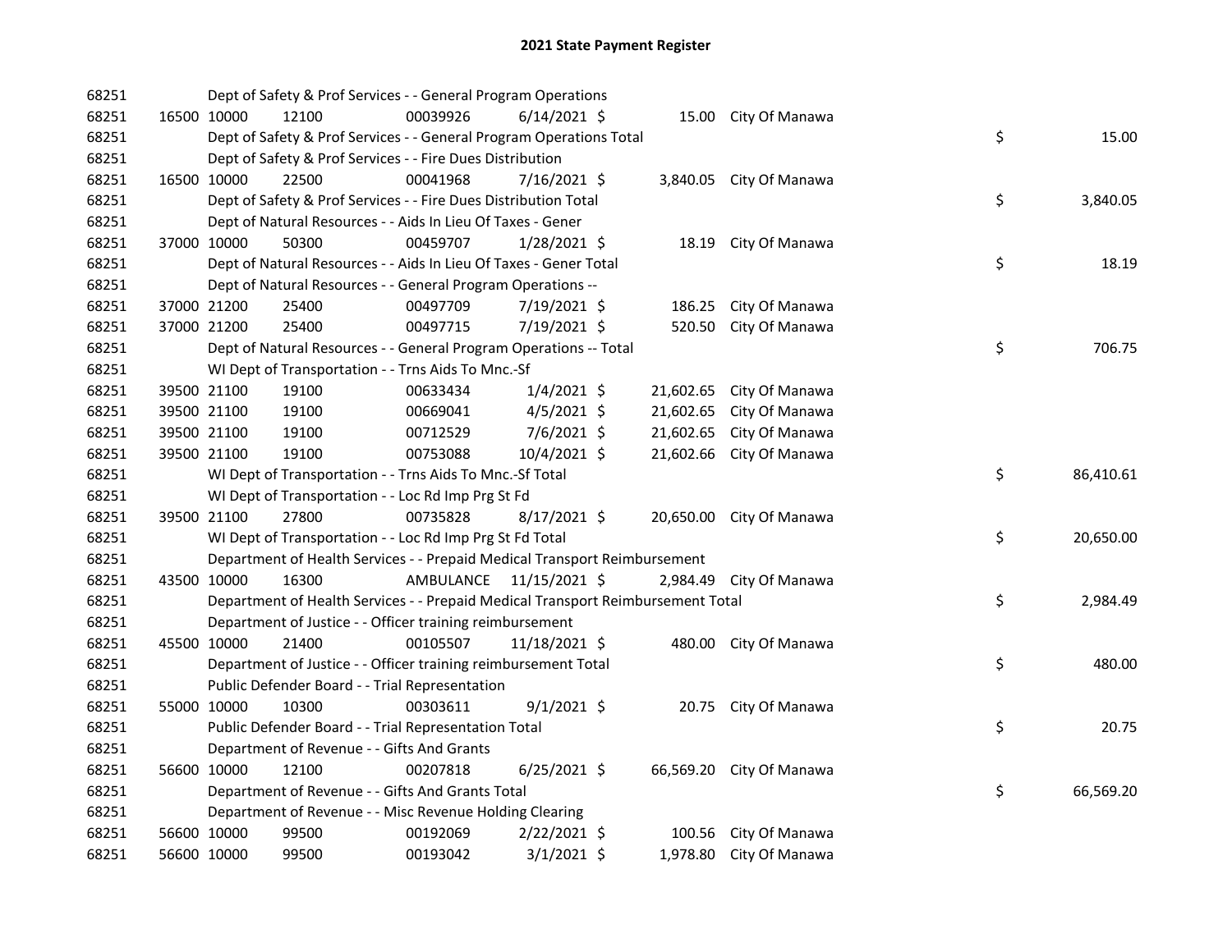# 2021 State Payment Register

| | | | | | | | | |
|---|---|---|---|---|---|---|---|---|
| 68251 | | | Dept of Safety & Prof Services - - General Program Operations | | | | | |
| 68251 | 16500 | 10000 | 12100 | 00039926 | 6/14/2021 | $ 15.00 | City Of Manawa | |
| 68251 | | | Dept of Safety & Prof Services - - General Program Operations Total | | | | | $ 15.00 |
| 68251 | | | Dept of Safety & Prof Services - - Fire Dues Distribution | | | | | |
| 68251 | 16500 | 10000 | 22500 | 00041968 | 7/16/2021 | $ 3,840.05 | City Of Manawa | |
| 68251 | | | Dept of Safety & Prof Services - - Fire Dues Distribution Total | | | | | $ 3,840.05 |
| 68251 | | | Dept of Natural Resources - - Aids In Lieu Of Taxes - Gener | | | | | |
| 68251 | 37000 | 10000 | 50300 | 00459707 | 1/28/2021 | $ 18.19 | City Of Manawa | |
| 68251 | | | Dept of Natural Resources - - Aids In Lieu Of Taxes - Gener Total | | | | | $ 18.19 |
| 68251 | | | Dept of Natural Resources - - General Program Operations -- | | | | | |
| 68251 | 37000 | 21200 | 25400 | 00497709 | 7/19/2021 | $ 186.25 | City Of Manawa | |
| 68251 | 37000 | 21200 | 25400 | 00497715 | 7/19/2021 | $ 520.50 | City Of Manawa | |
| 68251 | | | Dept of Natural Resources - - General Program Operations -- Total | | | | | $ 706.75 |
| 68251 | | | WI Dept of Transportation - - Trns Aids To Mnc.-Sf | | | | | |
| 68251 | 39500 | 21100 | 19100 | 00633434 | 1/4/2021 | $ 21,602.65 | City Of Manawa | |
| 68251 | 39500 | 21100 | 19100 | 00669041 | 4/5/2021 | $ 21,602.65 | City Of Manawa | |
| 68251 | 39500 | 21100 | 19100 | 00712529 | 7/6/2021 | $ 21,602.65 | City Of Manawa | |
| 68251 | 39500 | 21100 | 19100 | 00753088 | 10/4/2021 | $ 21,602.66 | City Of Manawa | |
| 68251 | | | WI Dept of Transportation - - Trns Aids To Mnc.-Sf Total | | | | | $ 86,410.61 |
| 68251 | | | WI Dept of Transportation - - Loc Rd Imp Prg St Fd | | | | | |
| 68251 | 39500 | 21100 | 27800 | 00735828 | 8/17/2021 | $ 20,650.00 | City Of Manawa | |
| 68251 | | | WI Dept of Transportation - - Loc Rd Imp Prg St Fd Total | | | | | $ 20,650.00 |
| 68251 | | | Department of Health Services - - Prepaid Medical Transport Reimbursement | | | | | |
| 68251 | 43500 | 10000 | 16300 | AMBULANCE | 11/15/2021 | $ 2,984.49 | City Of Manawa | |
| 68251 | | | Department of Health Services - - Prepaid Medical Transport Reimbursement Total | | | | | $ 2,984.49 |
| 68251 | | | Department of Justice - - Officer training reimbursement | | | | | |
| 68251 | 45500 | 10000 | 21400 | 00105507 | 11/18/2021 | $ 480.00 | City Of Manawa | |
| 68251 | | | Department of Justice - - Officer training reimbursement Total | | | | | $ 480.00 |
| 68251 | | | Public Defender Board - - Trial Representation | | | | | |
| 68251 | 55000 | 10000 | 10300 | 00303611 | 9/1/2021 | $ 20.75 | City Of Manawa | |
| 68251 | | | Public Defender Board - - Trial Representation Total | | | | | $ 20.75 |
| 68251 | | | Department of Revenue - - Gifts And Grants | | | | | |
| 68251 | 56600 | 10000 | 12100 | 00207818 | 6/25/2021 | $ 66,569.20 | City Of Manawa | |
| 68251 | | | Department of Revenue - - Gifts And Grants Total | | | | | $ 66,569.20 |
| 68251 | | | Department of Revenue - - Misc Revenue Holding Clearing | | | | | |
| 68251 | 56600 | 10000 | 99500 | 00192069 | 2/22/2021 | $ 100.56 | City Of Manawa | |
| 68251 | 56600 | 10000 | 99500 | 00193042 | 3/1/2021 | $ 1,978.80 | City Of Manawa | |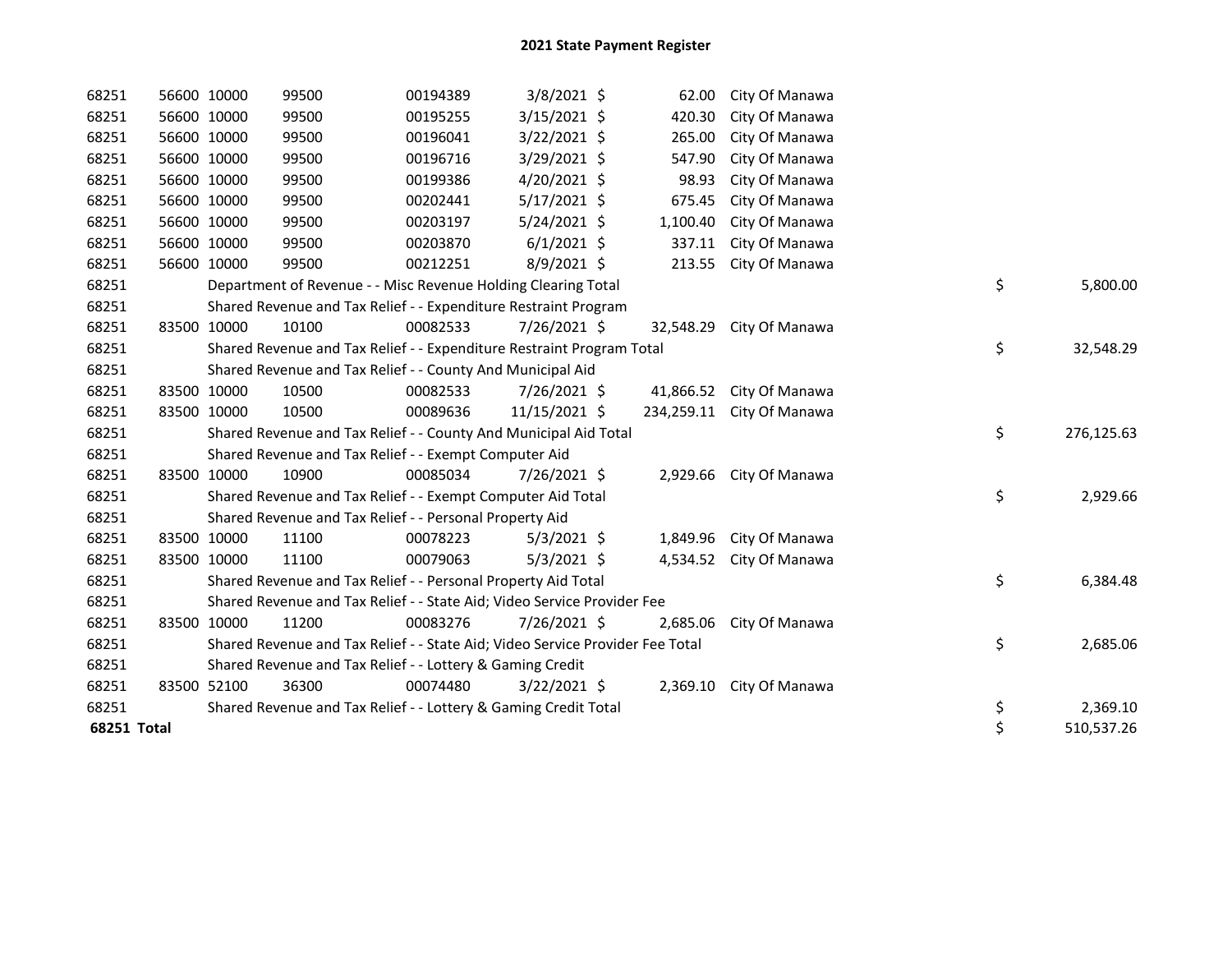# 2021 State Payment Register

| | | | | | | | | |
|---|---|---|---|---|---|---|---|---|
| 68251 | 56600 | 10000 | 99500 | 00194389 | 3/8/2021 | $ 62.00 | City Of Manawa | |
| 68251 | 56600 | 10000 | 99500 | 00195255 | 3/15/2021 | $ 420.30 | City Of Manawa | |
| 68251 | 56600 | 10000 | 99500 | 00196041 | 3/22/2021 | $ 265.00 | City Of Manawa | |
| 68251 | 56600 | 10000 | 99500 | 00196716 | 3/29/2021 | $ 547.90 | City Of Manawa | |
| 68251 | 56600 | 10000 | 99500 | 00199386 | 4/20/2021 | $ 98.93 | City Of Manawa | |
| 68251 | 56600 | 10000 | 99500 | 00202441 | 5/17/2021 | $ 675.45 | City Of Manawa | |
| 68251 | 56600 | 10000 | 99500 | 00203197 | 5/24/2021 | $ 1,100.40 | City Of Manawa | |
| 68251 | 56600 | 10000 | 99500 | 00203870 | 6/1/2021 | $ 337.11 | City Of Manawa | |
| 68251 | 56600 | 10000 | 99500 | 00212251 | 8/9/2021 | $ 213.55 | City Of Manawa | |
| 68251 | | Department of Revenue - - Misc Revenue Holding Clearing Total | | | | | | $ 5,800.00 |
| 68251 | | Shared Revenue and Tax Relief - - Expenditure Restraint Program | | | | | | |
| 68251 | 83500 | 10000 | 10100 | 00082533 | 7/26/2021 | $ 32,548.29 | City Of Manawa | |
| 68251 | | Shared Revenue and Tax Relief - - Expenditure Restraint Program Total | | | | | | $ 32,548.29 |
| 68251 | | Shared Revenue and Tax Relief - - County And Municipal Aid | | | | | | |
| 68251 | 83500 | 10000 | 10500 | 00082533 | 7/26/2021 | $ 41,866.52 | City Of Manawa | |
| 68251 | 83500 | 10000 | 10500 | 00089636 | 11/15/2021 | $ 234,259.11 | City Of Manawa | |
| 68251 | | Shared Revenue and Tax Relief - - County And Municipal Aid Total | | | | | | $ 276,125.63 |
| 68251 | | Shared Revenue and Tax Relief - - Exempt Computer Aid | | | | | | |
| 68251 | 83500 | 10000 | 10900 | 00085034 | 7/26/2021 | $ 2,929.66 | City Of Manawa | |
| 68251 | | Shared Revenue and Tax Relief - - Exempt Computer Aid Total | | | | | | $ 2,929.66 |
| 68251 | | Shared Revenue and Tax Relief - - Personal Property Aid | | | | | | |
| 68251 | 83500 | 10000 | 11100 | 00078223 | 5/3/2021 | $ 1,849.96 | City Of Manawa | |
| 68251 | 83500 | 10000 | 11100 | 00079063 | 5/3/2021 | $ 4,534.52 | City Of Manawa | |
| 68251 | | Shared Revenue and Tax Relief - - Personal Property Aid Total | | | | | | $ 6,384.48 |
| 68251 | | Shared Revenue and Tax Relief - - State Aid; Video Service Provider Fee | | | | | | |
| 68251 | 83500 | 10000 | 11200 | 00083276 | 7/26/2021 | $ 2,685.06 | City Of Manawa | |
| 68251 | | Shared Revenue and Tax Relief - - State Aid; Video Service Provider Fee Total | | | | | | $ 2,685.06 |
| 68251 | | Shared Revenue and Tax Relief - - Lottery & Gaming Credit | | | | | | |
| 68251 | 83500 | 52100 | 36300 | 00074480 | 3/22/2021 | $ 2,369.10 | City Of Manawa | |
| 68251 | | Shared Revenue and Tax Relief - - Lottery & Gaming Credit Total | | | | | | $ 2,369.10 |
| **68251 Total** | | | | | | | | $ 510,537.26 |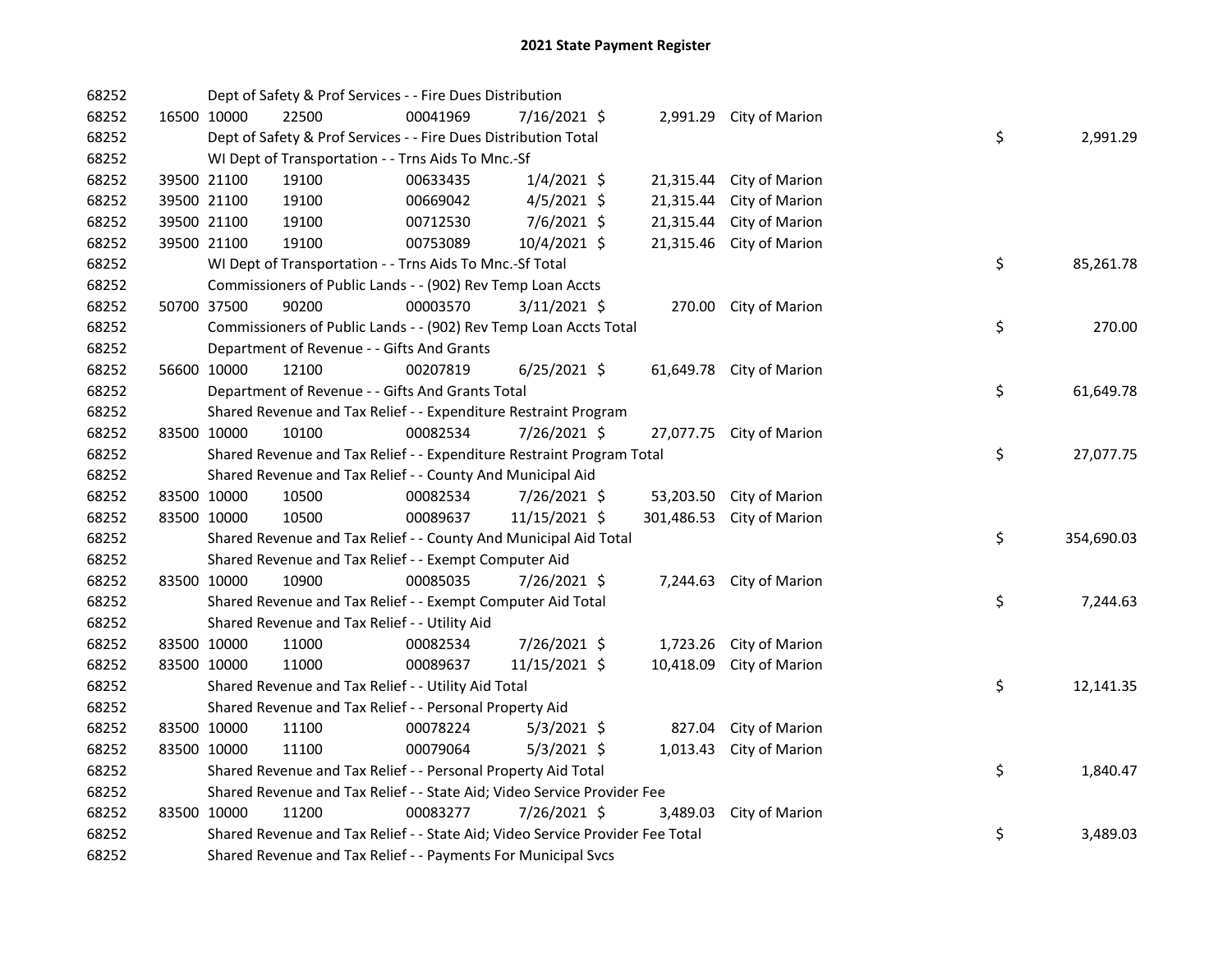# 2021 State Payment Register

| | | | | | | | | | |
|---|---|---|---|---|---|---|---|---|---|
| 68252 | | Dept of Safety & Prof Services - - Fire Dues Distribution | | | | | | | |
| 68252 | 16500 | 10000 | 22500 | 00041969 | 7/16/2021 | $ 2,991.29 | City of Marion | | |
| 68252 | | Dept of Safety & Prof Services - - Fire Dues Distribution Total | | | | | | $ | 2,991.29 |
| 68252 | | WI Dept of Transportation - - Trns Aids To Mnc.-Sf | | | | | | | |
| 68252 | 39500 | 21100 | 19100 | 00633435 | 1/4/2021 | $ 21,315.44 | City of Marion | | |
| 68252 | 39500 | 21100 | 19100 | 00669042 | 4/5/2021 | $ 21,315.44 | City of Marion | | |
| 68252 | 39500 | 21100 | 19100 | 00712530 | 7/6/2021 | $ 21,315.44 | City of Marion | | |
| 68252 | 39500 | 21100 | 19100 | 00753089 | 10/4/2021 | $ 21,315.46 | City of Marion | | |
| 68252 | | WI Dept of Transportation - - Trns Aids To Mnc.-Sf Total | | | | | | $ | 85,261.78 |
| 68252 | | Commissioners of Public Lands - - (902) Rev Temp Loan Accts | | | | | | | |
| 68252 | 50700 | 37500 | 90200 | 00003570 | 3/11/2021 | $ 270.00 | City of Marion | | |
| 68252 | | Commissioners of Public Lands - - (902) Rev Temp Loan Accts Total | | | | | | $ | 270.00 |
| 68252 | | Department of Revenue - - Gifts And Grants | | | | | | | |
| 68252 | 56600 | 10000 | 12100 | 00207819 | 6/25/2021 | $ 61,649.78 | City of Marion | | |
| 68252 | | Department of Revenue - - Gifts And Grants Total | | | | | | $ | 61,649.78 |
| 68252 | | Shared Revenue and Tax Relief - - Expenditure Restraint Program | | | | | | | |
| 68252 | 83500 | 10000 | 10100 | 00082534 | 7/26/2021 | $ 27,077.75 | City of Marion | | |
| 68252 | | Shared Revenue and Tax Relief - - Expenditure Restraint Program Total | | | | | | $ | 27,077.75 |
| 68252 | | Shared Revenue and Tax Relief - - County And Municipal Aid | | | | | | | |
| 68252 | 83500 | 10000 | 10500 | 00082534 | 7/26/2021 | $ 53,203.50 | City of Marion | | |
| 68252 | 83500 | 10000 | 10500 | 00089637 | 11/15/2021 | $ 301,486.53 | City of Marion | | |
| 68252 | | Shared Revenue and Tax Relief - - County And Municipal Aid Total | | | | | | $ | 354,690.03 |
| 68252 | | Shared Revenue and Tax Relief - - Exempt Computer Aid | | | | | | | |
| 68252 | 83500 | 10000 | 10900 | 00085035 | 7/26/2021 | $ 7,244.63 | City of Marion | | |
| 68252 | | Shared Revenue and Tax Relief - - Exempt Computer Aid Total | | | | | | $ | 7,244.63 |
| 68252 | | Shared Revenue and Tax Relief - - Utility Aid | | | | | | | |
| 68252 | 83500 | 10000 | 11000 | 00082534 | 7/26/2021 | $ 1,723.26 | City of Marion | | |
| 68252 | 83500 | 10000 | 11000 | 00089637 | 11/15/2021 | $ 10,418.09 | City of Marion | | |
| 68252 | | Shared Revenue and Tax Relief - - Utility Aid Total | | | | | | $ | 12,141.35 |
| 68252 | | Shared Revenue and Tax Relief - - Personal Property Aid | | | | | | | |
| 68252 | 83500 | 10000 | 11100 | 00078224 | 5/3/2021 | $ 827.04 | City of Marion | | |
| 68252 | 83500 | 10000 | 11100 | 00079064 | 5/3/2021 | $ 1,013.43 | City of Marion | | |
| 68252 | | Shared Revenue and Tax Relief - - Personal Property Aid Total | | | | | | $ | 1,840.47 |
| 68252 | | Shared Revenue and Tax Relief - - State Aid; Video Service Provider Fee | | | | | | | |
| 68252 | 83500 | 10000 | 11200 | 00083277 | 7/26/2021 | $ 3,489.03 | City of Marion | | |
| 68252 | | Shared Revenue and Tax Relief - - State Aid; Video Service Provider Fee Total | | | | | | $ | 3,489.03 |
| 68252 | | Shared Revenue and Tax Relief - - Payments For Municipal Svcs | | | | | | | |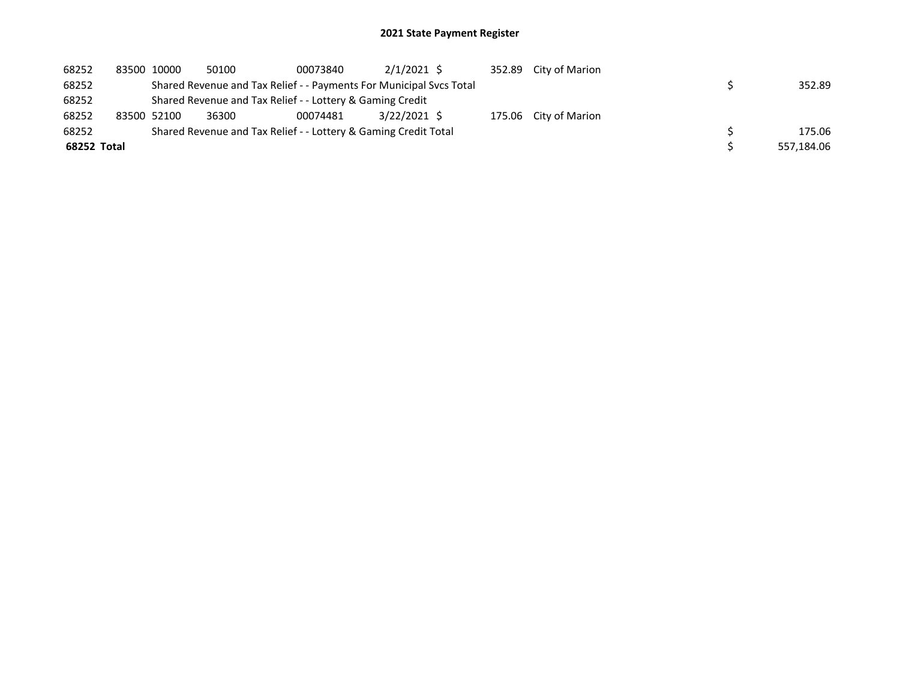# 2021 State Payment Register

| | | | | | | | | | |
|---|---|---|---|---|---|---|---|---|---|
| 68252 | 83500 | 10000 | 50100 | 00073840 | 2/1/2021 | $ 352.89 | City of Marion | | |
| 68252 | | Shared Revenue and Tax Relief - - Payments For Municipal Svcs Total | | | | | | $ | 352.89 |
| 68252 | | Shared Revenue and Tax Relief - - Lottery & Gaming Credit | | | | | | | |
| 68252 | 83500 | 52100 | 36300 | 00074481 | 3/22/2021 | $ 175.06 | City of Marion | | |
| 68252 | | Shared Revenue and Tax Relief - - Lottery & Gaming Credit Total | | | | | | $ | 175.06 |
| **68252 Total** | | | | | | | | $ | 557,184.06 |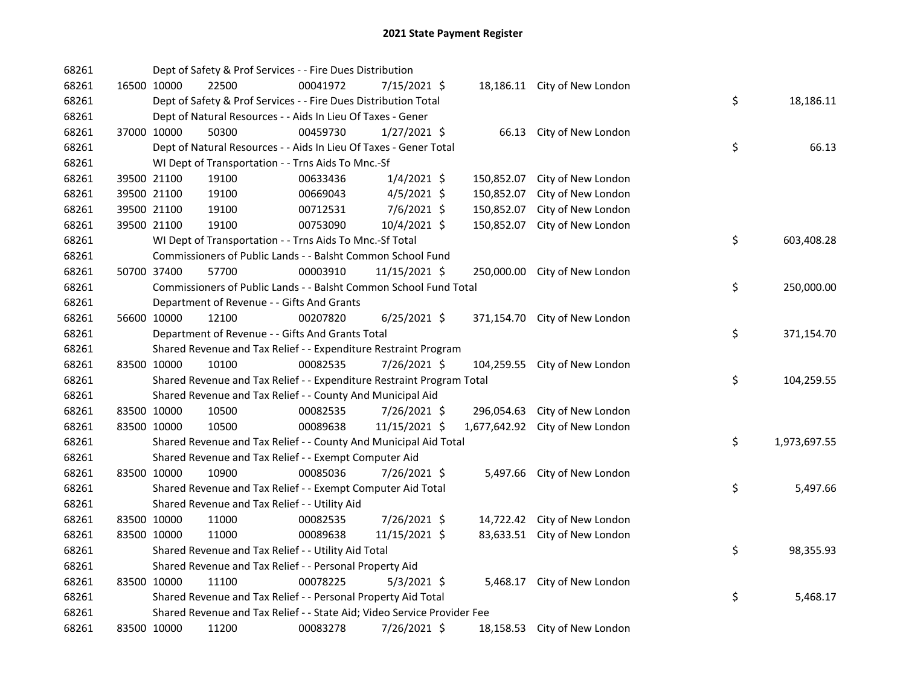# 2021 State Payment Register

| | | | | | | | | | |
|---|---|---|---|---|---|---|---|---|---|
| 68261 | | | Dept of Safety & Prof Services - - Fire Dues Distribution | | | | | | |
| 68261 | 16500 | 10000 | 22500 | 00041972 | 7/15/2021 | $ 18,186.11 | City of New London | | |
| 68261 | | | Dept of Safety & Prof Services - - Fire Dues Distribution Total | | | | | $ | 18,186.11 |
| 68261 | | | Dept of Natural Resources - - Aids In Lieu Of Taxes - Gener | | | | | | |
| 68261 | 37000 | 10000 | 50300 | 00459730 | 1/27/2021 | $ 66.13 | City of New London | | |
| 68261 | | | Dept of Natural Resources - - Aids In Lieu Of Taxes - Gener Total | | | | | $ | 66.13 |
| 68261 | | | WI Dept of Transportation - - Trns Aids To Mnc.-Sf | | | | | | |
| 68261 | 39500 | 21100 | 19100 | 00633436 | 1/4/2021 | $ 150,852.07 | City of New London | | |
| 68261 | 39500 | 21100 | 19100 | 00669043 | 4/5/2021 | $ 150,852.07 | City of New London | | |
| 68261 | 39500 | 21100 | 19100 | 00712531 | 7/6/2021 | $ 150,852.07 | City of New London | | |
| 68261 | 39500 | 21100 | 19100 | 00753090 | 10/4/2021 | $ 150,852.07 | City of New London | | |
| 68261 | | | WI Dept of Transportation - - Trns Aids To Mnc.-Sf Total | | | | | $ | 603,408.28 |
| 68261 | | | Commissioners of Public Lands - - Balsht Common School Fund | | | | | | |
| 68261 | 50700 | 37400 | 57700 | 00003910 | 11/15/2021 | $ 250,000.00 | City of New London | | |
| 68261 | | | Commissioners of Public Lands - - Balsht Common School Fund Total | | | | | $ | 250,000.00 |
| 68261 | | | Department of Revenue - - Gifts And Grants | | | | | | |
| 68261 | 56600 | 10000 | 12100 | 00207820 | 6/25/2021 | $ 371,154.70 | City of New London | | |
| 68261 | | | Department of Revenue - - Gifts And Grants Total | | | | | $ | 371,154.70 |
| 68261 | | | Shared Revenue and Tax Relief - - Expenditure Restraint Program | | | | | | |
| 68261 | 83500 | 10000 | 10100 | 00082535 | 7/26/2021 | $ 104,259.55 | City of New London | | |
| 68261 | | | Shared Revenue and Tax Relief - - Expenditure Restraint Program Total | | | | | $ | 104,259.55 |
| 68261 | | | Shared Revenue and Tax Relief - - County And Municipal Aid | | | | | | |
| 68261 | 83500 | 10000 | 10500 | 00082535 | 7/26/2021 | $ 296,054.63 | City of New London | | |
| 68261 | 83500 | 10000 | 10500 | 00089638 | 11/15/2021 | $ 1,677,642.92 | City of New London | | |
| 68261 | | | Shared Revenue and Tax Relief - - County And Municipal Aid Total | | | | | $ | 1,973,697.55 |
| 68261 | | | Shared Revenue and Tax Relief - - Exempt Computer Aid | | | | | | |
| 68261 | 83500 | 10000 | 10900 | 00085036 | 7/26/2021 | $ 5,497.66 | City of New London | | |
| 68261 | | | Shared Revenue and Tax Relief - - Exempt Computer Aid Total | | | | | $ | 5,497.66 |
| 68261 | | | Shared Revenue and Tax Relief - - Utility Aid | | | | | | |
| 68261 | 83500 | 10000 | 11000 | 00082535 | 7/26/2021 | $ 14,722.42 | City of New London | | |
| 68261 | 83500 | 10000 | 11000 | 00089638 | 11/15/2021 | $ 83,633.51 | City of New London | | |
| 68261 | | | Shared Revenue and Tax Relief - - Utility Aid Total | | | | | $ | 98,355.93 |
| 68261 | | | Shared Revenue and Tax Relief - - Personal Property Aid | | | | | | |
| 68261 | 83500 | 10000 | 11100 | 00078225 | 5/3/2021 | $ 5,468.17 | City of New London | | |
| 68261 | | | Shared Revenue and Tax Relief - - Personal Property Aid Total | | | | | $ | 5,468.17 |
| 68261 | | | Shared Revenue and Tax Relief - - State Aid; Video Service Provider Fee | | | | | | |
| 68261 | 83500 | 10000 | 11200 | 00083278 | 7/26/2021 | $ 18,158.53 | City of New London | | |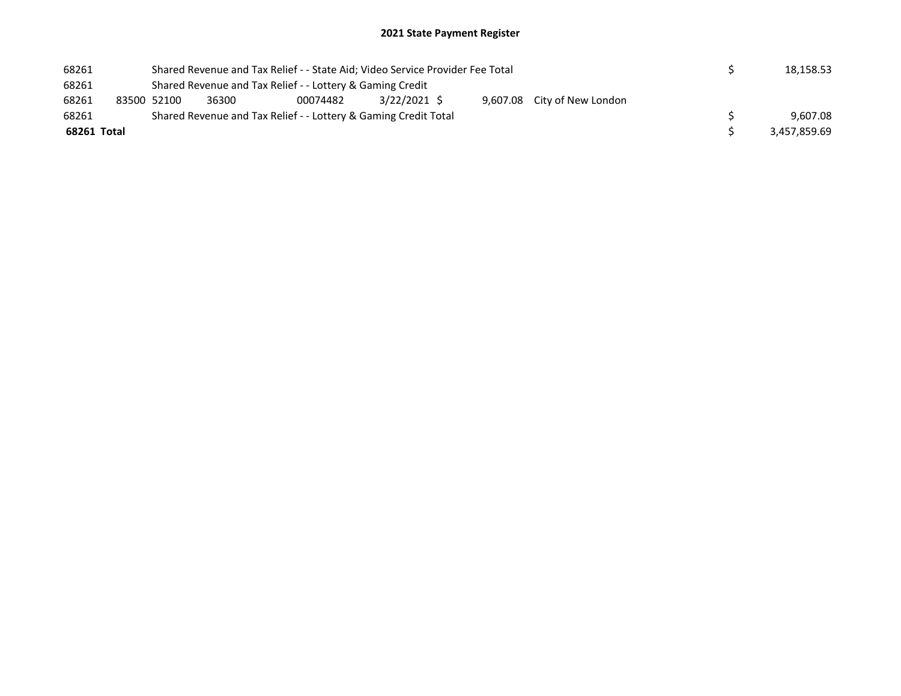# 2021 State Payment Register

| | | | | | | | | | |
|---|---|---|---|---|---|---|---|---|---|
| 68261 | | Shared Revenue and Tax Relief - - State Aid; Video Service Provider Fee Total | | | | | | $ | 18,158.53 |
| 68261 | | Shared Revenue and Tax Relief - - Lottery & Gaming Credit | | | | | | | |
| 68261 | 83500 | 52100 | 36300 | 00074482 | 3/22/2021 | $ 9,607.08 | City of New London | | |
| 68261 | | Shared Revenue and Tax Relief - - Lottery & Gaming Credit Total | | | | | | $ | 9,607.08 |
| **68261 Total** | | | | | | | | $ | 3,457,859.69 |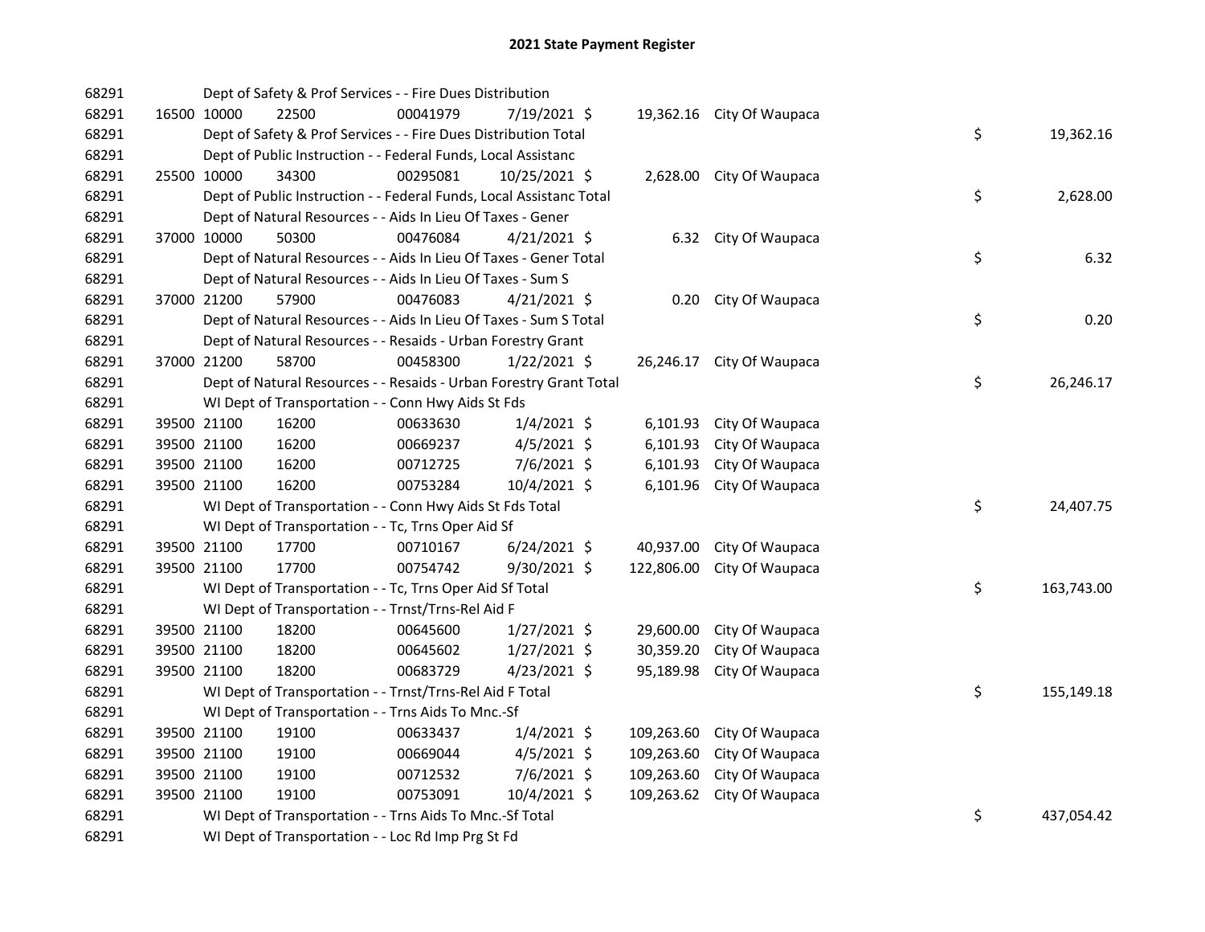# 2021 State Payment Register

| | | | | | | | | | |
|---|---|---|---|---|---|---|---|---|---|
| 68291 | | Dept of Safety & Prof Services - - Fire Dues Distribution | | | | | | | |
| 68291 | 16500 | 10000 | 22500 | 00041979 | 7/19/2021 $ | 19,362.16 | City Of Waupaca | | |
| 68291 | | Dept of Safety & Prof Services - - Fire Dues Distribution Total | | | | | | $ | 19,362.16 |
| 68291 | | Dept of Public Instruction - - Federal Funds, Local Assistanc | | | | | | | |
| 68291 | 25500 | 10000 | 34300 | 00295081 | 10/25/2021 $ | 2,628.00 | City Of Waupaca | | |
| 68291 | | Dept of Public Instruction - - Federal Funds, Local Assistanc Total | | | | | | $ | 2,628.00 |
| 68291 | | Dept of Natural Resources - - Aids In Lieu Of Taxes - Gener | | | | | | | |
| 68291 | 37000 | 10000 | 50300 | 00476084 | 4/21/2021 $ | 6.32 | City Of Waupaca | | |
| 68291 | | Dept of Natural Resources - - Aids In Lieu Of Taxes - Gener Total | | | | | | $ | 6.32 |
| 68291 | | Dept of Natural Resources - - Aids In Lieu Of Taxes - Sum S | | | | | | | |
| 68291 | 37000 | 21200 | 57900 | 00476083 | 4/21/2021 $ | 0.20 | City Of Waupaca | | |
| 68291 | | Dept of Natural Resources - - Aids In Lieu Of Taxes - Sum S Total | | | | | | $ | 0.20 |
| 68291 | | Dept of Natural Resources - - Resaids - Urban Forestry Grant | | | | | | | |
| 68291 | 37000 | 21200 | 58700 | 00458300 | 1/22/2021 $ | 26,246.17 | City Of Waupaca | | |
| 68291 | | Dept of Natural Resources - - Resaids - Urban Forestry Grant Total | | | | | | $ | 26,246.17 |
| 68291 | | WI Dept of Transportation - - Conn Hwy Aids St Fds | | | | | | | |
| 68291 | 39500 | 21100 | 16200 | 00633630 | 1/4/2021 $ | 6,101.93 | City Of Waupaca | | |
| 68291 | 39500 | 21100 | 16200 | 00669237 | 4/5/2021 $ | 6,101.93 | City Of Waupaca | | |
| 68291 | 39500 | 21100 | 16200 | 00712725 | 7/6/2021 $ | 6,101.93 | City Of Waupaca | | |
| 68291 | 39500 | 21100 | 16200 | 00753284 | 10/4/2021 $ | 6,101.96 | City Of Waupaca | | |
| 68291 | | WI Dept of Transportation - - Conn Hwy Aids St Fds Total | | | | | | $ | 24,407.75 |
| 68291 | | WI Dept of Transportation - - Tc, Trns Oper Aid Sf | | | | | | | |
| 68291 | 39500 | 21100 | 17700 | 00710167 | 6/24/2021 $ | 40,937.00 | City Of Waupaca | | |
| 68291 | 39500 | 21100 | 17700 | 00754742 | 9/30/2021 $ | 122,806.00 | City Of Waupaca | | |
| 68291 | | WI Dept of Transportation - - Tc, Trns Oper Aid Sf Total | | | | | | $ | 163,743.00 |
| 68291 | | WI Dept of Transportation - - Trnst/Trns-Rel Aid F | | | | | | | |
| 68291 | 39500 | 21100 | 18200 | 00645600 | 1/27/2021 $ | 29,600.00 | City Of Waupaca | | |
| 68291 | 39500 | 21100 | 18200 | 00645602 | 1/27/2021 $ | 30,359.20 | City Of Waupaca | | |
| 68291 | 39500 | 21100 | 18200 | 00683729 | 4/23/2021 $ | 95,189.98 | City Of Waupaca | | |
| 68291 | | WI Dept of Transportation - - Trnst/Trns-Rel Aid F Total | | | | | | $ | 155,149.18 |
| 68291 | | WI Dept of Transportation - - Trns Aids To Mnc.-Sf | | | | | | | |
| 68291 | 39500 | 21100 | 19100 | 00633437 | 1/4/2021 $ | 109,263.60 | City Of Waupaca | | |
| 68291 | 39500 | 21100 | 19100 | 00669044 | 4/5/2021 $ | 109,263.60 | City Of Waupaca | | |
| 68291 | 39500 | 21100 | 19100 | 00712532 | 7/6/2021 $ | 109,263.60 | City Of Waupaca | | |
| 68291 | 39500 | 21100 | 19100 | 00753091 | 10/4/2021 $ | 109,263.62 | City Of Waupaca | | |
| 68291 | | WI Dept of Transportation - - Trns Aids To Mnc.-Sf Total | | | | | | $ | 437,054.42 |
| 68291 | | WI Dept of Transportation - - Loc Rd Imp Prg St Fd | | | | | | | |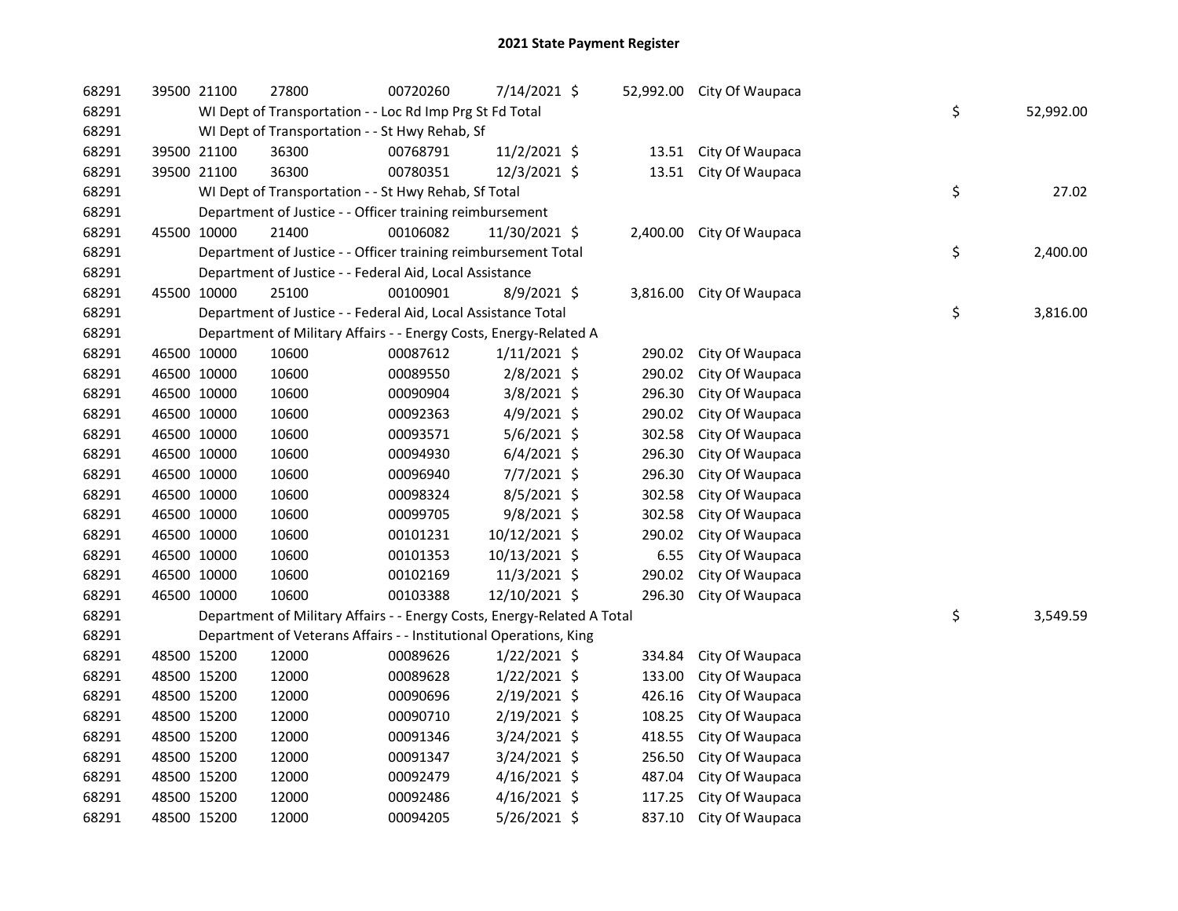# 2021 State Payment Register

| | | | | | | | | | |
|---|---|---|---|---|---|---|---|---|---|
| 68291 | 39500 | 21100 | 27800 | 00720260 | 7/14/2021 | $ | 52,992.00 | City Of Waupaca | |
| 68291 | | WI Dept of Transportation - - Loc Rd Imp Prg St Fd Total | | | | | | | $ 52,992.00 |
| 68291 | | WI Dept of Transportation - - St Hwy Rehab, Sf | | | | | | | |
| 68291 | 39500 | 21100 | 36300 | 00768791 | 11/2/2021 | $ | 13.51 | City Of Waupaca | |
| 68291 | 39500 | 21100 | 36300 | 00780351 | 12/3/2021 | $ | 13.51 | City Of Waupaca | |
| 68291 | | WI Dept of Transportation - - St Hwy Rehab, Sf Total | | | | | | | $ 27.02 |
| 68291 | | Department of Justice - - Officer training reimbursement | | | | | | | |
| 68291 | 45500 | 10000 | 21400 | 00106082 | 11/30/2021 | $ | 2,400.00 | City Of Waupaca | |
| 68291 | | Department of Justice - - Officer training reimbursement Total | | | | | | | $ 2,400.00 |
| 68291 | | Department of Justice - - Federal Aid, Local Assistance | | | | | | | |
| 68291 | 45500 | 10000 | 25100 | 00100901 | 8/9/2021 | $ | 3,816.00 | City Of Waupaca | |
| 68291 | | Department of Justice - - Federal Aid, Local Assistance Total | | | | | | | $ 3,816.00 |
| 68291 | | Department of Military Affairs - - Energy Costs, Energy-Related A | | | | | | | |
| 68291 | 46500 | 10000 | 10600 | 00087612 | 1/11/2021 | $ | 290.02 | City Of Waupaca | |
| 68291 | 46500 | 10000 | 10600 | 00089550 | 2/8/2021 | $ | 290.02 | City Of Waupaca | |
| 68291 | 46500 | 10000 | 10600 | 00090904 | 3/8/2021 | $ | 296.30 | City Of Waupaca | |
| 68291 | 46500 | 10000 | 10600 | 00092363 | 4/9/2021 | $ | 290.02 | City Of Waupaca | |
| 68291 | 46500 | 10000 | 10600 | 00093571 | 5/6/2021 | $ | 302.58 | City Of Waupaca | |
| 68291 | 46500 | 10000 | 10600 | 00094930 | 6/4/2021 | $ | 296.30 | City Of Waupaca | |
| 68291 | 46500 | 10000 | 10600 | 00096940 | 7/7/2021 | $ | 296.30 | City Of Waupaca | |
| 68291 | 46500 | 10000 | 10600 | 00098324 | 8/5/2021 | $ | 302.58 | City Of Waupaca | |
| 68291 | 46500 | 10000 | 10600 | 00099705 | 9/8/2021 | $ | 302.58 | City Of Waupaca | |
| 68291 | 46500 | 10000 | 10600 | 00101231 | 10/12/2021 | $ | 290.02 | City Of Waupaca | |
| 68291 | 46500 | 10000 | 10600 | 00101353 | 10/13/2021 | $ | 6.55 | City Of Waupaca | |
| 68291 | 46500 | 10000 | 10600 | 00102169 | 11/3/2021 | $ | 290.02 | City Of Waupaca | |
| 68291 | 46500 | 10000 | 10600 | 00103388 | 12/10/2021 | $ | 296.30 | City Of Waupaca | |
| 68291 | | Department of Military Affairs - - Energy Costs, Energy-Related A Total | | | | | | | $ 3,549.59 |
| 68291 | | Department of Veterans Affairs - - Institutional Operations, King | | | | | | | |
| 68291 | 48500 | 15200 | 12000 | 00089626 | 1/22/2021 | $ | 334.84 | City Of Waupaca | |
| 68291 | 48500 | 15200 | 12000 | 00089628 | 1/22/2021 | $ | 133.00 | City Of Waupaca | |
| 68291 | 48500 | 15200 | 12000 | 00090696 | 2/19/2021 | $ | 426.16 | City Of Waupaca | |
| 68291 | 48500 | 15200 | 12000 | 00090710 | 2/19/2021 | $ | 108.25 | City Of Waupaca | |
| 68291 | 48500 | 15200 | 12000 | 00091346 | 3/24/2021 | $ | 418.55 | City Of Waupaca | |
| 68291 | 48500 | 15200 | 12000 | 00091347 | 3/24/2021 | $ | 256.50 | City Of Waupaca | |
| 68291 | 48500 | 15200 | 12000 | 00092479 | 4/16/2021 | $ | 487.04 | City Of Waupaca | |
| 68291 | 48500 | 15200 | 12000 | 00092486 | 4/16/2021 | $ | 117.25 | City Of Waupaca | |
| 68291 | 48500 | 15200 | 12000 | 00094205 | 5/26/2021 | $ | 837.10 | City Of Waupaca | |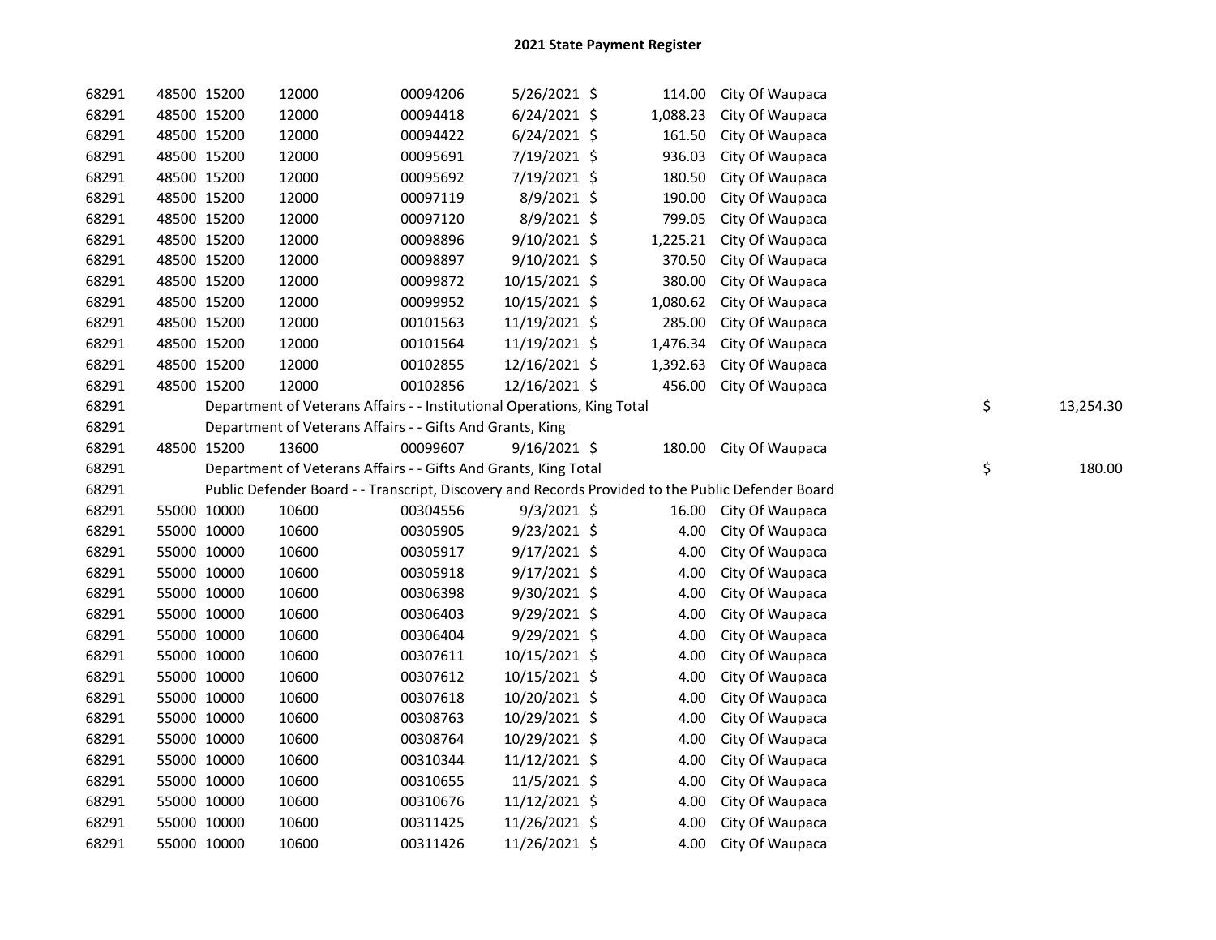# 2021 State Payment Register

| | | | | | | | | | |
|---|---|---|---|---|---|---|---|---|---|
| 68291 | 48500 | 15200 | 12000 | 00094206 | 5/26/2021 | $ 114.00 | City Of Waupaca | | |
| 68291 | 48500 | 15200 | 12000 | 00094418 | 6/24/2021 | $ 1,088.23 | City Of Waupaca | | |
| 68291 | 48500 | 15200 | 12000 | 00094422 | 6/24/2021 | $ 161.50 | City Of Waupaca | | |
| 68291 | 48500 | 15200 | 12000 | 00095691 | 7/19/2021 | $ 936.03 | City Of Waupaca | | |
| 68291 | 48500 | 15200 | 12000 | 00095692 | 7/19/2021 | $ 180.50 | City Of Waupaca | | |
| 68291 | 48500 | 15200 | 12000 | 00097119 | 8/9/2021 | $ 190.00 | City Of Waupaca | | |
| 68291 | 48500 | 15200 | 12000 | 00097120 | 8/9/2021 | $ 799.05 | City Of Waupaca | | |
| 68291 | 48500 | 15200 | 12000 | 00098896 | 9/10/2021 | $ 1,225.21 | City Of Waupaca | | |
| 68291 | 48500 | 15200 | 12000 | 00098897 | 9/10/2021 | $ 370.50 | City Of Waupaca | | |
| 68291 | 48500 | 15200 | 12000 | 00099872 | 10/15/2021 | $ 380.00 | City Of Waupaca | | |
| 68291 | 48500 | 15200 | 12000 | 00099952 | 10/15/2021 | $ 1,080.62 | City Of Waupaca | | |
| 68291 | 48500 | 15200 | 12000 | 00101563 | 11/19/2021 | $ 285.00 | City Of Waupaca | | |
| 68291 | 48500 | 15200 | 12000 | 00101564 | 11/19/2021 | $ 1,476.34 | City Of Waupaca | | |
| 68291 | 48500 | 15200 | 12000 | 00102855 | 12/16/2021 | $ 1,392.63 | City Of Waupaca | | |
| 68291 | 48500 | 15200 | 12000 | 00102856 | 12/16/2021 | $ 456.00 | City Of Waupaca | | |
| 68291 | | Department of Veterans Affairs - - Institutional Operations, King Total | | | | | | $ | 13,254.30 |
| 68291 | | Department of Veterans Affairs - - Gifts And Grants, King | | | | | | | |
| 68291 | 48500 | 15200 | 13600 | 00099607 | 9/16/2021 | $ 180.00 | City Of Waupaca | | |
| 68291 | | Department of Veterans Affairs - - Gifts And Grants, King Total | | | | | | $ | 180.00 |
| 68291 | | Public Defender Board - - Transcript, Discovery and Records Provided to the Public Defender Board | | | | | | | |
| 68291 | 55000 | 10000 | 10600 | 00304556 | 9/3/2021 | $ 16.00 | City Of Waupaca | | |
| 68291 | 55000 | 10000 | 10600 | 00305905 | 9/23/2021 | $ 4.00 | City Of Waupaca | | |
| 68291 | 55000 | 10000 | 10600 | 00305917 | 9/17/2021 | $ 4.00 | City Of Waupaca | | |
| 68291 | 55000 | 10000 | 10600 | 00305918 | 9/17/2021 | $ 4.00 | City Of Waupaca | | |
| 68291 | 55000 | 10000 | 10600 | 00306398 | 9/30/2021 | $ 4.00 | City Of Waupaca | | |
| 68291 | 55000 | 10000 | 10600 | 00306403 | 9/29/2021 | $ 4.00 | City Of Waupaca | | |
| 68291 | 55000 | 10000 | 10600 | 00306404 | 9/29/2021 | $ 4.00 | City Of Waupaca | | |
| 68291 | 55000 | 10000 | 10600 | 00307611 | 10/15/2021 | $ 4.00 | City Of Waupaca | | |
| 68291 | 55000 | 10000 | 10600 | 00307612 | 10/15/2021 | $ 4.00 | City Of Waupaca | | |
| 68291 | 55000 | 10000 | 10600 | 00307618 | 10/20/2021 | $ 4.00 | City Of Waupaca | | |
| 68291 | 55000 | 10000 | 10600 | 00308763 | 10/29/2021 | $ 4.00 | City Of Waupaca | | |
| 68291 | 55000 | 10000 | 10600 | 00308764 | 10/29/2021 | $ 4.00 | City Of Waupaca | | |
| 68291 | 55000 | 10000 | 10600 | 00310344 | 11/12/2021 | $ 4.00 | City Of Waupaca | | |
| 68291 | 55000 | 10000 | 10600 | 00310655 | 11/5/2021 | $ 4.00 | City Of Waupaca | | |
| 68291 | 55000 | 10000 | 10600 | 00310676 | 11/12/2021 | $ 4.00 | City Of Waupaca | | |
| 68291 | 55000 | 10000 | 10600 | 00311425 | 11/26/2021 | $ 4.00 | City Of Waupaca | | |
| 68291 | 55000 | 10000 | 10600 | 00311426 | 11/26/2021 | $ 4.00 | City Of Waupaca | | |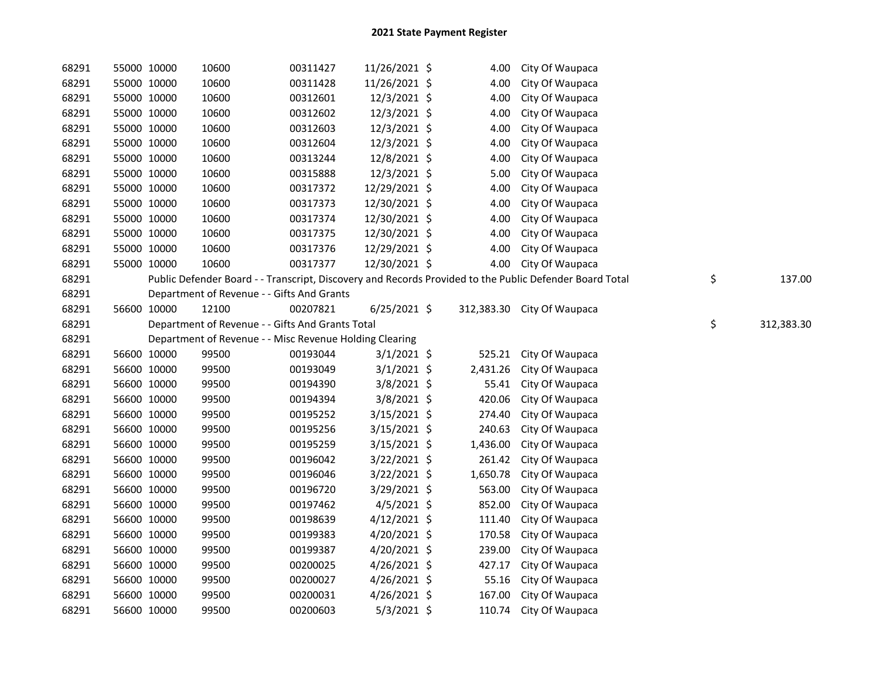# 2021 State Payment Register

| | | | | | | | | | |
|---|---|---|---|---|---|---|---|---|---|
| 68291 | 55000 | 10000 | 10600 | 00311427 | 11/26/2021 | $ | 4.00 | City Of Waupaca | | |
| 68291 | 55000 | 10000 | 10600 | 00311428 | 11/26/2021 | $ | 4.00 | City Of Waupaca | | |
| 68291 | 55000 | 10000 | 10600 | 00312601 | 12/3/2021 | $ | 4.00 | City Of Waupaca | | |
| 68291 | 55000 | 10000 | 10600 | 00312602 | 12/3/2021 | $ | 4.00 | City Of Waupaca | | |
| 68291 | 55000 | 10000 | 10600 | 00312603 | 12/3/2021 | $ | 4.00 | City Of Waupaca | | |
| 68291 | 55000 | 10000 | 10600 | 00312604 | 12/3/2021 | $ | 4.00 | City Of Waupaca | | |
| 68291 | 55000 | 10000 | 10600 | 00313244 | 12/8/2021 | $ | 4.00 | City Of Waupaca | | |
| 68291 | 55000 | 10000 | 10600 | 00315888 | 12/3/2021 | $ | 5.00 | City Of Waupaca | | |
| 68291 | 55000 | 10000 | 10600 | 00317372 | 12/29/2021 | $ | 4.00 | City Of Waupaca | | |
| 68291 | 55000 | 10000 | 10600 | 00317373 | 12/30/2021 | $ | 4.00 | City Of Waupaca | | |
| 68291 | 55000 | 10000 | 10600 | 00317374 | 12/30/2021 | $ | 4.00 | City Of Waupaca | | |
| 68291 | 55000 | 10000 | 10600 | 00317375 | 12/30/2021 | $ | 4.00 | City Of Waupaca | | |
| 68291 | 55000 | 10000 | 10600 | 00317376 | 12/29/2021 | $ | 4.00 | City Of Waupaca | | |
| 68291 | 55000 | 10000 | 10600 | 00317377 | 12/30/2021 | $ | 4.00 | City Of Waupaca | | |
| 68291 | | Public Defender Board - - Transcript, Discovery and Records Provided to the Public Defender Board Total | | | | | | | $ | 137.00 |
| 68291 | | Department of Revenue - - Gifts And Grants | | | | | | | | |
| 68291 | 56600 | 10000 | 12100 | 00207821 | 6/25/2021 | $ | 312,383.30 | City Of Waupaca | | |
| 68291 | | Department of Revenue - - Gifts And Grants Total | | | | | | | $ | 312,383.30 |
| 68291 | | Department of Revenue - - Misc Revenue Holding Clearing | | | | | | | | |
| 68291 | 56600 | 10000 | 99500 | 00193044 | 3/1/2021 | $ | 525.21 | City Of Waupaca | | |
| 68291 | 56600 | 10000 | 99500 | 00193049 | 3/1/2021 | $ | 2,431.26 | City Of Waupaca | | |
| 68291 | 56600 | 10000 | 99500 | 00194390 | 3/8/2021 | $ | 55.41 | City Of Waupaca | | |
| 68291 | 56600 | 10000 | 99500 | 00194394 | 3/8/2021 | $ | 420.06 | City Of Waupaca | | |
| 68291 | 56600 | 10000 | 99500 | 00195252 | 3/15/2021 | $ | 274.40 | City Of Waupaca | | |
| 68291 | 56600 | 10000 | 99500 | 00195256 | 3/15/2021 | $ | 240.63 | City Of Waupaca | | |
| 68291 | 56600 | 10000 | 99500 | 00195259 | 3/15/2021 | $ | 1,436.00 | City Of Waupaca | | |
| 68291 | 56600 | 10000 | 99500 | 00196042 | 3/22/2021 | $ | 261.42 | City Of Waupaca | | |
| 68291 | 56600 | 10000 | 99500 | 00196046 | 3/22/2021 | $ | 1,650.78 | City Of Waupaca | | |
| 68291 | 56600 | 10000 | 99500 | 00196720 | 3/29/2021 | $ | 563.00 | City Of Waupaca | | |
| 68291 | 56600 | 10000 | 99500 | 00197462 | 4/5/2021 | $ | 852.00 | City Of Waupaca | | |
| 68291 | 56600 | 10000 | 99500 | 00198639 | 4/12/2021 | $ | 111.40 | City Of Waupaca | | |
| 68291 | 56600 | 10000 | 99500 | 00199383 | 4/20/2021 | $ | 170.58 | City Of Waupaca | | |
| 68291 | 56600 | 10000 | 99500 | 00199387 | 4/20/2021 | $ | 239.00 | City Of Waupaca | | |
| 68291 | 56600 | 10000 | 99500 | 00200025 | 4/26/2021 | $ | 427.17 | City Of Waupaca | | |
| 68291 | 56600 | 10000 | 99500 | 00200027 | 4/26/2021 | $ | 55.16 | City Of Waupaca | | |
| 68291 | 56600 | 10000 | 99500 | 00200031 | 4/26/2021 | $ | 167.00 | City Of Waupaca | | |
| 68291 | 56600 | 10000 | 99500 | 00200603 | 5/3/2021 | $ | 110.74 | City Of Waupaca | | |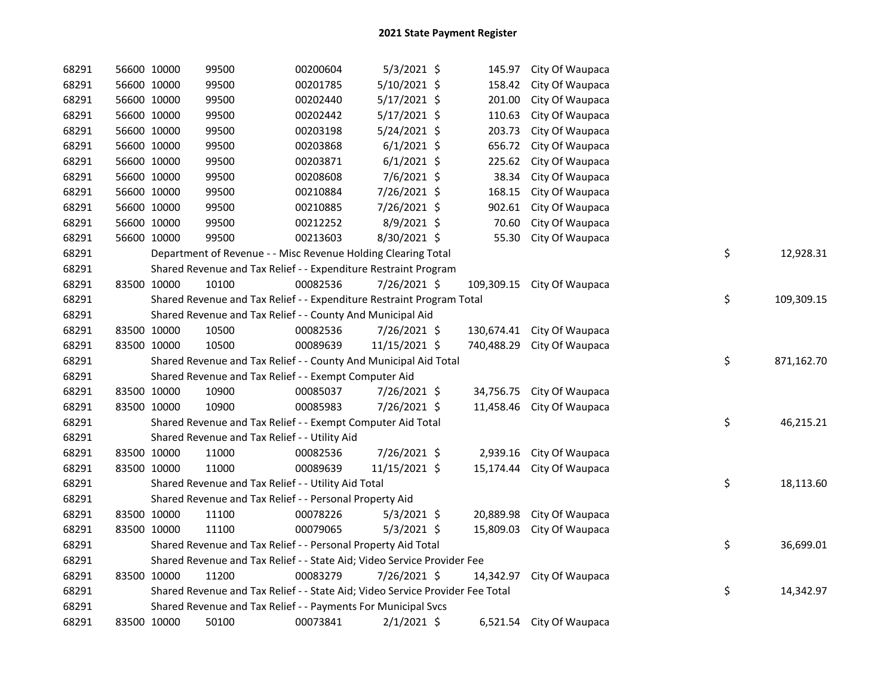# 2021 State Payment Register

| | | | | | | | | | |
|---|---|---|---|---|---|---|---|---|---|
| 68291 | 56600 | 10000 | 99500 | 00200604 | 5/3/2021 | $ 145.97 | City Of Waupaca | | |
| 68291 | 56600 | 10000 | 99500 | 00201785 | 5/10/2021 | $ 158.42 | City Of Waupaca | | |
| 68291 | 56600 | 10000 | 99500 | 00202440 | 5/17/2021 | $ 201.00 | City Of Waupaca | | |
| 68291 | 56600 | 10000 | 99500 | 00202442 | 5/17/2021 | $ 110.63 | City Of Waupaca | | |
| 68291 | 56600 | 10000 | 99500 | 00203198 | 5/24/2021 | $ 203.73 | City Of Waupaca | | |
| 68291 | 56600 | 10000 | 99500 | 00203868 | 6/1/2021 | $ 656.72 | City Of Waupaca | | |
| 68291 | 56600 | 10000 | 99500 | 00203871 | 6/1/2021 | $ 225.62 | City Of Waupaca | | |
| 68291 | 56600 | 10000 | 99500 | 00208608 | 7/6/2021 | $ 38.34 | City Of Waupaca | | |
| 68291 | 56600 | 10000 | 99500 | 00210884 | 7/26/2021 | $ 168.15 | City Of Waupaca | | |
| 68291 | 56600 | 10000 | 99500 | 00210885 | 7/26/2021 | $ 902.61 | City Of Waupaca | | |
| 68291 | 56600 | 10000 | 99500 | 00212252 | 8/9/2021 | $ 70.60 | City Of Waupaca | | |
| 68291 | 56600 | 10000 | 99500 | 00213603 | 8/30/2021 | $ 55.30 | City Of Waupaca | | |
| 68291 | | Department of Revenue - - Misc Revenue Holding Clearing Total | | | | | | $ | 12,928.31 |
| 68291 | | Shared Revenue and Tax Relief - - Expenditure Restraint Program | | | | | | | |
| 68291 | 83500 | 10000 | 10100 | 00082536 | 7/26/2021 | $ 109,309.15 | City Of Waupaca | | |
| 68291 | | Shared Revenue and Tax Relief - - Expenditure Restraint Program Total | | | | | | $ | 109,309.15 |
| 68291 | | Shared Revenue and Tax Relief - - County And Municipal Aid | | | | | | | |
| 68291 | 83500 | 10000 | 10500 | 00082536 | 7/26/2021 | $ 130,674.41 | City Of Waupaca | | |
| 68291 | 83500 | 10000 | 10500 | 00089639 | 11/15/2021 | $ 740,488.29 | City Of Waupaca | | |
| 68291 | | Shared Revenue and Tax Relief - - County And Municipal Aid Total | | | | | | $ | 871,162.70 |
| 68291 | | Shared Revenue and Tax Relief - - Exempt Computer Aid | | | | | | | |
| 68291 | 83500 | 10000 | 10900 | 00085037 | 7/26/2021 | $ 34,756.75 | City Of Waupaca | | |
| 68291 | 83500 | 10000 | 10900 | 00085983 | 7/26/2021 | $ 11,458.46 | City Of Waupaca | | |
| 68291 | | Shared Revenue and Tax Relief - - Exempt Computer Aid Total | | | | | | $ | 46,215.21 |
| 68291 | | Shared Revenue and Tax Relief - - Utility Aid | | | | | | | |
| 68291 | 83500 | 10000 | 11000 | 00082536 | 7/26/2021 | $ 2,939.16 | City Of Waupaca | | |
| 68291 | 83500 | 10000 | 11000 | 00089639 | 11/15/2021 | $ 15,174.44 | City Of Waupaca | | |
| 68291 | | Shared Revenue and Tax Relief - - Utility Aid Total | | | | | | $ | 18,113.60 |
| 68291 | | Shared Revenue and Tax Relief - - Personal Property Aid | | | | | | | |
| 68291 | 83500 | 10000 | 11100 | 00078226 | 5/3/2021 | $ 20,889.98 | City Of Waupaca | | |
| 68291 | 83500 | 10000 | 11100 | 00079065 | 5/3/2021 | $ 15,809.03 | City Of Waupaca | | |
| 68291 | | Shared Revenue and Tax Relief - - Personal Property Aid Total | | | | | | $ | 36,699.01 |
| 68291 | | Shared Revenue and Tax Relief - - State Aid; Video Service Provider Fee | | | | | | | |
| 68291 | 83500 | 10000 | 11200 | 00083279 | 7/26/2021 | $ 14,342.97 | City Of Waupaca | | |
| 68291 | | Shared Revenue and Tax Relief - - State Aid; Video Service Provider Fee Total | | | | | | $ | 14,342.97 |
| 68291 | | Shared Revenue and Tax Relief - - Payments For Municipal Svcs | | | | | | | |
| 68291 | 83500 | 10000 | 50100 | 00073841 | 2/1/2021 | $ 6,521.54 | City Of Waupaca | | |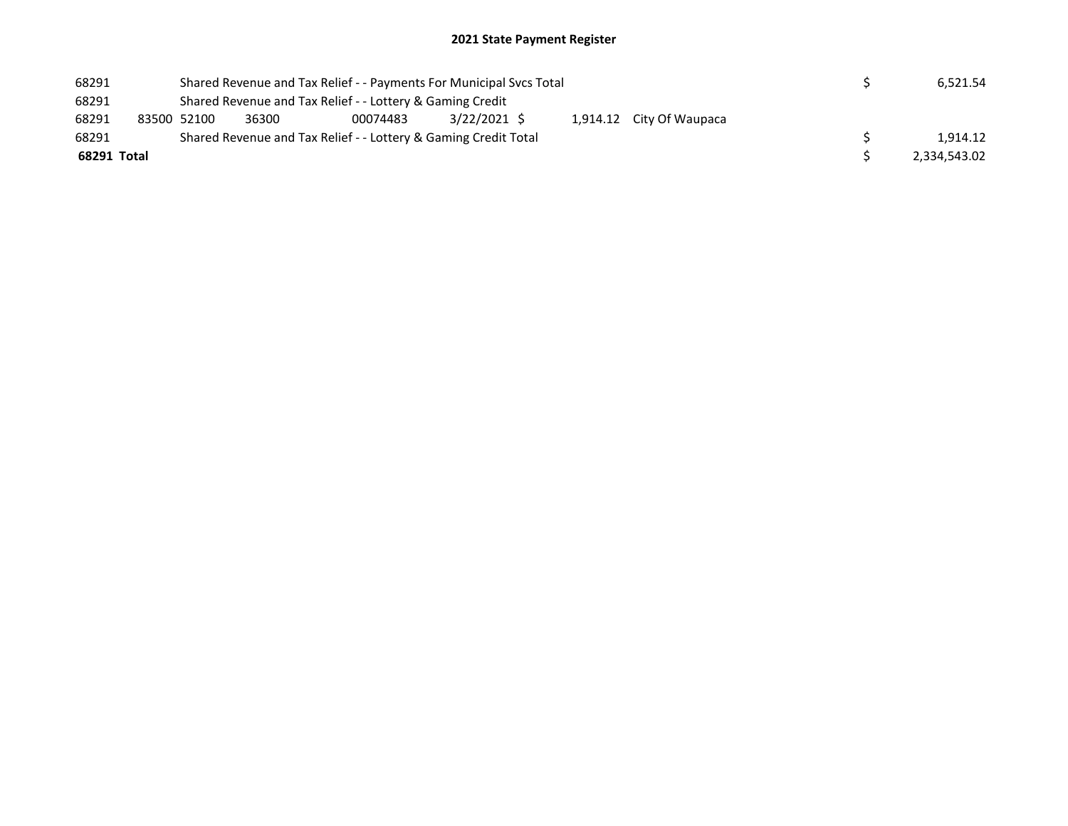## 2021 State Payment Register

| | | | | | | | | | |
|---|---|---|---|---|---|---|---|---|---|
| 68291 | | Shared Revenue and Tax Relief - - Payments For Municipal Svcs Total | | | | | | $ | 6,521.54 |
| 68291 | | Shared Revenue and Tax Relief - - Lottery & Gaming Credit | | | | | | | |
| 68291 | 83500 | 52100 | 36300 | 00074483 | 3/22/2021 | $ 1,914.12 | City Of Waupaca | | |
| 68291 | | Shared Revenue and Tax Relief - - Lottery & Gaming Credit Total | | | | | | $ | 1,914.12 |
| **68291 Total** | | | | | | | | $ | 2,334,543.02 |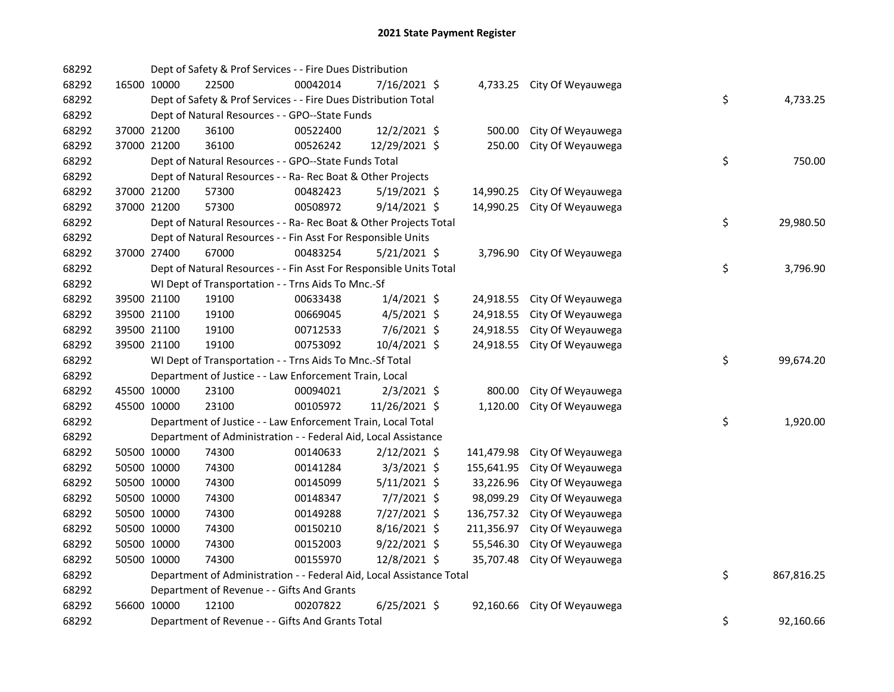## 2021 State Payment Register

| | | | | | | | | | |
|---|---|---|---|---|---|---|---|---|---|
| 68292 | | Dept of Safety & Prof Services - - Fire Dues Distribution | | | | | | | |
| 68292 | 16500 | 10000 | 22500 | 00042014 | 7/16/2021 | $ 4,733.25 | City Of Weyauwega | | |
| 68292 | | Dept of Safety & Prof Services - - Fire Dues Distribution Total | | | | | | $ | 4,733.25 |
| 68292 | | Dept of Natural Resources - - GPO--State Funds | | | | | | | |
| 68292 | 37000 | 21200 | 36100 | 00522400 | 12/2/2021 | $ 500.00 | City Of Weyauwega | | |
| 68292 | 37000 | 21200 | 36100 | 00526242 | 12/29/2021 | $ 250.00 | City Of Weyauwega | | |
| 68292 | | Dept of Natural Resources - - GPO--State Funds Total | | | | | | $ | 750.00 |
| 68292 | | Dept of Natural Resources - - Ra- Rec Boat & Other Projects | | | | | | | |
| 68292 | 37000 | 21200 | 57300 | 00482423 | 5/19/2021 | $ 14,990.25 | City Of Weyauwega | | |
| 68292 | 37000 | 21200 | 57300 | 00508972 | 9/14/2021 | $ 14,990.25 | City Of Weyauwega | | |
| 68292 | | Dept of Natural Resources - - Ra- Rec Boat & Other Projects Total | | | | | | $ | 29,980.50 |
| 68292 | | Dept of Natural Resources - - Fin Asst For Responsible Units | | | | | | | |
| 68292 | 37000 | 27400 | 67000 | 00483254 | 5/21/2021 | $ 3,796.90 | City Of Weyauwega | | |
| 68292 | | Dept of Natural Resources - - Fin Asst For Responsible Units Total | | | | | | $ | 3,796.90 |
| 68292 | | WI Dept of Transportation - - Trns Aids To Mnc.-Sf | | | | | | | |
| 68292 | 39500 | 21100 | 19100 | 00633438 | 1/4/2021 | $ 24,918.55 | City Of Weyauwega | | |
| 68292 | 39500 | 21100 | 19100 | 00669045 | 4/5/2021 | $ 24,918.55 | City Of Weyauwega | | |
| 68292 | 39500 | 21100 | 19100 | 00712533 | 7/6/2021 | $ 24,918.55 | City Of Weyauwega | | |
| 68292 | 39500 | 21100 | 19100 | 00753092 | 10/4/2021 | $ 24,918.55 | City Of Weyauwega | | |
| 68292 | | WI Dept of Transportation - - Trns Aids To Mnc.-Sf Total | | | | | | $ | 99,674.20 |
| 68292 | | Department of Justice - - Law Enforcement Train, Local | | | | | | | |
| 68292 | 45500 | 10000 | 23100 | 00094021 | 2/3/2021 | $ 800.00 | City Of Weyauwega | | |
| 68292 | 45500 | 10000 | 23100 | 00105972 | 11/26/2021 | $ 1,120.00 | City Of Weyauwega | | |
| 68292 | | Department of Justice - - Law Enforcement Train, Local Total | | | | | | $ | 1,920.00 |
| 68292 | | Department of Administration - - Federal Aid, Local Assistance | | | | | | | |
| 68292 | 50500 | 10000 | 74300 | 00140633 | 2/12/2021 | $ 141,479.98 | City Of Weyauwega | | |
| 68292 | 50500 | 10000 | 74300 | 00141284 | 3/3/2021 | $ 155,641.95 | City Of Weyauwega | | |
| 68292 | 50500 | 10000 | 74300 | 00145099 | 5/11/2021 | $ 33,226.96 | City Of Weyauwega | | |
| 68292 | 50500 | 10000 | 74300 | 00148347 | 7/7/2021 | $ 98,099.29 | City Of Weyauwega | | |
| 68292 | 50500 | 10000 | 74300 | 00149288 | 7/27/2021 | $ 136,757.32 | City Of Weyauwega | | |
| 68292 | 50500 | 10000 | 74300 | 00150210 | 8/16/2021 | $ 211,356.97 | City Of Weyauwega | | |
| 68292 | 50500 | 10000 | 74300 | 00152003 | 9/22/2021 | $ 55,546.30 | City Of Weyauwega | | |
| 68292 | 50500 | 10000 | 74300 | 00155970 | 12/8/2021 | $ 35,707.48 | City Of Weyauwega | | |
| 68292 | | Department of Administration - - Federal Aid, Local Assistance Total | | | | | | $ | 867,816.25 |
| 68292 | | Department of Revenue - - Gifts And Grants | | | | | | | |
| 68292 | 56600 | 10000 | 12100 | 00207822 | 6/25/2021 | $ 92,160.66 | City Of Weyauwega | | |
| 68292 | | Department of Revenue - - Gifts And Grants Total | | | | | | $ | 92,160.66 |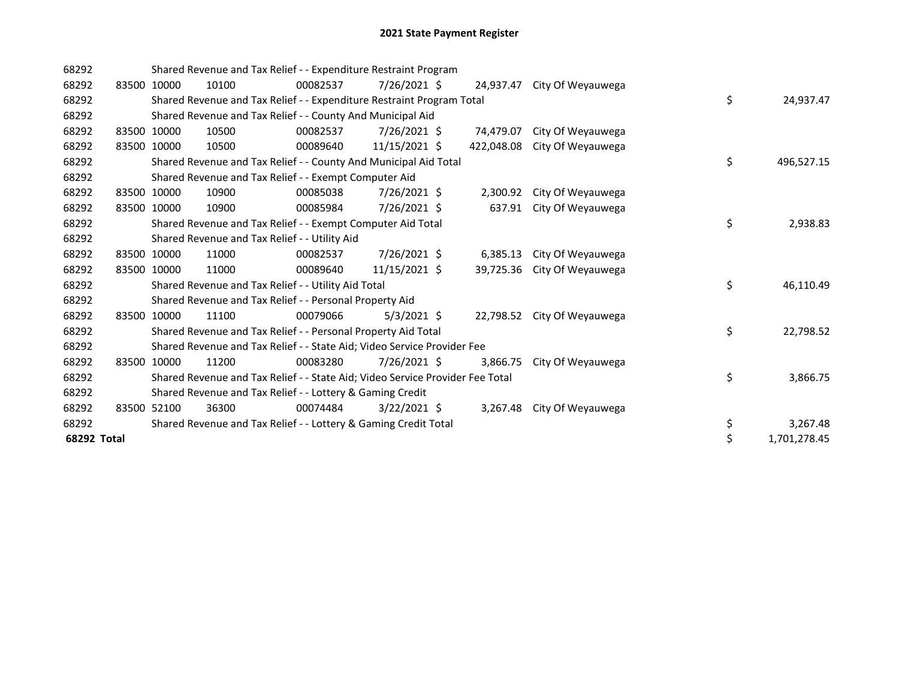## 2021 State Payment Register

| | | | | | | | | | |
|---|---|---|---|---|---|---|---|---|---|
| 68292 | | | Shared Revenue and Tax Relief - - Expenditure Restraint Program | | | | | | |
| 68292 | 83500 | 10000 | 10100 | 00082537 | 7/26/2021 | $ 24,937.47 | City Of Weyauwega | | |
| 68292 | | | Shared Revenue and Tax Relief - - Expenditure Restraint Program Total | | | | | $ | 24,937.47 |
| 68292 | | | Shared Revenue and Tax Relief - - County And Municipal Aid | | | | | | |
| 68292 | 83500 | 10000 | 10500 | 00082537 | 7/26/2021 | $ 74,479.07 | City Of Weyauwega | | |
| 68292 | 83500 | 10000 | 10500 | 00089640 | 11/15/2021 | $ 422,048.08 | City Of Weyauwega | | |
| 68292 | | | Shared Revenue and Tax Relief - - County And Municipal Aid Total | | | | | $ | 496,527.15 |
| 68292 | | | Shared Revenue and Tax Relief - - Exempt Computer Aid | | | | | | |
| 68292 | 83500 | 10000 | 10900 | 00085038 | 7/26/2021 | $ 2,300.92 | City Of Weyauwega | | |
| 68292 | 83500 | 10000 | 10900 | 00085984 | 7/26/2021 | $ 637.91 | City Of Weyauwega | | |
| 68292 | | | Shared Revenue and Tax Relief - - Exempt Computer Aid Total | | | | | $ | 2,938.83 |
| 68292 | | | Shared Revenue and Tax Relief - - Utility Aid | | | | | | |
| 68292 | 83500 | 10000 | 11000 | 00082537 | 7/26/2021 | $ 6,385.13 | City Of Weyauwega | | |
| 68292 | 83500 | 10000 | 11000 | 00089640 | 11/15/2021 | $ 39,725.36 | City Of Weyauwega | | |
| 68292 | | | Shared Revenue and Tax Relief - - Utility Aid Total | | | | | $ | 46,110.49 |
| 68292 | | | Shared Revenue and Tax Relief - - Personal Property Aid | | | | | | |
| 68292 | 83500 | 10000 | 11100 | 00079066 | 5/3/2021 | $ 22,798.52 | City Of Weyauwega | | |
| 68292 | | | Shared Revenue and Tax Relief - - Personal Property Aid Total | | | | | $ | 22,798.52 |
| 68292 | | | Shared Revenue and Tax Relief - - State Aid; Video Service Provider Fee | | | | | | |
| 68292 | 83500 | 10000 | 11200 | 00083280 | 7/26/2021 | $ 3,866.75 | City Of Weyauwega | | |
| 68292 | | | Shared Revenue and Tax Relief - - State Aid; Video Service Provider Fee Total | | | | | $ | 3,866.75 |
| 68292 | | | Shared Revenue and Tax Relief - - Lottery & Gaming Credit | | | | | | |
| 68292 | 83500 | 52100 | 36300 | 00074484 | 3/22/2021 | $ 3,267.48 | City Of Weyauwega | | |
| 68292 | | | Shared Revenue and Tax Relief - - Lottery & Gaming Credit Total | | | | | $ | 3,267.48 |
| **68292 Total** | | | | | | | | $ | 1,701,278.45 |